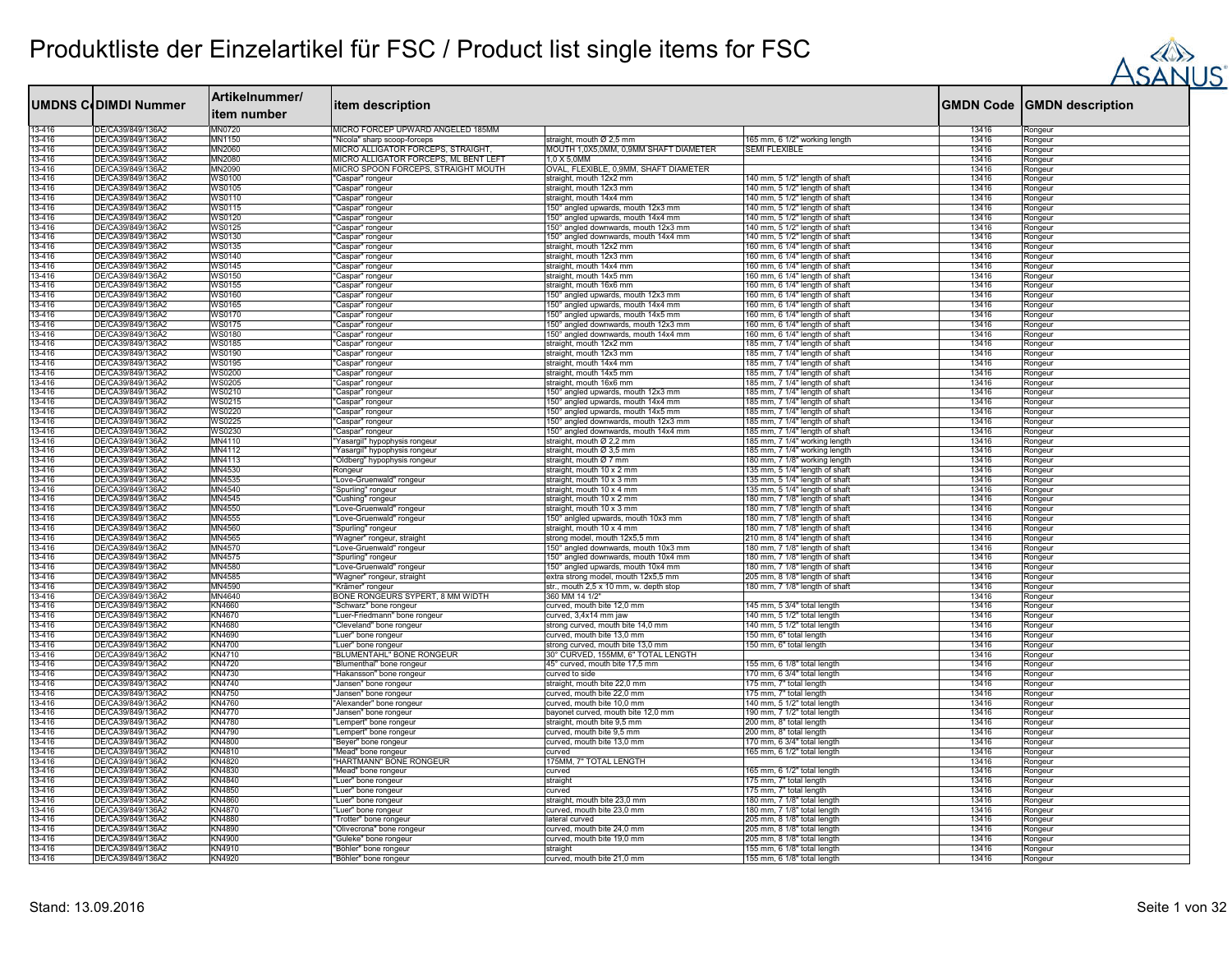# Produktliste der Einzelartikel für FSC / Product list single items for FSC

| UMDNS Code | DIMDI Nummer | Artikelnummer/ item number | item description | | | GMDN Code | GMDN description |
|---|---|---|---|---|---|---|---|
| 13-416 | DE/CA39/849/136A2 | MN0720 | MICRO FORCEP UPWARD ANGELED 185MM | | | 13416 | Rongeur |
| 13-416 | DE/CA39/849/136A2 | MN1150 | "Nicola" sharp scoop-forceps | straight, mouth Ø 2,5 mm | 165 mm, 6 1/2" working length | 13416 | Rongeur |
| 13-416 | DE/CA39/849/136A2 | MN2060 | MICRO ALLIGATOR FORCEPS, STRAIGHT, | MOUTH 1,0X5,0MM, 0,9MM SHAFT DIAMETER | SEMI FLEXIBLE | 13416 | Rongeur |
| 13-416 | DE/CA39/849/136A2 | MN2080 | MICRO ALLIGATOR FORCEPS, ML BENT LEFT | 1,0 X 5,0MM | | 13416 | Rongeur |
| 13-416 | DE/CA39/849/136A2 | MN2090 | MICRO SPOON FORCEPS, STRAIGHT MOUTH | OVAL, FLEXIBLE, 0,9MM, SHAFT DIAMETER | | 13416 | Rongeur |
| 13-416 | DE/CA39/849/136A2 | WS0100 | "Caspar" rongeur | straight, mouth 12x2 mm | 140 mm, 5 1/2" length of shaft | 13416 | Rongeur |
| 13-416 | DE/CA39/849/136A2 | WS0105 | "Caspar" rongeur | straight, mouth 12x3 mm | 140 mm, 5 1/2" length of shaft | 13416 | Rongeur |
| 13-416 | DE/CA39/849/136A2 | WS0110 | "Caspar" rongeur | straight, mouth 14x4 mm | 140 mm, 5 1/2" length of shaft | 13416 | Rongeur |
| 13-416 | DE/CA39/849/136A2 | WS0115 | "Caspar" rongeur | 150° angled upwards, mouth 12x3 mm | 140 mm, 5 1/2" length of shaft | 13416 | Rongeur |
| 13-416 | DE/CA39/849/136A2 | WS0120 | "Caspar" rongeur | 150° angled upwards, mouth 14x4 mm | 140 mm, 5 1/2" length of shaft | 13416 | Rongeur |
| 13-416 | DE/CA39/849/136A2 | WS0125 | "Caspar" rongeur | 150° angled downwards, mouth 12x3 mm | 140 mm, 5 1/2" length of shaft | 13416 | Rongeur |
| 13-416 | DE/CA39/849/136A2 | WS0130 | "Caspar" rongeur | 150° angled downwards, mouth 14x4 mm | 140 mm, 5 1/2" length of shaft | 13416 | Rongeur |
| 13-416 | DE/CA39/849/136A2 | WS0135 | "Caspar" rongeur | straight, mouth 12x2 mm | 160 mm, 6 1/4" length of shaft | 13416 | Rongeur |
| 13-416 | DE/CA39/849/136A2 | WS0140 | "Caspar" rongeur | straight, mouth 12x3 mm | 160 mm, 6 1/4" length of shaft | 13416 | Rongeur |
| 13-416 | DE/CA39/849/136A2 | WS0145 | "Caspar" rongeur | straight, mouth 14x4 mm | 160 mm, 6 1/4" length of shaft | 13416 | Rongeur |
| 13-416 | DE/CA39/849/136A2 | WS0150 | "Caspar" rongeur | straight, mouth 14x5 mm | 160 mm, 6 1/4" length of shaft | 13416 | Rongeur |
| 13-416 | DE/CA39/849/136A2 | WS0155 | "Caspar" rongeur | straight, mouth 16x6 mm | 160 mm, 6 1/4" length of shaft | 13416 | Rongeur |
| 13-416 | DE/CA39/849/136A2 | WS0160 | "Caspar" rongeur | 150° angled upwards, mouth 12x3 mm | 160 mm, 6 1/4" length of shaft | 13416 | Rongeur |
| 13-416 | DE/CA39/849/136A2 | WS0165 | "Caspar" rongeur | 150° angled upwards, mouth 14x4 mm | 160 mm, 6 1/4" length of shaft | 13416 | Rongeur |
| 13-416 | DE/CA39/849/136A2 | WS0170 | "Caspar" rongeur | 150° angled upwards, mouth 14x5 mm | 160 mm, 6 1/4" length of shaft | 13416 | Rongeur |
| 13-416 | DE/CA39/849/136A2 | WS0175 | "Caspar" rongeur | 150° angled downwards, mouth 12x3 mm | 160 mm, 6 1/4" length of shaft | 13416 | Rongeur |
| 13-416 | DE/CA39/849/136A2 | WS0180 | "Caspar" rongeur | 150° angled downwards, mouth 14x4 mm | 160 mm, 6 1/4" length of shaft | 13416 | Rongeur |
| 13-416 | DE/CA39/849/136A2 | WS0185 | "Caspar" rongeur | straight, mouth 12x2 mm | 185 mm, 7 1/4" length of shaft | 13416 | Rongeur |
| 13-416 | DE/CA39/849/136A2 | WS0190 | "Caspar" rongeur | straight, mouth 12x3 mm | 185 mm, 7 1/4" length of shaft | 13416 | Rongeur |
| 13-416 | DE/CA39/849/136A2 | WS0195 | "Caspar" rongeur | straight, mouth 14x4 mm | 185 mm, 7 1/4" length of shaft | 13416 | Rongeur |
| 13-416 | DE/CA39/849/136A2 | WS0200 | "Caspar" rongeur | straight, mouth 14x5 mm | 185 mm, 7 1/4" length of shaft | 13416 | Rongeur |
| 13-416 | DE/CA39/849/136A2 | WS0205 | "Caspar" rongeur | straight, mouth 16x6 mm | 185 mm, 7 1/4" length of shaft | 13416 | Rongeur |
| 13-416 | DE/CA39/849/136A2 | WS0210 | "Caspar" rongeur | 150° angled upwards, mouth 12x3 mm | 185 mm, 7 1/4" length of shaft | 13416 | Rongeur |
| 13-416 | DE/CA39/849/136A2 | WS0215 | "Caspar" rongeur | 150° angled upwards, mouth 14x4 mm | 185 mm, 7 1/4" length of shaft | 13416 | Rongeur |
| 13-416 | DE/CA39/849/136A2 | WS0220 | "Caspar" rongeur | 150° angled upwards, mouth 14x5 mm | 185 mm, 7 1/4" length of shaft | 13416 | Rongeur |
| 13-416 | DE/CA39/849/136A2 | WS0225 | "Caspar" rongeur | 150° angled downwards, mouth 12x3 mm | 185 mm, 7 1/4" length of shaft | 13416 | Rongeur |
| 13-416 | DE/CA39/849/136A2 | WS0230 | "Caspar" rongeur | 150° angled downwards, mouth 14x4 mm | 185 mm, 7 1/4" length of shaft | 13416 | Rongeur |
| 13-416 | DE/CA39/849/136A2 | MN4110 | "Yasargil" hypophysis rongeur | straight, mouth Ø 2,2 mm | 185 mm, 7 1/4" working length | 13416 | Rongeur |
| 13-416 | DE/CA39/849/136A2 | MN4112 | "Yasargil" hypophysis rongeur | straight, mouth Ø 3,5 mm | 185 mm, 7 1/4" working length | 13416 | Rongeur |
| 13-416 | DE/CA39/849/136A2 | MN4113 | "Oldberg" hypophysis rongeur | straight, mouth Ø 7 mm | 180 mm, 7 1/8" working length | 13416 | Rongeur |
| 13-416 | DE/CA39/849/136A2 | MN4530 | Rongeur | straight, mouth 10 x 2 mm | 135 mm, 5 1/4" length of shaft | 13416 | Rongeur |
| 13-416 | DE/CA39/849/136A2 | MN4535 | "Love-Gruenwald" rongeur | straight, mouth 10 x 3 mm | 135 mm, 5 1/4" length of shaft | 13416 | Rongeur |
| 13-416 | DE/CA39/849/136A2 | MN4540 | "Spurling" rongeur | straight, mouth 10 x 4 mm | 135 mm, 5 1/4" length of shaft | 13416 | Rongeur |
| 13-416 | DE/CA39/849/136A2 | MN4545 | "Cushing" rongeur | straight, mouth 10 x 2 mm | 180 mm, 7 1/8" length of shaft | 13416 | Rongeur |
| 13-416 | DE/CA39/849/136A2 | MN4550 | "Love-Gruenwald" rongeur | straight, mouth 10 x 3 mm | 180 mm, 7 1/8" length of shaft | 13416 | Rongeur |
| 13-416 | DE/CA39/849/136A2 | MN4555 | "Love-Gruenwald" rongeur | 150° anlgled upwards, mouth 10x3 mm | 180 mm, 7 1/8" length of shaft | 13416 | Rongeur |
| 13-416 | DE/CA39/849/136A2 | MN4560 | "Spurling" rongeur | straight, mouth 10 x 4 mm | 180 mm, 7 1/8" length of shaft | 13416 | Rongeur |
| 13-416 | DE/CA39/849/136A2 | MN4565 | "Wagner" rongeur, straight | strong model, mouth 12x5,5 mm | 210 mm, 8 1/4" length of shaft | 13416 | Rongeur |
| 13-416 | DE/CA39/849/136A2 | MN4570 | "Love-Gruenwald" rongeur | 150° angled downwards, mouth 10x3 mm | 180 mm, 7 1/8" length of shaft | 13416 | Rongeur |
| 13-416 | DE/CA39/849/136A2 | MN4575 | "Spurling" rongeur | 150° angled downwards, mouth 10x4 mm | 180 mm, 7 1/8" length of shaft | 13416 | Rongeur |
| 13-416 | DE/CA39/849/136A2 | MN4580 | "Love-Gruenwald" rongeur | 150° angled upwards, mouth 10x4 mm | 180 mm, 7 1/8" length of shaft | 13416 | Rongeur |
| 13-416 | DE/CA39/849/136A2 | MN4585 | "Wagner" rongeur, straight | extra strong model, mouth 12x5,5 mm | 205 mm, 8 1/8" length of shaft | 13416 | Rongeur |
| 13-416 | DE/CA39/849/136A2 | MN4590 | "Krämer" rongeur | str., mouth 2,5 x 10 mm, w. depth stop | 180 mm, 7 1/8" length of shaft | 13416 | Rongeur |
| 13-416 | DE/CA39/849/136A2 | MN4640 | BONE RONGEURS SYPERT, 8 MM WIDTH | 360 MM 14 1/2" | | 13416 | Rongeur |
| 13-416 | DE/CA39/849/136A2 | KN4660 | "Schwarz" bone rongeur | curved, mouth bite 12,0 mm | 145 mm, 5 3/4" total length | 13416 | Rongeur |
| 13-416 | DE/CA39/849/136A2 | KN4670 | "Luer-Friedmann" bone rongeur | curved, 3,4x14 mm jaw | 140 mm, 5 1/2" total length | 13416 | Rongeur |
| 13-416 | DE/CA39/849/136A2 | KN4680 | "Cleveland" bone rongeur | strong curved, mouth bite 14,0 mm | 140 mm, 5 1/2" total length | 13416 | Rongeur |
| 13-416 | DE/CA39/849/136A2 | KN4690 | "Luer" bone rongeur | curved, mouth bite 13,0 mm | 150 mm, 6" total length | 13416 | Rongeur |
| 13-416 | DE/CA39/849/136A2 | KN4700 | "Luer" bone rongeur | strong curved, mouth bite 13,0 mm | 150 mm, 6" total length | 13416 | Rongeur |
| 13-416 | DE/CA39/849/136A2 | KN4710 | "BLUMENTAHL" BONE RONGEUR | 30° CURVED, 155MM, 6" TOTAL LENGTH | | 13416 | Rongeur |
| 13-416 | DE/CA39/849/136A2 | KN4720 | "Blumenthal" bone rongeur | 45° curved, mouth bite 17,5 mm | 155 mm, 6 1/8" total length | 13416 | Rongeur |
| 13-416 | DE/CA39/849/136A2 | KN4730 | "Hakansson" bone rongeur | curved to side | 170 mm, 6 3/4" total length | 13416 | Rongeur |
| 13-416 | DE/CA39/849/136A2 | KN4740 | "Jansen" bone rongeur | straight, mouth bite 22,0 mm | 175 mm, 7" total length | 13416 | Rongeur |
| 13-416 | DE/CA39/849/136A2 | KN4750 | "Jansen" bone rongeur | curved, mouth bite 22,0 mm | 175 mm, 7" total length | 13416 | Rongeur |
| 13-416 | DE/CA39/849/136A2 | KN4760 | "Alexander" bone rongeur | curved, mouth bite 10,0 mm | 140 mm, 5 1/2" total length | 13416 | Rongeur |
| 13-416 | DE/CA39/849/136A2 | KN4770 | "Jansen" bone rongeur | bayonet curved, mouth bite 12,0 mm | 190 mm, 7 1/2" total length | 13416 | Rongeur |
| 13-416 | DE/CA39/849/136A2 | KN4780 | "Lempert" bone rongeur | straight, mouth bite 9,5 mm | 200 mm, 8" total length | 13416 | Rongeur |
| 13-416 | DE/CA39/849/136A2 | KN4790 | "Lempert" bone rongeur | curved, mouth bite 9,5 mm | 200 mm, 8" total length | 13416 | Rongeur |
| 13-416 | DE/CA39/849/136A2 | KN4800 | "Beyer" bone rongeur | curved, mouth bite 13,0 mm | 170 mm, 6 3/4" total length | 13416 | Rongeur |
| 13-416 | DE/CA39/849/136A2 | KN4810 | "Mead" bone rongeur | curved | 165 mm, 6 1/2" total length | 13416 | Rongeur |
| 13-416 | DE/CA39/849/136A2 | KN4820 | "HARTMANN" BONE RONGEUR | 175MM, 7" TOTAL LENGTH | | 13416 | Rongeur |
| 13-416 | DE/CA39/849/136A2 | KN4830 | "Mead" bone rongeur | curved | 165 mm, 6 1/2" total length | 13416 | Rongeur |
| 13-416 | DE/CA39/849/136A2 | KN4840 | "Luer" bone rongeur | straight | 175 mm, 7" total length | 13416 | Rongeur |
| 13-416 | DE/CA39/849/136A2 | KN4850 | "Luer" bone rongeur | curved | 175 mm, 7" total length | 13416 | Rongeur |
| 13-416 | DE/CA39/849/136A2 | KN4860 | "Luer" bone rongeur | straight, mouth bite 23,0 mm | 180 mm, 7 1/8" total length | 13416 | Rongeur |
| 13-416 | DE/CA39/849/136A2 | KN4870 | "Luer" bone rongeur | curved, mouth bite 23,0 mm | 180 mm, 7 1/8" total length | 13416 | Rongeur |
| 13-416 | DE/CA39/849/136A2 | KN4880 | "Trotter" bone rongeur | lateral curved | 205 mm, 8 1/8" total length | 13416 | Rongeur |
| 13-416 | DE/CA39/849/136A2 | KN4890 | "Olivecrona" bone rongeur | curved, mouth bite 24,0 mm | 205 mm, 8 1/8" total length | 13416 | Rongeur |
| 13-416 | DE/CA39/849/136A2 | KN4900 | "Guleke" bone rongeur | curved, mouth bite 19,0 mm | 205 mm, 8 1/8" total length | 13416 | Rongeur |
| 13-416 | DE/CA39/849/136A2 | KN4910 | "Böhler" bone rongeur | straight | 155 mm, 6 1/8" total length | 13416 | Rongeur |
| 13-416 | DE/CA39/849/136A2 | KN4920 | "Böhler" bone rongeur | curved, mouth bite 21,0 mm | 155 mm, 6 1/8" total length | 13416 | Rongeur |

Stand: 13.09.2016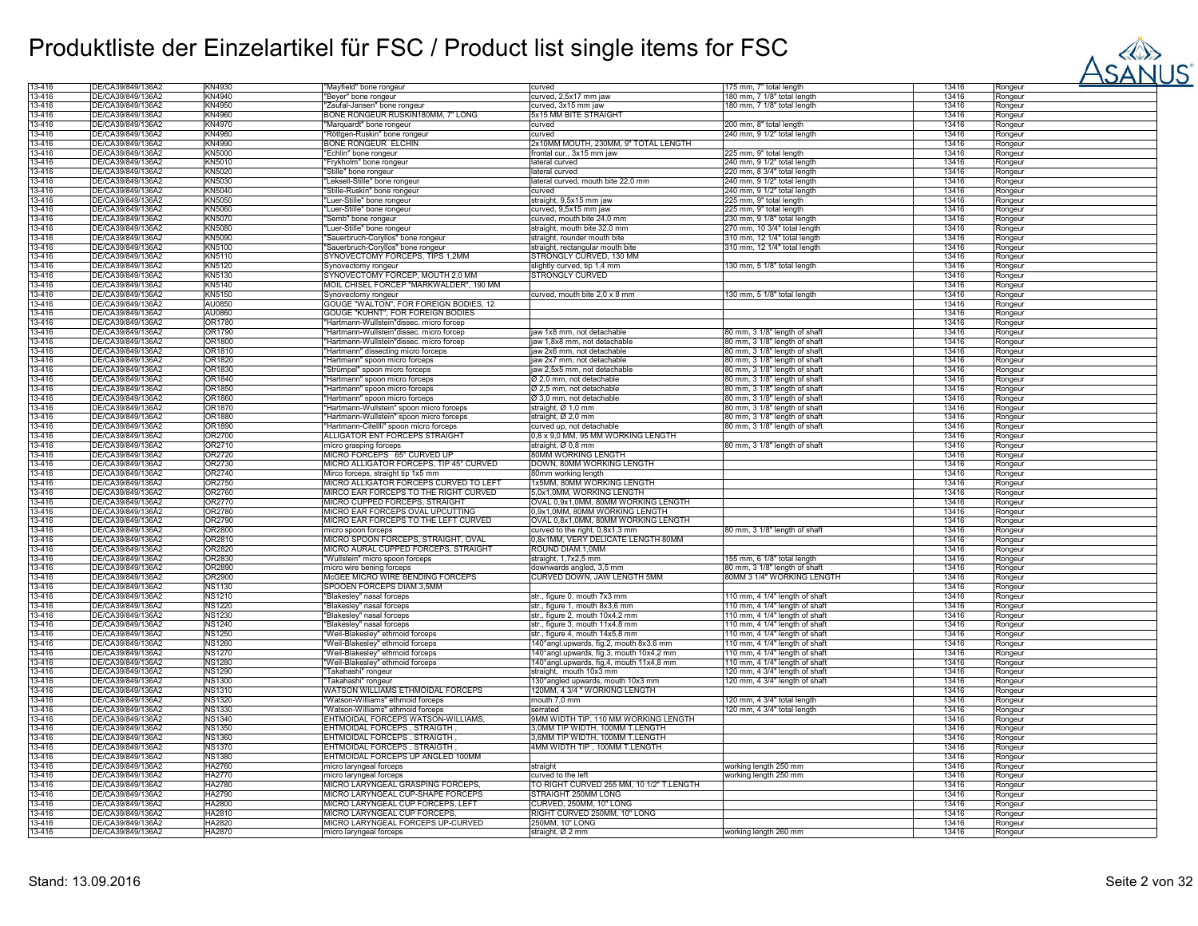# Produktliste der Einzelartikel für FSC / Product list single items for FSC

| | | | | | | | |
|---|---|---|---|---|---|---|---|
| 13-416 | DE/CA39/849/136A2 | KN4930 | "Mayfield" bone rongeur | curved | 175 mm, 7" total length | 13416 | Rongeur |
| 13-416 | DE/CA39/849/136A2 | KN4940 | "Beyer" bone rongeur | curved, 2,5x17 mm jaw | 180 mm, 7 1/8" total length | 13416 | Rongeur |
| 13-416 | DE/CA39/849/136A2 | KN4950 | "Zaufal-Jansen" bone rongeur | curved, 3x15 mm jaw | 180 mm, 7 1/8" total length | 13416 | Rongeur |
| 13-416 | DE/CA39/849/136A2 | KN4960 | BONE RONGEUR RUSKIN180MM, 7" LONG | 5x15 MM BITE STRAIGHT | | 13416 | Rongeur |
| 13-416 | DE/CA39/849/136A2 | KN4970 | "Marquardt" bone rongeur | curved | 200 mm, 8" total length | 13416 | Rongeur |
| 13-416 | DE/CA39/849/136A2 | KN4980 | "Röttgen-Ruskin" bone rongeur | curved | 240 mm, 9 1/2" total length | 13416 | Rongeur |
| 13-416 | DE/CA39/849/136A2 | KN4990 | BONE RONGEUR ELCHIN | 2x10MM MOUTH, 230MM, 9" TOTAL LENGTH | | 13416 | Rongeur |
| 13-416 | DE/CA39/849/136A2 | KN5000 | "Echlin" bone rongeur | frontal cur., 3x15 mm jaw | 225 mm, 9" total length | 13416 | Rongeur |
| 13-416 | DE/CA39/849/136A2 | KN5010 | "Frykholm" bone rongeur | lateral curved | 240 mm, 9 1/2" total length | 13416 | Rongeur |
| 13-416 | DE/CA39/849/136A2 | KN5020 | "Stille" bone rongeur | lateral curved | 220 mm, 8 3/4" total length | 13416 | Rongeur |
| 13-416 | DE/CA39/849/136A2 | KN5030 | "Leksell-Stille" bone rongeur | lateral curved, mouth bite 22,0 mm | 240 mm, 9 1/2" total length | 13416 | Rongeur |
| 13-416 | DE/CA39/849/136A2 | KN5040 | "Stille-Ruskin" bone rongeur | curved | 240 mm, 9 1/2" total length | 13416 | Rongeur |
| 13-416 | DE/CA39/849/136A2 | KN5050 | "Luer-Stille" bone rongeur | straight, 9,5x15 mm jaw | 225 mm, 9" total length | 13416 | Rongeur |
| 13-416 | DE/CA39/849/136A2 | KN5060 | "Luer-Stille" bone rongeur | curved, 9,5x15 mm jaw | 225 mm, 9" total length | 13416 | Rongeur |
| 13-416 | DE/CA39/849/136A2 | KN5070 | "Semb" bone rongeur | curved, mouth bite 24,0 mm | 230 mm, 9 1/8" total length | 13416 | Rongeur |
| 13-416 | DE/CA39/849/136A2 | KN5080 | "Luer-Stille" bone rongeur | straight, mouth bite 32,0 mm | 270 mm, 10 3/4" total length | 13416 | Rongeur |
| 13-416 | DE/CA39/849/136A2 | KN5090 | "Sauerbruch-Coryllos" bone rongeur | straight, rounder mouth bite | 310 mm, 12 1/4" total length | 13416 | Rongeur |
| 13-416 | DE/CA39/849/136A2 | KN5100 | "Sauerbruch-Coryllos" bone rongeur | straight, rectangular mouth bite | 310 mm, 12 1/4" total length | 13416 | Rongeur |
| 13-416 | DE/CA39/849/136A2 | KN5110 | SYNOVECTOMY FORCEPS, TIPS 1,2MM | STRONGLY CURVED, 130 MM | | 13416 | Rongeur |
| 13-416 | DE/CA39/849/136A2 | KN5120 | Synovectomy rongeur | slightly curved, tip 1,4 mm | 130 mm, 5 1/8" total length | 13416 | Rongeur |
| 13-416 | DE/CA39/849/136A2 | KN5130 | SYNOVECTOMY FORCEP, MOUTH 2,0 MM | STRONGLY CURVED | | 13416 | Rongeur |
| 13-416 | DE/CA39/849/136A2 | KN5140 | MOIL CHISEL FORCEP "MARKWALDER", 190 MM | | | 13416 | Rongeur |
| 13-416 | DE/CA39/849/136A2 | KN5150 | Synovectomy rongeur | curved, mouth bite 2,0 x 8 mm | 130 mm, 5 1/8" total length | 13416 | Rongeur |
| 13-416 | DE/CA39/849/136A2 | AU0850 | GOUGE "WALTON", FOR FOREIGN BODIES, 12 | | | 13416 | Rongeur |
| 13-416 | DE/CA39/849/136A2 | AU0860 | GOUGE "KUHNT", FOR FOREIGN BODIES | | | 13416 | Rongeur |
| 13-416 | DE/CA39/849/136A2 | OR1780 | "Hartmann-Wullstein"dissec. micro forcep | | | 13416 | Rongeur |
| 13-416 | DE/CA39/849/136A2 | OR1790 | "Hartmann-Wullstein"dissec. micro forcep | jaw 1x8 mm, not detachable | 80 mm, 3 1/8" length of shaft | 13416 | Rongeur |
| 13-416 | DE/CA39/849/136A2 | OR1800 | "Hartmann-Wullstein"dissec. micro forcep | jaw 1,8x8 mm, not detachable | 80 mm, 3 1/8" length of shaft | 13416 | Rongeur |
| 13-416 | DE/CA39/849/136A2 | OR1810 | "Hartmann" dissecting micro forceps | jaw 2x6 mm, not detachable | 80 mm, 3 1/8" length of shaft | 13416 | Rongeur |
| 13-416 | DE/CA39/849/136A2 | OR1820 | "Hartmann" spoon micro forceps | jaw 2x7 mm, not detachable | 80 mm, 3 1/8" length of shaft | 13416 | Rongeur |
| 13-416 | DE/CA39/849/136A2 | OR1830 | "Strümpel" spoon micro forceps | jaw 2,5x5 mm, not detachable | 80 mm, 3 1/8" length of shaft | 13416 | Rongeur |
| 13-416 | DE/CA39/849/136A2 | OR1840 | "Hartmann" spoon micro forceps | Ø 2,0 mm, not detachable | 80 mm, 3 1/8" length of shaft | 13416 | Rongeur |
| 13-416 | DE/CA39/849/136A2 | OR1850 | "Hartmann" spoon micro forceps | Ø 2,5 mm, not detachable | 80 mm, 3 1/8" length of shaft | 13416 | Rongeur |
| 13-416 | DE/CA39/849/136A2 | OR1860 | "Hartmann" spoon micro forceps | Ø 3,0 mm, not detachable | 80 mm, 3 1/8" length of shaft | 13416 | Rongeur |
| 13-416 | DE/CA39/849/136A2 | OR1870 | "Hartmann-Wullstein" spoon micro forceps | straight, Ø 1,0 mm | 80 mm, 3 1/8" length of shaft | 13416 | Rongeur |
| 13-416 | DE/CA39/849/136A2 | OR1880 | "Hartmann-Wullstein" spoon micro forceps | straight, Ø 2,0 mm | 80 mm, 3 1/8" length of shaft | 13416 | Rongeur |
| 13-416 | DE/CA39/849/136A2 | OR1890 | "Hartmann-Citelli" spoon micro forceps | curved up, not detachable | 80 mm, 3 1/8" length of shaft | 13416 | Rongeur |
| 13-416 | DE/CA39/849/136A2 | OR2700 | ALLIGATOR ENT FORCEPS STRAIGHT | 0,8 x 9,0 MM, 95 MM WORKING LENGTH | | 13416 | Rongeur |
| 13-416 | DE/CA39/849/136A2 | OR2710 | micro grasping forceps | straight, Ø 0,8 mm | 80 mm, 3 1/8" length of shaft | 13416 | Rongeur |
| 13-416 | DE/CA39/849/136A2 | OR2720 | MICRO FORCEPS 65° CURVED UP | 80MM WORKING LENGTH | | 13416 | Rongeur |
| 13-416 | DE/CA39/849/136A2 | OR2730 | MICRO ALLIGATOR FORCEPS, TIP 45° CURVED | DOWN, 80MM WORKING LENGTH | | 13416 | Rongeur |
| 13-416 | DE/CA39/849/136A2 | OR2740 | Mirco forceps, straight tip 1x5 mm | 80mm working length | | 13416 | Rongeur |
| 13-416 | DE/CA39/849/136A2 | OR2750 | MICRO ALLIGATOR FORCEPS CURVED TO LEFT | 1x5MM, 80MM WORKING LENGTH | | 13416 | Rongeur |
| 13-416 | DE/CA39/849/136A2 | OR2760 | MIRCO EAR FORCEPS TO THE RIGHT CURVED | 5,0x1,0MM, WORKING LENGTH | | 13416 | Rongeur |
| 13-416 | DE/CA39/849/136A2 | OR2770 | MICRO CUPPED FORCEPS, STRAIGHT | OVAL 0,9x1,0MM, 80MM WORKING LENGTH | | 13416 | Rongeur |
| 13-416 | DE/CA39/849/136A2 | OR2780 | MICRO EAR FORCEPS OVAL UPCUTTING | 0,9x1,0MM, 80MM WORKING LENGTH | | 13416 | Rongeur |
| 13-416 | DE/CA39/849/136A2 | OR2790 | MICRO EAR FORCEPS TO THE LEFT CURVED | OVAL 0,8x1,0MM, 80MM WORKING LENGTH | | 13416 | Rongeur |
| 13-416 | DE/CA39/849/136A2 | OR2800 | micro spoon forceps | curved to the right, 0,8x1,3 mm | 80 mm, 3 1/8" length of shaft | 13416 | Rongeur |
| 13-416 | DE/CA39/849/136A2 | OR2810 | MICRO SPOON FORCEPS, STRAIGHT, OVAL | 0,8x1MM, VERY DELICATE LENGTH 80MM | | 13416 | Rongeur |
| 13-416 | DE/CA39/849/136A2 | OR2820 | MICRO AURAL CUPPED FORCEPS, STRAIGHT | ROUND DIAM.1,0MM | | 13416 | Rongeur |
| 13-416 | DE/CA39/849/136A2 | OR2830 | "Wullstein" micro spoon forceps | straight, 1,7x2,5 mm | 155 mm, 6 1/8" total length | 13416 | Rongeur |
| 13-416 | DE/CA39/849/136A2 | OR2890 | micro wire bening forceps | downwards angled, 3,5 mm | 80 mm, 3 1/8" length of shaft | 13416 | Rongeur |
| 13-416 | DE/CA39/849/136A2 | OR2900 | McGEE MICRO WIRE BENDING FORCEPS | CURVED DOWN, JAW LENGTH 5MM | 80MM 3 1/4" WORKING LENGTH | 13416 | Rongeur |
| 13-416 | DE/CA39/849/136A2 | NS1130 | SPOOEN FORCEPS DIAM.3,5MM | | | 13416 | Rongeur |
| 13-416 | DE/CA39/849/136A2 | NS1210 | "Blakesley" nasal forceps | str., figure 0, mouth 7x3 mm | 110 mm, 4 1/4" length of shaft | 13416 | Rongeur |
| 13-416 | DE/CA39/849/136A2 | NS1220 | "Blakesley" nasal forceps | str., figure 1, mouth 8x3,6 mm | 110 mm, 4 1/4" length of shaft | 13416 | Rongeur |
| 13-416 | DE/CA39/849/136A2 | NS1230 | "Blakesley" nasal forceps | str., figure 2, mouth 10x4,2 mm | 110 mm, 4 1/4" length of shaft | 13416 | Rongeur |
| 13-416 | DE/CA39/849/136A2 | NS1240 | "Blakesley" nasal forceps | str., figure 3, mouth 11x4,8 mm | 110 mm, 4 1/4" length of shaft | 13416 | Rongeur |
| 13-416 | DE/CA39/849/136A2 | NS1250 | "Weil-Blakesley" ethmoid forceps | str., figure 4, mouth 14x5,8 mm | 110 mm, 4 1/4" length of shaft | 13416 | Rongeur |
| 13-416 | DE/CA39/849/136A2 | NS1260 | "Weil-Blakesley" ethmoid forceps | 140°angl.upwards, fig.2, mouth 8x3,6 mm | 110 mm, 4 1/4" length of shaft | 13416 | Rongeur |
| 13-416 | DE/CA39/849/136A2 | NS1270 | "Weil-Blakesley" ethmoid forceps | 140°angl.upwards, fig.3, mouth 10x4,2 mm | 110 mm, 4 1/4" length of shaft | 13416 | Rongeur |
| 13-416 | DE/CA39/849/136A2 | NS1280 | "Weil-Blakesley" ethmoid forceps | 140°angl.upwards, fig.4, mouth 11x4,8 mm | 110 mm, 4 1/4" length of shaft | 13416 | Rongeur |
| 13-416 | DE/CA39/849/136A2 | NS1290 | "Takahashi" rongeur | straight, mouth 10x3 mm | 120 mm, 4 3/4" length of shaft | 13416 | Rongeur |
| 13-416 | DE/CA39/849/136A2 | NS1300 | "Takahashi" rongeur | 130°angled upwards, mouth 10x3 mm | 120 mm, 4 3/4" length of shaft | 13416 | Rongeur |
| 13-416 | DE/CA39/849/136A2 | NS1310 | WATSON WILLIAMS ETHMOIDAL FORCEPS | 120MM, 4 3/4 " WORKING LENGTH | | 13416 | Rongeur |
| 13-416 | DE/CA39/849/136A2 | NS1320 | "Watson-Williams" ethmoid forceps | mouth 7,0 mm | 120 mm, 4 3/4" total length | 13416 | Rongeur |
| 13-416 | DE/CA39/849/136A2 | NS1330 | "Watson-Williams" ethmoid forceps | serrated | 120 mm, 4 3/4" total length | 13416 | Rongeur |
| 13-416 | DE/CA39/849/136A2 | NS1340 | EHTMOIDAL FORCEPS WATSON-WILLIAMS, | 9MM WIDTH TIP, 110 MM WORKING LENGTH | | 13416 | Rongeur |
| 13-416 | DE/CA39/849/136A2 | NS1350 | EHTMOIDAL FORCEPS , STRAIGTH , | 3,0MM TIP WIDTH, 100MM T.LENGTH | | 13416 | Rongeur |
| 13-416 | DE/CA39/849/136A2 | NS1360 | EHTMOIDAL FORCEPS , STRAIGTH , | 3,6MM TIP WIDTH, 100MM T.LENGTH | | 13416 | Rongeur |
| 13-416 | DE/CA39/849/136A2 | NS1370 | EHTMOIDAL FORCEPS , STRAIGTH , | 4MM WIDTH TIP , 100MM T.LENGTH | | 13416 | Rongeur |
| 13-416 | DE/CA39/849/136A2 | NS1380 | EHTMOIDAL FORCEPS UP ANGLED 100MM | | | 13416 | Rongeur |
| 13-416 | DE/CA39/849/136A2 | HA2760 | micro laryngeal forceps | straight | working length 250 mm | 13416 | Rongeur |
| 13-416 | DE/CA39/849/136A2 | HA2770 | micro laryngeal forceps | curved to the left | working length 250 mm | 13416 | Rongeur |
| 13-416 | DE/CA39/849/136A2 | HA2780 | MICRO LARYNGEAL GRASPING FORCEPS, | TO RIGHT CURVED 255 MM, 10 1/2" T.LENGTH | | 13416 | Rongeur |
| 13-416 | DE/CA39/849/136A2 | HA2790 | MICRO LARYNGEAL CUP-SHAPE FORCEPS | STRAIGHT 250MM LONG | | 13416 | Rongeur |
| 13-416 | DE/CA39/849/136A2 | HA2800 | MICRO LARYNGEAL CUP FORCEPS, LEFT | CURVED, 250MM, 10" LONG | | 13416 | Rongeur |
| 13-416 | DE/CA39/849/136A2 | HA2810 | MICRO LARYNGEAL CUP FORCEPS, | RIGHT CURVED 250MM, 10" LONG | | 13416 | Rongeur |
| 13-416 | DE/CA39/849/136A2 | HA2820 | MICRO LARYNGEAL FORCEPS UP-CURVED | 250MM, 10" LONG | | 13416 | Rongeur |
| 13-416 | DE/CA39/849/136A2 | HA2870 | micro laryngeal forceps | straight, Ø 2 mm | working length 260 mm | 13416 | Rongeur |

Stand: 13.09.2016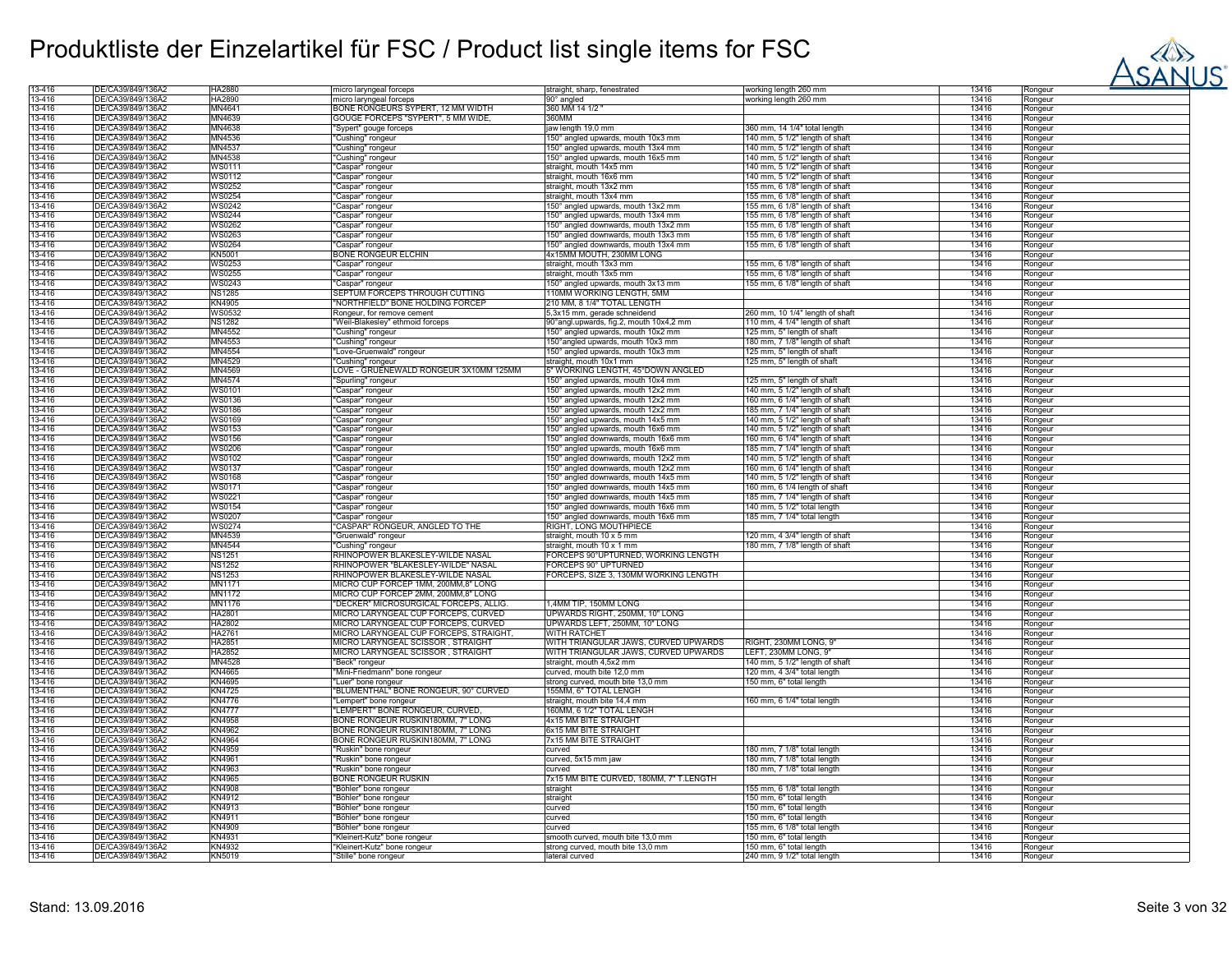# Produktliste der Einzelartikel für FSC / Product list single items for FSC

| | | | | | | | |
|---|---|---|---|---|---|---|---|
| 13-416 | DE/CA39/849/136A2 | HA2880 | micro laryngeal forceps | straight, sharp, fenestrated | working length 260 mm | 13416 | Rongeur |
| 13-416 | DE/CA39/849/136A2 | HA2890 | micro laryngeal forceps | 90° angled | working length 260 mm | 13416 | Rongeur |
| 13-416 | DE/CA39/849/136A2 | MN4641 | BONE RONGEURS SYPERT, 12 MM WIDTH | 360 MM 14 1/2 " | | 13416 | Rongeur |
| 13-416 | DE/CA39/849/136A2 | MN4639 | GOUGE FORCEPS "SYPERT", 5 MM WIDE, | 360MM | | 13416 | Rongeur |
| 13-416 | DE/CA39/849/136A2 | MN4638 | "Sypert" gouge forceps | jaw length 19,0 mm | 360 mm, 14 1/4" total length | 13416 | Rongeur |
| 13-416 | DE/CA39/849/136A2 | MN4536 | "Cushing" rongeur | 150° angled upwards, mouth 10x3 mm | 140 mm, 5 1/2" length of shaft | 13416 | Rongeur |
| 13-416 | DE/CA39/849/136A2 | MN4537 | "Cushing" rongeur | 150° angled upwards, mouth 13x4 mm | 140 mm, 5 1/2" length of shaft | 13416 | Rongeur |
| 13-416 | DE/CA39/849/136A2 | MN4538 | "Cushing" rongeur | 150° angled upwards, mouth 16x5 mm | 140 mm, 5 1/2" length of shaft | 13416 | Rongeur |
| 13-416 | DE/CA39/849/136A2 | WS0111 | "Caspar" rongeur | straight, mouth 14x5 mm | 140 mm, 5 1/2" length of shaft | 13416 | Rongeur |
| 13-416 | DE/CA39/849/136A2 | WS0112 | "Caspar" rongeur | straight, mouth 16x6 mm | 140 mm, 5 1/2" length of shaft | 13416 | Rongeur |
| 13-416 | DE/CA39/849/136A2 | WS0252 | "Caspar" rongeur | straight, mouth 13x2 mm | 155 mm, 6 1/8" length of shaft | 13416 | Rongeur |
| 13-416 | DE/CA39/849/136A2 | WS0254 | "Caspar" rongeur | straight, mouth 13x4 mm | 155 mm, 6 1/8" length of shaft | 13416 | Rongeur |
| 13-416 | DE/CA39/849/136A2 | WS0242 | "Caspar" rongeur | 150° angled upwards, mouth 13x2 mm | 155 mm, 6 1/8" length of shaft | 13416 | Rongeur |
| 13-416 | DE/CA39/849/136A2 | WS0244 | "Caspar" rongeur | 150° angled upwards, mouth 13x4 mm | 155 mm, 6 1/8" length of shaft | 13416 | Rongeur |
| 13-416 | DE/CA39/849/136A2 | WS0262 | "Caspar" rongeur | 150° angled downwards, mouth 13x2 mm | 155 mm, 6 1/8" length of shaft | 13416 | Rongeur |
| 13-416 | DE/CA39/849/136A2 | WS0263 | "Caspar" rongeur | 150° angled downwards, mouth 13x3 mm | 155 mm, 6 1/8" length of shaft | 13416 | Rongeur |
| 13-416 | DE/CA39/849/136A2 | WS0264 | "Caspar" rongeur | 150° angled downwards, mouth 13x4 mm | 155 mm, 6 1/8" length of shaft | 13416 | Rongeur |
| 13-416 | DE/CA39/849/136A2 | KN5001 | BONE RONGEUR ELCHIN | 4x15MM MOUTH, 230MM LONG | | 13416 | Rongeur |
| 13-416 | DE/CA39/849/136A2 | WS0253 | "Caspar" rongeur | straight, mouth 13x3 mm | 155 mm, 6 1/8" length of shaft | 13416 | Rongeur |
| 13-416 | DE/CA39/849/136A2 | WS0255 | "Caspar" rongeur | straight, mouth 13x5 mm | 155 mm, 6 1/8" length of shaft | 13416 | Rongeur |
| 13-416 | DE/CA39/849/136A2 | WS0243 | "Caspar" rongeur | 150° angled upwards, mouth 3x13 mm | 155 mm, 6 1/8" length of shaft | 13416 | Rongeur |
| 13-416 | DE/CA39/849/136A2 | NS1285 | SEPTUM FORCEPS THROUGH CUTTING | 110MM WORKING LENGTH, 5MM | | 13416 | Rongeur |
| 13-416 | DE/CA39/849/136A2 | KN4905 | "NORTHFIELD" BONE HOLDING FORCEP | 210 MM, 8 1/4" TOTAL LENGTH | | 13416 | Rongeur |
| 13-416 | DE/CA39/849/136A2 | WS0532 | Rongeur, for remove cement | 5,3x15 mm, gerade schneidend | 260 mm, 10 1/4" length of shaft | 13416 | Rongeur |
| 13-416 | DE/CA39/849/136A2 | NS1282 | "Weil-Blakesley" ethmoid forceps | 90°angl.upwards, fig.2, mouth 10x4,2 mm | 110 mm, 4 1/4" length of shaft | 13416 | Rongeur |
| 13-416 | DE/CA39/849/136A2 | MN4552 | "Cushing" rongeur | 150° angled upwards, mouth 10x2 mm | 125 mm, 5" length of shaft | 13416 | Rongeur |
| 13-416 | DE/CA39/849/136A2 | MN4553 | "Cushing" rongeur | 150°angled upwards, mouth 10x3 mm | 180 mm, 7 1/8" length of shaft | 13416 | Rongeur |
| 13-416 | DE/CA39/849/136A2 | MN4554 | "Love-Gruenwald" rongeur | 150° angled upwards, mouth 10x3 mm | 125 mm, 5" length of shaft | 13416 | Rongeur |
| 13-416 | DE/CA39/849/136A2 | MN4529 | "Cushing" rongeur | straight, mouth 10x1 mm | 125 mm, 5" length of shaft | 13416 | Rongeur |
| 13-416 | DE/CA39/849/136A2 | MN4569 | LOVE - GRUENEWALD RONGEUR 3X10MM 125MM | 5" WORKING LENGTH, 45°DOWN ANGLED | | 13416 | Rongeur |
| 13-416 | DE/CA39/849/136A2 | MN4574 | "Spurling" rongeur | 150° angled upwards, mouth 10x4 mm | 125 mm, 5" length of shaft | 13416 | Rongeur |
| 13-416 | DE/CA39/849/136A2 | WS0101 | "Caspar" rongeur | 150° angled upwards, mouth 12x2 mm | 140 mm, 5 1/2" length of shaft | 13416 | Rongeur |
| 13-416 | DE/CA39/849/136A2 | WS0136 | "Caspar" rongeur | 150° angled upwards, mouth 12x2 mm | 160 mm, 6 1/4" length of shaft | 13416 | Rongeur |
| 13-416 | DE/CA39/849/136A2 | WS0186 | "Caspar" rongeur | 150° angled upwards, mouth 12x2 mm | 185 mm, 7 1/4" length of shaft | 13416 | Rongeur |
| 13-416 | DE/CA39/849/136A2 | WS0169 | "Caspar" rongeur | 150° angled upwards, mouth 14x5 mm | 140 mm, 5 1/2" length of shaft | 13416 | Rongeur |
| 13-416 | DE/CA39/849/136A2 | WS0153 | "Caspar" rongeur | 150° angled upwards, mouth 16x6 mm | 140 mm, 5 1/2" length of shaft | 13416 | Rongeur |
| 13-416 | DE/CA39/849/136A2 | WS0156 | "Caspar" rongeur | 150° angled downwards, mouth 16x6 mm | 160 mm, 6 1/4" length of shaft | 13416 | Rongeur |
| 13-416 | DE/CA39/849/136A2 | WS0206 | "Caspar" rongeur | 150° angled upwards, mouth 16x6 mm | 185 mm, 7 1/4" length of shaft | 13416 | Rongeur |
| 13-416 | DE/CA39/849/136A2 | WS0102 | "Caspar" rongeur | 150° angled downwards, mouth 12x2 mm | 140 mm, 5 1/2" length of shaft | 13416 | Rongeur |
| 13-416 | DE/CA39/849/136A2 | WS0137 | "Caspar" rongeur | 150° angled downwards, mouth 12x2 mm | 160 mm, 6 1/4" length of shaft | 13416 | Rongeur |
| 13-416 | DE/CA39/849/136A2 | WS0168 | "Caspar" rongeur | 150° angled downwards, mouth 14x5 mm | 140 mm, 5 1/2" length of shaft | 13416 | Rongeur |
| 13-416 | DE/CA39/849/136A2 | WS0171 | "Caspar" rongeur | 150° angled downwards, mouth 14x5 mm | 160 mm, 6 1/4 length of shaft | 13416 | Rongeur |
| 13-416 | DE/CA39/849/136A2 | WS0221 | "Caspar" rongeur | 150° angled downwards, mouth 14x5 mm | 185 mm, 7 1/4" length of shaft | 13416 | Rongeur |
| 13-416 | DE/CA39/849/136A2 | WS0154 | "Caspar" rongeur | 150° angled downwards, mouth 16x6 mm | 140 mm, 5 1/2" total length | 13416 | Rongeur |
| 13-416 | DE/CA39/849/136A2 | WS0207 | "Caspar" rongeur | 150° angled downwards, mouth 16x6 mm | 185 mm, 7 1/4" total length | 13416 | Rongeur |
| 13-416 | DE/CA39/849/136A2 | WS0274 | "CASPAR" RONGEUR, ANGLED TO THE | RIGHT, LONG MOUTHPIECE | | 13416 | Rongeur |
| 13-416 | DE/CA39/849/136A2 | MN4539 | "Gruenwald" rongeur | straight, mouth 10 x 5 mm | 120 mm, 4 3/4" length of shaft | 13416 | Rongeur |
| 13-416 | DE/CA39/849/136A2 | MN4544 | "Cushing" rongeur | straight, mouth 10 x 1 mm | 180 mm, 7 1/8" length of shaft | 13416 | Rongeur |
| 13-416 | DE/CA39/849/136A2 | NS1251 | RHINOPOWER BLAKESLEY-WILDE NASAL | FORCEPS 90°UPTURNED, WORKING LENGTH | | 13416 | Rongeur |
| 13-416 | DE/CA39/849/136A2 | NS1252 | RHINOPOWER "BLAKESLEY-WILDE" NASAL | FORCEPS 90° UPTURNED | | 13416 | Rongeur |
| 13-416 | DE/CA39/849/136A2 | NS1253 | RHINOPOWER BLAKESLEY-WILDE NASAL | FORCEPS, SIZE 3, 130MM WORKING LENGTH | | 13416 | Rongeur |
| 13-416 | DE/CA39/849/136A2 | MN1171 | MICRO CUP FORCEP 1MM, 200MM,8" LONG | | | 13416 | Rongeur |
| 13-416 | DE/CA39/849/136A2 | MN1172 | MICRO CUP FORCEP 2MM, 200MM,8" LONG | | | 13416 | Rongeur |
| 13-416 | DE/CA39/849/136A2 | MN1176 | "DECKER" MICROSURGICAL FORCEPS, ALLIG. | 1,4MM TIP, 150MM LONG | | 13416 | Rongeur |
| 13-416 | DE/CA39/849/136A2 | HA2801 | MICRO LARYNGEAL CUP FORCEPS, CURVED | UPWARDS RIGHT, 250MM, 10" LONG | | 13416 | Rongeur |
| 13-416 | DE/CA39/849/136A2 | HA2802 | MICRO LARYNGEAL CUP FORCEPS, CURVED | UPWARDS LEFT, 250MM, 10" LONG | | 13416 | Rongeur |
| 13-416 | DE/CA39/849/136A2 | HA2761 | MICRO LARYNGEAL CUP FORCEPS, STRAIGHT, | WITH RATCHET | | 13416 | Rongeur |
| 13-416 | DE/CA39/849/136A2 | HA2851 | MICRO LARYNGEAL SCISSOR , STRAIGHT | WITH TRIANGULAR JAWS, CURVED UPWARDS | RIGHT, 230MM LONG, 9" | 13416 | Rongeur |
| 13-416 | DE/CA39/849/136A2 | HA2852 | MICRO LARYNGEAL SCISSOR , STRAIGHT | WITH TRIANGULAR JAWS, CURVED UPWARDS | LEFT, 230MM LONG, 9" | 13416 | Rongeur |
| 13-416 | DE/CA39/849/136A2 | MN4528 | "Beck" rongeur | straight, mouth 4,5x2 mm | 140 mm, 5 1/2" length of shaft | 13416 | Rongeur |
| 13-416 | DE/CA39/849/136A2 | KN4665 | "Mini-Friedmann" bone rongeur | curved, mouth bite 12,0 mm | 120 mm, 4 3/4" total length | 13416 | Rongeur |
| 13-416 | DE/CA39/849/136A2 | KN4695 | "Luer" bone rongeur | strong curved, mouth bite 13,0 mm | 150 mm, 6" total length | 13416 | Rongeur |
| 13-416 | DE/CA39/849/136A2 | KN4725 | "BLUMENTHAL" BONE RONGEUR, 90° CURVED | 155MM, 6" TOTAL LENGH | | 13416 | Rongeur |
| 13-416 | DE/CA39/849/136A2 | KN4776 | "Lempert" bone rongeur | straight, mouth bite 14,4 mm | 160 mm, 6 1/4" total length | 13416 | Rongeur |
| 13-416 | DE/CA39/849/136A2 | KN4777 | "LEMPERT" BONE RONGEUR, CURVED, | 160MM, 6 1/2" TOTAL LENGH | | 13416 | Rongeur |
| 13-416 | DE/CA39/849/136A2 | KN4958 | BONE RONGEUR RUSKIN180MM, 7" LONG | 4x15 MM BITE STRAIGHT | | 13416 | Rongeur |
| 13-416 | DE/CA39/849/136A2 | KN4962 | BONE RONGEUR RUSKIN180MM, 7" LONG | 6x15 MM BITE STRAIGHT | | 13416 | Rongeur |
| 13-416 | DE/CA39/849/136A2 | KN4964 | BONE RONGEUR RUSKIN180MM, 7" LONG | 7x15 MM BITE STRAIGHT | | 13416 | Rongeur |
| 13-416 | DE/CA39/849/136A2 | KN4959 | "Ruskin" bone rongeur | curved | 180 mm, 7 1/8" total length | 13416 | Rongeur |
| 13-416 | DE/CA39/849/136A2 | KN4961 | "Ruskin" bone rongeur | curved, 5x15 mm jaw | 180 mm, 7 1/8" total length | 13416 | Rongeur |
| 13-416 | DE/CA39/849/136A2 | KN4963 | "Ruskin" bone rongeur | curved | 180 mm, 7 1/8" total length | 13416 | Rongeur |
| 13-416 | DE/CA39/849/136A2 | KN4965 | BONE RONGEUR RUSKIN | 7x15 MM BITE CURVED, 180MM, 7" T.LENGTH | | 13416 | Rongeur |
| 13-416 | DE/CA39/849/136A2 | KN4908 | "Böhler" bone rongeur | straight | 155 mm, 6 1/8" total length | 13416 | Rongeur |
| 13-416 | DE/CA39/849/136A2 | KN4912 | "Böhler" bone rongeur | straight | 150 mm, 6" total length | 13416 | Rongeur |
| 13-416 | DE/CA39/849/136A2 | KN4913 | "Böhler" bone rongeur | curved | 150 mm, 6" total length | 13416 | Rongeur |
| 13-416 | DE/CA39/849/136A2 | KN4911 | "Böhler" bone rongeur | curved | 150 mm, 6" total length | 13416 | Rongeur |
| 13-416 | DE/CA39/849/136A2 | KN4909 | "Böhler" bone rongeur | curved | 155 mm, 6 1/8" total length | 13416 | Rongeur |
| 13-416 | DE/CA39/849/136A2 | KN4931 | "Kleinert-Kutz" bone rongeur | smooth curved, mouth bite 13,0 mm | 150 mm, 6" total length | 13416 | Rongeur |
| 13-416 | DE/CA39/849/136A2 | KN4932 | "Kleinert-Kutz" bone rongeur | strong curved, mouth bite 13,0 mm | 150 mm, 6" total length | 13416 | Rongeur |
| 13-416 | DE/CA39/849/136A2 | KN5019 | "Stille" bone rongeur | lateral curved | 240 mm, 9 1/2" total length | 13416 | Rongeur |

Stand: 13.09.2016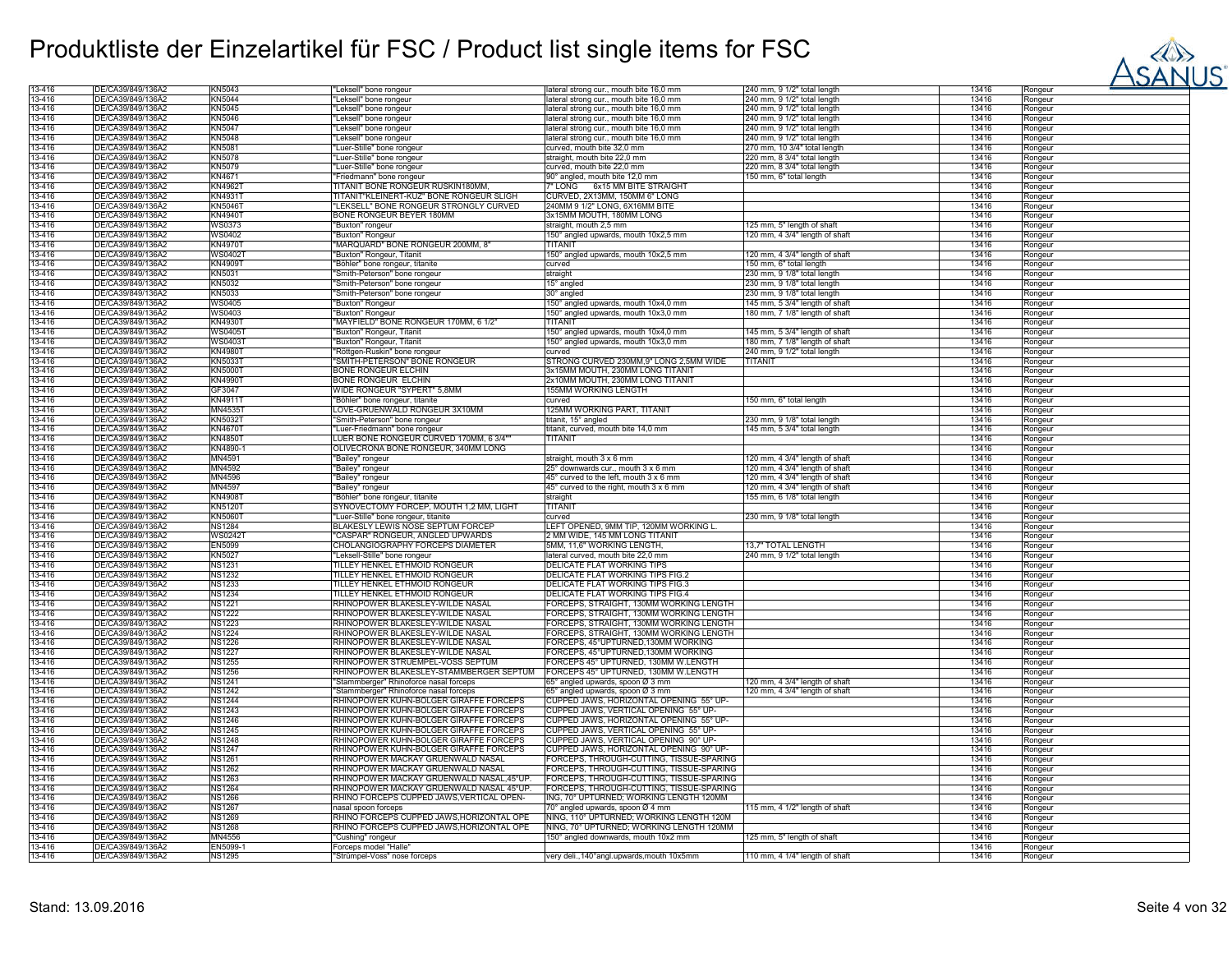# Produktliste der Einzelartikel für FSC / Product list single items for FSC

| | | | | | | | |
|---|---|---|---|---|---|---|---|
| 13-416 | DE/CA39/849/136A2 | KN5043 | "Leksell" bone rongeur | lateral strong cur., mouth bite 16,0 mm | 240 mm, 9 1/2" total length | 13416 | Rongeur |
| 13-416 | DE/CA39/849/136A2 | KN5044 | "Leksell" bone rongeur | lateral strong cur., mouth bite 16,0 mm | 240 mm, 9 1/2" total length | 13416 | Rongeur |
| 13-416 | DE/CA39/849/136A2 | KN5045 | "Leksell" bone rongeur | lateral strong cur., mouth bite 16,0 mm | 240 mm, 9 1/2" total length | 13416 | Rongeur |
| 13-416 | DE/CA39/849/136A2 | KN5046 | "Leksell" bone rongeur | lateral strong cur., mouth bite 16,0 mm | 240 mm, 9 1/2" total length | 13416 | Rongeur |
| 13-416 | DE/CA39/849/136A2 | KN5047 | "Leksell" bone rongeur | lateral strong cur., mouth bite 16,0 mm | 240 mm, 9 1/2" total length | 13416 | Rongeur |
| 13-416 | DE/CA39/849/136A2 | KN5048 | "Leksell" bone rongeur | lateral strong cur., mouth bite 16,0 mm | 240 mm, 9 1/2" total length | 13416 | Rongeur |
| 13-416 | DE/CA39/849/136A2 | KN5081 | "Luer-Stille" bone rongeur | curved, mouth bite 32,0 mm | 270 mm, 10 3/4" total length | 13416 | Rongeur |
| 13-416 | DE/CA39/849/136A2 | KN5078 | "Luer-Stille" bone rongeur | straight, mouth bite 22,0 mm | 220 mm, 8 3/4" total length | 13416 | Rongeur |
| 13-416 | DE/CA39/849/136A2 | KN5079 | "Luer-Stille" bone rongeur | curved, mouth bite 22,0 mm | 220 mm, 8 3/4" total length | 13416 | Rongeur |
| 13-416 | DE/CA39/849/136A2 | KN4671 | "Friedmann" bone rongeur | 90° angled, mouth bite 12,0 mm | 150 mm, 6" total length | 13416 | Rongeur |
| 13-416 | DE/CA39/849/136A2 | KN4962T | TITANIT BONE RONGEUR RUSKIN180MM, | 7" LONG 6x15 MM BITE STRAIGHT | | 13416 | Rongeur |
| 13-416 | DE/CA39/849/136A2 | KN4931T | TITANIT"KLEINERT-KUZ" BONE RONGEUR SLIGH | CURVED, 2X13MM, 150MM 6" LONG | | 13416 | Rongeur |
| 13-416 | DE/CA39/849/136A2 | KN5046T | "LEKSELL" BONE RONGEUR STRONGLY CURVED | 240MM 9 1/2" LONG, 6X16MM BITE | | 13416 | Rongeur |
| 13-416 | DE/CA39/849/136A2 | KN4940T | BONE RONGEUR BEYER 180MM | 3x15MM MOUTH, 180MM LONG | | 13416 | Rongeur |
| 13-416 | DE/CA39/849/136A2 | WS0373 | "Buxton" rongeur | straight, mouth 2,5 mm | 125 mm, 5" length of shaft | 13416 | Rongeur |
| 13-416 | DE/CA39/849/136A2 | WS0402 | "Buxton" Rongeur | 150° angled upwards, mouth 10x2,5 mm | 120 mm, 4 3/4" length of shaft | 13416 | Rongeur |
| 13-416 | DE/CA39/849/136A2 | KN4970T | "MARQUARD" BONE RONGEUR 200MM, 8" | TITANIT | | 13416 | Rongeur |
| 13-416 | DE/CA39/849/136A2 | WS0402T | "Buxton" Rongeur, Titanit | 150° angled upwards, mouth 10x2,5 mm | 120 mm, 4 3/4" length of shaft | 13416 | Rongeur |
| 13-416 | DE/CA39/849/136A2 | KN4909T | "Böhler" bone rongeur, titanite | curved | 150 mm, 6" total length | 13416 | Rongeur |
| 13-416 | DE/CA39/849/136A2 | KN5031 | "Smith-Peterson" bone rongeur | straight | 230 mm, 9 1/8" total length | 13416 | Rongeur |
| 13-416 | DE/CA39/849/136A2 | KN5032 | "Smith-Peterson" bone rongeur | 15° angled | 230 mm, 9 1/8" total length | 13416 | Rongeur |
| 13-416 | DE/CA39/849/136A2 | KN5033 | "Smith-Peterson" bone rongeur | 30° angled | 230 mm, 9 1/8" total length | 13416 | Rongeur |
| 13-416 | DE/CA39/849/136A2 | WS0405 | "Buxton" Rongeur | 150° angled upwards, mouth 10x4,0 mm | 145 mm, 5 3/4" length of shaft | 13416 | Rongeur |
| 13-416 | DE/CA39/849/136A2 | WS0403 | "Buxton" Rongeur | 150° angled upwards, mouth 10x3,0 mm | 180 mm, 7 1/8" length of shaft | 13416 | Rongeur |
| 13-416 | DE/CA39/849/136A2 | KN4930T | "MAYFIELD" BONE RONGEUR 170MM, 6 1/2" | TITANIT | | 13416 | Rongeur |
| 13-416 | DE/CA39/849/136A2 | WS0405T | "Buxton" Rongeur, Titanit | 150° angled upwards, mouth 10x4,0 mm | 145 mm, 5 3/4" length of shaft | 13416 | Rongeur |
| 13-416 | DE/CA39/849/136A2 | WS0403T | "Buxton" Rongeur, Titanit | 150° angled upwards, mouth 10x3,0 mm | 180 mm, 7 1/8" length of shaft | 13416 | Rongeur |
| 13-416 | DE/CA39/849/136A2 | KN4980T | "Röttgen-Ruskin" bone rongeur | curved | 240 mm, 9 1/2" total length | 13416 | Rongeur |
| 13-416 | DE/CA39/849/136A2 | KN5033T | "SMITH-PETERSON" BONE RONGEUR | STRONG CURVED 230MM,9" LONG 2,5MM WIDE | TITANIT | 13416 | Rongeur |
| 13-416 | DE/CA39/849/136A2 | KN5000T | BONE RONGEUR ELCHIN | 3x15MM MOUTH, 230MM LONG TITANIT | | 13416 | Rongeur |
| 13-416 | DE/CA39/849/136A2 | KN4990T | BONE RONGEUR ELCHIN | 2x10MM MOUTH, 230MM LONG TITANIT | | 13416 | Rongeur |
| 13-416 | DE/CA39/849/136A2 | GF3047 | WIDE RONGEUR "SYPERT" 5,8MM | 155MM WORKING LENGTH | | 13416 | Rongeur |
| 13-416 | DE/CA39/849/136A2 | KN4911T | "Böhler" bone rongeur, titanite | curved | 150 mm, 6" total length | 13416 | Rongeur |
| 13-416 | DE/CA39/849/136A2 | MN4535T | LOVE-GRUENWALD RONGEUR 3X10MM | 125MM WORKING PART, TITANIT | | 13416 | Rongeur |
| 13-416 | DE/CA39/849/136A2 | KN5032T | "Smith-Peterson" bone rongeur | titanit, 15° angled | 230 mm, 9 1/8" total length | 13416 | Rongeur |
| 13-416 | DE/CA39/849/136A2 | KN4670T | "Luer-Friedmann" bone rongeur | titanit, curved, mouth bite 14,0 mm | 145 mm, 5 3/4" total length | 13416 | Rongeur |
| 13-416 | DE/CA39/849/136A2 | KN4850T | LUER BONE RONGEUR CURVED 170MM, 6 3/4"" | TITANIT | | 13416 | Rongeur |
| 13-416 | DE/CA39/849/136A2 | KN4890-1 | OLIVECRONA BONE RONGEUR, 340MM LONG | | | 13416 | Rongeur |
| 13-416 | DE/CA39/849/136A2 | MN4591 | "Bailey" rongeur | straight, mouth 3 x 6 mm | 120 mm, 4 3/4" length of shaft | 13416 | Rongeur |
| 13-416 | DE/CA39/849/136A2 | MN4592 | "Bailey" rongeur | 25° downwards cur., mouth 3 x 6 mm | 120 mm, 4 3/4" length of shaft | 13416 | Rongeur |
| 13-416 | DE/CA39/849/136A2 | MN4596 | "Bailey" rongeur | 45° curved to the left, mouth 3 x 6 mm | 120 mm, 4 3/4" length of shaft | 13416 | Rongeur |
| 13-416 | DE/CA39/849/136A2 | MN4597 | "Bailey" rongeur | 45° curved to the right, mouth 3 x 6 mm | 120 mm, 4 3/4" length of shaft | 13416 | Rongeur |
| 13-416 | DE/CA39/849/136A2 | KN4908T | "Böhler" bone rongeur, titanite | straight | 155 mm, 6 1/8" total length | 13416 | Rongeur |
| 13-416 | DE/CA39/849/136A2 | KN5120T | SYNOVECTOMY FORCEP, MOUTH 1,2 MM, LIGHT | TITANIT | | 13416 | Rongeur |
| 13-416 | DE/CA39/849/136A2 | KN5060T | "Luer-Stille" bone rongeur, titanite | curved | 230 mm, 9 1/8" total length | 13416 | Rongeur |
| 13-416 | DE/CA39/849/136A2 | NS1284 | BLAKESLY LEWIS NOSE SEPTUM FORCEP | LEFT OPENED, 9MM TIP, 120MM WORKING L. | | 13416 | Rongeur |
| 13-416 | DE/CA39/849/136A2 | WS0242T | "CASPAR" RONGEUR, ANGLED UPWARDS | 2 MM WIDE, 145 MM LONG TITANIT | | 13416 | Rongeur |
| 13-416 | DE/CA39/849/136A2 | EN5099 | CHOLANGIOGRAPHY FORCEPS DIAMETER | 5MM, 11,6" WORKING LENGTH, | 13,7" TOTAL LENGTH | 13416 | Rongeur |
| 13-416 | DE/CA39/849/136A2 | KN5027 | "Leksell-Stille" bone rongeur | lateral curved, mouth bite 22,0 mm | 240 mm, 9 1/2" total length | 13416 | Rongeur |
| 13-416 | DE/CA39/849/136A2 | NS1231 | TILLEY HENKEL ETHMOID RONGEUR | DELICATE FLAT WORKING TIPS | | 13416 | Rongeur |
| 13-416 | DE/CA39/849/136A2 | NS1232 | TILLEY HENKEL ETHMOID RONGEUR | DELICATE FLAT WORKING TIPS FIG.2 | | 13416 | Rongeur |
| 13-416 | DE/CA39/849/136A2 | NS1233 | TILLEY HENKEL ETHMOID RONGEUR | DELICATE FLAT WORKING TIPS FIG.3 | | 13416 | Rongeur |
| 13-416 | DE/CA39/849/136A2 | NS1234 | TILLEY HENKEL ETHMOID RONGEUR | DELICATE FLAT WORKING TIPS FIG.4 | | 13416 | Rongeur |
| 13-416 | DE/CA39/849/136A2 | NS1221 | RHINOPOWER BLAKESLEY-WILDE NASAL | FORCEPS, STRAIGHT, 130MM WORKING LENGTH | | 13416 | Rongeur |
| 13-416 | DE/CA39/849/136A2 | NS1222 | RHINOPOWER BLAKESLEY-WILDE NASAL | FORCEPS, STRAIGHT, 130MM WORKING LENGTH | | 13416 | Rongeur |
| 13-416 | DE/CA39/849/136A2 | NS1223 | RHINOPOWER BLAKESLEY-WILDE NASAL | FORCEPS, STRAIGHT, 130MM WORKING LENGTH | | 13416 | Rongeur |
| 13-416 | DE/CA39/849/136A2 | NS1224 | RHINOPOWER BLAKESLEY-WILDE NASAL | FORCEPS, STRAIGHT, 130MM WORKING LENGTH | | 13416 | Rongeur |
| 13-416 | DE/CA39/849/136A2 | NS1226 | RHINOPOWER BLAKESLEY-WILDE NASAL | FORCEPS, 45°UPTURNED,130MM WORKING | | 13416 | Rongeur |
| 13-416 | DE/CA39/849/136A2 | NS1227 | RHINOPOWER BLAKESLEY-WILDE NASAL | FORCEPS, 45°UPTURNED,130MM WORKING | | 13416 | Rongeur |
| 13-416 | DE/CA39/849/136A2 | NS1255 | RHINOPOWER STRUEMPEL-VOSS SEPTUM | FORCEPS 45° UPTURNED, 130MM W.LENGTH | | 13416 | Rongeur |
| 13-416 | DE/CA39/849/136A2 | NS1256 | RHINOPOWER BLAKESLEY-STAMMBERGER SEPTUM | FORCEPS 45° UPTURNED, 130MM W.LENGTH | | 13416 | Rongeur |
| 13-416 | DE/CA39/849/136A2 | NS1241 | "Stammberger" Rhinoforce nasal forceps | 65° angled upwards, spoon Ø 3 mm | 120 mm, 4 3/4" length of shaft | 13416 | Rongeur |
| 13-416 | DE/CA39/849/136A2 | NS1242 | "Stammberger" Rhinoforce nasal forceps | 65° angled upwards, spoon Ø 3 mm | 120 mm, 4 3/4" length of shaft | 13416 | Rongeur |
| 13-416 | DE/CA39/849/136A2 | NS1244 | RHINOPOWER KUHN-BOLGER GIRAFFE FORCEPS | CUPPED JAWS, HORIZONTAL OPENING 55° UP- | | 13416 | Rongeur |
| 13-416 | DE/CA39/849/136A2 | NS1243 | RHINOPOWER KUHN-BOLGER GIRAFFE FORCEPS | CUPPED JAWS, VERTICAL OPENING 55° UP- | | 13416 | Rongeur |
| 13-416 | DE/CA39/849/136A2 | NS1246 | RHINOPOWER KUHN-BOLGER GIRAFFE FORCEPS | CUPPED JAWS, HORIZONTAL OPENING 55° UP- | | 13416 | Rongeur |
| 13-416 | DE/CA39/849/136A2 | NS1245 | RHINOPOWER KUHN-BOLGER GIRAFFE FORCEPS | CUPPED JAWS, VERTICAL OPENING 55° UP- | | 13416 | Rongeur |
| 13-416 | DE/CA39/849/136A2 | NS1248 | RHINOPOWER KUHN-BOLGER GIRAFFE FORCEPS | CUPPED JAWS, VERTICAL OPENING 90° UP- | | 13416 | Rongeur |
| 13-416 | DE/CA39/849/136A2 | NS1247 | RHINOPOWER KUHN-BOLGER GIRAFFE FORCEPS | CUPPED JAWS, HORIZONTAL OPENING 90° UP- | | 13416 | Rongeur |
| 13-416 | DE/CA39/849/136A2 | NS1261 | RHINOPOWER MACKAY GRUENWALD NASAL | FORCEPS, THROUGH-CUTTING, TISSUE-SPARING | | 13416 | Rongeur |
| 13-416 | DE/CA39/849/136A2 | NS1262 | RHINOPOWER MACKAY GRUENWALD NASAL | FORCEPS, THROUGH-CUTTING, TISSUE-SPARING | | 13416 | Rongeur |
| 13-416 | DE/CA39/849/136A2 | NS1263 | RHINOPOWER MACKAY GRUENWALD NASAL,45°UP. | FORCEPS, THROUGH-CUTTING, TISSUE-SPARING | | 13416 | Rongeur |
| 13-416 | DE/CA39/849/136A2 | NS1264 | RHINOPOWER MACKAY GRUENWALD NASAL 45°UP. | FORCEPS, THROUGH-CUTTING, TISSUE-SPARING | | 13416 | Rongeur |
| 13-416 | DE/CA39/849/136A2 | NS1266 | RHINO FORCEPS CUPPED JAWS,VERTICAL OPEN- | ING, 70° UPTURNED; WORKING LENGTH 120MM | | 13416 | Rongeur |
| 13-416 | DE/CA39/849/136A2 | NS1267 | nasal spoon forceps | 70° angled upwards, spoon Ø 4 mm | 115 mm, 4 1/2" length of shaft | 13416 | Rongeur |
| 13-416 | DE/CA39/849/136A2 | NS1269 | RHINO FORCEPS CUPPED JAWS,HORIZONTAL OPE | NING, 110° UPTURNED; WORKING LENGTH 120M | | 13416 | Rongeur |
| 13-416 | DE/CA39/849/136A2 | NS1268 | RHINO FORCEPS CUPPED JAWS,HORIZONTAL OPE | NING, 70° UPTURNED; WORKING LENGTH 120MM | | 13416 | Rongeur |
| 13-416 | DE/CA39/849/136A2 | MN4556 | "Cushing" rongeur | 150° angled downwards, mouth 10x2 mm | 125 mm, 5" length of shaft | 13416 | Rongeur |
| 13-416 | DE/CA39/849/136A2 | EN5099-1 | Forceps model "Halle" | | | 13416 | Rongeur |
| 13-416 | DE/CA39/849/136A2 | NS1295 | "Strümpel-Voss" nose forceps | very deli.,140°angl.upwards,mouth 10x5mm | 110 mm, 4 1/4" length of shaft | 13416 | Rongeur |

Stand: 13.09.2016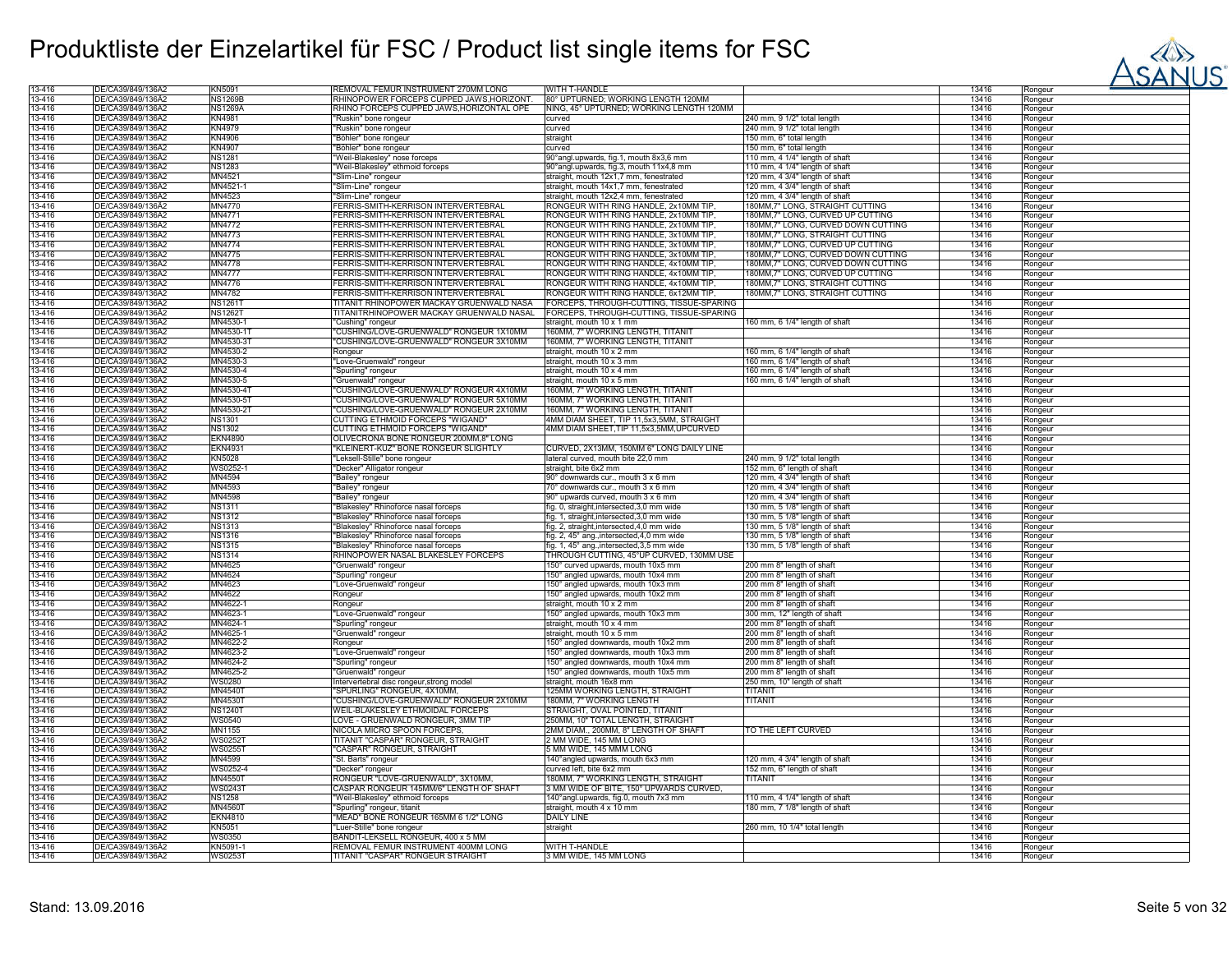# Produktliste der Einzelartikel für FSC / Product list single items for FSC

| | | | | | | | |
|---|---|---|---|---|---|---|---|
| 13-416 | DE/CA39/849/136A2 | KN5091 | REMOVAL FEMUR INSTRUMENT 270MM LONG | WITH T-HANDLE | | 13416 | Rongeur |
| 13-416 | DE/CA39/849/136A2 | NS1269B | RHINOPOWER FORCEPS CUPPED JAWS,HORIZONT. | 80° UPTURNED; WORKING LENGTH 120MM | | 13416 | Rongeur |
| 13-416 | DE/CA39/849/136A2 | NS1269A | RHINO FORCEPS CUPPED JAWS,HORIZONTAL OPE | NING, 45° UPTURNED; WORKING LENGTH 120MM | | 13416 | Rongeur |
| 13-416 | DE/CA39/849/136A2 | KN4981 | "Ruskin" bone rongeur | curved | 240 mm, 9 1/2" total length | 13416 | Rongeur |
| 13-416 | DE/CA39/849/136A2 | KN4979 | "Ruskin" bone rongeur | curved | 240 mm, 9 1/2" total length | 13416 | Rongeur |
| 13-416 | DE/CA39/849/136A2 | KN4906 | "Böhler" bone rongeur | straight | 150 mm, 6" total length | 13416 | Rongeur |
| 13-416 | DE/CA39/849/136A2 | KN4907 | "Böhler" bone rongeur | curved | 150 mm, 6" total length | 13416 | Rongeur |
| 13-416 | DE/CA39/849/136A2 | NS1281 | "Weil-Blakesley" nose forceps | 90°angl.upwards, fig.1, mouth 8x3,6 mm | 110 mm, 4 1/4" length of shaft | 13416 | Rongeur |
| 13-416 | DE/CA39/849/136A2 | NS1283 | "Weil-Blakesley" ethmoid forceps | 90°angl.upwards, fig.3, mouth 11x4,8 mm | 110 mm, 4 1/4" length of shaft | 13416 | Rongeur |
| 13-416 | DE/CA39/849/136A2 | MN4521 | "Slim-Line" rongeur | straight, mouth 12x1,7 mm, fenestrated | 120 mm, 4 3/4" length of shaft | 13416 | Rongeur |
| 13-416 | DE/CA39/849/136A2 | MN4521-1 | "Slim-Line" rongeur | straight, mouth 14x1,7 mm, fenestrated | 120 mm, 4 3/4" length of shaft | 13416 | Rongeur |
| 13-416 | DE/CA39/849/136A2 | MN4523 | "Slim-Line" rongeur | straight, mouth 12x2,4 mm, fenestrated | 120 mm, 4 3/4" length of shaft | 13416 | Rongeur |
| 13-416 | DE/CA39/849/136A2 | MN4770 | FERRIS-SMITH-KERRISON INTERVERTEBRAL | RONGEUR WITH RING HANDLE, 2x10MM TIP, | 180MM,7" LONG, STRAIGHT CUTTING | 13416 | Rongeur |
| 13-416 | DE/CA39/849/136A2 | MN4771 | FERRIS-SMITH-KERRISON INTERVERTEBRAL | RONGEUR WITH RING HANDLE, 2x10MM TIP, | 180MM,7" LONG, CURVED UP CUTTING | 13416 | Rongeur |
| 13-416 | DE/CA39/849/136A2 | MN4772 | FERRIS-SMITH-KERRISON INTERVERTEBRAL | RONGEUR WITH RING HANDLE, 2x10MM TIP, | 180MM,7" LONG, CURVED DOWN CUTTING | 13416 | Rongeur |
| 13-416 | DE/CA39/849/136A2 | MN4773 | FERRIS-SMITH-KERRISON INTERVERTEBRAL | RONGEUR WITH RING HANDLE, 3x10MM TIP, | 180MM,7" LONG, STRAIGHT CUTTING | 13416 | Rongeur |
| 13-416 | DE/CA39/849/136A2 | MN4774 | FERRIS-SMITH-KERRISON INTERVERTEBRAL | RONGEUR WITH RING HANDLE, 3x10MM TIP, | 180MM,7" LONG, CURVED UP CUTTING | 13416 | Rongeur |
| 13-416 | DE/CA39/849/136A2 | MN4775 | FERRIS-SMITH-KERRISON INTERVERTEBRAL | RONGEUR WITH RING HANDLE, 3x10MM TIP, | 180MM,7" LONG, CURVED DOWN CUTTING | 13416 | Rongeur |
| 13-416 | DE/CA39/849/136A2 | MN4778 | FERRIS-SMITH-KERRISON INTERVERTEBRAL | RONGEUR WITH RING HANDLE, 4x10MM TIP, | 180MM,7" LONG, CURVED DOWN CUTTING | 13416 | Rongeur |
| 13-416 | DE/CA39/849/136A2 | MN4777 | FERRIS-SMITH-KERRISON INTERVERTEBRAL | RONGEUR WITH RING HANDLE, 4x10MM TIP, | 180MM,7" LONG, CURVED UP CUTTING | 13416 | Rongeur |
| 13-416 | DE/CA39/849/136A2 | MN4776 | FERRIS-SMITH-KERRISON INTERVERTEBRAL | RONGEUR WITH RING HANDLE, 4x10MM TIP, | 180MM,7" LONG, STRAIGHT CUTTING | 13416 | Rongeur |
| 13-416 | DE/CA39/849/136A2 | MN4782 | FERRIS-SMITH-KERRISON INTERVERTEBRAL | RONGEUR WITH RING HANDLE, 6x12MM TIP, | 180MM,7" LONG, STRAIGHT CUTTING | 13416 | Rongeur |
| 13-416 | DE/CA39/849/136A2 | NS1261T | TITANIT RHINOPOWER MACKAY GRUENWALD NASA | FORCEPS, THROUGH-CUTTING, TISSUE-SPARING | | 13416 | Rongeur |
| 13-416 | DE/CA39/849/136A2 | NS1262T | TITANITRHINOPOWER MACKAY GRUENWALD NASAL | FORCEPS, THROUGH-CUTTING, TISSUE-SPARING | | 13416 | Rongeur |
| 13-416 | DE/CA39/849/136A2 | MN4530-1 | "Cushing" rongeur | straight, mouth 10 x 1 mm | 160 mm, 6 1/4" length of shaft | 13416 | Rongeur |
| 13-416 | DE/CA39/849/136A2 | MN4530-1T | "CUSHING/LOVE-GRUENWALD" RONGEUR 1X10MM | 160MM, 7" WORKING LENGTH, TITANIT | | 13416 | Rongeur |
| 13-416 | DE/CA39/849/136A2 | MN4530-3T | "CUSHING/LOVE-GRUENWALD" RONGEUR 3X10MM | 160MM, 7" WORKING LENGTH, TITANIT | | 13416 | Rongeur |
| 13-416 | DE/CA39/849/136A2 | MN4530-2 | Rongeur | straight, mouth 10 x 2 mm | 160 mm, 6 1/4" length of shaft | 13416 | Rongeur |
| 13-416 | DE/CA39/849/136A2 | MN4530-3 | "Love-Gruenwald" rongeur | straight, mouth 10 x 3 mm | 160 mm, 6 1/4" length of shaft | 13416 | Rongeur |
| 13-416 | DE/CA39/849/136A2 | MN4530-4 | "Spurling" rongeur | straight, mouth 10 x 4 mm | 160 mm, 6 1/4" length of shaft | 13416 | Rongeur |
| 13-416 | DE/CA39/849/136A2 | MN4530-5 | "Gruenwald" rongeur | straight, mouth 10 x 5 mm | 160 mm, 6 1/4" length of shaft | 13416 | Rongeur |
| 13-416 | DE/CA39/849/136A2 | MN4530-4T | "CUSHING/LOVE-GRUENWALD" RONGEUR 4X10MM | 160MM, 7" WORKING LENGTH, TITANIT | | 13416 | Rongeur |
| 13-416 | DE/CA39/849/136A2 | MN4530-5T | "CUSHING/LOVE-GRUENWALD" RONGEUR 5X10MM | 160MM, 7" WORKING LENGTH, TITANIT | | 13416 | Rongeur |
| 13-416 | DE/CA39/849/136A2 | MN4530-2T | "CUSHING/LOVE-GRUENWALD" RONGEUR 2X10MM | 160MM, 7" WORKING LENGTH, TITANIT | | 13416 | Rongeur |
| 13-416 | DE/CA39/849/136A2 | NS1301 | CUTTING ETHMOID FORCEPS "WIGAND" | 4MM DIAM SHEET, TIP 11,5x3,5MM, STRAIGHT | | 13416 | Rongeur |
| 13-416 | DE/CA39/849/136A2 | NS1302 | CUTTING ETHMOID FORCEPS "WIGAND" | 4MM DIAM SHEET,TIP 11,5x3,5MM,UPCURVED | | 13416 | Rongeur |
| 13-416 | DE/CA39/849/136A2 | EKN4890 | OLIVECRONA BONE RONGEUR 200MM,8" LONG | | | 13416 | Rongeur |
| 13-416 | DE/CA39/849/136A2 | EKN4931 | "KLEINERT-KUZ" BONE RONGEUR SLIGHTLY | CURVED, 2X13MM, 150MM 6" LONG DAILY LINE | | 13416 | Rongeur |
| 13-416 | DE/CA39/849/136A2 | KN5028 | "Leksell-Stille" bone rongeur | lateral curved, mouth bite 22,0 mm | 240 mm, 9 1/2" total length | 13416 | Rongeur |
| 13-416 | DE/CA39/849/136A2 | WS0252-1 | "Decker" Alligator rongeur | straight, bite 6x2 mm | 152 mm, 6" length of shaft | 13416 | Rongeur |
| 13-416 | DE/CA39/849/136A2 | MN4594 | "Bailey" rongeur | 90° downwards cur., mouth 3 x 6 mm | 120 mm, 4 3/4" length of shaft | 13416 | Rongeur |
| 13-416 | DE/CA39/849/136A2 | MN4593 | "Bailey" rongeur | 70° downwards cur., mouth 3 x 6 mm | 120 mm, 4 3/4" length of shaft | 13416 | Rongeur |
| 13-416 | DE/CA39/849/136A2 | MN4598 | "Bailey" rongeur | 90° upwards curved, mouth 3 x 6 mm | 120 mm, 4 3/4" length of shaft | 13416 | Rongeur |
| 13-416 | DE/CA39/849/136A2 | NS1311 | "Blakesley" Rhinoforce nasal forceps | fig. 0, straight,intersected,3,0 mm wide | 130 mm, 5 1/8" length of shaft | 13416 | Rongeur |
| 13-416 | DE/CA39/849/136A2 | NS1312 | "Blakesley" Rhinoforce nasal forceps | fig. 1, straight,intersected,3,0 mm wide | 130 mm, 5 1/8" length of shaft | 13416 | Rongeur |
| 13-416 | DE/CA39/849/136A2 | NS1313 | "Blakesley" Rhinoforce nasal forceps | fig. 2, straight,intersected,4,0 mm wide | 130 mm, 5 1/8" length of shaft | 13416 | Rongeur |
| 13-416 | DE/CA39/849/136A2 | NS1316 | "Blakesley" Rhinoforce nasal forceps | fig. 2, 45° ang.,intersected,4,0 mm wide | 130 mm, 5 1/8" length of shaft | 13416 | Rongeur |
| 13-416 | DE/CA39/849/136A2 | NS1315 | "Blakesley" Rhinoforce nasal forceps | fig. 1, 45° ang.,intersected,3,5 mm wide | 130 mm, 5 1/8" length of shaft | 13416 | Rongeur |
| 13-416 | DE/CA39/849/136A2 | NS1314 | RHINOPOWER NASAL BLAKESLEY FORCEPS | THROUGH CUTTING, 45°UP CURVED, 130MM USE | | 13416 | Rongeur |
| 13-416 | DE/CA39/849/136A2 | MN4625 | "Gruenwald" rongeur | 150° curved upwards, mouth 10x5 mm | 200 mm 8" length of shaft | 13416 | Rongeur |
| 13-416 | DE/CA39/849/136A2 | MN4624 | "Spurling" rongeur | 150° angled upwards, mouth 10x4 mm | 200 mm 8" length of shaft | 13416 | Rongeur |
| 13-416 | DE/CA39/849/136A2 | MN4623 | "Love-Gruenwald" rongeur | 150° angled upwards, mouth 10x3 mm | 200 mm 8" length of shaft | 13416 | Rongeur |
| 13-416 | DE/CA39/849/136A2 | MN4622 | Rongeur | 150° angled upwards, mouth 10x2 mm | 200 mm 8" length of shaft | 13416 | Rongeur |
| 13-416 | DE/CA39/849/136A2 | MN4622-1 | Rongeur | straight, mouth 10 x 2 mm | 200 mm 8" length of shaft | 13416 | Rongeur |
| 13-416 | DE/CA39/849/136A2 | MN4623-1 | "Love-Gruenwald" rongeur | 150° angled upwards, mouth 10x3 mm | 300 mm, 12" length of shaft | 13416 | Rongeur |
| 13-416 | DE/CA39/849/136A2 | MN4624-1 | "Spurling" rongeur | straight, mouth 10 x 4 mm | 200 mm 8" length of shaft | 13416 | Rongeur |
| 13-416 | DE/CA39/849/136A2 | MN4625-1 | "Gruenwald" rongeur | straight, mouth 10 x 5 mm | 200 mm 8" length of shaft | 13416 | Rongeur |
| 13-416 | DE/CA39/849/136A2 | MN4622-2 | Rongeur | 150° angled downwards, mouth 10x2 mm | 200 mm 8" length of shaft | 13416 | Rongeur |
| 13-416 | DE/CA39/849/136A2 | MN4623-2 | "Love-Gruenwald" rongeur | 150° angled downwards, mouth 10x3 mm | 200 mm 8" length of shaft | 13416 | Rongeur |
| 13-416 | DE/CA39/849/136A2 | MN4624-2 | "Spurling" rongeur | 150° angled downwards, mouth 10x4 mm | 200 mm 8" length of shaft | 13416 | Rongeur |
| 13-416 | DE/CA39/849/136A2 | MN4625-2 | "Gruenwald" rongeur | 150° angled downwards, mouth 10x5 mm | 200 mm 8" length of shaft | 13416 | Rongeur |
| 13-416 | DE/CA39/849/136A2 | WS0280 | Intervertebral disc rongeur,strong model | straight, mouth 16x8 mm | 250 mm, 10" length of shaft | 13416 | Rongeur |
| 13-416 | DE/CA39/849/136A2 | MN4540T | "SPURLING" RONGEUR, 4X10MM, | 125MM WORKING LENGTH, STRAIGHT | TITANIT | 13416 | Rongeur |
| 13-416 | DE/CA39/849/136A2 | MN4530T | "CUSHING/LOVE-GRUENWALD" RONGEUR 2X10MM | 180MM, 7" WORKING LENGTH | TITANIT | 13416 | Rongeur |
| 13-416 | DE/CA39/849/136A2 | NS1240T | WEIL-BLAKESLEY ETHMOIDAL FORCEPS | STRAIGHT, OVAL POINTED, TITANIT | | 13416 | Rongeur |
| 13-416 | DE/CA39/849/136A2 | WS0540 | LOVE - GRUENWALD RONGEUR, 3MM TIP | 250MM, 10" TOTAL LENGTH, STRAIGHT | | 13416 | Rongeur |
| 13-416 | DE/CA39/849/136A2 | MN1155 | NICOLA MICRO SPOON FORCEPS, | 2MM DIAM., 200MM, 8" LENGTH OF SHAFT | TO THE LEFT CURVED | 13416 | Rongeur |
| 13-416 | DE/CA39/849/136A2 | WS0252T | TITANIT "CASPAR" RONGEUR, STRAIGHT | 2 MM WIDE, 145 MM LONG | | 13416 | Rongeur |
| 13-416 | DE/CA39/849/136A2 | WS0255T | "CASPAR" RONGEUR, STRAIGHT | 5 MM WIDE, 145 MMM LONG | | 13416 | Rongeur |
| 13-416 | DE/CA39/849/136A2 | MN4599 | "St. Barts" rongeur | 140°angled upwards, mouth 6x3 mm | 120 mm, 4 3/4" length of shaft | 13416 | Rongeur |
| 13-416 | DE/CA39/849/136A2 | WS0252-4 | "Decker" rongeur | curved left, bite 6x2 mm | 152 mm, 6" length of shaft | 13416 | Rongeur |
| 13-416 | DE/CA39/849/136A2 | MN4550T | RONGEUR "LOVE-GRUENWALD", 3X10MM, | 180MM, 7" WORKING LENGTH, STRAIGHT | TITANIT | 13416 | Rongeur |
| 13-416 | DE/CA39/849/136A2 | WS0243T | CASPAR RONGEUR 145MM/6" LENGTH OF SHAFT | 3 MM WIDE OF BITE, 150° UPWARDS CURVED, | | 13416 | Rongeur |
| 13-416 | DE/CA39/849/136A2 | NS1258 | "Weil-Blakesley" ethmoid forceps | 140°angl.upwards, fig.0, mouth 7x3 mm | 110 mm, 4 1/4" length of shaft | 13416 | Rongeur |
| 13-416 | DE/CA39/849/136A2 | MN4560T | "Spurling" rongeur, titanit | straight, mouth 4 x 10 mm | 180 mm, 7 1/8" length of shaft | 13416 | Rongeur |
| 13-416 | DE/CA39/849/136A2 | EKN4810 | "MEAD" BONE RONGEUR 165MM 6 1/2" LONG | DAILY LINE | | 13416 | Rongeur |
| 13-416 | DE/CA39/849/136A2 | KN5051 | "Luer-Stille" bone rongeur | straight | 260 mm, 10 1/4" total length | 13416 | Rongeur |
| 13-416 | DE/CA39/849/136A2 | WS0350 | BANDIT-LEKSELL RONGEUR, 400 x 5 MM | | | 13416 | Rongeur |
| 13-416 | DE/CA39/849/136A2 | KN5091-1 | REMOVAL FEMUR INSTRUMENT 400MM LONG | WITH T-HANDLE | | 13416 | Rongeur |
| 13-416 | DE/CA39/849/136A2 | WS0253T | TITANIT "CASPAR" RONGEUR STRAIGHT | 3 MM WIDE, 145 MM LONG | | 13416 | Rongeur |

Stand: 13.09.2016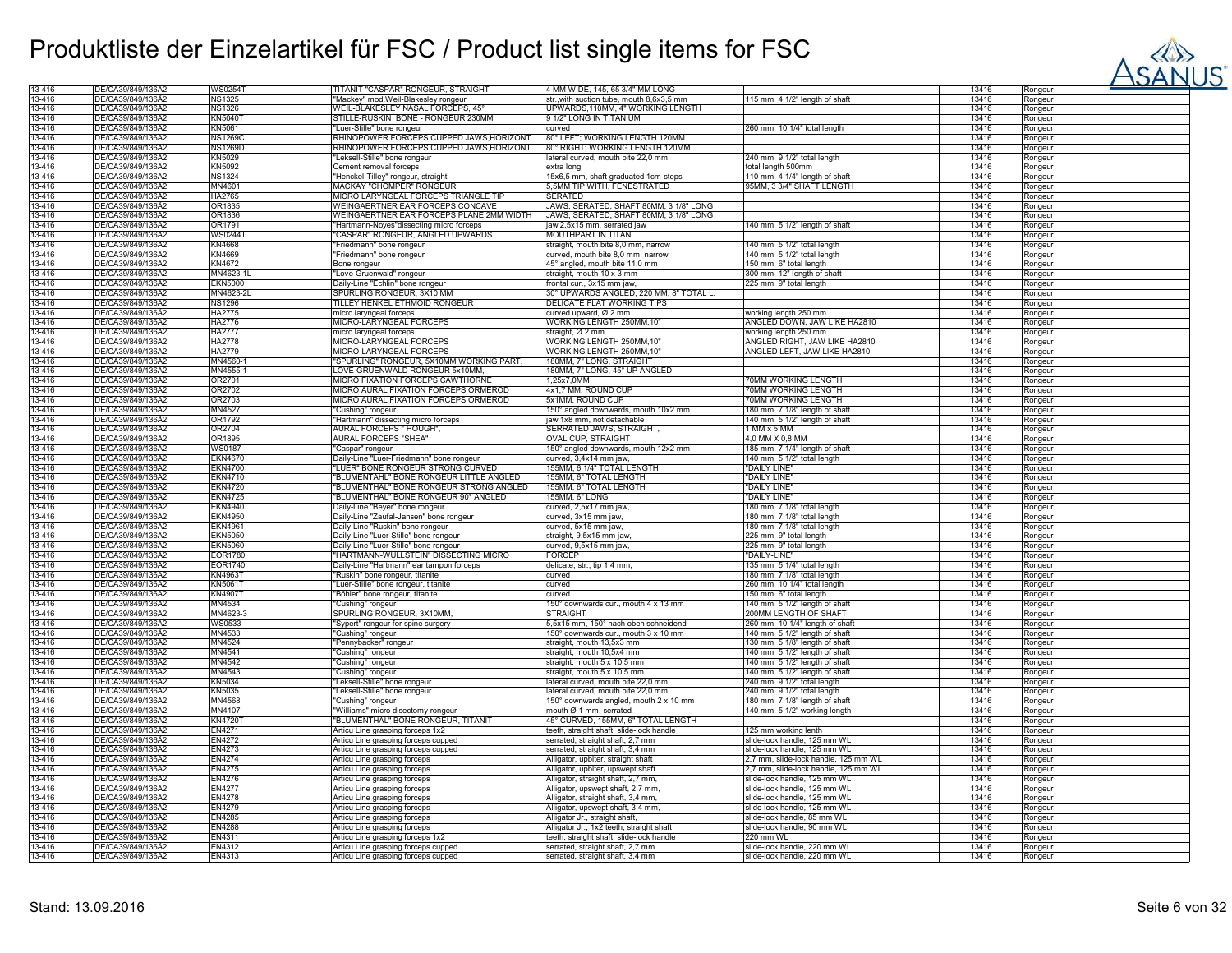# Produktliste der Einzelartikel für FSC / Product list single items for FSC

| | | | | | | | |
|---|---|---|---|---|---|---|---|
| 13-416 | DE/CA39/849/136A2 | WS0254T | TITANIT "CASPAR" RONGEUR, STRAIGHT | 4 MM WIDE, 145, 65 3/4" MM LONG | | 13416 | Rongeur |
| 13-416 | DE/CA39/849/136A2 | NS1325 | "Mackey" mod.Weil-Blakesley rongeur | str.,with suction tube, mouth 8,6x3,5 mm | 115 mm, 4 1/2" length of shaft | 13416 | Rongeur |
| 13-416 | DE/CA39/849/136A2 | NS1326 | WEIL-BLAKESLEY NASAL FORCEPS, 45° | UPWARDS,110MM, 4" WORKING LENGTH | | 13416 | Rongeur |
| 13-416 | DE/CA39/849/136A2 | KN5040T | STILLE-RUSKIN BONE - RONGEUR 230MM | 9 1/2" LONG IN TITANIUM | | 13416 | Rongeur |
| 13-416 | DE/CA39/849/136A2 | KN5061 | "Luer-Stille" bone rongeur | curved | 260 mm, 10 1/4" total length | 13416 | Rongeur |
| 13-416 | DE/CA39/849/136A2 | NS1269C | RHINOPOWER FORCEPS CUPPED JAWS,HORIZONT. | 80° LEFT; WORKING LENGTH 120MM | | 13416 | Rongeur |
| 13-416 | DE/CA39/849/136A2 | NS1269D | RHINOPOWER FORCEPS CUPPED JAWS,HORIZONT. | 80° RIGHT; WORKING LENGTH 120MM | | 13416 | Rongeur |
| 13-416 | DE/CA39/849/136A2 | KN5029 | "Leksell-Stille" bone rongeur | lateral curved, mouth bite 22,0 mm | 240 mm, 9 1/2" total length | 13416 | Rongeur |
| 13-416 | DE/CA39/849/136A2 | KN5092 | Cement removal forceps | extra long, | total length 500mm | 13416 | Rongeur |
| 13-416 | DE/CA39/849/136A2 | NS1324 | "Henckel-Tilley" rongeur, straight | 15x6,5 mm, shaft graduated 1cm-steps | 110 mm, 4 1/4" length of shaft | 13416 | Rongeur |
| 13-416 | DE/CA39/849/136A2 | MN4601 | MACKAY "CHOMPER" RONGEUR | 5,5MM TIP WITH, FENESTRATED | 95MM, 3 3/4" SHAFT LENGTH | 13416 | Rongeur |
| 13-416 | DE/CA39/849/136A2 | HA2765 | MICRO LARYNGEAL FORCEPS TRIANGLE TIP | SERATED | | 13416 | Rongeur |
| 13-416 | DE/CA39/849/136A2 | OR1835 | WEINGAERTNER EAR FORCEPS CONCAVE | JAWS, SERATED, SHAFT 80MM, 3 1/8" LONG | | 13416 | Rongeur |
| 13-416 | DE/CA39/849/136A2 | OR1836 | WEINGAERTNER EAR FORCEPS PLANE 2MM WIDTH | JAWS, SERATED, SHAFT 80MM, 3 1/8" LONG | | 13416 | Rongeur |
| 13-416 | DE/CA39/849/136A2 | OR1791 | "Hartmann-Noyes"dissecting micro forceps | jaw 2,5x15 mm, serrated jaw | 140 mm, 5 1/2" length of shaft | 13416 | Rongeur |
| 13-416 | DE/CA39/849/136A2 | WS0244T | "CASPAR" RONGEUR, ANGLED UPWARDS | MOUTHPART IN TITAN | | 13416 | Rongeur |
| 13-416 | DE/CA39/849/136A2 | KN4668 | "Friedmann" bone rongeur | straight, mouth bite 8,0 mm, narrow | 140 mm, 5 1/2" total length | 13416 | Rongeur |
| 13-416 | DE/CA39/849/136A2 | KN4669 | "Friedmann" bone rongeur | curved, mouth bite 8,0 mm, narrow | 140 mm, 5 1/2" total length | 13416 | Rongeur |
| 13-416 | DE/CA39/849/136A2 | KN4672 | Bone rongeur | 45° angled, mouth bite 11,0 mm | 150 mm, 6" total length | 13416 | Rongeur |
| 13-416 | DE/CA39/849/136A2 | MN4623-1L | "Love-Gruenwald" rongeur | straight, mouth 10 x 3 mm | 300 mm, 12" length of shaft | 13416 | Rongeur |
| 13-416 | DE/CA39/849/136A2 | EKN5000 | Daily-Line "Echlin" bone rongeur | frontal cur., 3x15 mm jaw, | 225 mm, 9" total length | 13416 | Rongeur |
| 13-416 | DE/CA39/849/136A2 | MN4623-2L | SPURLING RONGEUR, 3X10 MM | 30° UPWARDS ANGLED, 220 MM, 8" TOTAL L. | | 13416 | Rongeur |
| 13-416 | DE/CA39/849/136A2 | NS1296 | TILLEY HENKEL ETHMOID RONGEUR | DELICATE FLAT WORKING TIPS | | 13416 | Rongeur |
| 13-416 | DE/CA39/849/136A2 | HA2775 | micro laryngeal forceps | curved upward, Ø 2 mm | working length 250 mm | 13416 | Rongeur |
| 13-416 | DE/CA39/849/136A2 | HA2776 | MICRO-LARYNGEAL FORCEPS | WORKING LENGTH 250MM,10" | ANGLED DOWN, JAW LIKE HA2810 | 13416 | Rongeur |
| 13-416 | DE/CA39/849/136A2 | HA2777 | micro laryngeal forceps | straight, Ø 2 mm | working length 250 mm | 13416 | Rongeur |
| 13-416 | DE/CA39/849/136A2 | HA2778 | MICRO-LARYNGEAL FORCEPS | WORKING LENGTH 250MM,10" | ANGLED RIGHT, JAW LIKE HA2810 | 13416 | Rongeur |
| 13-416 | DE/CA39/849/136A2 | HA2779 | MICRO-LARYNGEAL FORCEPS | WORKING LENGTH 250MM,10" | ANGLED LEFT, JAW LIKE HA2810 | 13416 | Rongeur |
| 13-416 | DE/CA39/849/136A2 | MN4560-1 | "SPURLING" RONGEUR, 5X10MM WORKING PART, | 180MM, 7" LONG, STRAIGHT | | 13416 | Rongeur |
| 13-416 | DE/CA39/849/136A2 | MN4555-1 | LOVE-GRUENWALD RONGEUR 5x10MM, | 180MM, 7" LONG, 45° UP ANGLED | | 13416 | Rongeur |
| 13-416 | DE/CA39/849/136A2 | OR2701 | MICRO FIXATION FORCEPS CAWTHORNE | 1,25x7,0MM | 70MM WORKING LENGTH | 13416 | Rongeur |
| 13-416 | DE/CA39/849/136A2 | OR2702 | MICRO AURAL FIXATION FORCEPS ORMEROD | 4x1,7 MM, ROUND CUP | 70MM WORKING LENGTH | 13416 | Rongeur |
| 13-416 | DE/CA39/849/136A2 | OR2703 | MICRO AURAL FIXATION FORCEPS ORMEROD | 5x1MM, ROUND CUP | 70MM WORKING LENGTH | 13416 | Rongeur |
| 13-416 | DE/CA39/849/136A2 | MN4527 | "Cushing" rongeur | 150° angled downwards, mouth 10x2 mm | 180 mm, 7 1/8" length of shaft | 13416 | Rongeur |
| 13-416 | DE/CA39/849/136A2 | OR1792 | "Hartmann" dissecting micro forceps | jaw 1x8 mm, not detachable | 140 mm, 5 1/2" length of shaft | 13416 | Rongeur |
| 13-416 | DE/CA39/849/136A2 | OR2704 | AURAL FORCEPS " HOUGH", | SERRATED JAWS, STRAIGHT, | 1 MM x 5 MM | 13416 | Rongeur |
| 13-416 | DE/CA39/849/136A2 | OR1895 | AURAL FORCEPS "SHEA" | OVAL CUP, STRAIGHT | 4,0 MM X 0,8 MM | 13416 | Rongeur |
| 13-416 | DE/CA39/849/136A2 | WS0187 | "Caspar" rongeur | 150° angled downwards, mouth 12x2 mm | 185 mm, 7 1/4" length of shaft | 13416 | Rongeur |
| 13-416 | DE/CA39/849/136A2 | EKN4670 | Daily-Line "Luer-Friedmann" bone rongeur | curved, 3,4x14 mm jaw, | 140 mm, 5 1/2" total length | 13416 | Rongeur |
| 13-416 | DE/CA39/849/136A2 | EKN4700 | "LUER" BONE RONGEUR STRONG CURVED | 155MM, 6 1/4" TOTAL LENGTH | "DAILY LINE" | 13416 | Rongeur |
| 13-416 | DE/CA39/849/136A2 | EKN4710 | "BLUMENTAHL" BONE RONGEUR LITTLE ANGLED | 155MM, 6" TOTAL LENGTH | "DAILY LINE" | 13416 | Rongeur |
| 13-416 | DE/CA39/849/136A2 | EKN4720 | "BLUMENTHAL" BONE RONGEUR STRONG ANGLED | 155MM, 6" TOTAL LENGTH | "DAILY LINE" | 13416 | Rongeur |
| 13-416 | DE/CA39/849/136A2 | EKN4725 | "BLUMENTHAL" BONE RONGEUR 90° ANGLED | 155MM, 6" LONG | "DAILY LINE" | 13416 | Rongeur |
| 13-416 | DE/CA39/849/136A2 | EKN4940 | Daily-Line "Beyer" bone rongeur | curved, 2,5x17 mm jaw, | 180 mm, 7 1/8" total length | 13416 | Rongeur |
| 13-416 | DE/CA39/849/136A2 | EKN4950 | Daily-Line "Zaufal-Jansen" bone rongeur | curved, 3x15 mm jaw, | 180 mm, 7 1/8" total length | 13416 | Rongeur |
| 13-416 | DE/CA39/849/136A2 | EKN4961 | Daily-Line "Ruskin" bone rongeur | curved, 5x15 mm jaw, | 180 mm, 7 1/8" total length | 13416 | Rongeur |
| 13-416 | DE/CA39/849/136A2 | EKN5050 | Daily-Line "Luer-Stille" bone rongeur | straight, 9,5x15 mm jaw, | 225 mm, 9" total length | 13416 | Rongeur |
| 13-416 | DE/CA39/849/136A2 | EKN5060 | Daily-Line "Luer-Stille" bone rongeur | curved, 9,5x15 mm jaw, | 225 mm, 9" total length | 13416 | Rongeur |
| 13-416 | DE/CA39/849/136A2 | EOR1780 | "HARTMANN-WULLSTEIN" DISSECTING MICRO | FORCEP | "DAILY-LINE" | 13416 | Rongeur |
| 13-416 | DE/CA39/849/136A2 | EOR1740 | Daily-Line "Hartmann" ear tampon forceps | delicate, str., tip 1,4 mm, | 135 mm, 5 1/4" total length | 13416 | Rongeur |
| 13-416 | DE/CA39/849/136A2 | KN4963T | "Ruskin" bone rongeur, titanite | curved | 180 mm, 7 1/8" total length | 13416 | Rongeur |
| 13-416 | DE/CA39/849/136A2 | KN5061T | "Luer-Stille" bone rongeur, titanite | curved | 260 mm, 10 1/4" total length | 13416 | Rongeur |
| 13-416 | DE/CA39/849/136A2 | KN4907T | "Böhler" bone rongeur, titanite | curved | 150 mm, 6" total length | 13416 | Rongeur |
| 13-416 | DE/CA39/849/136A2 | MN4534 | "Cushing" rongeur | 150° downwards cur., mouth 4 x 13 mm | 140 mm, 5 1/2" length of shaft | 13416 | Rongeur |
| 13-416 | DE/CA39/849/136A2 | MN4623-3 | SPURLING RONGEUR, 3X10MM, | STRAIGHT | 200MM LENGTH OF SHAFT | 13416 | Rongeur |
| 13-416 | DE/CA39/849/136A2 | WS0533 | "Sypert" rongeur for spine surgery | 5,5x15 mm, 150° nach oben schneidend | 260 mm, 10 1/4" length of shaft | 13416 | Rongeur |
| 13-416 | DE/CA39/849/136A2 | MN4533 | "Cushing" rongeur | 150° downwards cur., mouth 3 x 10 mm | 140 mm, 5 1/2" length of shaft | 13416 | Rongeur |
| 13-416 | DE/CA39/849/136A2 | MN4524 | "Pennybacker" rongeur | straight, mouth 13,5x3 mm | 130 mm, 5 1/8" length of shaft | 13416 | Rongeur |
| 13-416 | DE/CA39/849/136A2 | MN4541 | "Cushing" rongeur | straight, mouth 10,5x4 mm | 140 mm, 5 1/2" length of shaft | 13416 | Rongeur |
| 13-416 | DE/CA39/849/136A2 | MN4542 | "Cushing" rongeur | straight, mouth 5 x 10,5 mm | 140 mm, 5 1/2" length of shaft | 13416 | Rongeur |
| 13-416 | DE/CA39/849/136A2 | MN4543 | "Cushing" rongeur | straight, mouth 5 x 10,5 mm | 140 mm, 5 1/2" length of shaft | 13416 | Rongeur |
| 13-416 | DE/CA39/849/136A2 | KN5034 | "Leksell-Stille" bone rongeur | lateral curved, mouth bite 22,0 mm | 240 mm, 9 1/2" total length | 13416 | Rongeur |
| 13-416 | DE/CA39/849/136A2 | KN5035 | "Leksell-Stille" bone rongeur | lateral curved, mouth bite 22,0 mm | 240 mm, 9 1/2" total length | 13416 | Rongeur |
| 13-416 | DE/CA39/849/136A2 | MN4568 | "Cushing" rongeur | 150° downwards angled, mouth 2 x 10 mm | 180 mm, 7 1/8" length of shaft | 13416 | Rongeur |
| 13-416 | DE/CA39/849/136A2 | MN4107 | "Williams" micro disectomy rongeur | mouth Ø 1 mm, serrated | 140 mm, 5 1/2" working length | 13416 | Rongeur |
| 13-416 | DE/CA39/849/136A2 | KN4720T | "BLUMENTHAL" BONE RONGEUR, TITANIT | 45° CURVED, 155MM, 6" TOTAL LENGTH | | 13416 | Rongeur |
| 13-416 | DE/CA39/849/136A2 | EN4271 | Articu Line grasping forceps 1x2 | teeth, straight shaft, slide-lock handle | 125 mm working lenth | 13416 | Rongeur |
| 13-416 | DE/CA39/849/136A2 | EN4272 | Articu Line grasping forceps cupped | serrated, straight shaft, 2,7 mm | slide-lock handle, 125 mm WL | 13416 | Rongeur |
| 13-416 | DE/CA39/849/136A2 | EN4273 | Articu Line grasping forceps cupped | serrated, straight shaft, 3,4 mm | slide-lock handle, 125 mm WL | 13416 | Rongeur |
| 13-416 | DE/CA39/849/136A2 | EN4274 | Articu Line grasping forceps | Alligator, upbiter, straight shaft | 2,7 mm, slide-lock handle, 125 mm WL | 13416 | Rongeur |
| 13-416 | DE/CA39/849/136A2 | EN4275 | Articu Line grasping forceps | Alligator, upbiter, upswept shaft | 2,7 mm, slide-lock handle, 125 mm WL | 13416 | Rongeur |
| 13-416 | DE/CA39/849/136A2 | EN4276 | Articu Line grasping forceps | Alligator, straight shaft, 2,7 mm, | slide-lock handle, 125 mm WL | 13416 | Rongeur |
| 13-416 | DE/CA39/849/136A2 | EN4277 | Articu Line grasping forceps | Alligator, upswept shaft, 2,7 mm, | slide-lock handle, 125 mm WL | 13416 | Rongeur |
| 13-416 | DE/CA39/849/136A2 | EN4278 | Articu Line grasping forceps | Alligator, straight shaft, 3,4 mm, | slide-lock handle, 125 mm WL | 13416 | Rongeur |
| 13-416 | DE/CA39/849/136A2 | EN4279 | Articu Line grasping forceps | Alligator, upswept shaft, 3,4 mm, | slide-lock handle, 125 mm WL | 13416 | Rongeur |
| 13-416 | DE/CA39/849/136A2 | EN4285 | Articu Line grasping forceps | Alligator Jr., straight shaft, | slide-lock handle, 85 mm WL | 13416 | Rongeur |
| 13-416 | DE/CA39/849/136A2 | EN4288 | Articu Line grasping forceps | Alligator Jr., 1x2 teeth, straight shaft | slide-lock handle, 90 mm WL | 13416 | Rongeur |
| 13-416 | DE/CA39/849/136A2 | EN4311 | Articu Line grasping forceps 1x2 | teeth, straight shaft, slide-lock handle | 220 mm WL | 13416 | Rongeur |
| 13-416 | DE/CA39/849/136A2 | EN4312 | Articu Line grasping forceps cupped | serrated, straight shaft, 2,7 mm | slide-lock handle, 220 mm WL | 13416 | Rongeur |
| 13-416 | DE/CA39/849/136A2 | EN4313 | Articu Line grasping forceps cupped | serrated, straight shaft, 3,4 mm | slide-lock handle, 220 mm WL | 13416 | Rongeur |

Stand: 13.09.2016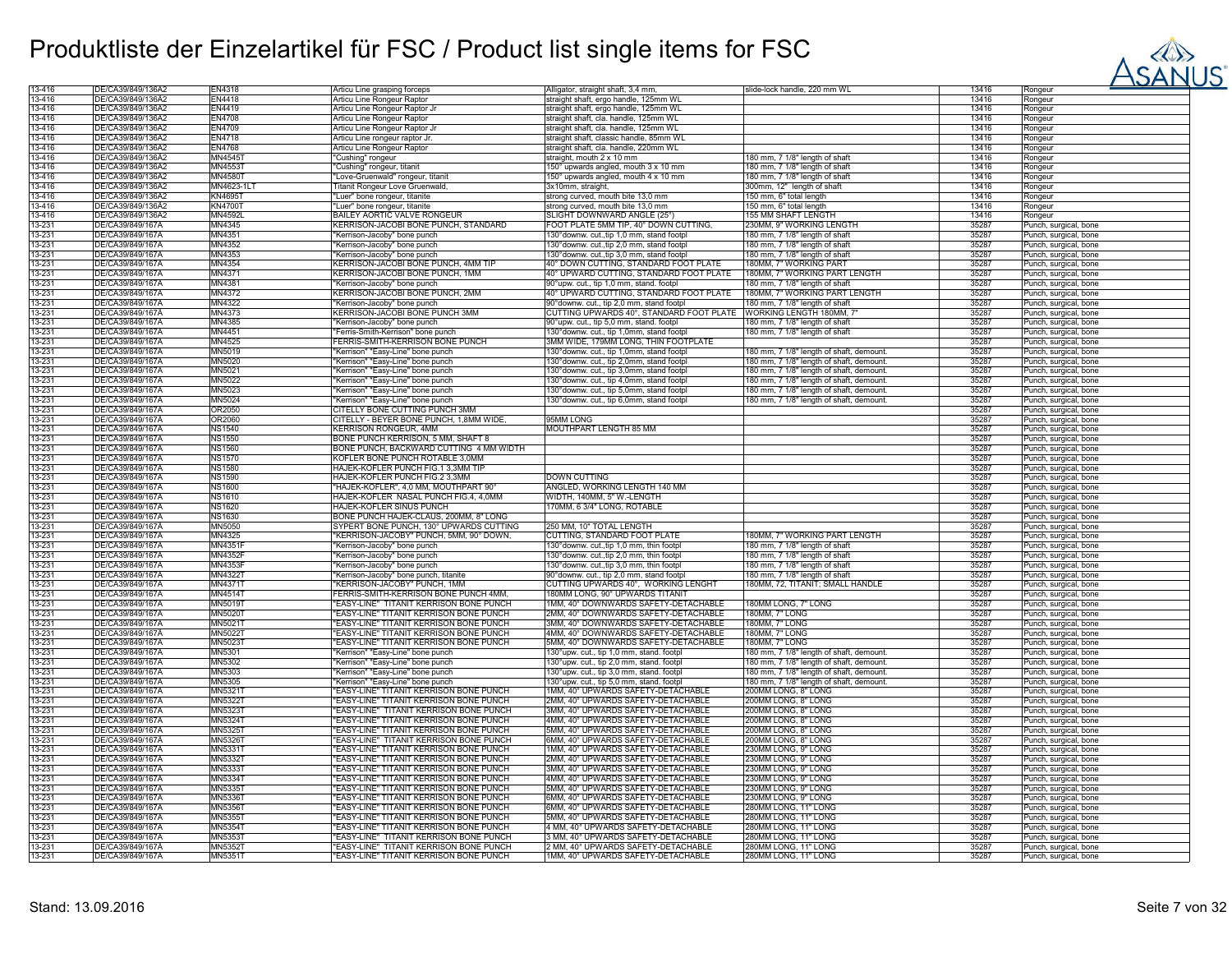# Produktliste der Einzelartikel für FSC / Product list single items for FSC

| | | | | | | | |
|---|---|---|---|---|---|---|---|
| 13-416 | DE/CA39/849/136A2 | EN4318 | Articu Line grasping forceps | Alligator, straight shaft, 3,4 mm, | slide-lock handle, 220 mm WL | 13416 | Rongeur |
| 13-416 | DE/CA39/849/136A2 | EN4418 | Articu Line Rongeur Raptor | straight shaft, ergo handle, 125mm WL | | 13416 | Rongeur |
| 13-416 | DE/CA39/849/136A2 | EN4419 | Articu Line Rongeur Raptor Jr | straight shaft, ergo handle, 125mm WL | | 13416 | Rongeur |
| 13-416 | DE/CA39/849/136A2 | EN4708 | Articu Line Rongeur Raptor | straight shaft, cla. handle, 125mm WL | | 13416 | Rongeur |
| 13-416 | DE/CA39/849/136A2 | EN4709 | Articu Line Rongeur Raptor Jr | straight shaft, cla. handle, 125mm WL | | 13416 | Rongeur |
| 13-416 | DE/CA39/849/136A2 | EN4718 | Articu Line rongeur raptor Jr. | straight shaft, classic handle, 85mm WL | | 13416 | Rongeur |
| 13-416 | DE/CA39/849/136A2 | EN4768 | Articu Line Rongeur Raptor | straight shaft, cla. handle, 220mm WL | | 13416 | Rongeur |
| 13-416 | DE/CA39/849/136A2 | MN4545T | "Cushing" rongeur | straight, mouth 2 x 10 mm | 180 mm, 7 1/8" length of shaft | 13416 | Rongeur |
| 13-416 | DE/CA39/849/136A2 | MN4553T | "Cushing" rongeur, titanit | 150° upwards angled, mouth 3 x 10 mm | 180 mm, 7 1/8" length of shaft | 13416 | Rongeur |
| 13-416 | DE/CA39/849/136A2 | MN4580T | "Love-Gruenwald" rongeur, titanit | 150° upwards angled, mouth 4 x 10 mm | 180 mm, 7 1/8" length of shaft | 13416 | Rongeur |
| 13-416 | DE/CA39/849/136A2 | MN4623-1LT | Titanit Rongeur Love Gruenwald, | 3x10mm, straight, | 300mm, 12" length of shaft | 13416 | Rongeur |
| 13-416 | DE/CA39/849/136A2 | KN4695T | "Luer" bone rongeur, titanite | strong curved, mouth bite 13,0 mm | 150 mm, 6" total length | 13416 | Rongeur |
| 13-416 | DE/CA39/849/136A2 | KN4700T | "Luer" bone rongeur, titanite | strong curved, mouth bite 13,0 mm | 150 mm, 6" total length | 13416 | Rongeur |
| 13-416 | DE/CA39/849/136A2 | MN4592L | BAILEY AORTIC VALVE RONGEUR | SLIGHT DOWNWARD ANGLE (25°) | 155 MM SHAFT LENGTH | 13416 | Rongeur |
| 13-231 | DE/CA39/849/167A | MN4345 | KERRISON-JACOBI BONE PUNCH, STANDARD | FOOT PLATE 5MM TIP, 40° DOWN CUTTING, | 230MM, 9" WORKING LENGTH | 35287 | Punch, surgical, bone |
| 13-231 | DE/CA39/849/167A | MN4351 | "Kerrison-Jacoby" bone punch | 130°downw. cut.,tip 1,0 mm, stand footpl | 180 mm, 7 1/8" length of shaft | 35287 | Punch, surgical, bone |
| 13-231 | DE/CA39/849/167A | MN4352 | "Kerrison-Jacoby" bone punch | 130°downw. cut.,tip 2,0 mm, stand footpl | 180 mm, 7 1/8" length of shaft | 35287 | Punch, surgical, bone |
| 13-231 | DE/CA39/849/167A | MN4353 | "Kerrison-Jacoby" bone punch | 130°downw. cut.,tip 3,0 mm, stand footpl | 180 mm, 7 1/8" length of shaft | 35287 | Punch, surgical, bone |
| 13-231 | DE/CA39/849/167A | MN4354 | KERRISON-JACOBI BONE PUNCH, 4MM TIP | 40° DOWN CUTTING, STANDARD FOOT PLATE | 180MM, 7" WORKING PART | 35287 | Punch, surgical, bone |
| 13-231 | DE/CA39/849/167A | MN4371 | KERRISON-JACOBI BONE PUNCH, 1MM | 40° UPWARD CUTTING, STANDARD FOOT PLATE | 180MM, 7" WORKING PART LENGTH | 35287 | Punch, surgical, bone |
| 13-231 | DE/CA39/849/167A | MN4381 | "Kerrison-Jacoby" bone punch | 90°upw. cut., tip 1,0 mm, stand. footpl | 180 mm, 7 1/8" length of shaft | 35287 | Punch, surgical, bone |
| 13-231 | DE/CA39/849/167A | MN4372 | KERRISON-JACOBI BONE PUNCH, 2MM | 40° UPWARD CUTTING, STANDARD FOOT PLATE | 180MM, 7" WORKING PART LENGTH | 35287 | Punch, surgical, bone |
| 13-231 | DE/CA39/849/167A | MN4322 | "Kerrison-Jacoby" bone punch | 90°downw. cut., tip 2,0 mm, stand footpl | 180 mm, 7 1/8" length of shaft | 35287 | Punch, surgical, bone |
| 13-231 | DE/CA39/849/167A | MN4373 | KERRISON-JACOBI BONE PUNCH 3MM | CUTTING UPWARDS 40°, STANDARD FOOT PLATE | WORKING LENGTH 180MM, 7" | 35287 | Punch, surgical, bone |
| 13-231 | DE/CA39/849/167A | MN4385 | "Kerrison-Jacoby" bone punch | 90°upw. cut., tip 5,0 mm, stand. footpl | 180 mm, 7 1/8" length of shaft | 35287 | Punch, surgical, bone |
| 13-231 | DE/CA39/849/167A | MN4451 | "Ferris-Smith-Kerrison" bone punch | 130°downw. cut., tip 1,0mm, stand footpl | 180 mm, 7 1/8" length of shaft | 35287 | Punch, surgical, bone |
| 13-231 | DE/CA39/849/167A | MN4525 | FERRIS-SMITH-KERRISON BONE PUNCH | 3MM WIDE, 179MM LONG, THIN FOOTPLATE | | 35287 | Punch, surgical, bone |
| 13-231 | DE/CA39/849/167A | MN5019 | "Kerrison" "Easy-Line" bone punch | 130°downw. cut., tip 1,0mm, stand footpl | 180 mm, 7 1/8" length of shaft, demount. | 35287 | Punch, surgical, bone |
| 13-231 | DE/CA39/849/167A | MN5020 | "Kerrison" "Easy-Line" bone punch | 130°downw. cut., tip 2,0mm, stand footpl | 180 mm, 7 1/8" length of shaft, demount. | 35287 | Punch, surgical, bone |
| 13-231 | DE/CA39/849/167A | MN5021 | "Kerrison" "Easy-Line" bone punch | 130°downw. cut., tip 3,0mm, stand footpl | 180 mm, 7 1/8" length of shaft, demount. | 35287 | Punch, surgical, bone |
| 13-231 | DE/CA39/849/167A | MN5022 | "Kerrison" "Easy-Line" bone punch | 130°downw. cut., tip 4,0mm, stand footpl | 180 mm, 7 1/8" length of shaft, demount. | 35287 | Punch, surgical, bone |
| 13-231 | DE/CA39/849/167A | MN5023 | "Kerrison" "Easy-Line" bone punch | 130°downw. cut., tip 5,0mm, stand footpl | 180 mm, 7 1/8" length of shaft, demount. | 35287 | Punch, surgical, bone |
| 13-231 | DE/CA39/849/167A | MN5024 | "Kerrison" "Easy-Line" bone punch | 130°downw. cut., tip 6,0mm, stand footpl | 180 mm, 7 1/8" length of shaft, demount. | 35287 | Punch, surgical, bone |
| 13-231 | DE/CA39/849/167A | OR2050 | CITELLY BONE CUTTING PUNCH 3MM | | | 35287 | Punch, surgical, bone |
| 13-231 | DE/CA39/849/167A | OR2060 | CITELLY - BEYER BONE PUNCH, 1,8MM WIDE, | 95MM LONG | | 35287 | Punch, surgical, bone |
| 13-231 | DE/CA39/849/167A | NS1540 | KERRISON RONGEUR, 4MM | MOUTHPART LENGTH 85 MM | | 35287 | Punch, surgical, bone |
| 13-231 | DE/CA39/849/167A | NS1550 | BONE PUNCH KERRISON, 5 MM, SHAFT 8 | | | 35287 | Punch, surgical, bone |
| 13-231 | DE/CA39/849/167A | NS1560 | BONE PUNCH, BACKWARD CUTTING 4 MM WIDTH | | | 35287 | Punch, surgical, bone |
| 13-231 | DE/CA39/849/167A | NS1570 | KOFLER BONE PUNCH ROTABLE 3,0MM | | | 35287 | Punch, surgical, bone |
| 13-231 | DE/CA39/849/167A | NS1580 | HAJEK-KOFLER PUNCH FIG.1 3,3MM TIP | | | 35287 | Punch, surgical, bone |
| 13-231 | DE/CA39/849/167A | NS1590 | HAJEK-KOFLER PUNCH FIG.2 3,3MM | DOWN CUTTING | | 35287 | Punch, surgical, bone |
| 13-231 | DE/CA39/849/167A | NS1600 | "HAJEK-KOFLER", 4,0 MM, MOUTHPART 90° | ANGLED, WORKING LENGTH 140 MM | | 35287 | Punch, surgical, bone |
| 13-231 | DE/CA39/849/167A | NS1610 | HAJEK-KOFLER NASAL PUNCH FIG.4, 4,0MM | WIDTH, 140MM, 5" W.-LENGTH | | 35287 | Punch, surgical, bone |
| 13-231 | DE/CA39/849/167A | NS1620 | HAJEK-KOFLER SINUS PUNCH | 170MM, 6 3/4" LONG, ROTABLE | | 35287 | Punch, surgical, bone |
| 13-231 | DE/CA39/849/167A | NS1630 | BONE PUNCH HAJEK-CLAUS, 200MM, 8" LONG | | | 35287 | Punch, surgical, bone |
| 13-231 | DE/CA39/849/167A | MN5050 | SYPERT BONE PUNCH, 130° UPWARDS CUTTING | 250 MM, 10" TOTAL LENGTH | | 35287 | Punch, surgical, bone |
| 13-231 | DE/CA39/849/167A | MN4325 | "KERRISON-JACOBY" PUNCH, 5MM, 90° DOWN, | CUTTING, STANDARD FOOT PLATE | 180MM, 7" WORKING PART LENGTH | 35287 | Punch, surgical, bone |
| 13-231 | DE/CA39/849/167A | MN4351F | "Kerrison-Jacoby" bone punch | 130°downw. cut.,tip 1,0 mm, thin footpl | 180 mm, 7 1/8" length of shaft | 35287 | Punch, surgical, bone |
| 13-231 | DE/CA39/849/167A | MN4352F | "Kerrison-Jacoby" bone punch | 130°downw. cut.,tip 2,0 mm, thin footpl | 180 mm, 7 1/8" length of shaft | 35287 | Punch, surgical, bone |
| 13-231 | DE/CA39/849/167A | MN4353F | "Kerrison-Jacoby" bone punch | 130°downw. cut.,tip 3,0 mm, thin footpl | 180 mm, 7 1/8" length of shaft | 35287 | Punch, surgical, bone |
| 13-231 | DE/CA39/849/167A | MN4322T | "Kerrison-Jacoby" bone punch, titanite | 90°downw. cut., tip 2,0 mm, stand footpl | 180 mm, 7 1/8" length of shaft | 35287 | Punch, surgical, bone |
| 13-231 | DE/CA39/849/167A | MN4371T | "KERRISON-JACOBY" PUNCH, 1MM | CUTTING UPWARDS 40°, WORKING LENGHT | 180MM, 72, TITANIT; SMALL HANDLE | 35287 | Punch, surgical, bone |
| 13-231 | DE/CA39/849/167A | MN4514T | FERRIS-SMITH-KERRISON BONE PUNCH 4MM, | 180MM LONG, 90° UPWARDS TITANIT | | 35287 | Punch, surgical, bone |
| 13-231 | DE/CA39/849/167A | MN5019T | "EASY-LINE" TITANIT KERRISON BONE PUNCH | 1MM, 40° DOWNWARDS SAFETY-DETACHABLE | 180MM LONG, 7" LONG | 35287 | Punch, surgical, bone |
| 13-231 | DE/CA39/849/167A | MN5020T | "EASY-LINE" TITANIT KERRISON BONE PUNCH | 2MM, 40° DOWNWARDS SAFETY-DETACHABLE | 180MM, 7" LONG | 35287 | Punch, surgical, bone |
| 13-231 | DE/CA39/849/167A | MN5021T | "EASY-LINE" TITANIT KERRISON BONE PUNCH | 3MM, 40° DOWNWARDS SAFETY-DETACHABLE | 180MM, 7" LONG | 35287 | Punch, surgical, bone |
| 13-231 | DE/CA39/849/167A | MN5022T | "EASY-LINE" TITANIT KERRISON BONE PUNCH | 4MM, 40° DOWNWARDS SAFETY-DETACHABLE | 180MM, 7" LONG | 35287 | Punch, surgical, bone |
| 13-231 | DE/CA39/849/167A | MN5023T | "EASY-LINE" TITANIT KERRISON BONE PUNCH | 5MM, 40° DOWNWARDS SAFETY-DETACHABLE | 180MM, 7" LONG | 35287 | Punch, surgical, bone |
| 13-231 | DE/CA39/849/167A | MN5301 | "Kerrison" "Easy-Line" bone punch | 130°upw. cut., tip 1,0 mm, stand. footpl | 180 mm, 7 1/8" length of shaft, demount. | 35287 | Punch, surgical, bone |
| 13-231 | DE/CA39/849/167A | MN5302 | "Kerrison" "Easy-Line" bone punch | 130°upw. cut., tip 2,0 mm, stand. footpl | 180 mm, 7 1/8" length of shaft, demount. | 35287 | Punch, surgical, bone |
| 13-231 | DE/CA39/849/167A | MN5303 | "Kerrison" "Easy-Line" bone punch | 130°upw. cut., tip 3,0 mm, stand. footpl | 180 mm, 7 1/8" length of shaft, demount. | 35287 | Punch, surgical, bone |
| 13-231 | DE/CA39/849/167A | MN5305 | "Kerrison" "Easy-Line" bone punch | 130°upw. cut., tip 5,0 mm, stand. footpl | 180 mm, 7 1/8" length of shaft, demount. | 35287 | Punch, surgical, bone |
| 13-231 | DE/CA39/849/167A | MN5321T | "EASY-LINE" TITANIT KERRISON BONE PUNCH | 1MM, 40° UPWARDS SAFETY-DETACHABLE | 200MM LONG, 8" LONG | 35287 | Punch, surgical, bone |
| 13-231 | DE/CA39/849/167A | MN5322T | "EASY-LINE" TITANIT KERRISON BONE PUNCH | 2MM, 40° UPWARDS SAFETY-DETACHABLE | 200MM LONG, 8" LONG | 35287 | Punch, surgical, bone |
| 13-231 | DE/CA39/849/167A | MN5323T | "EASY-LINE" TITANIT KERRISON BONE PUNCH | 3MM, 40° UPWARDS SAFETY-DETACHABLE | 200MM LONG, 8" LONG | 35287 | Punch, surgical, bone |
| 13-231 | DE/CA39/849/167A | MN5324T | "EASY-LINE" TITANIT KERRISON BONE PUNCH | 4MM, 40° UPWARDS SAFETY-DETACHABLE | 200MM LONG, 8" LONG | 35287 | Punch, surgical, bone |
| 13-231 | DE/CA39/849/167A | MN5325T | "EASY-LINE" TITANIT KERRISON BONE PUNCH | 5MM, 40° UPWARDS SAFETY-DETACHABLE | 200MM LONG, 8" LONG | 35287 | Punch, surgical, bone |
| 13-231 | DE/CA39/849/167A | MN5326T | "EASY-LINE" TITANIT KERRISON BONE PUNCH | 6MM, 40° UPWARDS SAFETY-DETACHABLE | 200MM LONG, 8" LONG | 35287 | Punch, surgical, bone |
| 13-231 | DE/CA39/849/167A | MN5331T | "EASY-LINE" TITANIT KERRISON BONE PUNCH | 1MM, 40° UPWARDS SAFETY-DETACHABLE | 230MM LONG, 9" LONG | 35287 | Punch, surgical, bone |
| 13-231 | DE/CA39/849/167A | MN5332T | "EASY-LINE" TITANIT KERRISON BONE PUNCH | 2MM, 40° UPWARDS SAFETY-DETACHABLE | 230MM LONG, 9" LONG | 35287 | Punch, surgical, bone |
| 13-231 | DE/CA39/849/167A | MN5333T | "EASY-LINE" TITANIT KERRISON BONE PUNCH | 3MM, 40° UPWARDS SAFETY-DETACHABLE | 230MM LONG, 9" LONG | 35287 | Punch, surgical, bone |
| 13-231 | DE/CA39/849/167A | MN5334T | "EASY-LINE" TITANIT KERRISON BONE PUNCH | 4MM, 40° UPWARDS SAFETY-DETACHABLE | 230MM LONG, 9" LONG | 35287 | Punch, surgical, bone |
| 13-231 | DE/CA39/849/167A | MN5335T | "EASY-LINE" TITANIT KERRISON BONE PUNCH | 5MM, 40° UPWARDS SAFETY-DETACHABLE | 230MM LONG, 9" LONG | 35287 | Punch, surgical, bone |
| 13-231 | DE/CA39/849/167A | MN5336T | "EASY-LINE" TITANIT KERRISON BONE PUNCH | 6MM, 40° UPWARDS SAFETY-DETACHABLE | 230MM LONG, 9" LONG | 35287 | Punch, surgical, bone |
| 13-231 | DE/CA39/849/167A | MN5356T | "EASY-LINE" TITANIT KERRISON BONE PUNCH | 6MM, 40° UPWARDS SAFETY-DETACHABLE | 280MM LONG, 11" LONG | 35287 | Punch, surgical, bone |
| 13-231 | DE/CA39/849/167A | MN5355T | "EASY-LINE" TITANIT KERRISON BONE PUNCH | 5MM, 40° UPWARDS SAFETY-DETACHABLE | 280MM LONG, 11" LONG | 35287 | Punch, surgical, bone |
| 13-231 | DE/CA39/849/167A | MN5354T | "EASY-LINE" TITANIT KERRISON BONE PUNCH | 4 MM, 40° UPWARDS SAFETY-DETACHABLE | 280MM LONG, 11" LONG | 35287 | Punch, surgical, bone |
| 13-231 | DE/CA39/849/167A | MN5353T | "EASY-LINE" TITANIT KERRISON BONE PUNCH | 3 MM, 40° UPWARDS SAFETY-DETACHABLE | 280MM LONG, 11" LONG | 35287 | Punch, surgical, bone |
| 13-231 | DE/CA39/849/167A | MN5352T | "EASY-LINE" TITANIT KERRISON BONE PUNCH | 2 MM, 40° UPWARDS SAFETY-DETACHABLE | 280MM LONG, 11" LONG | 35287 | Punch, surgical, bone |
| 13-231 | DE/CA39/849/167A | MN5351T | "EASY-LINE" TITANIT KERRISON BONE PUNCH | 1MM, 40° UPWARDS SAFETY-DETACHABLE | 280MM LONG, 11" LONG | 35287 | Punch, surgical, bone |

Stand: 13.09.2016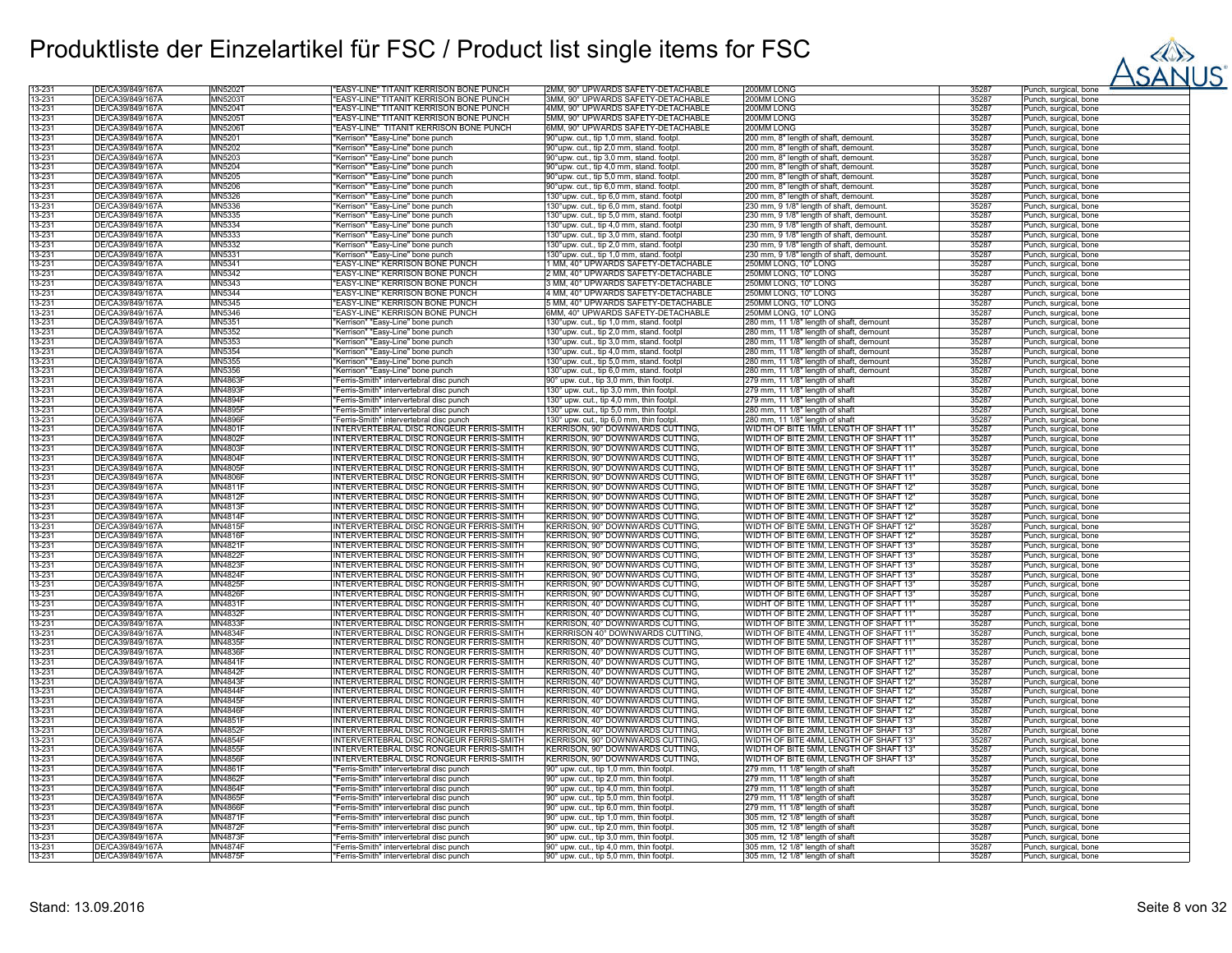# Produktliste der Einzelartikel für FSC / Product list single items for FSC

| | | | | | | | |
|---|---|---|---|---|---|---|---|
| 13-231 | DE/CA39/849/167A | MN5202T | "EASY-LINE" TITANIT KERRISON BONE PUNCH | 2MM, 90° UPWARDS SAFETY-DETACHABLE | 200MM LONG | 35287 | Punch, surgical, bone |
| 13-231 | DE/CA39/849/167A | MN5203T | "EASY-LINE" TITANIT KERRISON BONE PUNCH | 3MM, 90° UPWARDS SAFETY-DETACHABLE | 200MM LONG | 35287 | Punch, surgical, bone |
| 13-231 | DE/CA39/849/167A | MN5204T | "EASY-LINE" TITANIT KERRISON BONE PUNCH | 4MM, 90° UPWARDS SAFETY-DETACHABLE | 200MM LONG | 35287 | Punch, surgical, bone |
| 13-231 | DE/CA39/849/167A | MN5205T | "EASY-LINE" TITANIT KERRISON BONE PUNCH | 5MM, 90° UPWARDS SAFETY-DETACHABLE | 200MM LONG | 35287 | Punch, surgical, bone |
| 13-231 | DE/CA39/849/167A | MN5206T | "EASY-LINE" TITANIT KERRISON BONE PUNCH | 6MM, 90° UPWARDS SAFETY-DETACHABLE | 200MM LONG | 35287 | Punch, surgical, bone |
| 13-231 | DE/CA39/849/167A | MN5201 | "Kerrison" "Easy-Line" bone punch | 90°upw. cut., tip 1,0 mm, stand. footpl. | 200 mm, 8" length of shaft, demount. | 35287 | Punch, surgical, bone |
| 13-231 | DE/CA39/849/167A | MN5202 | "Kerrison" "Easy-Line" bone punch | 90°upw. cut., tip 2,0 mm, stand. footpl. | 200 mm, 8" length of shaft, demount. | 35287 | Punch, surgical, bone |
| 13-231 | DE/CA39/849/167A | MN5203 | "Kerrison" "Easy-Line" bone punch | 90°upw. cut., tip 3,0 mm, stand. footpl. | 200 mm, 8" length of shaft, demount. | 35287 | Punch, surgical, bone |
| 13-231 | DE/CA39/849/167A | MN5204 | "Kerrison" "Easy-Line" bone punch | 90°upw. cut., tip 4,0 mm, stand. footpl. | 200 mm, 8" length of shaft, demount. | 35287 | Punch, surgical, bone |
| 13-231 | DE/CA39/849/167A | MN5205 | "Kerrison" "Easy-Line" bone punch | 90°upw. cut., tip 5,0 mm, stand. footpl. | 200 mm, 8" length of shaft, demount. | 35287 | Punch, surgical, bone |
| 13-231 | DE/CA39/849/167A | MN5206 | "Kerrison" "Easy-Line" bone punch | 90°upw. cut., tip 6,0 mm, stand. footpl. | 200 mm, 8" length of shaft, demount. | 35287 | Punch, surgical, bone |
| 13-231 | DE/CA39/849/167A | MN5326 | "Kerrison" "Easy-Line" bone punch | 130°upw. cut., tip 6,0 mm, stand. footpl | 200 mm, 8" length of shaft, demount. | 35287 | Punch, surgical, bone |
| 13-231 | DE/CA39/849/167A | MN5336 | "Kerrison" "Easy-Line" bone punch | 130°upw. cut., tip 6,0 mm, stand. footpl | 230 mm, 9 1/8" length of shaft, demount. | 35287 | Punch, surgical, bone |
| 13-231 | DE/CA39/849/167A | MN5335 | "Kerrison" "Easy-Line" bone punch | 130°upw. cut., tip 5,0 mm, stand. footpl | 230 mm, 9 1/8" length of shaft, demount. | 35287 | Punch, surgical, bone |
| 13-231 | DE/CA39/849/167A | MN5334 | "Kerrison" "Easy-Line" bone punch | 130°upw. cut., tip 4,0 mm, stand. footpl | 230 mm, 9 1/8" length of shaft, demount. | 35287 | Punch, surgical, bone |
| 13-231 | DE/CA39/849/167A | MN5333 | "Kerrison" "Easy-Line" bone punch | 130°upw. cut., tip 3,0 mm, stand. footpl | 230 mm, 9 1/8" length of shaft, demount. | 35287 | Punch, surgical, bone |
| 13-231 | DE/CA39/849/167A | MN5332 | "Kerrison" "Easy-Line" bone punch | 130°upw. cut., tip 2,0 mm, stand. footpl | 230 mm, 9 1/8" length of shaft, demount. | 35287 | Punch, surgical, bone |
| 13-231 | DE/CA39/849/167A | MN5331 | "Kerrison" "Easy-Line" bone punch | 130°upw. cut., tip 1,0 mm, stand. footpl | 230 mm, 9 1/8" length of shaft, demount. | 35287 | Punch, surgical, bone |
| 13-231 | DE/CA39/849/167A | MN5341 | "EASY-LINE" KERRISON BONE PUNCH | 1 MM, 40° UPWARDS SAFETY-DETACHABLE | 250MM LONG, 10" LONG | 35287 | Punch, surgical, bone |
| 13-231 | DE/CA39/849/167A | MN5342 | "EASY-LINE" KERRISON BONE PUNCH | 2 MM, 40° UPWARDS SAFETY-DETACHABLE | 250MM LONG, 10" LONG | 35287 | Punch, surgical, bone |
| 13-231 | DE/CA39/849/167A | MN5343 | "EASY-LINE" KERRISON BONE PUNCH | 3 MM, 40° UPWARDS SAFETY-DETACHABLE | 250MM LONG, 10" LONG | 35287 | Punch, surgical, bone |
| 13-231 | DE/CA39/849/167A | MN5344 | "EASY-LINE" KERRISON BONE PUNCH | 4 MM, 40° UPWARDS SAFETY-DETACHABLE | 250MM LONG, 10" LONG | 35287 | Punch, surgical, bone |
| 13-231 | DE/CA39/849/167A | MN5345 | "EASY-LINE" KERRISON BONE PUNCH | 5 MM, 40° UPWARDS SAFETY-DETACHABLE | 250MM LONG, 10" LONG | 35287 | Punch, surgical, bone |
| 13-231 | DE/CA39/849/167A | MN5346 | "EASY-LINE" KERRISON BONE PUNCH | 6MM, 40° UPWARDS SAFETY-DETACHABLE | 250MM LONG, 10" LONG | 35287 | Punch, surgical, bone |
| 13-231 | DE/CA39/849/167A | MN5351 | "Kerrison" "Easy-Line" bone punch | 130°upw. cut., tip 1,0 mm, stand. footpl | 280 mm, 11 1/8" length of shaft, demount | 35287 | Punch, surgical, bone |
| 13-231 | DE/CA39/849/167A | MN5352 | "Kerrison" "Easy-Line" bone punch | 130°upw. cut., tip 2,0 mm, stand. footpl | 280 mm, 11 1/8" length of shaft, demount | 35287 | Punch, surgical, bone |
| 13-231 | DE/CA39/849/167A | MN5353 | "Kerrison" "Easy-Line" bone punch | 130°upw. cut., tip 3,0 mm, stand. footpl | 280 mm, 11 1/8" length of shaft, demount | 35287 | Punch, surgical, bone |
| 13-231 | DE/CA39/849/167A | MN5354 | "Kerrison" "Easy-Line" bone punch | 130°upw. cut., tip 4,0 mm, stand. footpl | 280 mm, 11 1/8" length of shaft, demount | 35287 | Punch, surgical, bone |
| 13-231 | DE/CA39/849/167A | MN5355 | "Kerrison" "Easy-Line" bone punch | 130°upw. cut., tip 5,0 mm, stand. footpl | 280 mm, 11 1/8" length of shaft, demount | 35287 | Punch, surgical, bone |
| 13-231 | DE/CA39/849/167A | MN5356 | "Kerrison" "Easy-Line" bone punch | 130°upw. cut., tip 6,0 mm, stand. footpl | 280 mm, 11 1/8" length of shaft, demount | 35287 | Punch, surgical, bone |
| 13-231 | DE/CA39/849/167A | MN4863F | "Ferris-Smith" intervertebral disc punch | 90° upw. cut., tip 3,0 mm, thin footpl. | 279 mm, 11 1/8" length of shaft | 35287 | Punch, surgical, bone |
| 13-231 | DE/CA39/849/167A | MN4893F | "Ferris-Smith" intervertebral disc punch | 130° upw. cut., tip 3,0 mm, thin footpl. | 279 mm, 11 1/8" length of shaft | 35287 | Punch, surgical, bone |
| 13-231 | DE/CA39/849/167A | MN4894F | "Ferris-Smith" intervertebral disc punch | 130° upw. cut., tip 4,0 mm, thin footpl. | 279 mm, 11 1/8" length of shaft | 35287 | Punch, surgical, bone |
| 13-231 | DE/CA39/849/167A | MN4895F | "Ferris-Smith" intervertebral disc punch | 130° upw. cut., tip 5,0 mm, thin footpl. | 280 mm, 11 1/8" length of shaft | 35287 | Punch, surgical, bone |
| 13-231 | DE/CA39/849/167A | MN4896F | "Ferris-Smith" intervertebral disc punch | 130° upw. cut., tip 6,0 mm, thin footpl. | 280 mm, 11 1/8" length of shaft | 35287 | Punch, surgical, bone |
| 13-231 | DE/CA39/849/167A | MN4801F | INTERVERTEBRAL DISC RONGEUR FERRIS-SMITH | KERRISON, 90° DOWNWARDS CUTTING, | WIDTH OF BITE 1MM, LENGTH OF SHAFT 11" | 35287 | Punch, surgical, bone |
| 13-231 | DE/CA39/849/167A | MN4802F | INTERVERTEBRAL DISC RONGEUR FERRIS-SMITH | KERRISON, 90° DOWNWARDS CUTTING, | WIDTH OF BITE 2MM, LENGTH OF SHAFT 11" | 35287 | Punch, surgical, bone |
| 13-231 | DE/CA39/849/167A | MN4803F | INTERVERTEBRAL DISC RONGEUR FERRIS-SMITH | KERRISON, 90° DOWNWARDS CUTTING, | WIDTH OF BITE 3MM, LENGTH OF SHAFT 11" | 35287 | Punch, surgical, bone |
| 13-231 | DE/CA39/849/167A | MN4804F | INTERVERTEBRAL DISC RONGEUR FERRIS-SMITH | KERRISON, 90° DOWNWARDS CUTTING, | WIDTH OF BITE 4MM, LENGTH OF SHAFT 11" | 35287 | Punch, surgical, bone |
| 13-231 | DE/CA39/849/167A | MN4805F | INTERVERTEBRAL DISC RONGEUR FERRIS-SMITH | KERRISON, 90° DOWNWARDS CUTTING, | WIDTH OF BITE 5MM, LENGTH OF SHAFT 11" | 35287 | Punch, surgical, bone |
| 13-231 | DE/CA39/849/167A | MN4806F | INTERVERTEBRAL DISC RONGEUR FERRIS-SMITH | KERRISON, 90° DOWNWARDS CUTTING, | WIDTH OF BITE 6MM, LENGTH OF SHAFT 11" | 35287 | Punch, surgical, bone |
| 13-231 | DE/CA39/849/167A | MN4811F | INTERVERTEBRAL DISC RONGEUR FERRIS-SMITH | KERRISON, 90° DOWNWARDS CUTTING, | WIDTH OF BITE 1MM, LENGTH OF SHAFT 12" | 35287 | Punch, surgical, bone |
| 13-231 | DE/CA39/849/167A | MN4812F | INTERVERTEBRAL DISC RONGEUR FERRIS-SMITH | KERRISON, 90° DOWNWARDS CUTTING, | WIDTH OF BITE 2MM, LENGTH OF SHAFT 12" | 35287 | Punch, surgical, bone |
| 13-231 | DE/CA39/849/167A | MN4813F | INTERVERTEBRAL DISC RONGEUR FERRIS-SMITH | KERRISON, 90° DOWNWARDS CUTTING, | WIDTH OF BITE 3MM, LENGTH OF SHAFT 12" | 35287 | Punch, surgical, bone |
| 13-231 | DE/CA39/849/167A | MN4814F | INTERVERTEBRAL DISC RONGEUR FERRIS-SMITH | KERRISON, 90° DOWNWARDS CUTTING, | WIDTH OF BITE 4MM, LENGTH OF SHAFT 12" | 35287 | Punch, surgical, bone |
| 13-231 | DE/CA39/849/167A | MN4815F | INTERVERTEBRAL DISC RONGEUR FERRIS-SMITH | KERRISON, 90° DOWNWARDS CUTTING, | WIDTH OF BITE 5MM, LENGTH OF SHAFT 12" | 35287 | Punch, surgical, bone |
| 13-231 | DE/CA39/849/167A | MN4816F | INTERVERTEBRAL DISC RONGEUR FERRIS-SMITH | KERRISON, 90° DOWNWARDS CUTTING, | WIDTH OF BITE 6MM, LENGTH OF SHAFT 12" | 35287 | Punch, surgical, bone |
| 13-231 | DE/CA39/849/167A | MN4821F | INTERVERTEBRAL DISC RONGEUR FERRIS-SMITH | KERRISON, 90° DOWNWARDS CUTTING, | WIDTH OF BITE 1MM, LENGTH OF SHAFT 13" | 35287 | Punch, surgical, bone |
| 13-231 | DE/CA39/849/167A | MN4822F | INTERVERTEBRAL DISC RONGEUR FERRIS-SMITH | KERRISON, 90° DOWNWARDS CUTTING, | WIDTH OF BITE 2MM, LENGTH OF SHAFT 13" | 35287 | Punch, surgical, bone |
| 13-231 | DE/CA39/849/167A | MN4823F | INTERVERTEBRAL DISC RONGEUR FERRIS-SMITH | KERRISON, 90° DOWNWARDS CUTTING, | WIDTH OF BITE 3MM, LENGTH OF SHAFT 13" | 35287 | Punch, surgical, bone |
| 13-231 | DE/CA39/849/167A | MN4824F | INTERVERTEBRAL DISC RONGEUR FERRIS-SMITH | KERRISON, 90° DOWNWARDS CUTTING, | WIDTH OF BITE 4MM, LENGTH OF SHAFT 13" | 35287 | Punch, surgical, bone |
| 13-231 | DE/CA39/849/167A | MN4825F | INTERVERTEBRAL DISC RONGEUR FERRIS-SMITH | KERRISON, 90° DOWNWARDS CUTTING, | WIDTH OF BITE 5MM, LENGTH OF SHAFT 13" | 35287 | Punch, surgical, bone |
| 13-231 | DE/CA39/849/167A | MN4826F | INTERVERTEBRAL DISC RONGEUR FERRIS-SMITH | KERRISON, 90° DOWNWARDS CUTTING, | WIDTH OF BITE 6MM, LENGTH OF SHAFT 13" | 35287 | Punch, surgical, bone |
| 13-231 | DE/CA39/849/167A | MN4831F | INTERVERTEBRAL DISC RONGEUR FERRIS-SMITH | KERRISON, 40° DOWNWARDS CUTTING, | WIDHT OF BITE 1MM, LENGTH OF SHAFT 11" | 35287 | Punch, surgical, bone |
| 13-231 | DE/CA39/849/167A | MN4832F | INTERVERTEBRAL DISC RONGEUR FERRIS-SMITH | KERRISON, 40° DOWNWARDS CUTTING, | WIDTH OF BITE 2MM, LENGTH OF SHAFT 11" | 35287 | Punch, surgical, bone |
| 13-231 | DE/CA39/849/167A | MN4833F | INTERVERTEBRAL DISC RONGEUR FERRIS-SMITH | KERRISON, 40° DOWNWARDS CUTTING, | WIDTH OF BITE 3MM, LENGTH OF SHAFT 11" | 35287 | Punch, surgical, bone |
| 13-231 | DE/CA39/849/167A | MN4834F | INTERVERTEBRAL DISC RONGEUR FERRIS-SMITH | KERRRISON 40° DOWNWARDS CUTTING, | WIDTH OF BITE 4MM, LENGTH OF SHAFT 11" | 35287 | Punch, surgical, bone |
| 13-231 | DE/CA39/849/167A | MN4835F | INTERVERTEBRAL DISC RONGEUR FERRIS-SMITH | KERRISON, 40° DOWNWARDS CUTTING, | WIDTH OF BITE 5MM, LENGTH OF SHAFT 11" | 35287 | Punch, surgical, bone |
| 13-231 | DE/CA39/849/167A | MN4836F | INTERVERTEBRAL DISC RONGEUR FERRIS-SMITH | KERRISON, 40° DOWNWARDS CUTTING, | WIDTH OF BITE 6MM, LENGTH OF SHAFT 11" | 35287 | Punch, surgical, bone |
| 13-231 | DE/CA39/849/167A | MN4841F | INTERVERTEBRAL DISC RONGEUR FERRIS-SMITH | KERRISON, 40° DOWNWARDS CUTTING, | WIDTH OF BITE 1MM, LENGTH OF SHAFT 12" | 35287 | Punch, surgical, bone |
| 13-231 | DE/CA39/849/167A | MN4842F | INTERVERTEBRAL DISC RONGEUR FERRIS-SMITH | KERRISON, 40° DOWNWARDS CUTTING, | WIDTH OF BITE 2MM, LENGTH OF SHAFT 12" | 35287 | Punch, surgical, bone |
| 13-231 | DE/CA39/849/167A | MN4843F | INTERVERTEBRAL DISC RONGEUR FERRIS-SMITH | KERRISON, 40° DOWNWARDS CUTTING, | WIDTH OF BITE 3MM, LENGTH OF SHAFT 12" | 35287 | Punch, surgical, bone |
| 13-231 | DE/CA39/849/167A | MN4844F | INTERVERTEBRAL DISC RONGEUR FERRIS-SMITH | KERRISON, 40° DOWNWARDS CUTTING, | WIDTH OF BITE 4MM, LENGTH OF SHAFT 12" | 35287 | Punch, surgical, bone |
| 13-231 | DE/CA39/849/167A | MN4845F | INTERVERTEBRAL DISC RONGEUR FERRIS-SMITH | KERRISON, 40° DOWNWARDS CUTTING, | WIDTH OF BITE 5MM, LENGTH OF SHAFT 12" | 35287 | Punch, surgical, bone |
| 13-231 | DE/CA39/849/167A | MN4846F | INTERVERTEBRAL DISC RONGEUR FERRIS-SMITH | KERRISON, 40° DOWNWARDS CUTTING, | WIDTH OF BITE 6MM, LENGTH OF SHAFT 12" | 35287 | Punch, surgical, bone |
| 13-231 | DE/CA39/849/167A | MN4851F | INTERVERTEBRAL DISC RONGEUR FERRIS-SMITH | KERRISON, 40° DOWNWARDS CUTTING, | WIDTH OF BITE 1MM, LENGTH OF SHAFT 13" | 35287 | Punch, surgical, bone |
| 13-231 | DE/CA39/849/167A | MN4852F | INTERVERTEBRAL DISC RONGEUR FERRIS-SMITH | KERRISON, 40° DOWNWARDS CUTTING, | WIDTH OF BITE 2MM, LENGTH OF SHAFT 13" | 35287 | Punch, surgical, bone |
| 13-231 | DE/CA39/849/167A | MN4854F | INTERVERTEBRAL DISC RONGEUR FERRIS-SMITH | KERRISON, 90° DOWNWARDS CUTTING, | WIDTH OF BITE 4MM, LENGTH OF SHAFT 13" | 35287 | Punch, surgical, bone |
| 13-231 | DE/CA39/849/167A | MN4855F | INTERVERTEBRAL DISC RONGEUR FERRIS-SMITH | KERRISON, 90° DOWNWARDS CUTTING, | WIDTH OF BITE 5MM, LENGTH OF SHAFT 13" | 35287 | Punch, surgical, bone |
| 13-231 | DE/CA39/849/167A | MN4856F | INTERVERTEBRAL DISC RONGEUR FERRIS-SMITH | KERRISON, 90° DOWNWARDS CUTTING, | WIDTH OF BITE 6MM, LENGTH OF SHAFT 13" | 35287 | Punch, surgical, bone |
| 13-231 | DE/CA39/849/167A | MN4861F | "Ferris-Smith" intervertebral disc punch | 90° upw. cut., tip 1,0 mm, thin footpl. | 279 mm, 11 1/8" length of shaft | 35287 | Punch, surgical, bone |
| 13-231 | DE/CA39/849/167A | MN4862F | "Ferris-Smith" intervertebral disc punch | 90° upw. cut., tip 2,0 mm, thin footpl. | 279 mm, 11 1/8" length of shaft | 35287 | Punch, surgical, bone |
| 13-231 | DE/CA39/849/167A | MN4864F | "Ferris-Smith" intervertebral disc punch | 90° upw. cut., tip 4,0 mm, thin footpl. | 279 mm, 11 1/8" length of shaft | 35287 | Punch, surgical, bone |
| 13-231 | DE/CA39/849/167A | MN4865F | "Ferris-Smith" intervertebral disc punch | 90° upw. cut., tip 5,0 mm, thin footpl. | 279 mm, 11 1/8" length of shaft | 35287 | Punch, surgical, bone |
| 13-231 | DE/CA39/849/167A | MN4866F | "Ferris-Smith" intervertebral disc punch | 90° upw. cut., tip 6,0 mm, thin footpl. | 279 mm, 11 1/8" length of shaft | 35287 | Punch, surgical, bone |
| 13-231 | DE/CA39/849/167A | MN4871F | "Ferris-Smith" intervertebral disc punch | 90° upw. cut., tip 1,0 mm, thin footpl. | 305 mm, 12 1/8" length of shaft | 35287 | Punch, surgical, bone |
| 13-231 | DE/CA39/849/167A | MN4872F | "Ferris-Smith" intervertebral disc punch | 90° upw. cut., tip 2,0 mm, thin footpl. | 305 mm, 12 1/8" length of shaft | 35287 | Punch, surgical, bone |
| 13-231 | DE/CA39/849/167A | MN4873F | "Ferris-Smith" intervertebral disc punch | 90° upw. cut., tip 3,0 mm, thin footpl. | 305 mm, 12 1/8" length of shaft | 35287 | Punch, surgical, bone |
| 13-231 | DE/CA39/849/167A | MN4874F | "Ferris-Smith" intervertebral disc punch | 90° upw. cut., tip 4,0 mm, thin footpl. | 305 mm, 12 1/8" length of shaft | 35287 | Punch, surgical, bone |
| 13-231 | DE/CA39/849/167A | MN4875F | "Ferris-Smith" intervertebral disc punch | 90° upw. cut., tip 5,0 mm, thin footpl. | 305 mm, 12 1/8" length of shaft | 35287 | Punch, surgical, bone |

Stand: 13.09.2016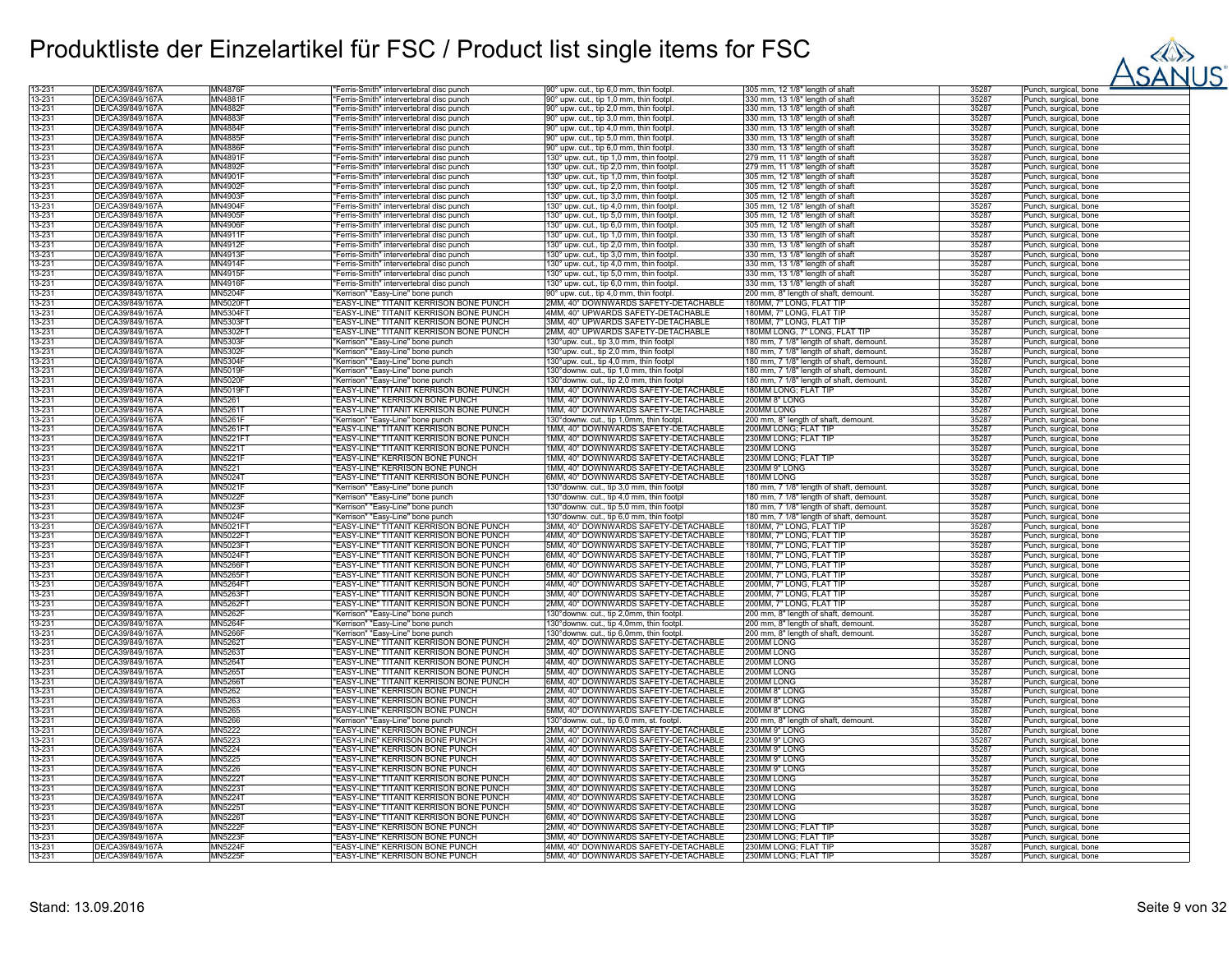# Produktliste der Einzelartikel für FSC / Product list single items for FSC

| | | | | | | | |
|---|---|---|---|---|---|---|---|
| 13-231 | DE/CA39/849/167A | MN4876F | "Ferris-Smith" intervertebral disc punch | 90° upw. cut., tip 6,0 mm, thin footpl. | 305 mm, 12 1/8" length of shaft | 35287 | Punch, surgical, bone |
| 13-231 | DE/CA39/849/167A | MN4881F | "Ferris-Smith" intervertebral disc punch | 90° upw. cut., tip 1,0 mm, thin footpl. | 330 mm, 13 1/8" length of shaft | 35287 | Punch, surgical, bone |
| 13-231 | DE/CA39/849/167A | MN4882F | "Ferris-Smith" intervertebral disc punch | 90° upw. cut., tip 2,0 mm, thin footpl. | 330 mm, 13 1/8" length of shaft | 35287 | Punch, surgical, bone |
| 13-231 | DE/CA39/849/167A | MN4883F | "Ferris-Smith" intervertebral disc punch | 90° upw. cut., tip 3,0 mm, thin footpl. | 330 mm, 13 1/8" length of shaft | 35287 | Punch, surgical, bone |
| 13-231 | DE/CA39/849/167A | MN4884F | "Ferris-Smith" intervertebral disc punch | 90° upw. cut., tip 4,0 mm, thin footpl. | 330 mm, 13 1/8" length of shaft | 35287 | Punch, surgical, bone |
| 13-231 | DE/CA39/849/167A | MN4885F | "Ferris-Smith" intervertebral disc punch | 90° upw. cut., tip 5,0 mm, thin footpl. | 330 mm, 13 1/8" length of shaft | 35287 | Punch, surgical, bone |
| 13-231 | DE/CA39/849/167A | MN4886F | "Ferris-Smith" intervertebral disc punch | 90° upw. cut., tip 6,0 mm, thin footpl. | 330 mm, 13 1/8" length of shaft | 35287 | Punch, surgical, bone |
| 13-231 | DE/CA39/849/167A | MN4891F | "Ferris-Smith" intervertebral disc punch | 130° upw. cut., tip 1,0 mm, thin footpl. | 279 mm, 11 1/8" length of shaft | 35287 | Punch, surgical, bone |
| 13-231 | DE/CA39/849/167A | MN4892F | "Ferris-Smith" intervertebral disc punch | 130° upw. cut., tip 2,0 mm, thin footpl. | 279 mm, 11 1/8" length of shaft | 35287 | Punch, surgical, bone |
| 13-231 | DE/CA39/849/167A | MN4901F | "Ferris-Smith" intervertebral disc punch | 130° upw. cut., tip 1,0 mm, thin footpl. | 305 mm, 12 1/8" length of shaft | 35287 | Punch, surgical, bone |
| 13-231 | DE/CA39/849/167A | MN4902F | "Ferris-Smith" intervertebral disc punch | 130° upw. cut., tip 2,0 mm, thin footpl. | 305 mm, 12 1/8" length of shaft | 35287 | Punch, surgical, bone |
| 13-231 | DE/CA39/849/167A | MN4903F | "Ferris-Smith" intervertebral disc punch | 130° upw. cut., tip 3,0 mm, thin footpl. | 305 mm, 12 1/8" length of shaft | 35287 | Punch, surgical, bone |
| 13-231 | DE/CA39/849/167A | MN4904F | "Ferris-Smith" intervertebral disc punch | 130° upw. cut., tip 4,0 mm, thin footpl. | 305 mm, 12 1/8" length of shaft | 35287 | Punch, surgical, bone |
| 13-231 | DE/CA39/849/167A | MN4905F | "Ferris-Smith" intervertebral disc punch | 130° upw. cut., tip 5,0 mm, thin footpl. | 305 mm, 12 1/8" length of shaft | 35287 | Punch, surgical, bone |
| 13-231 | DE/CA39/849/167A | MN4906F | "Ferris-Smith" intervertebral disc punch | 130° upw. cut., tip 6,0 mm, thin footpl. | 305 mm, 12 1/8" length of shaft | 35287 | Punch, surgical, bone |
| 13-231 | DE/CA39/849/167A | MN4911F | "Ferris-Smith" intervertebral disc punch | 130° upw. cut., tip 1,0 mm, thin footpl. | 330 mm, 13 1/8" length of shaft | 35287 | Punch, surgical, bone |
| 13-231 | DE/CA39/849/167A | MN4912F | "Ferris-Smith" intervertebral disc punch | 130° upw. cut., tip 2,0 mm, thin footpl. | 330 mm, 13 1/8" length of shaft | 35287 | Punch, surgical, bone |
| 13-231 | DE/CA39/849/167A | MN4913F | "Ferris-Smith" intervertebral disc punch | 130° upw. cut., tip 3,0 mm, thin footpl. | 330 mm, 13 1/8" length of shaft | 35287 | Punch, surgical, bone |
| 13-231 | DE/CA39/849/167A | MN4914F | "Ferris-Smith" intervertebral disc punch | 130° upw. cut., tip 4,0 mm, thin footpl. | 330 mm, 13 1/8" length of shaft | 35287 | Punch, surgical, bone |
| 13-231 | DE/CA39/849/167A | MN4915F | "Ferris-Smith" intervertebral disc punch | 130° upw. cut., tip 5,0 mm, thin footpl. | 330 mm, 13 1/8" length of shaft | 35287 | Punch, surgical, bone |
| 13-231 | DE/CA39/849/167A | MN4916F | "Ferris-Smith" intervertebral disc punch | 130° upw. cut., tip 6,0 mm, thin footpl. | 330 mm, 13 1/8" length of shaft | 35287 | Punch, surgical, bone |
| 13-231 | DE/CA39/849/167A | MN5204F | "Kerrison" "Easy-Line" bone punch | 90° upw. cut., tip 4,0 mm, thin footpl. | 200 mm, 8" length of shaft, demount. | 35287 | Punch, surgical, bone |
| 13-231 | DE/CA39/849/167A | MN5020FT | "EASY-LINE" TITANIT KERRISON BONE PUNCH | 2MM, 40° DOWNWARDS SAFETY-DETACHABLE | 180MM, 7" LONG, FLAT TIP | 35287 | Punch, surgical, bone |
| 13-231 | DE/CA39/849/167A | MN5304FT | "EASY-LINE" TITANIT KERRISON BONE PUNCH | 4MM, 40° UPWARDS SAFETY-DETACHABLE | 180MM, 7" LONG, FLAT TIP | 35287 | Punch, surgical, bone |
| 13-231 | DE/CA39/849/167A | MN5303FT | "EASY-LINE" TITANIT KERRISON BONE PUNCH | 3MM, 40° UPWARDS SAFETY-DETACHABLE | 180MM, 7" LONG, FLAT TIP | 35287 | Punch, surgical, bone |
| 13-231 | DE/CA39/849/167A | MN5302FT | "EASY-LINE" TITANIT KERRISON BONE PUNCH | 2MM, 40° UPWARDS SAFETY-DETACHABLE | 180MM LONG; 7" LONG, FLAT TIP | 35287 | Punch, surgical, bone |
| 13-231 | DE/CA39/849/167A | MN5303F | "Kerrison" "Easy-Line" bone punch | 130°upw. cut., tip 3,0 mm, thin footpl | 180 mm, 7 1/8" length of shaft, demount. | 35287 | Punch, surgical, bone |
| 13-231 | DE/CA39/849/167A | MN5302F | "Kerrison" "Easy-Line" bone punch | 130°upw. cut., tip 2,0 mm, thin footpl | 180 mm, 7 1/8" length of shaft, demount. | 35287 | Punch, surgical, bone |
| 13-231 | DE/CA39/849/167A | MN5304F | "Kerrison" "Easy-Line" bone punch | 130°upw. cut., tip 4,0 mm, thin footpl | 180 mm, 7 1/8" length of shaft, demount. | 35287 | Punch, surgical, bone |
| 13-231 | DE/CA39/849/167A | MN5019F | "Kerrison" "Easy-Line" bone punch | 130°downw. cut., tip 1,0 mm, thin footpl | 180 mm, 7 1/8" length of shaft, demount. | 35287 | Punch, surgical, bone |
| 13-231 | DE/CA39/849/167A | MN5020F | "Kerrison" "Easy-Line" bone punch | 130°downw. cut., tip 2,0 mm, thin footpl | 180 mm, 7 1/8" length of shaft, demount. | 35287 | Punch, surgical, bone |
| 13-231 | DE/CA39/849/167A | MN5019FT | "EASY-LINE" TITANIT KERRISON BONE PUNCH | 1MM, 40° DOWNWARDS SAFETY-DETACHABLE | 180MM LONG; FLAT TIP | 35287 | Punch, surgical, bone |
| 13-231 | DE/CA39/849/167A | MN5261 | "EASY-LINE" KERRISON BONE PUNCH | 1MM, 40° DOWNWARDS SAFETY-DETACHABLE | 200MM 8" LONG | 35287 | Punch, surgical, bone |
| 13-231 | DE/CA39/849/167A | MN5261T | "EASY-LINE" TITANIT KERRISON BONE PUNCH | 1MM, 40° DOWNWARDS SAFETY-DETACHABLE | 200MM LONG | 35287 | Punch, surgical, bone |
| 13-231 | DE/CA39/849/167A | MN5261F | "Kerrison" "Easy-Line" bone punch | 130°downw. cut., tip 1,0mm, thin footpl. | 200 mm, 8" length of shaft, demount. | 35287 | Punch, surgical, bone |
| 13-231 | DE/CA39/849/167A | MN5261FT | "EASY-LINE" TITANIT KERRISON BONE PUNCH | 1MM, 40° DOWNWARDS SAFETY-DETACHABLE | 200MM LONG; FLAT TIP | 35287 | Punch, surgical, bone |
| 13-231 | DE/CA39/849/167A | MN5221FT | "EASY-LINE" TITANIT KERRISON BONE PUNCH | 1MM, 40° DOWNWARDS SAFETY-DETACHABLE | 230MM LONG; FLAT TIP | 35287 | Punch, surgical, bone |
| 13-231 | DE/CA39/849/167A | MN5221T | "EASY-LINE" TITANIT KERRISON BONE PUNCH | 1MM, 40° DOWNWARDS SAFETY-DETACHABLE | 230MM LONG | 35287 | Punch, surgical, bone |
| 13-231 | DE/CA39/849/167A | MN5221F | "EASY-LINE" KERRISON BONE PUNCH | 1MM, 40° DOWNWARDS SAFETY-DETACHABLE | 230MM LONG; FLAT TIP | 35287 | Punch, surgical, bone |
| 13-231 | DE/CA39/849/167A | MN5221 | "EASY-LINE" KERRISON BONE PUNCH | 1MM, 40° DOWNWARDS SAFETY-DETACHABLE | 230MM 9" LONG | 35287 | Punch, surgical, bone |
| 13-231 | DE/CA39/849/167A | MN5024T | "EASY-LINE" TITANIT KERRISON BONE PUNCH | 6MM, 40° DOWNWARDS SAFETY-DETACHABLE | 180MM LONG | 35287 | Punch, surgical, bone |
| 13-231 | DE/CA39/849/167A | MN5021F | "Kerrison" "Easy-Line" bone punch | 130°downw. cut., tip 3,0 mm, thin footpl | 180 mm, 7 1/8" length of shaft, demount. | 35287 | Punch, surgical, bone |
| 13-231 | DE/CA39/849/167A | MN5022F | "Kerrison" "Easy-Line" bone punch | 130°downw. cut., tip 4,0 mm, thin footpl | 180 mm, 7 1/8" length of shaft, demount. | 35287 | Punch, surgical, bone |
| 13-231 | DE/CA39/849/167A | MN5023F | "Kerrison" "Easy-Line" bone punch | 130°downw. cut., tip 5,0 mm, thin footpl | 180 mm, 7 1/8" length of shaft, demount. | 35287 | Punch, surgical, bone |
| 13-231 | DE/CA39/849/167A | MN5024F | "Kerrison" "Easy-Line" bone punch | 130°downw. cut., tip 6,0 mm, thin footpl | 180 mm, 7 1/8" length of shaft, demount. | 35287 | Punch, surgical, bone |
| 13-231 | DE/CA39/849/167A | MN5021FT | "EASY-LINE" TITANIT KERRISON BONE PUNCH | 3MM, 40° DOWNWARDS SAFETY-DETACHABLE | 180MM, 7" LONG, FLAT TIP | 35287 | Punch, surgical, bone |
| 13-231 | DE/CA39/849/167A | MN5022FT | "EASY-LINE" TITANIT KERRISON BONE PUNCH | 4MM, 40° DOWNWARDS SAFETY-DETACHABLE | 180MM, 7" LONG, FLAT TIP | 35287 | Punch, surgical, bone |
| 13-231 | DE/CA39/849/167A | MN5023FT | "EASY-LINE" TITANIT KERRISON BONE PUNCH | 5MM, 40° DOWNWARDS SAFETY-DETACHABLE | 180MM, 7" LONG, FLAT TIP | 35287 | Punch, surgical, bone |
| 13-231 | DE/CA39/849/167A | MN5024FT | "EASY-LINE" TITANIT KERRISON BONE PUNCH | 6MM, 40° DOWNWARDS SAFETY-DETACHABLE | 180MM, 7" LONG, FLAT TIP | 35287 | Punch, surgical, bone |
| 13-231 | DE/CA39/849/167A | MN5266FT | "EASY-LINE" TITANIT KERRISON BONE PUNCH | 6MM, 40° DOWNWARDS SAFETY-DETACHABLE | 200MM, 7" LONG, FLAT TIP | 35287 | Punch, surgical, bone |
| 13-231 | DE/CA39/849/167A | MN5265FT | "EASY-LINE" TITANIT KERRISON BONE PUNCH | 5MM, 40° DOWNWARDS SAFETY-DETACHABLE | 200MM, 7" LONG, FLAT TIP | 35287 | Punch, surgical, bone |
| 13-231 | DE/CA39/849/167A | MN5264FT | "EASY-LINE" TITANIT KERRISON BONE PUNCH | 4MM, 40° DOWNWARDS SAFETY-DETACHABLE | 200MM, 7" LONG, FLAT TIP | 35287 | Punch, surgical, bone |
| 13-231 | DE/CA39/849/167A | MN5263FT | "EASY-LINE" TITANIT KERRISON BONE PUNCH | 3MM, 40° DOWNWARDS SAFETY-DETACHABLE | 200MM, 7" LONG, FLAT TIP | 35287 | Punch, surgical, bone |
| 13-231 | DE/CA39/849/167A | MN5262FT | "EASY-LINE" TITANIT KERRISON BONE PUNCH | 2MM, 40° DOWNWARDS SAFETY-DETACHABLE | 200MM, 7" LONG, FLAT TIP | 35287 | Punch, surgical, bone |
| 13-231 | DE/CA39/849/167A | MN5262F | "Kerrison" "Easy-Line" bone punch | 130°downw. cut., tip 2,0mm, thin footpl. | 200 mm, 8" length of shaft, demount. | 35287 | Punch, surgical, bone |
| 13-231 | DE/CA39/849/167A | MN5264F | "Kerrison" "Easy-Line" bone punch | 130°downw. cut., tip 4,0mm, thin footpl. | 200 mm, 8" length of shaft, demount. | 35287 | Punch, surgical, bone |
| 13-231 | DE/CA39/849/167A | MN5266F | "Kerrison" "Easy-Line" bone punch | 130°downw. cut., tip 6,0mm, thin footpl. | 200 mm, 8" length of shaft, demount. | 35287 | Punch, surgical, bone |
| 13-231 | DE/CA39/849/167A | MN5262T | "EASY-LINE" TITANIT KERRISON BONE PUNCH | 2MM, 40° DOWNWARDS SAFETY-DETACHABLE | 200MM LONG | 35287 | Punch, surgical, bone |
| 13-231 | DE/CA39/849/167A | MN5263T | "EASY-LINE" TITANIT KERRISON BONE PUNCH | 3MM, 40° DOWNWARDS SAFETY-DETACHABLE | 200MM LONG | 35287 | Punch, surgical, bone |
| 13-231 | DE/CA39/849/167A | MN5264T | "EASY-LINE" TITANIT KERRISON BONE PUNCH | 4MM, 40° DOWNWARDS SAFETY-DETACHABLE | 200MM LONG | 35287 | Punch, surgical, bone |
| 13-231 | DE/CA39/849/167A | MN5265T | "EASY-LINE" TITANIT KERRISON BONE PUNCH | 5MM, 40° DOWNWARDS SAFETY-DETACHABLE | 200MM LONG | 35287 | Punch, surgical, bone |
| 13-231 | DE/CA39/849/167A | MN5266T | "EASY-LINE" TITANIT KERRISON BONE PUNCH | 6MM, 40° DOWNWARDS SAFETY-DETACHABLE | 200MM LONG | 35287 | Punch, surgical, bone |
| 13-231 | DE/CA39/849/167A | MN5262 | "EASY-LINE" KERRISON BONE PUNCH | 2MM, 40° DOWNWARDS SAFETY-DETACHABLE | 200MM 8" LONG | 35287 | Punch, surgical, bone |
| 13-231 | DE/CA39/849/167A | MN5263 | "EASY-LINE" KERRISON BONE PUNCH | 3MM, 40° DOWNWARDS SAFETY-DETACHABLE | 200MM 8" LONG | 35287 | Punch, surgical, bone |
| 13-231 | DE/CA39/849/167A | MN5265 | "EASY-LINE" KERRISON BONE PUNCH | 5MM, 40° DOWNWARDS SAFETY-DETACHABLE | 200MM 8" LONG | 35287 | Punch, surgical, bone |
| 13-231 | DE/CA39/849/167A | MN5266 | "Kerrison" "Easy-Line" bone punch | 130°downw. cut., tip 6,0 mm, st. footpl. | 200 mm, 8" length of shaft, demount. | 35287 | Punch, surgical, bone |
| 13-231 | DE/CA39/849/167A | MN5222 | "EASY-LINE" KERRISON BONE PUNCH | 2MM, 40° DOWNWARDS SAFETY-DETACHABLE | 230MM 9" LONG | 35287 | Punch, surgical, bone |
| 13-231 | DE/CA39/849/167A | MN5223 | "EASY-LINE" KERRISON BONE PUNCH | 3MM, 40° DOWNWARDS SAFETY-DETACHABLE | 230MM 9" LONG | 35287 | Punch, surgical, bone |
| 13-231 | DE/CA39/849/167A | MN5224 | "EASY-LINE" KERRISON BONE PUNCH | 4MM, 40° DOWNWARDS SAFETY-DETACHABLE | 230MM 9" LONG | 35287 | Punch, surgical, bone |
| 13-231 | DE/CA39/849/167A | MN5225 | "EASY-LINE" KERRISON BONE PUNCH | 5MM, 40° DOWNWARDS SAFETY-DETACHABLE | 230MM 9" LONG | 35287 | Punch, surgical, bone |
| 13-231 | DE/CA39/849/167A | MN5226 | "EASY-LINE" KERRISON BONE PUNCH | 6MM, 40° DOWNWARDS SAFETY-DETACHABLE | 230MM 9" LONG | 35287 | Punch, surgical, bone |
| 13-231 | DE/CA39/849/167A | MN5222T | "EASY-LINE" TITANIT KERRISON BONE PUNCH | 2MM, 40° DOWNWARDS SAFETY-DETACHABLE | 230MM LONG | 35287 | Punch, surgical, bone |
| 13-231 | DE/CA39/849/167A | MN5223T | "EASY-LINE" TITANIT KERRISON BONE PUNCH | 3MM, 40° DOWNWARDS SAFETY-DETACHABLE | 230MM LONG | 35287 | Punch, surgical, bone |
| 13-231 | DE/CA39/849/167A | MN5224T | "EASY-LINE" TITANIT KERRISON BONE PUNCH | 4MM, 40° DOWNWARDS SAFETY-DETACHABLE | 230MM LONG | 35287 | Punch, surgical, bone |
| 13-231 | DE/CA39/849/167A | MN5225T | "EASY-LINE" TITANIT KERRISON BONE PUNCH | 5MM, 40° DOWNWARDS SAFETY-DETACHABLE | 230MM LONG | 35287 | Punch, surgical, bone |
| 13-231 | DE/CA39/849/167A | MN5226T | "EASY-LINE" TITANIT KERRISON BONE PUNCH | 6MM, 40° DOWNWARDS SAFETY-DETACHABLE | 230MM LONG | 35287 | Punch, surgical, bone |
| 13-231 | DE/CA39/849/167A | MN5222F | "EASY-LINE" KERRISON BONE PUNCH | 2MM, 40° DOWNWARDS SAFETY-DETACHABLE | 230MM LONG; FLAT TIP | 35287 | Punch, surgical, bone |
| 13-231 | DE/CA39/849/167A | MN5223F | "EASY-LINE" KERRISON BONE PUNCH | 3MM, 40° DOWNWARDS SAFETY-DETACHABLE | 230MM LONG; FLAT TIP | 35287 | Punch, surgical, bone |
| 13-231 | DE/CA39/849/167A | MN5224F | "EASY-LINE" KERRISON BONE PUNCH | 4MM, 40° DOWNWARDS SAFETY-DETACHABLE | 230MM LONG; FLAT TIP | 35287 | Punch, surgical, bone |
| 13-231 | DE/CA39/849/167A | MN5225F | "EASY-LINE" KERRISON BONE PUNCH | 5MM, 40° DOWNWARDS SAFETY-DETACHABLE | 230MM LONG; FLAT TIP | 35287 | Punch, surgical, bone |

Stand: 13.09.2016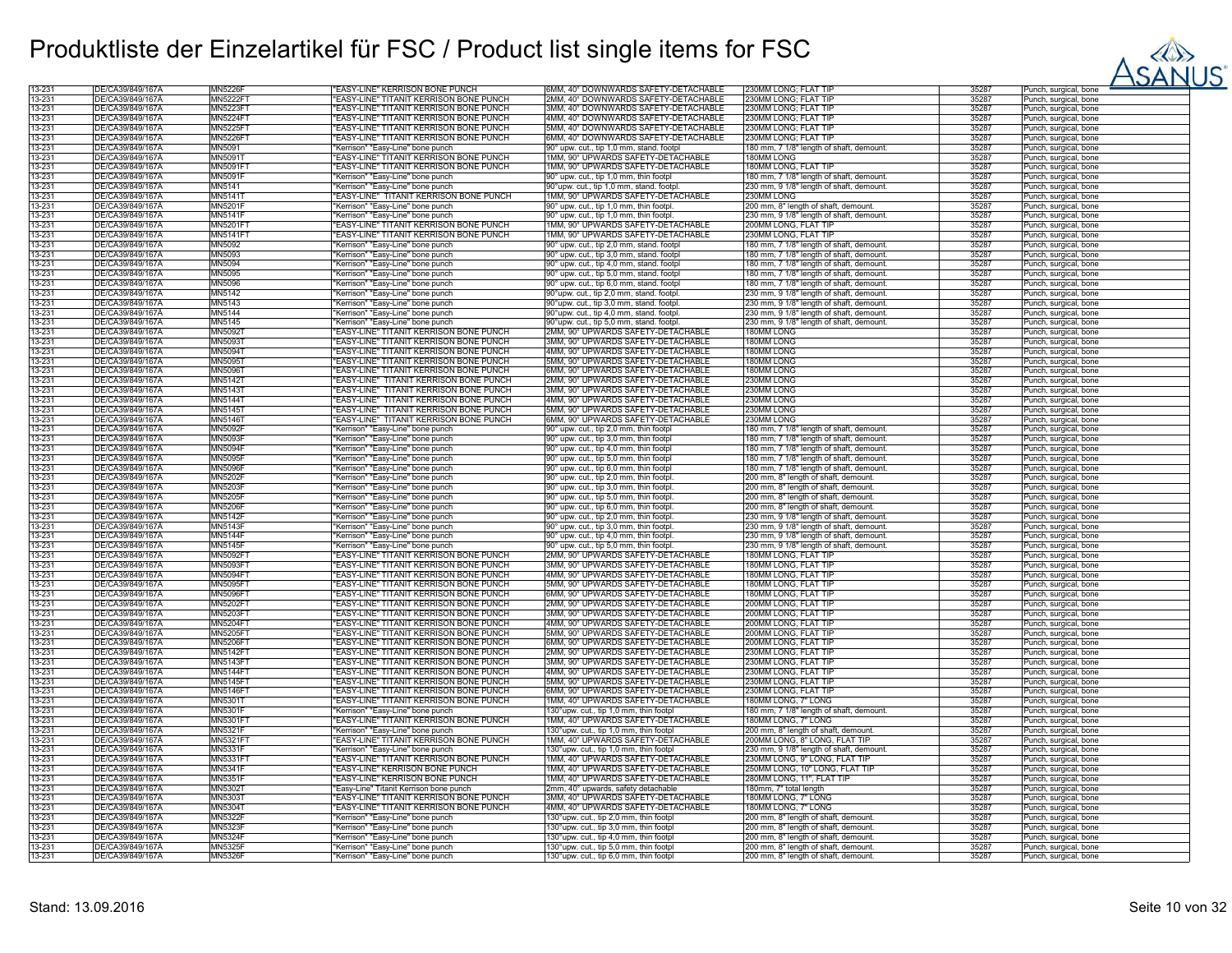# Produktliste der Einzelartikel für FSC / Product list single items for FSC

| | | | | | | | |
|---|---|---|---|---|---|---|---|
| 13-231 | DE/CA39/849/167A | MN5226F | "EASY-LINE" KERRISON BONE PUNCH | 6MM, 40° DOWNWARDS SAFETY-DETACHABLE | 230MM LONG; FLAT TIP | 35287 | Punch, surgical, bone |
| 13-231 | DE/CA39/849/167A | MN5222FT | "EASY-LINE" TITANIT KERRISON BONE PUNCH | 2MM, 40° DOWNWARDS SAFETY-DETACHABLE | 230MM LONG; FLAT TIP | 35287 | Punch, surgical, bone |
| 13-231 | DE/CA39/849/167A | MN5223FT | "EASY-LINE" TITANIT KERRISON BONE PUNCH | 3MM, 40° DOWNWARDS SAFETY-DETACHABLE | 230MM LONG; FLAT TIP | 35287 | Punch, surgical, bone |
| 13-231 | DE/CA39/849/167A | MN5224FT | "EASY-LINE" TITANIT KERRISON BONE PUNCH | 4MM, 40° DOWNWARDS SAFETY-DETACHABLE | 230MM LONG; FLAT TIP | 35287 | Punch, surgical, bone |
| 13-231 | DE/CA39/849/167A | MN5225FT | "EASY-LINE" TITANIT KERRISON BONE PUNCH | 5MM, 40° DOWNWARDS SAFETY-DETACHABLE | 230MM LONG; FLAT TIP | 35287 | Punch, surgical, bone |
| 13-231 | DE/CA39/849/167A | MN5226FT | "EASY-LINE" TITANIT KERRISON BONE PUNCH | 6MM, 40° DOWNWARDS SAFETY-DETACHABLE | 230MM LONG; FLAT TIP | 35287 | Punch, surgical, bone |
| 13-231 | DE/CA39/849/167A | MN5091 | "Kerrison" "Easy-Line" bone punch | 90° upw. cut., tip 1,0 mm, stand. footpl | 180 mm, 7 1/8" length of shaft, demount. | 35287 | Punch, surgical, bone |
| 13-231 | DE/CA39/849/167A | MN5091T | "EASY-LINE" TITANIT KERRISON BONE PUNCH | 1MM, 90° UPWARDS SAFETY-DETACHABLE | 180MM LONG | 35287 | Punch, surgical, bone |
| 13-231 | DE/CA39/849/167A | MN5091FT | "EASY-LINE" TITANIT KERRISON BONE PUNCH | 1MM, 90° UPWARDS SAFETY-DETACHABLE | 180MM LONG, FLAT TIP | 35287 | Punch, surgical, bone |
| 13-231 | DE/CA39/849/167A | MN5091F | "Kerrison" "Easy-Line" bone punch | 90° upw. cut., tip 1,0 mm, thin footpl | 180 mm, 7 1/8" length of shaft, demount. | 35287 | Punch, surgical, bone |
| 13-231 | DE/CA39/849/167A | MN5141 | "Kerrison" "Easy-Line" bone punch | 90°upw. cut., tip 1,0 mm, stand. footpl. | 230 mm, 9 1/8" length of shaft, demount. | 35287 | Punch, surgical, bone |
| 13-231 | DE/CA39/849/167A | MN5141T | "EASY-LINE" TITANIT KERRISON BONE PUNCH | 1MM, 90° UPWARDS SAFETY-DETACHABLE | 230MM LONG | 35287 | Punch, surgical, bone |
| 13-231 | DE/CA39/849/167A | MN5201F | "Kerrison" "Easy-Line" bone punch | 90° upw. cut., tip 1,0 mm, thin footpl. | 200 mm, 8" length of shaft, demount. | 35287 | Punch, surgical, bone |
| 13-231 | DE/CA39/849/167A | MN5141F | "Kerrison" "Easy-Line" bone punch | 90° upw. cut., tip 1,0 mm, thin footpl. | 230 mm, 9 1/8" length of shaft, demount. | 35287 | Punch, surgical, bone |
| 13-231 | DE/CA39/849/167A | MN5201FT | "EASY-LINE" TITANIT KERRISON BONE PUNCH | 1MM, 90° UPWARDS SAFETY-DETACHABLE | 200MM LONG, FLAT TIP | 35287 | Punch, surgical, bone |
| 13-231 | DE/CA39/849/167A | MN5141FT | "EASY-LINE" TITANIT KERRISON BONE PUNCH | 1MM, 90° UPWARDS SAFETY-DETACHABLE | 230MM LONG, FLAT TIP | 35287 | Punch, surgical, bone |
| 13-231 | DE/CA39/849/167A | MN5092 | "Kerrison" "Easy-Line" bone punch | 90° upw. cut., tip 2,0 mm, stand. footpl | 180 mm, 7 1/8" length of shaft, demount. | 35287 | Punch, surgical, bone |
| 13-231 | DE/CA39/849/167A | MN5093 | "Kerrison" "Easy-Line" bone punch | 90° upw. cut., tip 3,0 mm, stand. footpl | 180 mm, 7 1/8" length of shaft, demount. | 35287 | Punch, surgical, bone |
| 13-231 | DE/CA39/849/167A | MN5094 | "Kerrison" "Easy-Line" bone punch | 90° upw. cut., tip 4,0 mm, stand. footpl | 180 mm, 7 1/8" length of shaft, demount. | 35287 | Punch, surgical, bone |
| 13-231 | DE/CA39/849/167A | MN5095 | "Kerrison" "Easy-Line" bone punch | 90° upw. cut., tip 5,0 mm, stand. footpl | 180 mm, 7 1/8" length of shaft, demount. | 35287 | Punch, surgical, bone |
| 13-231 | DE/CA39/849/167A | MN5096 | "Kerrison" "Easy-Line" bone punch | 90° upw. cut., tip 6,0 mm, stand. footpl | 180 mm, 7 1/8" length of shaft, demount. | 35287 | Punch, surgical, bone |
| 13-231 | DE/CA39/849/167A | MN5142 | "Kerrison" "Easy-Line" bone punch | 90°upw. cut., tip 2,0 mm, stand. footpl. | 230 mm, 9 1/8" length of shaft, demount. | 35287 | Punch, surgical, bone |
| 13-231 | DE/CA39/849/167A | MN5143 | "Kerrison" "Easy-Line" bone punch | 90°upw. cut., tip 3,0 mm, stand. footpl. | 230 mm, 9 1/8" length of shaft, demount. | 35287 | Punch, surgical, bone |
| 13-231 | DE/CA39/849/167A | MN5144 | "Kerrison" "Easy-Line" bone punch | 90°upw. cut., tip 4,0 mm, stand. footpl. | 230 mm, 9 1/8" length of shaft, demount. | 35287 | Punch, surgical, bone |
| 13-231 | DE/CA39/849/167A | MN5145 | "Kerrison" "Easy-Line" bone punch | 90°upw. cut., tip 5,0 mm, stand. footpl. | 230 mm, 9 1/8" length of shaft, demount. | 35287 | Punch, surgical, bone |
| 13-231 | DE/CA39/849/167A | MN5092T | "EASY-LINE" TITANIT KERRISON BONE PUNCH | 2MM, 90° UPWARDS SAFETY-DETACHABLE | 180MM LONG | 35287 | Punch, surgical, bone |
| 13-231 | DE/CA39/849/167A | MN5093T | "EASY-LINE" TITANIT KERRISON BONE PUNCH | 3MM, 90° UPWARDS SAFETY-DETACHABLE | 180MM LONG | 35287 | Punch, surgical, bone |
| 13-231 | DE/CA39/849/167A | MN5094T | "EASY-LINE" TITANIT KERRISON BONE PUNCH | 4MM, 90° UPWARDS SAFETY-DETACHABLE | 180MM LONG | 35287 | Punch, surgical, bone |
| 13-231 | DE/CA39/849/167A | MN5095T | "EASY-LINE" TITANIT KERRISON BONE PUNCH | 5MM, 90° UPWARDS SAFETY-DETACHABLE | 180MM LONG | 35287 | Punch, surgical, bone |
| 13-231 | DE/CA39/849/167A | MN5096T | "EASY-LINE" TITANIT KERRISON BONE PUNCH | 6MM, 90° UPWARDS SAFETY-DETACHABLE | 180MM LONG | 35287 | Punch, surgical, bone |
| 13-231 | DE/CA39/849/167A | MN5142T | "EASY-LINE" TITANIT KERRISON BONE PUNCH | 2MM, 90° UPWARDS SAFETY-DETACHABLE | 230MM LONG | 35287 | Punch, surgical, bone |
| 13-231 | DE/CA39/849/167A | MN5143T | "EASY-LINE" TITANIT KERRISON BONE PUNCH | 3MM, 90° UPWARDS SAFETY-DETACHABLE | 230MM LONG | 35287 | Punch, surgical, bone |
| 13-231 | DE/CA39/849/167A | MN5144T | "EASY-LINE" TITANIT KERRISON BONE PUNCH | 4MM, 90° UPWARDS SAFETY-DETACHABLE | 230MM LONG | 35287 | Punch, surgical, bone |
| 13-231 | DE/CA39/849/167A | MN5145T | "EASY-LINE" TITANIT KERRISON BONE PUNCH | 5MM, 90° UPWARDS SAFETY-DETACHABLE | 230MM LONG | 35287 | Punch, surgical, bone |
| 13-231 | DE/CA39/849/167A | MN5146T | "EASY-LINE" TITANIT KERRISON BONE PUNCH | 6MM, 90° UPWARDS SAFETY-DETACHABLE | 230MM LONG | 35287 | Punch, surgical, bone |
| 13-231 | DE/CA39/849/167A | MN5092F | "Kerrison" "Easy-Line" bone punch | 90° upw. cut., tip 2,0 mm, thin footpl | 180 mm, 7 1/8" length of shaft, demount. | 35287 | Punch, surgical, bone |
| 13-231 | DE/CA39/849/167A | MN5093F | "Kerrison" "Easy-Line" bone punch | 90° upw. cut., tip 3,0 mm, thin footpl | 180 mm, 7 1/8" length of shaft, demount. | 35287 | Punch, surgical, bone |
| 13-231 | DE/CA39/849/167A | MN5094F | "Kerrison" "Easy-Line" bone punch | 90° upw. cut., tip 4,0 mm, thin footpl | 180 mm, 7 1/8" length of shaft, demount. | 35287 | Punch, surgical, bone |
| 13-231 | DE/CA39/849/167A | MN5095F | "Kerrison" "Easy-Line" bone punch | 90° upw. cut., tip 5,0 mm, thin footpl | 180 mm, 7 1/8" length of shaft, demount. | 35287 | Punch, surgical, bone |
| 13-231 | DE/CA39/849/167A | MN5096F | "Kerrison" "Easy-Line" bone punch | 90° upw. cut., tip 6,0 mm, thin footpl | 180 mm, 7 1/8" length of shaft, demount. | 35287 | Punch, surgical, bone |
| 13-231 | DE/CA39/849/167A | MN5202F | "Kerrison" "Easy-Line" bone punch | 90° upw. cut., tip 2,0 mm, thin footpl. | 200 mm, 8" length of shaft, demount. | 35287 | Punch, surgical, bone |
| 13-231 | DE/CA39/849/167A | MN5203F | "Kerrison" "Easy-Line" bone punch | 90° upw. cut., tip 3,0 mm, thin footpl. | 200 mm, 8" length of shaft, demount. | 35287 | Punch, surgical, bone |
| 13-231 | DE/CA39/849/167A | MN5205F | "Kerrison" "Easy-Line" bone punch | 90° upw. cut., tip 5,0 mm, thin footpl. | 200 mm, 8" length of shaft, demount. | 35287 | Punch, surgical, bone |
| 13-231 | DE/CA39/849/167A | MN5206F | "Kerrison" "Easy-Line" bone punch | 90° upw. cut., tip 6,0 mm, thin footpl. | 200 mm, 8" length of shaft, demount. | 35287 | Punch, surgical, bone |
| 13-231 | DE/CA39/849/167A | MN5142F | "Kerrison" "Easy-Line" bone punch | 90° upw. cut., tip 2,0 mm, thin footpl. | 230 mm, 9 1/8" length of shaft, demount. | 35287 | Punch, surgical, bone |
| 13-231 | DE/CA39/849/167A | MN5143F | "Kerrison" "Easy-Line" bone punch | 90° upw. cut., tip 3,0 mm, thin footpl. | 230 mm, 9 1/8" length of shaft, demount. | 35287 | Punch, surgical, bone |
| 13-231 | DE/CA39/849/167A | MN5144F | "Kerrison" "Easy-Line" bone punch | 90° upw. cut., tip 4,0 mm, thin footpl. | 230 mm, 9 1/8" length of shaft, demount. | 35287 | Punch, surgical, bone |
| 13-231 | DE/CA39/849/167A | MN5145F | "Kerrison" "Easy-Line" bone punch | 90° upw. cut., tip 5,0 mm, thin footpl. | 230 mm, 9 1/8" length of shaft, demount. | 35287 | Punch, surgical, bone |
| 13-231 | DE/CA39/849/167A | MN5092FT | "EASY-LINE" TITANIT KERRISON BONE PUNCH | 2MM, 90° UPWARDS SAFETY-DETACHABLE | 180MM LONG, FLAT TIP | 35287 | Punch, surgical, bone |
| 13-231 | DE/CA39/849/167A | MN5093FT | "EASY-LINE" TITANIT KERRISON BONE PUNCH | 3MM, 90° UPWARDS SAFETY-DETACHABLE | 180MM LONG, FLAT TIP | 35287 | Punch, surgical, bone |
| 13-231 | DE/CA39/849/167A | MN5094FT | "EASY-LINE" TITANIT KERRISON BONE PUNCH | 4MM, 90° UPWARDS SAFETY-DETACHABLE | 180MM LONG, FLAT TIP | 35287 | Punch, surgical, bone |
| 13-231 | DE/CA39/849/167A | MN5095FT | "EASY-LINE" TITANIT KERRISON BONE PUNCH | 5MM, 90° UPWARDS SAFETY-DETACHABLE | 180MM LONG, FLAT TIP | 35287 | Punch, surgical, bone |
| 13-231 | DE/CA39/849/167A | MN5096FT | "EASY-LINE" TITANIT KERRISON BONE PUNCH | 6MM, 90° UPWARDS SAFETY-DETACHABLE | 180MM LONG, FLAT TIP | 35287 | Punch, surgical, bone |
| 13-231 | DE/CA39/849/167A | MN5202FT | "EASY-LINE" TITANIT KERRISON BONE PUNCH | 2MM, 90° UPWARDS SAFETY-DETACHABLE | 200MM LONG, FLAT TIP | 35287 | Punch, surgical, bone |
| 13-231 | DE/CA39/849/167A | MN5203FT | "EASY-LINE" TITANIT KERRISON BONE PUNCH | 3MM, 90° UPWARDS SAFETY-DETACHABLE | 200MM LONG, FLAT TIP | 35287 | Punch, surgical, bone |
| 13-231 | DE/CA39/849/167A | MN5204FT | "EASY-LINE" TITANIT KERRISON BONE PUNCH | 4MM, 90° UPWARDS SAFETY-DETACHABLE | 200MM LONG, FLAT TIP | 35287 | Punch, surgical, bone |
| 13-231 | DE/CA39/849/167A | MN5205FT | "EASY-LINE" TITANIT KERRISON BONE PUNCH | 5MM, 90° UPWARDS SAFETY-DETACHABLE | 200MM LONG, FLAT TIP | 35287 | Punch, surgical, bone |
| 13-231 | DE/CA39/849/167A | MN5206FT | "EASY-LINE" TITANIT KERRISON BONE PUNCH | 6MM, 90° UPWARDS SAFETY-DETACHABLE | 200MM LONG, FLAT TIP | 35287 | Punch, surgical, bone |
| 13-231 | DE/CA39/849/167A | MN5142FT | "EASY-LINE" TITANIT KERRISON BONE PUNCH | 2MM, 90° UPWARDS SAFETY-DETACHABLE | 230MM LONG, FLAT TIP | 35287 | Punch, surgical, bone |
| 13-231 | DE/CA39/849/167A | MN5143FT | "EASY-LINE" TITANIT KERRISON BONE PUNCH | 3MM, 90° UPWARDS SAFETY-DETACHABLE | 230MM LONG, FLAT TIP | 35287 | Punch, surgical, bone |
| 13-231 | DE/CA39/849/167A | MN5144FT | "EASY-LINE" TITANIT KERRISON BONE PUNCH | 4MM, 90° UPWARDS SAFETY-DETACHABLE | 230MM LONG, FLAT TIP | 35287 | Punch, surgical, bone |
| 13-231 | DE/CA39/849/167A | MN5145FT | "EASY-LINE" TITANIT KERRISON BONE PUNCH | 5MM, 90° UPWARDS SAFETY-DETACHABLE | 230MM LONG, FLAT TIP | 35287 | Punch, surgical, bone |
| 13-231 | DE/CA39/849/167A | MN5146FT | "EASY-LINE" TITANIT KERRISON BONE PUNCH | 6MM, 90° UPWARDS SAFETY-DETACHABLE | 230MM LONG, FLAT TIP | 35287 | Punch, surgical, bone |
| 13-231 | DE/CA39/849/167A | MN5301T | "EASY-LINE" TITANIT KERRISON BONE PUNCH | 1MM, 40° UPWARDS SAFETY-DETACHABLE | 180MM LONG, 7" LONG | 35287 | Punch, surgical, bone |
| 13-231 | DE/CA39/849/167A | MN5301F | "Kerrison" "Easy-Line" bone punch | 130°upw. cut., tip 1,0 mm, thin footpl | 180 mm, 7 1/8" length of shaft, demount. | 35287 | Punch, surgical, bone |
| 13-231 | DE/CA39/849/167A | MN5301FT | "EASY-LINE" TITANIT KERRISON BONE PUNCH | 1MM, 40° UPWARDS SAFETY-DETACHABLE | 180MM LONG, 7" LONG | 35287 | Punch, surgical, bone |
| 13-231 | DE/CA39/849/167A | MN5321F | "Kerrison" "Easy-Line" bone punch | 130°upw. cut., tip 1,0 mm, thin footpl | 200 mm, 8" length of shaft, demount. | 35287 | Punch, surgical, bone |
| 13-231 | DE/CA39/849/167A | MN5321FT | "EASY-LINE" TITANIT KERRISON BONE PUNCH | 1MM, 40° UPWARDS SAFETY-DETACHABLE | 200MM LONG, 8" LONG, FLAT TIP | 35287 | Punch, surgical, bone |
| 13-231 | DE/CA39/849/167A | MN5331F | "Kerrison" "Easy-Line" bone punch | 130°upw. cut., tip 1,0 mm, thin footpl | 230 mm, 9 1/8" length of shaft, demount. | 35287 | Punch, surgical, bone |
| 13-231 | DE/CA39/849/167A | MN5331FT | "EASY-LINE" TITANIT KERRISON BONE PUNCH | 1MM, 40° UPWARDS SAFETY-DETACHABLE | 230MM LONG, 9" LONG, FLAT TIP | 35287 | Punch, surgical, bone |
| 13-231 | DE/CA39/849/167A | MN5341F | "EASY-LINE" KERRISON BONE PUNCH | 1MM, 40° UPWARDS SAFETY-DETACHABLE | 250MM LONG, 10" LONG, FLAT TIP | 35287 | Punch, surgical, bone |
| 13-231 | DE/CA39/849/167A | MN5351F | "EASY-LINE" KERRISON BONE PUNCH | 1MM, 40° UPWARDS SAFETY-DETACHABLE | 280MM LONG, 11", FLAT TIP | 35287 | Punch, surgical, bone |
| 13-231 | DE/CA39/849/167A | MN5302T | "Easy-Line" Titanit Kerrison bone punch | 2mm, 40° upwards, safety detachable | 180mm, 7" total length | 35287 | Punch, surgical, bone |
| 13-231 | DE/CA39/849/167A | MN5303T | "EASY-LINE" TITANIT KERRISON BONE PUNCH | 3MM, 40° UPWARDS SAFETY-DETACHABLE | 180MM LONG, 7" LONG | 35287 | Punch, surgical, bone |
| 13-231 | DE/CA39/849/167A | MN5304T | "EASY-LINE" TITANIT KERRISON BONE PUNCH | 4MM, 40° UPWARDS SAFETY-DETACHABLE | 180MM LONG, 7" LONG | 35287 | Punch, surgical, bone |
| 13-231 | DE/CA39/849/167A | MN5322F | "Kerrison" "Easy-Line" bone punch | 130°upw. cut., tip 2,0 mm, thin footpl | 200 mm, 8" length of shaft, demount. | 35287 | Punch, surgical, bone |
| 13-231 | DE/CA39/849/167A | MN5323F | "Kerrison" "Easy-Line" bone punch | 130°upw. cut., tip 3,0 mm, thin footpl | 200 mm, 8" length of shaft, demount. | 35287 | Punch, surgical, bone |
| 13-231 | DE/CA39/849/167A | MN5324F | "Kerrison" "Easy-Line" bone punch | 130°upw. cut., tip 4,0 mm, thin footpl | 200 mm, 8" length of shaft, demount. | 35287 | Punch, surgical, bone |
| 13-231 | DE/CA39/849/167A | MN5325F | "Kerrison" "Easy-Line" bone punch | 130°upw. cut., tip 5,0 mm, thin footpl | 200 mm, 8" length of shaft, demount. | 35287 | Punch, surgical, bone |
| 13-231 | DE/CA39/849/167A | MN5326F | "Kerrison" "Easy-Line" bone punch | 130°upw. cut., tip 6,0 mm, thin footpl | 200 mm, 8" length of shaft, demount. | 35287 | Punch, surgical, bone |

Stand: 13.09.2016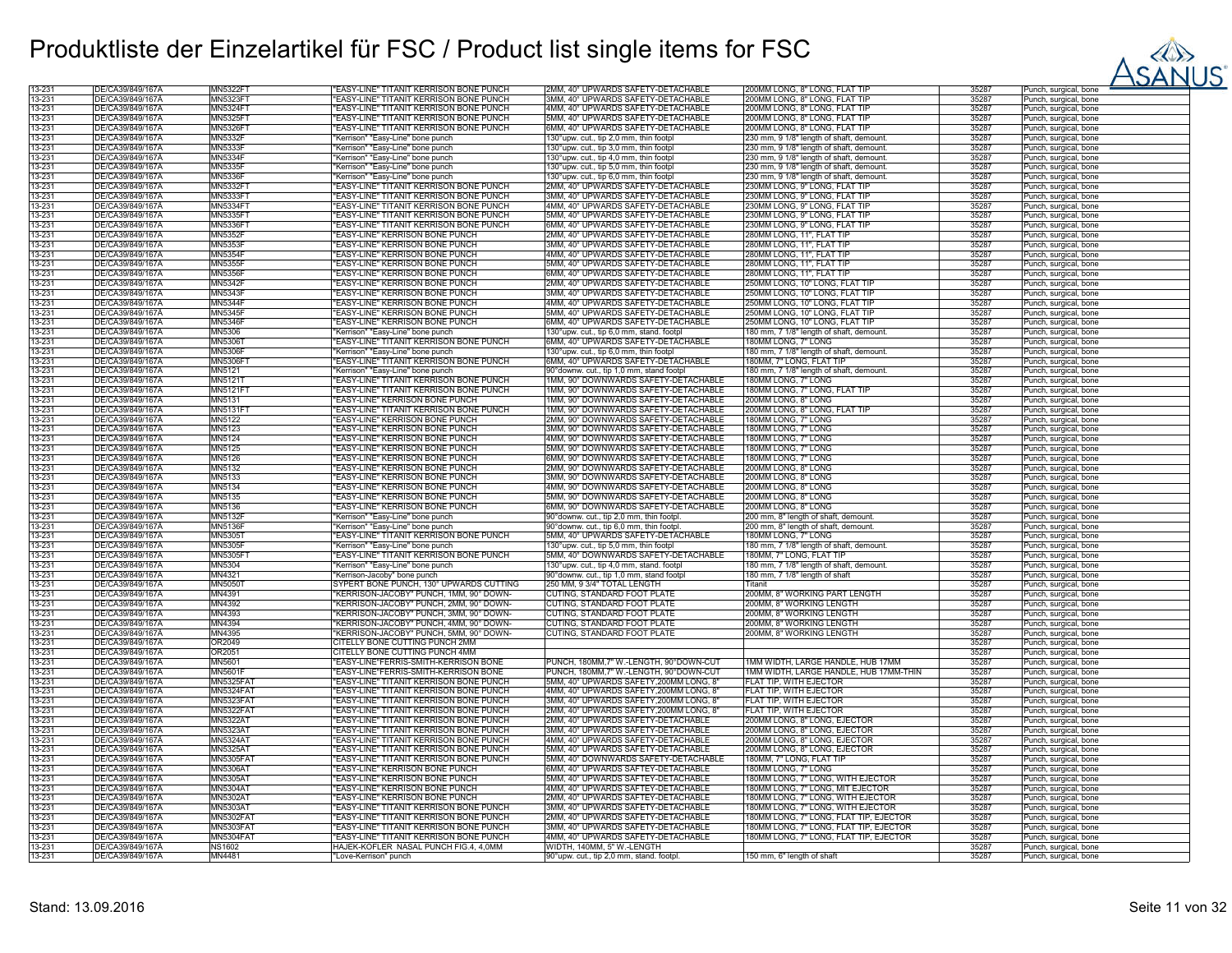# Produktliste der Einzelartikel für FSC / Product list single items for FSC

| | | | | | | | |
|---|---|---|---|---|---|---|---|
| 13-231 | DE/CA39/849/167A | MN5322FT | "EASY-LINE" TITANIT KERRISON BONE PUNCH | 2MM, 40° UPWARDS SAFETY-DETACHABLE | 200MM LONG, 8" LONG, FLAT TIP | 35287 | Punch, surgical, bone |
| 13-231 | DE/CA39/849/167A | MN5323FT | "EASY-LINE" TITANIT KERRISON BONE PUNCH | 3MM, 40° UPWARDS SAFETY-DETACHABLE | 200MM LONG, 8" LONG, FLAT TIP | 35287 | Punch, surgical, bone |
| 13-231 | DE/CA39/849/167A | MN5324FT | "EASY-LINE" TITANIT KERRISON BONE PUNCH | 4MM, 40° UPWARDS SAFETY-DETACHABLE | 200MM LONG, 8" LONG, FLAT TIP | 35287 | Punch, surgical, bone |
| 13-231 | DE/CA39/849/167A | MN5325FT | "EASY-LINE" TITANIT KERRISON BONE PUNCH | 5MM, 40° UPWARDS SAFETY-DETACHABLE | 200MM LONG, 8" LONG, FLAT TIP | 35287 | Punch, surgical, bone |
| 13-231 | DE/CA39/849/167A | MN5326FT | "EASY-LINE" TITANIT KERRISON BONE PUNCH | 6MM, 40° UPWARDS SAFETY-DETACHABLE | 200MM LONG, 8" LONG, FLAT TIP | 35287 | Punch, surgical, bone |
| 13-231 | DE/CA39/849/167A | MN5332F | "Kerrison" "Easy-Line" bone punch | 130°upw. cut., tip 2,0 mm, thin footpl | 230 mm, 9 1/8" length of shaft, demount. | 35287 | Punch, surgical, bone |
| 13-231 | DE/CA39/849/167A | MN5333F | "Kerrison" "Easy-Line" bone punch | 130°upw. cut., tip 3,0 mm, thin footpl | 230 mm, 9 1/8" length of shaft, demount. | 35287 | Punch, surgical, bone |
| 13-231 | DE/CA39/849/167A | MN5334F | "Kerrison" "Easy-Line" bone punch | 130°upw. cut., tip 4,0 mm, thin footpl | 230 mm, 9 1/8" length of shaft, demount. | 35287 | Punch, surgical, bone |
| 13-231 | DE/CA39/849/167A | MN5335F | "Kerrison" "Easy-Line" bone punch | 130°upw. cut., tip 5,0 mm, thin footpl | 230 mm, 9 1/8" length of shaft, demount. | 35287 | Punch, surgical, bone |
| 13-231 | DE/CA39/849/167A | MN5336F | "Kerrison" "Easy-Line" bone punch | 130°upw. cut., tip 6,0 mm, thin footpl | 230 mm, 9 1/8" length of shaft, demount. | 35287 | Punch, surgical, bone |
| 13-231 | DE/CA39/849/167A | MN5332FT | "EASY-LINE" TITANIT KERRISON BONE PUNCH | 2MM, 40° UPWARDS SAFETY-DETACHABLE | 230MM LONG, 9" LONG, FLAT TIP | 35287 | Punch, surgical, bone |
| 13-231 | DE/CA39/849/167A | MN5333FT | "EASY-LINE" TITANIT KERRISON BONE PUNCH | 3MM, 40° UPWARDS SAFETY-DETACHABLE | 230MM LONG, 9" LONG, FLAT TIP | 35287 | Punch, surgical, bone |
| 13-231 | DE/CA39/849/167A | MN5334FT | "EASY-LINE" TITANIT KERRISON BONE PUNCH | 4MM, 40° UPWARDS SAFETY-DETACHABLE | 230MM LONG, 9" LONG, FLAT TIP | 35287 | Punch, surgical, bone |
| 13-231 | DE/CA39/849/167A | MN5335FT | "EASY-LINE" TITANIT KERRISON BONE PUNCH | 5MM, 40° UPWARDS SAFETY-DETACHABLE | 230MM LONG, 9" LONG, FLAT TIP | 35287 | Punch, surgical, bone |
| 13-231 | DE/CA39/849/167A | MN5336FT | "EASY-LINE" TITANIT KERRISON BONE PUNCH | 6MM, 40° UPWARDS SAFETY-DETACHABLE | 230MM LONG, 9" LONG, FLAT TIP | 35287 | Punch, surgical, bone |
| 13-231 | DE/CA39/849/167A | MN5352F | "EASY-LINE" KERRISON BONE PUNCH | 2MM, 40° UPWARDS SAFETY-DETACHABLE | 280MM LONG, 11", FLAT TIP | 35287 | Punch, surgical, bone |
| 13-231 | DE/CA39/849/167A | MN5353F | "EASY-LINE" KERRISON BONE PUNCH | 3MM, 40° UPWARDS SAFETY-DETACHABLE | 280MM LONG, 11", FLAT TIP | 35287 | Punch, surgical, bone |
| 13-231 | DE/CA39/849/167A | MN5354F | "EASY-LINE" KERRISON BONE PUNCH | 4MM, 40° UPWARDS SAFETY-DETACHABLE | 280MM LONG, 11", FLAT TIP | 35287 | Punch, surgical, bone |
| 13-231 | DE/CA39/849/167A | MN5355F | "EASY-LINE" KERRISON BONE PUNCH | 5MM, 40° UPWARDS SAFETY-DETACHABLE | 280MM LONG, 11", FLAT TIP | 35287 | Punch, surgical, bone |
| 13-231 | DE/CA39/849/167A | MN5356F | "EASY-LINE" KERRISON BONE PUNCH | 6MM, 40° UPWARDS SAFETY-DETACHABLE | 280MM LONG, 11", FLAT TIP | 35287 | Punch, surgical, bone |
| 13-231 | DE/CA39/849/167A | MN5342F | "EASY-LINE" KERRISON BONE PUNCH | 2MM, 40° UPWARDS SAFETY-DETACHABLE | 250MM LONG, 10" LONG, FLAT TIP | 35287 | Punch, surgical, bone |
| 13-231 | DE/CA39/849/167A | MN5343F | "EASY-LINE" KERRISON BONE PUNCH | 3MM, 40° UPWARDS SAFETY-DETACHABLE | 250MM LONG, 10" LONG, FLAT TIP | 35287 | Punch, surgical, bone |
| 13-231 | DE/CA39/849/167A | MN5344F | "EASY-LINE" KERRISON BONE PUNCH | 4MM, 40° UPWARDS SAFETY-DETACHABLE | 250MM LONG, 10" LONG, FLAT TIP | 35287 | Punch, surgical, bone |
| 13-231 | DE/CA39/849/167A | MN5345F | "EASY-LINE" KERRISON BONE PUNCH | 5MM, 40° UPWARDS SAFETY-DETACHABLE | 250MM LONG, 10" LONG, FLAT TIP | 35287 | Punch, surgical, bone |
| 13-231 | DE/CA39/849/167A | MN5346F | "EASY-LINE" KERRISON BONE PUNCH | 6MM, 40° UPWARDS SAFETY-DETACHABLE | 250MM LONG, 10" LONG, FLAT TIP | 35287 | Punch, surgical, bone |
| 13-231 | DE/CA39/849/167A | MN5306 | "Kerrison" "Easy-Line" bone punch | 130°upw. cut., tip 6,0 mm, stand. footpl | 180 mm, 7 1/8" length of shaft, demount. | 35287 | Punch, surgical, bone |
| 13-231 | DE/CA39/849/167A | MN5306T | "EASY-LINE" TITANIT KERRISON BONE PUNCH | 6MM, 40° UPWARDS SAFETY-DETACHABLE | 180MM LONG, 7" LONG | 35287 | Punch, surgical, bone |
| 13-231 | DE/CA39/849/167A | MN5306F | "Kerrison" "Easy-Line" bone punch | 130°upw. cut., tip 6,0 mm, thin footpl | 180 mm, 7 1/8" length of shaft, demount. | 35287 | Punch, surgical, bone |
| 13-231 | DE/CA39/849/167A | MN5306FT | "EASY-LINE" TITANIT KERRISON BONE PUNCH | 6MM, 40° UPWARDS SAFETY-DETACHABLE | 180MM, 7" LONG, FLAT TIP | 35287 | Punch, surgical, bone |
| 13-231 | DE/CA39/849/167A | MN5121 | "Kerrison" "Easy-Line" bone punch | 90°downw. cut., tip 1,0 mm, stand footpl | 180 mm, 7 1/8" length of shaft, demount. | 35287 | Punch, surgical, bone |
| 13-231 | DE/CA39/849/167A | MN5121T | "EASY-LINE" TITANIT KERRISON BONE PUNCH | 1MM, 90° DOWNWARDS SAFETY-DETACHABLE | 180MM LONG, 7" LONG | 35287 | Punch, surgical, bone |
| 13-231 | DE/CA39/849/167A | MN5121FT | "EASY-LINE" TITANIT KERRISON BONE PUNCH | 1MM, 90° DOWNWARDS SAFETY-DETACHABLE | 180MM LONG, 7" LONG, FLAT TIP | 35287 | Punch, surgical, bone |
| 13-231 | DE/CA39/849/167A | MN5131 | "EASY-LINE" KERRISON BONE PUNCH | 1MM, 90° DOWNWARDS SAFETY-DETACHABLE | 200MM LONG, 8" LONG | 35287 | Punch, surgical, bone |
| 13-231 | DE/CA39/849/167A | MN5131FT | "EASY-LINE" TITANIT KERRISON BONE PUNCH | 1MM, 90° DOWNWARDS SAFETY-DETACHABLE | 200MM LONG, 8" LONG, FLAT TIP | 35287 | Punch, surgical, bone |
| 13-231 | DE/CA39/849/167A | MN5122 | "EASY-LINE" KERRISON BONE PUNCH | 2MM, 90° DOWNWARDS SAFETY-DETACHABLE | 180MM LONG, 7" LONG | 35287 | Punch, surgical, bone |
| 13-231 | DE/CA39/849/167A | MN5123 | "EASY-LINE" KERRISON BONE PUNCH | 3MM, 90° DOWNWARDS SAFETY-DETACHABLE | 180MM LONG, 7" LONG | 35287 | Punch, surgical, bone |
| 13-231 | DE/CA39/849/167A | MN5124 | "EASY-LINE" KERRISON BONE PUNCH | 4MM, 90° DOWNWARDS SAFETY-DETACHABLE | 180MM LONG, 7" LONG | 35287 | Punch, surgical, bone |
| 13-231 | DE/CA39/849/167A | MN5125 | "EASY-LINE" KERRISON BONE PUNCH | 5MM, 90° DOWNWARDS SAFETY-DETACHABLE | 180MM LONG, 7" LONG | 35287 | Punch, surgical, bone |
| 13-231 | DE/CA39/849/167A | MN5126 | "EASY-LINE" KERRISON BONE PUNCH | 6MM, 90° DOWNWARDS SAFETY-DETACHABLE | 180MM LONG, 7" LONG | 35287 | Punch, surgical, bone |
| 13-231 | DE/CA39/849/167A | MN5132 | "EASY-LINE" KERRISON BONE PUNCH | 2MM, 90° DOWNWARDS SAFETY-DETACHABLE | 200MM LONG, 8" LONG | 35287 | Punch, surgical, bone |
| 13-231 | DE/CA39/849/167A | MN5133 | "EASY-LINE" KERRISON BONE PUNCH | 3MM, 90° DOWNWARDS SAFETY-DETACHABLE | 200MM LONG, 8" LONG | 35287 | Punch, surgical, bone |
| 13-231 | DE/CA39/849/167A | MN5134 | "EASY-LINE" KERRISON BONE PUNCH | 4MM, 90° DOWNWARDS SAFETY-DETACHABLE | 200MM LONG, 8" LONG | 35287 | Punch, surgical, bone |
| 13-231 | DE/CA39/849/167A | MN5135 | "EASY-LINE" KERRISON BONE PUNCH | 5MM, 90° DOWNWARDS SAFETY-DETACHABLE | 200MM LONG, 8" LONG | 35287 | Punch, surgical, bone |
| 13-231 | DE/CA39/849/167A | MN5136 | "EASY-LINE" KERRISON BONE PUNCH | 6MM, 90° DOWNWARDS SAFETY-DETACHABLE | 200MM LONG, 8" LONG | 35287 | Punch, surgical, bone |
| 13-231 | DE/CA39/849/167A | MN5132F | "Kerrison" "Easy-Line" bone punch | 90°downw., tip 2,0 mm, thin footpl. | 200 mm, 8" length of shaft, demount. | 35287 | Punch, surgical, bone |
| 13-231 | DE/CA39/849/167A | MN5136F | "Kerrison" "Easy-Line" bone punch | 90°downw. cut., tip 6,0 mm, thin footpl. | 200 mm, 8" length of shaft, demount. | 35287 | Punch, surgical, bone |
| 13-231 | DE/CA39/849/167A | MN5305T | "EASY-LINE" TITANIT KERRISON BONE PUNCH | 5MM, 40° UPWARDS SAFETY-DETACHABLE | 180MM LONG, 7" LONG | 35287 | Punch, surgical, bone |
| 13-231 | DE/CA39/849/167A | MN5305F | "Kerrison" "Easy-Line" bone punch | 130°upw. cut., tip 5,0 mm, thin footpl | 180 mm, 7 1/8" length of shaft, demount. | 35287 | Punch, surgical, bone |
| 13-231 | DE/CA39/849/167A | MN5305FT | "EASY-LINE" TITANIT KERRISON BONE PUNCH | 5MM, 40° UPWARDS SAFETY-DETACHABLE | 180MM, 7" LONG, FLAT TIP | 35287 | Punch, surgical, bone |
| 13-231 | DE/CA39/849/167A | MN5304 | "Kerrison" "Easy-Line" bone punch | 130°upw. cut., tip 4,0 mm, stand. footpl | 180 mm, 7 1/8" length of shaft, demount. | 35287 | Punch, surgical, bone |
| 13-231 | DE/CA39/849/167A | MN4321 | "Kerrison-Jacoby" bone punch | 90°downw. cut., tip 1,0 mm, stand. footpl | 180 mm, 7 1/8" length of shaft | 35287 | Punch, surgical, bone |
| 13-231 | DE/CA39/849/167A | MN5050T | SYPERT BONE PUNCH, 130° UPWARDS CUTTING | 250 MM, 9 3/4" TOTAL LENGTH | Titanit | 35287 | Punch, surgical, bone |
| 13-231 | DE/CA39/849/167A | MN4391 | "KERRISON-JACOBY" PUNCH, 1MM, 90° DOWN- | CUTTING, STANDARD FOOT PLATE | 200MM, 8" WORKING PART LENGTH | 35287 | Punch, surgical, bone |
| 13-231 | DE/CA39/849/167A | MN4392 | "KERRISON-JACOBY" PUNCH, 2MM, 90° DOWN- | CUTTING, STANDARD FOOT PLATE | 200MM, 8" WORKING LENGTH | 35287 | Punch, surgical, bone |
| 13-231 | DE/CA39/849/167A | MN4393 | "KERRISON-JACOBY" PUNCH, 3MM, 90° DOWN- | CUTTING, STANDARD FOOT PLATE | 200MM, 8" WORKING LENGTH | 35287 | Punch, surgical, bone |
| 13-231 | DE/CA39/849/167A | MN4394 | "KERRISON-JACOBY" PUNCH, 4MM, 90° DOWN- | CUTTING, STANDARD FOOT PLATE | 200MM, 8" WORKING LENGTH | 35287 | Punch, surgical, bone |
| 13-231 | DE/CA39/849/167A | MN4395 | "KERRISON-JACOBY" PUNCH, 5MM, 90° DOWN- | CUTTING, STANDARD FOOT PLATE | 200MM, 8" WORKING LENGTH | 35287 | Punch, surgical, bone |
| 13-231 | DE/CA39/849/167A | OR2049 | CITELLY BONE CUTTING PUNCH 2MM | | | 35287 | Punch, surgical, bone |
| 13-231 | DE/CA39/849/167A | OR2051 | CITELLY BONE CUTTING PUNCH 4MM | | | 35287 | Punch, surgical, bone |
| 13-231 | DE/CA39/849/167A | MN5601 | "EASY-LINE"FERRIS-SMITH-KERRISON BONE | PUNCH, 180MM,7" W.-LENGTH, 90°DOWN-CUT | 1MM WIDTH, LARGE HANDLE, HUB 17MM | 35287 | Punch, surgical, bone |
| 13-231 | DE/CA39/849/167A | MN5601F | "EASY-LINE"FERRIS-SMITH-KERRISON BONE | PUNCH, 180MM,7" W.-LENGTH, 90°DOWN-CUT | 1MM WIDTH, LARGE HANDLE, HUB 17MM-THIN | 35287 | Punch, surgical, bone |
| 13-231 | DE/CA39/849/167A | MN5325FAT | "EASY-LINE" TITANIT KERRISON BONE PUNCH | 5MM, 40° UPWARDS SAFETY,200MM LONG, 8" | FLAT TIP, WITH EJECTOR | 35287 | Punch, surgical, bone |
| 13-231 | DE/CA39/849/167A | MN5324FAT | "EASY-LINE" TITANIT KERRISON BONE PUNCH | 4MM, 40° UPWARDS SAFETY,200MM LONG, 8" | FLAT TIP, WITH EJECTOR | 35287 | Punch, surgical, bone |
| 13-231 | DE/CA39/849/167A | MN5323FAT | "EASY-LINE" TITANIT KERRISON BONE PUNCH | 3MM, 40° UPWARDS SAFETY,200MM LONG, 8" | FLAT TIP, WITH EJECTOR | 35287 | Punch, surgical, bone |
| 13-231 | DE/CA39/849/167A | MN5322FAT | "EASY-LINE" TITANIT KERRISON BONE PUNCH | 2MM, 40° UPWARDS SAFETY,200MM LONG, 8" | FLAT TIP, WITH EJECTOR | 35287 | Punch, surgical, bone |
| 13-231 | DE/CA39/849/167A | MN5322AT | "EASY-LINE" TITANIT KERRISON BONE PUNCH | 2MM, 40° UPWARDS SAFETY-DETACHABLE | 200MM LONG, 8" LONG, EJECTOR | 35287 | Punch, surgical, bone |
| 13-231 | DE/CA39/849/167A | MN5323AT | "EASY-LINE" TITANIT KERRISON BONE PUNCH | 3MM, 40° UPWARDS SAFETY-DETACHABLE | 200MM LONG, 8" LONG, EJECTOR | 35287 | Punch, surgical, bone |
| 13-231 | DE/CA39/849/167A | MN5324AT | "EASY-LINE" TITANIT KERRISON BONE PUNCH | 4MM, 40° UPWARDS SAFETY-DETACHABLE | 200MM LONG, 8" LONG, EJECTOR | 35287 | Punch, surgical, bone |
| 13-231 | DE/CA39/849/167A | MN5325AT | "EASY-LINE" TITANIT KERRISON BONE PUNCH | 5MM, 40° UPWARDS SAFETY-DETACHABLE | 200MM LONG, 8" LONG, EJECTOR | 35287 | Punch, surgical, bone |
| 13-231 | DE/CA39/849/167A | MN5305FAT | "EASY-LINE" TITANIT KERRISON BONE PUNCH | 5MM, 40° DOWNWARDS SAFETY-DETACHABLE | 180MM, 7" LONG, FLAT TIP | 35287 | Punch, surgical, bone |
| 13-231 | DE/CA39/849/167A | MN5306AT | "EASY-LINE" KERRISON BONE PUNCH | 6MM, 40° UPWARDS SAFTEY-DETACHABLE | 180MM LONG, 7" LONG | 35287 | Punch, surgical, bone |
| 13-231 | DE/CA39/849/167A | MN5305AT | "EASY-LINE" KERRISON BONE PUNCH | 5MM, 40° UPWARDS SAFTEY-DETACHABLE | 180MM LONG, 7" LONG, WITH EJECTOR | 35287 | Punch, surgical, bone |
| 13-231 | DE/CA39/849/167A | MN5304AT | "EASY-LINE" KERRISON BONE PUNCH | 4MM, 40° UPWARDS SAFTEY-DETACHABLE | 180MM LONG, 7" LONG, MIT EJECTOR | 35287 | Punch, surgical, bone |
| 13-231 | DE/CA39/849/167A | MN5302AT | "EASY-LINE" KERRISON BONE PUNCH | 2MM, 40° UPWARDS SAFTEY-DETACHABLE | 180MM LONG, 7" LONG, WITH EJECTOR | 35287 | Punch, surgical, bone |
| 13-231 | DE/CA39/849/167A | MN5303AT | "EASY-LINE" TITANIT KERRISON BONE PUNCH | 3MM, 40° UPWARDS SAFETY-DETACHABLE | 180MM LONG, 7" LONG, WITH EJECTOR | 35287 | Punch, surgical, bone |
| 13-231 | DE/CA39/849/167A | MN5302FAT | "EASY-LINE" TITANIT KERRISON BONE PUNCH | 2MM, 40° UPWARDS SAFETY-DETACHABLE | 180MM LONG, 7" LONG, FLAT TIP, EJECTOR | 35287 | Punch, surgical, bone |
| 13-231 | DE/CA39/849/167A | MN5303FAT | "EASY-LINE" TITANIT KERRISON BONE PUNCH | 3MM, 40° UPWARDS SAFETY-DETACHABLE | 180MM LONG, 7" LONG, FLAT TIP, EJECTOR | 35287 | Punch, surgical, bone |
| 13-231 | DE/CA39/849/167A | MN5304FAT | "EASY-LINE" TITANIT KERRISON BONE PUNCH | 4MM, 40° UPWARDS SAFETY-DETACHABLE | 180MM LONG, 7" LONG, FLAT TIP, EJECTOR | 35287 | Punch, surgical, bone |
| 13-231 | DE/CA39/849/167A | NS1602 | HAJEK-KOFLER NASAL PUNCH FIG.4, 4,0MM | WIDTH, 140MM, 5" W.-LENGTH | | 35287 | Punch, surgical, bone |
| 13-231 | DE/CA39/849/167A | MN4481 | "Love-Kerrison" punch | 90°upw. cut., tip 2,0 mm, stand. footpl. | 150 mm, 6" length of shaft | 35287 | Punch, surgical, bone |

Stand: 13.09.2016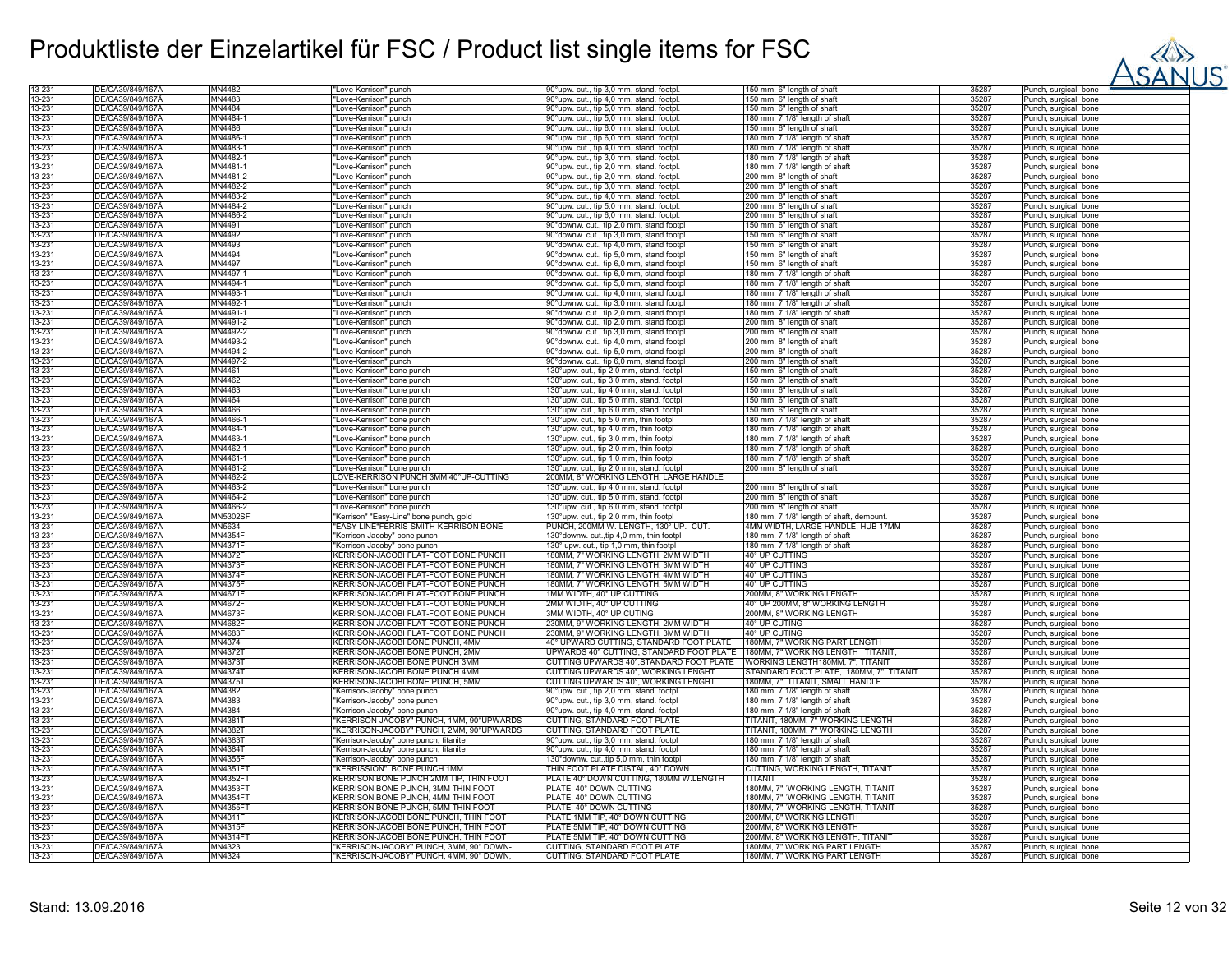# Produktliste der Einzelartikel für FSC / Product list single items for FSC

| | | | | | | | |
|---|---|---|---|---|---|---|---|
| 13-231 | DE/CA39/849/167A | MN4482 | "Love-Kerrison" punch | 90°upw. cut., tip 3,0 mm, stand. footpl. | 150 mm, 6" length of shaft | 35287 | Punch, surgical, bone |
| 13-231 | DE/CA39/849/167A | MN4483 | "Love-Kerrison" punch | 90°upw. cut., tip 4,0 mm, stand. footpl. | 150 mm, 6" length of shaft | 35287 | Punch, surgical, bone |
| 13-231 | DE/CA39/849/167A | MN4484 | "Love-Kerrison" punch | 90°upw. cut., tip 5,0 mm, stand. footpl. | 150 mm, 6" length of shaft | 35287 | Punch, surgical, bone |
| 13-231 | DE/CA39/849/167A | MN4484-1 | "Love-Kerrison" punch | 90°upw. cut., tip 5,0 mm, stand. footpl. | 180 mm, 7 1/8" length of shaft | 35287 | Punch, surgical, bone |
| 13-231 | DE/CA39/849/167A | MN4486 | "Love-Kerrison" punch | 90°upw. cut., tip 6,0 mm, stand. footpl. | 150 mm, 6" length of shaft | 35287 | Punch, surgical, bone |
| 13-231 | DE/CA39/849/167A | MN4486-1 | "Love-Kerrison" punch | 90°upw. cut., tip 6,0 mm, stand. footpl. | 180 mm, 7 1/8" length of shaft | 35287 | Punch, surgical, bone |
| 13-231 | DE/CA39/849/167A | MN4483-1 | "Love-Kerrison" punch | 90°upw. cut., tip 4,0 mm, stand. footpl. | 180 mm, 7 1/8" length of shaft | 35287 | Punch, surgical, bone |
| 13-231 | DE/CA39/849/167A | MN4482-1 | "Love-Kerrison" punch | 90°upw. cut., tip 3,0 mm, stand. footpl. | 180 mm, 7 1/8" length of shaft | 35287 | Punch, surgical, bone |
| 13-231 | DE/CA39/849/167A | MN4481-1 | "Love-Kerrison" punch | 90°upw. cut., tip 2,0 mm, stand. footpl. | 180 mm, 7 1/8" length of shaft | 35287 | Punch, surgical, bone |
| 13-231 | DE/CA39/849/167A | MN4481-2 | "Love-Kerrison" punch | 90°upw. cut., tip 2,0 mm, stand. footpl. | 200 mm, 8" length of shaft | 35287 | Punch, surgical, bone |
| 13-231 | DE/CA39/849/167A | MN4482-2 | "Love-Kerrison" punch | 90°upw. cut., tip 3,0 mm, stand. footpl. | 200 mm, 8" length of shaft | 35287 | Punch, surgical, bone |
| 13-231 | DE/CA39/849/167A | MN4483-2 | "Love-Kerrison" punch | 90°upw. cut., tip 4,0 mm, stand. footpl. | 200 mm, 8" length of shaft | 35287 | Punch, surgical, bone |
| 13-231 | DE/CA39/849/167A | MN4484-2 | "Love-Kerrison" punch | 90°upw. cut., tip 5,0 mm, stand. footpl. | 200 mm, 8" length of shaft | 35287 | Punch, surgical, bone |
| 13-231 | DE/CA39/849/167A | MN4486-2 | "Love-Kerrison" punch | 90°upw. cut., tip 6,0 mm, stand. footpl. | 200 mm, 8" length of shaft | 35287 | Punch, surgical, bone |
| 13-231 | DE/CA39/849/167A | MN4491 | "Love-Kerrison" punch | 90°downw. cut., tip 2,0 mm, stand footpl | 150 mm, 6" length of shaft | 35287 | Punch, surgical, bone |
| 13-231 | DE/CA39/849/167A | MN4492 | "Love-Kerrison" punch | 90°downw. cut., tip 3,0 mm, stand footpl | 150 mm, 6" length of shaft | 35287 | Punch, surgical, bone |
| 13-231 | DE/CA39/849/167A | MN4493 | "Love-Kerrison" punch | 90°downw. cut., tip 4,0 mm, stand footpl | 150 mm, 6" length of shaft | 35287 | Punch, surgical, bone |
| 13-231 | DE/CA39/849/167A | MN4494 | "Love-Kerrison" punch | 90°downw. cut., tip 5,0 mm, stand footpl | 150 mm, 6" length of shaft | 35287 | Punch, surgical, bone |
| 13-231 | DE/CA39/849/167A | MN4497 | "Love-Kerrison" punch | 90°downw. cut., tip 6,0 mm, stand footpl | 150 mm, 6" length of shaft | 35287 | Punch, surgical, bone |
| 13-231 | DE/CA39/849/167A | MN4497-1 | "Love-Kerrison" punch | 90°downw. cut., tip 6,0 mm, stand footpl | 180 mm, 7 1/8" length of shaft | 35287 | Punch, surgical, bone |
| 13-231 | DE/CA39/849/167A | MN4494-1 | "Love-Kerrison" punch | 90°downw. cut., tip 5,0 mm, stand footpl | 180 mm, 7 1/8" length of shaft | 35287 | Punch, surgical, bone |
| 13-231 | DE/CA39/849/167A | MN4493-1 | "Love-Kerrison" punch | 90°downw. cut., tip 4,0 mm, stand footpl | 180 mm, 7 1/8" length of shaft | 35287 | Punch, surgical, bone |
| 13-231 | DE/CA39/849/167A | MN4492-1 | "Love-Kerrison" punch | 90°downw. cut., tip 3,0 mm, stand footpl | 180 mm, 7 1/8" length of shaft | 35287 | Punch, surgical, bone |
| 13-231 | DE/CA39/849/167A | MN4491-1 | "Love-Kerrison" punch | 90°downw. cut., tip 2,0 mm, stand footpl | 180 mm, 7 1/8" length of shaft | 35287 | Punch, surgical, bone |
| 13-231 | DE/CA39/849/167A | MN4491-2 | "Love-Kerrison" punch | 90°downw. cut., tip 2,0 mm, stand footpl | 200 mm, 8" length of shaft | 35287 | Punch, surgical, bone |
| 13-231 | DE/CA39/849/167A | MN4492-2 | "Love-Kerrison" punch | 90°downw. cut., tip 3,0 mm, stand footpl | 200 mm, 8" length of shaft | 35287 | Punch, surgical, bone |
| 13-231 | DE/CA39/849/167A | MN4493-2 | "Love-Kerrison" punch | 90°downw. cut., tip 4,0 mm, stand footpl | 200 mm, 8" length of shaft | 35287 | Punch, surgical, bone |
| 13-231 | DE/CA39/849/167A | MN4494-2 | "Love-Kerrison" punch | 90°downw. cut., tip 5,0 mm, stand footpl | 200 mm, 8" length of shaft | 35287 | Punch, surgical, bone |
| 13-231 | DE/CA39/849/167A | MN4497-2 | "Love-Kerrison" punch | 90°downw. cut., tip 6,0 mm, stand footpl | 200 mm, 8" length of shaft | 35287 | Punch, surgical, bone |
| 13-231 | DE/CA39/849/167A | MN4461 | "Love-Kerrison" bone punch | 130°upw. cut., tip 2,0 mm, stand. footpl | 150 mm, 6" length of shaft | 35287 | Punch, surgical, bone |
| 13-231 | DE/CA39/849/167A | MN4462 | "Love-Kerrison" bone punch | 130°upw. cut., tip 3,0 mm, stand. footpl | 150 mm, 6" length of shaft | 35287 | Punch, surgical, bone |
| 13-231 | DE/CA39/849/167A | MN4463 | "Love-Kerrison" bone punch | 130°upw. cut., tip 4,0 mm, stand. footpl | 150 mm, 6" length of shaft | 35287 | Punch, surgical, bone |
| 13-231 | DE/CA39/849/167A | MN4464 | "Love-Kerrison" bone punch | 130°upw. cut., tip 5,0 mm, stand. footpl | 150 mm, 6" length of shaft | 35287 | Punch, surgical, bone |
| 13-231 | DE/CA39/849/167A | MN4466 | "Love-Kerrison" bone punch | 130°upw. cut., tip 6,0 mm, stand. footpl | 150 mm, 6" length of shaft | 35287 | Punch, surgical, bone |
| 13-231 | DE/CA39/849/167A | MN4466-1 | "Love-Kerrison" bone punch | 130°upw. cut., tip 5,0 mm, thin footpl | 180 mm, 7 1/8" length of shaft | 35287 | Punch, surgical, bone |
| 13-231 | DE/CA39/849/167A | MN4464-1 | "Love-Kerrison" bone punch | 130°upw. cut., tip 4,0 mm, thin footpl | 180 mm, 7 1/8" length of shaft | 35287 | Punch, surgical, bone |
| 13-231 | DE/CA39/849/167A | MN4463-1 | "Love-Kerrison" bone punch | 130°upw. cut., tip 3,0 mm, thin footpl | 180 mm, 7 1/8" length of shaft | 35287 | Punch, surgical, bone |
| 13-231 | DE/CA39/849/167A | MN4462-1 | "Love-Kerrison" bone punch | 130°upw. cut., tip 2,0 mm, thin footpl | 180 mm, 7 1/8" length of shaft | 35287 | Punch, surgical, bone |
| 13-231 | DE/CA39/849/167A | MN4461-1 | "Love-Kerrison" bone punch | 130°upw. cut., tip 1,0 mm, thin footpl | 180 mm, 7 1/8" length of shaft | 35287 | Punch, surgical, bone |
| 13-231 | DE/CA39/849/167A | MN4461-2 | "Love-Kerrison" bone punch | 130°upw. cut., tip 2,0 mm, stand. footpl | 200 mm, 8" length of shaft | 35287 | Punch, surgical, bone |
| 13-231 | DE/CA39/849/167A | MN4462-2 | LOVE-KERRISON PUNCH 3MM 40°UP-CUTTING | 200MM, 8" WORKING LENGTH, LARGE HANDLE | | 35287 | Punch, surgical, bone |
| 13-231 | DE/CA39/849/167A | MN4463-2 | "Love-Kerrison" bone punch | 130°upw. cut., tip 4,0 mm, stand. footpl | 200 mm, 8" length of shaft | 35287 | Punch, surgical, bone |
| 13-231 | DE/CA39/849/167A | MN4464-2 | "Love-Kerrison" bone punch | 130°upw. cut., tip 5,0 mm, stand. footpl | 200 mm, 8" length of shaft | 35287 | Punch, surgical, bone |
| 13-231 | DE/CA39/849/167A | MN4466-2 | "Love-Kerrison" bone punch | 130°upw. cut., tip 6,0 mm, stand. footpl | 200 mm, 8" length of shaft | 35287 | Punch, surgical, bone |
| 13-231 | DE/CA39/849/167A | MN5302SF | "Kerrison" "Easy-Line" bone punch, gold | 130°upw. cut., tip 2,0 mm, thin footpl | 180 mm, 7 1/8" length of shaft, demount. | 35287 | Punch, surgical, bone |
| 13-231 | DE/CA39/849/167A | MN5634 | "EASY LINE"FERRIS-SMITH-KERRISON BONE | PUNCH, 200MM W.-LENGTH, 130° UP.- CUT. | 4MM WIDTH, LARGE HANDLE, HUB 17MM | 35287 | Punch, surgical, bone |
| 13-231 | DE/CA39/849/167A | MN4354F | "Kerrison-Jacoby" bone punch | 130°downw. cut.,tip 4,0 mm, thin footpl | 180 mm, 7 1/8" length of shaft | 35287 | Punch, surgical, bone |
| 13-231 | DE/CA39/849/167A | MN4371F | "Kerrison-Jacoby" bone punch | 130° upw. cut., tip 1,0 mm, thin footpl | 180 mm, 7 1/8" length of shaft | 35287 | Punch, surgical, bone |
| 13-231 | DE/CA39/849/167A | MN4372F | KERRISON-JACOBI FLAT-FOOT BONE PUNCH | 180MM, 7" WORKING LENGTH, 2MM WIDTH | 40° UP CUTTING | 35287 | Punch, surgical, bone |
| 13-231 | DE/CA39/849/167A | MN4373F | KERRISON-JACOBI FLAT-FOOT BONE PUNCH | 180MM, 7" WORKING LENGTH, 3MM WIDTH | 40° UP CUTTING | 35287 | Punch, surgical, bone |
| 13-231 | DE/CA39/849/167A | MN4374F | KERRISON-JACOBI FLAT-FOOT BONE PUNCH | 180MM, 7" WORKING LENGTH, 4MM WIDTH | 40° UP CUTTING | 35287 | Punch, surgical, bone |
| 13-231 | DE/CA39/849/167A | MN4375F | KERRISON-JACOBI FLAT-FOOT BONE PUNCH | 180MM, 7" WORKING LENGTH, 5MM WIDTH | 40° UP CUTTING | 35287 | Punch, surgical, bone |
| 13-231 | DE/CA39/849/167A | MN4671F | KERRISON-JACOBI FLAT-FOOT BONE PUNCH | 1MM WIDTH, 40° UP CUTTING | 200MM, 8" WORKING LENGTH | 35287 | Punch, surgical, bone |
| 13-231 | DE/CA39/849/167A | MN4672F | KERRISON-JACOBI FLAT-FOOT BONE PUNCH | 2MM WIDTH, 40° UP CUTTING | 40° UP 200MM, 8" WORKING LENGTH | 35287 | Punch, surgical, bone |
| 13-231 | DE/CA39/849/167A | MN4673F | KERRISON-JACOBI FLAT-FOOT BONE PUNCH | 3MM WIDTH, 40° UP CUTING | 200MM, 8" WORKING LENGTH | 35287 | Punch, surgical, bone |
| 13-231 | DE/CA39/849/167A | MN4682F | KERRISON-JACOBI FLAT-FOOT BONE PUNCH | 230MM, 9" WORKING LENGTH, 2MM WIDTH | 40° UP CUTING | 35287 | Punch, surgical, bone |
| 13-231 | DE/CA39/849/167A | MN4683F | KERRISON-JACOBI FLAT-FOOT BONE PUNCH | 230MM, 9" WORKING LENGTH, 3MM WIDTH | 40° UP CUTING | 35287 | Punch, surgical, bone |
| 13-231 | DE/CA39/849/167A | MN4374 | KERRISON-JACOBI BONE PUNCH, 4MM | 40° UPWARD CUTTING, STANDARD FOOT PLATE | 180MM, 7" WORKING PART LENGTH | 35287 | Punch, surgical, bone |
| 13-231 | DE/CA39/849/167A | MN4372T | KERRISON-JACOBI BONE PUNCH, 2MM | UPWARDS 40° CUTTING, STANDARD FOOT PLATE | 180MM, 7" WORKING LENGTH TITANIT, | 35287 | Punch, surgical, bone |
| 13-231 | DE/CA39/849/167A | MN4373T | KERRISON-JACOBI BONE PUNCH 3MM | CUTTING UPWARDS 40°,STANDARD FOOT PLATE | WORKING LENGTH180MM, 7", TITANIT | 35287 | Punch, surgical, bone |
| 13-231 | DE/CA39/849/167A | MN4374T | KERRISON-JACOBI BONE PUNCH 4MM | CUTTING UPWARDS 40°, WORKING LENGHT | STANDARD FOOT PLATE, 180MM, 7", TITANIT | 35287 | Punch, surgical, bone |
| 13-231 | DE/CA39/849/167A | MN4375T | KERRISON-JACOBI BONE PUNCH, 5MM | CUTTING UPWARDS 40°, WORKING LENGHT | 180MM, 7", TITANIT, SMALL HANDLE | 35287 | Punch, surgical, bone |
| 13-231 | DE/CA39/849/167A | MN4382 | "Kerrison-Jacoby" bone punch | 90°upw. cut., tip 2,0 mm, stand. footpl | 180 mm, 7 1/8" length of shaft | 35287 | Punch, surgical, bone |
| 13-231 | DE/CA39/849/167A | MN4383 | "Kerrison-Jacoby" bone punch | 90°upw. cut., tip 3,0 mm, stand. footpl | 180 mm, 7 1/8" length of shaft | 35287 | Punch, surgical, bone |
| 13-231 | DE/CA39/849/167A | MN4384 | "Kerrison-Jacoby" bone punch | 90°upw. cut., tip 4,0 mm, stand. footpl | 180 mm, 7 1/8" length of shaft | 35287 | Punch, surgical, bone |
| 13-231 | DE/CA39/849/167A | MN4381T | "KERRISON-JACOBY" PUNCH, 1MM, 90°UPWARDS | CUTTING, STANDARD FOOT PLATE | TITANIT, 180MM, 7" WORKING LENGTH | 35287 | Punch, surgical, bone |
| 13-231 | DE/CA39/849/167A | MN4382T | "KERRISON-JACOBY" PUNCH, 2MM, 90°UPWARDS | CUTTING, STANDARD FOOT PLATE | TITANIT, 180MM, 7" WORKING LENGTH | 35287 | Punch, surgical, bone |
| 13-231 | DE/CA39/849/167A | MN4383T | "Kerrison-Jacoby" bone punch, titanite | 90°upw. cut., tip 3,0 mm, stand. footpl | 180 mm, 7 1/8" length of shaft | 35287 | Punch, surgical, bone |
| 13-231 | DE/CA39/849/167A | MN4384T | "Kerrison-Jacoby" bone punch, titanite | 90°upw. cut., tip 4,0 mm, stand. footpl | 180 mm, 7 1/8" length of shaft | 35287 | Punch, surgical, bone |
| 13-231 | DE/CA39/849/167A | MN4355F | "Kerrison-Jacoby" bone punch | 130°downw. cut.,tip 5,0 mm, thin footpl | 180 mm, 7 1/8" length of shaft | 35287 | Punch, surgical, bone |
| 13-231 | DE/CA39/849/167A | MN4351FT | "KERRISSION" BONE PUNCH 1MM | THIN FOOT PLATE DISTAL, 40° DOWN | CUTTING, WORKING LENGTH, TITANIT | 35287 | Punch, surgical, bone |
| 13-231 | DE/CA39/849/167A | MN4352FT | KERRISON BONE PUNCH 2MM TIP, THIN FOOT | PLATE 40° DOWN CUTTING, 180MM W.LENGTH | TITANIT | 35287 | Punch, surgical, bone |
| 13-231 | DE/CA39/849/167A | MN4353FT | KERRISON BONE PUNCH, 3MM THIN FOOT | PLATE, 40° DOWN CUTTING | 180MM, 7" WORKING LENGTH, TITANIT | 35287 | Punch, surgical, bone |
| 13-231 | DE/CA39/849/167A | MN4354FT | KERRISON BONE PUNCH, 4MM THIN FOOT | PLATE, 40° DOWN CUTTING | 180MM, 7" WORKING LENGTH, TITANIT | 35287 | Punch, surgical, bone |
| 13-231 | DE/CA39/849/167A | MN4355FT | KERRISON BONE PUNCH, 5MM THIN FOOT | PLATE, 40° DOWN CUTTING | 180MM, 7" WORKING LENGTH, TITANIT | 35287 | Punch, surgical, bone |
| 13-231 | DE/CA39/849/167A | MN4311F | KERRISON-JACOBI BONE PUNCH, THIN FOOT | PLATE 1MM TIP, 40° DOWN CUTTING, | 200MM, 8" WORKING LENGTH | 35287 | Punch, surgical, bone |
| 13-231 | DE/CA39/849/167A | MN4315F | KERRISON-JACOBI BONE PUNCH, THIN FOOT | PLATE 5MM TIP, 40° DOWN CUTTING, | 200MM, 8" WORKING LENGTH | 35287 | Punch, surgical, bone |
| 13-231 | DE/CA39/849/167A | MN4314FT | KERRISON-JACOBI BONE PUNCH, THIN FOOT | PLATE 5MM TIP, 40° DOWN CUTTING, | 200MM, 8" WORKING LENGTH, TITANIT | 35287 | Punch, surgical, bone |
| 13-231 | DE/CA39/849/167A | MN4323 | "KERRISON-JACOBY" PUNCH, 3MM, 90° DOWN- | CUTTING, STANDARD FOOT PLATE | 180MM, 7" WORKING PART LENGTH | 35287 | Punch, surgical, bone |
| 13-231 | DE/CA39/849/167A | MN4324 | "KERRISON-JACOBY" PUNCH, 4MM, 90° DOWN, | CUTTING, STANDARD FOOT PLATE | 180MM, 7" WORKING PART LENGTH | 35287 | Punch, surgical, bone |

Stand: 13.09.2016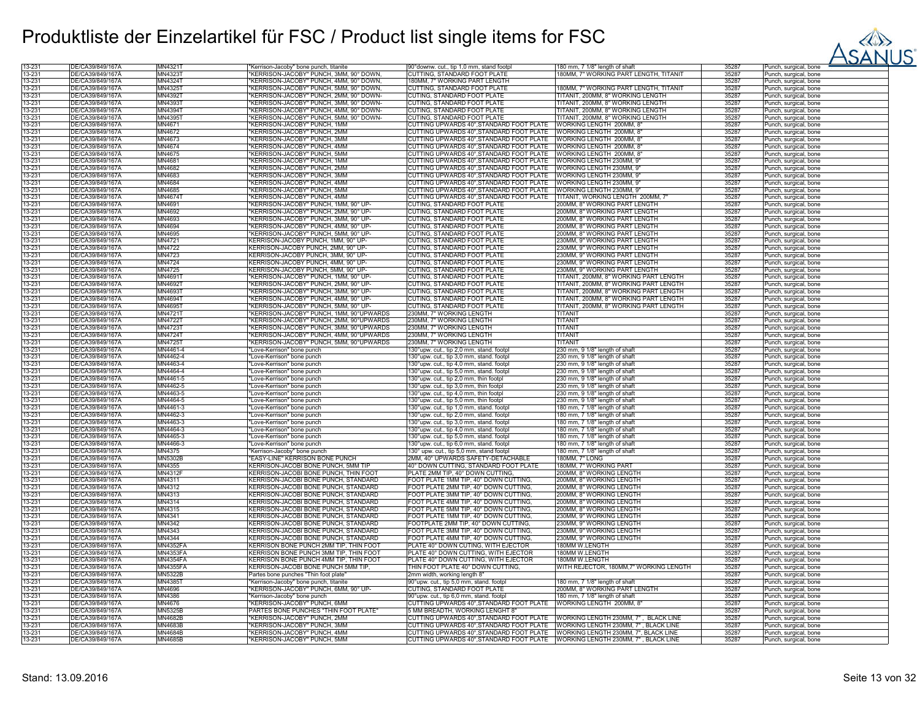# Produktliste der Einzelartikel für FSC / Product list single items for FSC

| | | | | | | | |
|---|---|---|---|---|---|---|---|
| 13-231 | DE/CA39/849/167A | MN4321T | "Kerrison-Jacoby" bone punch, titanite | 90°downw. cut., tip 1,0 mm, stand footpl | 180 mm, 7 1/8" length of shaft | 35287 | Punch, surgical, bone |
| 13-231 | DE/CA39/849/167A | MN4323T | "KERRISON-JACOBY" PUNCH, 3MM, 90° DOWN, | CUTTING, STANDARD FOOT PLATE | 180MM, 7" WORKING PART LENGTH, TITANIT | 35287 | Punch, surgical, bone |
| 13-231 | DE/CA39/849/167A | MN4324T | "KERRISON-JACOBY" PUNCH, 4MM, 90° DOWN, | 180MM, 7" WORKING PART LENGTH | | 35287 | Punch, surgical, bone |
| 13-231 | DE/CA39/849/167A | MN4325T | "KERRISON-JACOBY" PUNCH, 5MM, 90° DOWN, | CUTTING, STANDARD FOOT PLATE | 180MM, 7" WORKING PART LENGTH, TITANIT | 35287 | Punch, surgical, bone |
| 13-231 | DE/CA39/849/167A | MN4392T | "KERRISON-JACOBY" PUNCH, 2MM, 90° DOWN- | CUTING, STANDARD FOOT PLATE | TITANIT, 200MM, 8" WORKING LENGTH | 35287 | Punch, surgical, bone |
| 13-231 | DE/CA39/849/167A | MN4393T | "KERRISON-JACOBY" PUNCH, 3MM, 90° DOWN- | CUTING, STANDARD FOOT PLATE | TITANIT, 200MM, 8" WORKING LENGTH | 35287 | Punch, surgical, bone |
| 13-231 | DE/CA39/849/167A | MN4394T | "KERRISON-JACOBY" PUNCH, 4MM, 90° DOWN- | CUTING, STANDARD FOOT PLATE | TITANIT, 200MM, 8" WORKING LENGTH | 35287 | Punch, surgical, bone |
| 13-231 | DE/CA39/849/167A | MN4395T | "KERRISON-JACOBY" PUNCH, 5MM, 90° DOWN- | CUTING, STANDARD FOOT PLATE | TITANIT, 200MM, 8" WORKING LENGTH | 35287 | Punch, surgical, bone |
| 13-231 | DE/CA39/849/167A | MN4671 | "KERRISON-JACOBY" PUNCH, 1MM | CUTTING UPWARDS 40°,STANDARD FOOT PLATE | WORKING LENGTH 200MM, 8" | 35287 | Punch, surgical, bone |
| 13-231 | DE/CA39/849/167A | MN4672 | "KERRISON-JACOBY" PUNCH, 2MM | CUTTING UPWARDS 40°,STANDARD FOOT PLATE | WORKING LENGTH 200MM, 8" | 35287 | Punch, surgical, bone |
| 13-231 | DE/CA39/849/167A | MN4673 | "KERRISON-JACOBY" PUNCH, 3MM | CUTTING UPWARDS 40°,STANDARD FOOT PLATE | WORKING LENGTH 200MM, 8" | 35287 | Punch, surgical, bone |
| 13-231 | DE/CA39/849/167A | MN4674 | "KERRISON-JACOBY" PUNCH, 4MM | CUTTING UPWARDS 40°,STANDARD FOOT PLATE | WORKING LENGTH 200MM, 8" | 35287 | Punch, surgical, bone |
| 13-231 | DE/CA39/849/167A | MN4675 | "KERRISON-JACOBY" PUNCH, 5MM | CUTTING UPWARDS 40°,STANDARD FOOT PLATE | WORKING LENGTH 200MM, 8" | 35287 | Punch, surgical, bone |
| 13-231 | DE/CA39/849/167A | MN4681 | "KERRISON-JACOBY" PUNCH, 1MM | CUTTING UPWARDS 40°,STANDARD FOOT PLATE | WORKING LENGTH 230MM, 9" | 35287 | Punch, surgical, bone |
| 13-231 | DE/CA39/849/167A | MN4682 | "KERRISON-JACOBY" PUNCH, 2MM | CUTTING UPWARDS 40°,STANDARD FOOT PLATE | WORKING LENGTH 230MM, 9" | 35287 | Punch, surgical, bone |
| 13-231 | DE/CA39/849/167A | MN4683 | "KERRISON-JACOBY" PUNCH, 3MM | CUTTING UPWARDS 40°,STANDARD FOOT PLATE | WORKING LENGTH 230MM, 9" | 35287 | Punch, surgical, bone |
| 13-231 | DE/CA39/849/167A | MN4684 | "KERRISON-JACOBY" PUNCH, 4MM | CUTTING UPWARDS 40°,STANDARD FOOT PLATE | WORKING LENGTH 230MM, 9" | 35287 | Punch, surgical, bone |
| 13-231 | DE/CA39/849/167A | MN4685 | "KERRISON-JACOBY" PUNCH, 5MM | CUTTING UPWARDS 40°,STANDARD FOOT PLATE | WORKING LENGTH 230MM, 9" | 35287 | Punch, surgical, bone |
| 13-231 | DE/CA39/849/167A | MN4674T | "KERRISON-JACOBY" PUNCH, 4MM | CUTTING UPWARDS 40°,STANDARD FOOT PLATE | TITANIT, WORKING LENGTH 200MM, 7" | 35287 | Punch, surgical, bone |
| 13-231 | DE/CA39/849/167A | MN4691 | "KERRISON-JACOBY" PUNCH, 1MM, 90° UP- | CUTING, STANDARD FOOT PLATE | 200MM, 8" WORKING PART LENGTH | 35287 | Punch, surgical, bone |
| 13-231 | DE/CA39/849/167A | MN4692 | "KERRISON-JACOBY" PUNCH, 2MM, 90° UP- | CUTING, STANDARD FOOT PLATE | 200MM, 8" WORKING PART LENGTH | 35287 | Punch, surgical, bone |
| 13-231 | DE/CA39/849/167A | MN4693 | "KERRISON-JACOBY" PUNCH, 3MM, 90° UP- | CUTING, STANDARD FOOT PLATE | 200MM, 8" WORKING PART LENGTH | 35287 | Punch, surgical, bone |
| 13-231 | DE/CA39/849/167A | MN4694 | "KERRISON-JACOBY" PUNCH, 4MM, 90° UP- | CUTING, STANDARD FOOT PLATE | 200MM, 8" WORKING PART LENGTH | 35287 | Punch, surgical, bone |
| 13-231 | DE/CA39/849/167A | MN4695 | "KERRISON-JACOBY" PUNCH, 5MM, 90° UP- | CUTING, STANDARD FOOT PLATE | 200MM, 8" WORKING PART LENGTH | 35287 | Punch, surgical, bone |
| 13-231 | DE/CA39/849/167A | MN4721 | KERRISON-JACOBY PUNCH, 1MM, 90° UP- | CUTING, STANDARD FOOT PLATE | 230MM, 9" WORKING PART LENGTH | 35287 | Punch, surgical, bone |
| 13-231 | DE/CA39/849/167A | MN4722 | KERRISON-JACOBY PUNCH, 2MM, 90° UP- | CUTING, STANDARD FOOT PLATE | 230MM, 9" WORKING PART LENGTH | 35287 | Punch, surgical, bone |
| 13-231 | DE/CA39/849/167A | MN4723 | KERRISON-JACOBY PUNCH, 3MM, 90° UP- | CUTING, STANDARD FOOT PLATE | 230MM, 9" WORKING PART LENGTH | 35287 | Punch, surgical, bone |
| 13-231 | DE/CA39/849/167A | MN4724 | KERRISON-JACOBY PUNCH, 4MM, 90° UP- | CUTING, STANDARD FOOT PLATE | 230MM, 9" WORKING PART LENGTH | 35287 | Punch, surgical, bone |
| 13-231 | DE/CA39/849/167A | MN4725 | KERRISON-JACOBY PUNCH, 5MM, 90° UP- | CUTING, STANDARD FOOT PLATE | 230MM, 9" WORKING PART LENGTH | 35287 | Punch, surgical, bone |
| 13-231 | DE/CA39/849/167A | MN4691T | "KERRISON-JACOBY" PUNCH, 1MM, 90° UP- | CUTING, STANDARD FOOT PLATE | TITANIT, 200MM, 8" WORKING PART LENGTH | 35287 | Punch, surgical, bone |
| 13-231 | DE/CA39/849/167A | MN4692T | "KERRISON-JACOBY" PUNCH, 2MM, 90° UP- | CUTING, STANDARD FOOT PLATE | TITANIT, 200MM, 8" WORKING PART LENGTH | 35287 | Punch, surgical, bone |
| 13-231 | DE/CA39/849/167A | MN4693T | "KERRISON-JACOBY" PUNCH, 3MM, 90° UP- | CUTING, STANDARD FOOT PLATE | TITANIT, 200MM, 8" WORKING PART LENGTH | 35287 | Punch, surgical, bone |
| 13-231 | DE/CA39/849/167A | MN4694T | "KERRISON-JACOBY" PUNCH, 4MM, 90° UP- | CUTING, STANDARD FOOT PLATE | TITANIT, 200MM, 8" WORKING PART LENGTH | 35287 | Punch, surgical, bone |
| 13-231 | DE/CA39/849/167A | MN4695T | "KERRISON-JACOBY" PUNCH, 5MM, 90° UP- | CUTING, STANDARD FOOT PLATE | TITANIT, 200MM, 8" WORKING PART LENGTH | 35287 | Punch, surgical, bone |
| 13-231 | DE/CA39/849/167A | MN4721T | "KERRISON-JACOBY" PUNCH, 1MM, 90°UPWARDS | 230MM, 7" WORKING LENGTH | TITANIT | 35287 | Punch, surgical, bone |
| 13-231 | DE/CA39/849/167A | MN4722T | "KERRISON-JACOBY" PUNCH, 2MM, 90°UPWARDS | 230MM, 7" WORKING LENGTH | TITANIT | 35287 | Punch, surgical, bone |
| 13-231 | DE/CA39/849/167A | MN4723T | "KERRISON-JACOBY" PUNCH, 3MM, 90°UPWARDS | 230MM, 7" WORKING LENGTH | TITANIT | 35287 | Punch, surgical, bone |
| 13-231 | DE/CA39/849/167A | MN4724T | "KERRISON-JACOBY" PUNCH, 4MM, 90°UPWARDS | 230MM, 7" WORKING LENGTH | TITANIT | 35287 | Punch, surgical, bone |
| 13-231 | DE/CA39/849/167A | MN4725T | "KERRISON-JACOBY" PUNCH, 5MM, 90°UPWARDS | 230MM, 7" WORKING LENGTH | TITANIT | 35287 | Punch, surgical, bone |
| 13-231 | DE/CA39/849/167A | MN4461-4 | "Love-Kerrison" bone punch | 130°upw. cut., tip 2,0 mm, stand. footpl | 230 mm, 9 1/8" length of shaft | 35287 | Punch, surgical, bone |
| 13-231 | DE/CA39/849/167A | MN4462-4 | "Love-Kerrison" bone punch | 130°upw. cut., tip 3,0 mm, stand. footpl | 230 mm, 9 1/8" length of shaft | 35287 | Punch, surgical, bone |
| 13-231 | DE/CA39/849/167A | MN4463-4 | "Love-Kerrison" bone punch | 130°upw. cut., tip 4,0 mm, stand. footpl | 230 mm, 9 1/8" length of shaft | 35287 | Punch, surgical, bone |
| 13-231 | DE/CA39/849/167A | MN4464-4 | "Love-Kerrison" bone punch | 130°upw. cut., tip 5,0 mm, stand. footpl | 230 mm, 9 1/8" length of shaft | 35287 | Punch, surgical, bone |
| 13-231 | DE/CA39/849/167A | MN4461-5 | "Love-Kerrison" bone punch | 130°upw. cut., tip 2,0 mm, thin footpl | 230 mm, 9 1/8" length of shaft | 35287 | Punch, surgical, bone |
| 13-231 | DE/CA39/849/167A | MN4462-5 | "Love-Kerrison" bone punch | 130°upw. cut., tip 3,0 mm, thin footpl | 230 mm, 9 1/8" length of shaft | 35287 | Punch, surgical, bone |
| 13-231 | DE/CA39/849/167A | MN4463-5 | "Love-Kerrison" bone punch | 130°upw. cut., tip 4,0 mm, thin footpl | 230 mm, 9 1/8" length of shaft | 35287 | Punch, surgical, bone |
| 13-231 | DE/CA39/849/167A | MN4464-5 | "Love-Kerrison" bone punch | 130°upw. cut., tip 5,0 mm, thin footpl | 230 mm, 9 1/8" length of shaft | 35287 | Punch, surgical, bone |
| 13-231 | DE/CA39/849/167A | MN4461-3 | "Love-Kerrison" bone punch | 130°upw. cut., tip 1,0 mm, stand. footpl | 180 mm, 7 1/8" length of shaft | 35287 | Punch, surgical, bone |
| 13-231 | DE/CA39/849/167A | MN4462-3 | "Love-Kerrison" bone punch | 130°upw. cut., tip 2,0 mm, stand. footpl | 180 mm, 7 1/8" length of shaft | 35287 | Punch, surgical, bone |
| 13-231 | DE/CA39/849/167A | MN4463-3 | "Love-Kerrison" bone punch | 130°upw. cut., tip 3,0 mm, stand. footpl | 180 mm, 7 1/8" length of shaft | 35287 | Punch, surgical, bone |
| 13-231 | DE/CA39/849/167A | MN4464-3 | "Love-Kerrison" bone punch | 130°upw. cut., tip 4,0 mm, stand. footpl | 180 mm, 7 1/8" length of shaft | 35287 | Punch, surgical, bone |
| 13-231 | DE/CA39/849/167A | MN4465-3 | "Love-Kerrison" bone punch | 130°upw. cut., tip 5,0 mm, stand. footpl | 180 mm, 7 1/8" length of shaft | 35287 | Punch, surgical, bone |
| 13-231 | DE/CA39/849/167A | MN4466-3 | "Love-Kerrison" bone punch | 130°upw. cut., tip 6,0 mm, stand. footpl | 180 mm, 7 1/8" length of shaft | 35287 | Punch, surgical, bone |
| 13-231 | DE/CA39/849/167A | MN4375 | "Kerrison-Jacoby" bone punch | 130° upw. cut., tip 5,0 mm, stand footpl | 180 mm, 7 1/8" length of shaft | 35287 | Punch, surgical, bone |
| 13-231 | DE/CA39/849/167A | MN5302B | "EASY-LINE" KERRISON BONE PUNCH | 2MM, 40° UPWARDS SAFETY-DETACHABLE | 180MM, 7" LONG | 35287 | Punch, surgical, bone |
| 13-231 | DE/CA39/849/167A | MN4355 | KERRISON-JACOBI BONE PUNCH, 5MM TIP | 40° DOWN CUTTING, STANDARD FOOT PLATE | 180MM, 7" WORKING PART | 35287 | Punch, surgical, bone |
| 13-231 | DE/CA39/849/167A | MN4312F | KERRISON-JACOBI BONE PUNCH, THIN FOOT | PLATE 2MM TIP, 40° DOWN CUTTING, | 200MM, 8" WORKING LENGTH | 35287 | Punch, surgical, bone |
| 13-231 | DE/CA39/849/167A | MN4311 | KERRISON-JACOBI BONE PUNCH, STANDARD | FOOT PLATE 1MM TIP, 40° DOWN CUTTING, | 200MM, 8" WORKING LENGTH | 35287 | Punch, surgical, bone |
| 13-231 | DE/CA39/849/167A | MN4312 | KERRISON-JACOBI BONE PUNCH, STANDARD | FOOT PLATE 2MM TIP, 40° DOWN CUTTING, | 200MM, 8" WORKING LENGTH | 35287 | Punch, surgical, bone |
| 13-231 | DE/CA39/849/167A | MN4313 | KERRISON-JACOBI BONE PUNCH, STANDARD | FOOT PLATE 3MM TIP, 40° DOWN CUTTING, | 200MM, 8" WORKING LENGTH | 35287 | Punch, surgical, bone |
| 13-231 | DE/CA39/849/167A | MN4314 | KERRISON-JACOBI BONE PUNCH, STANDARD | FOOT PLATE 4MM TIP, 40° DOWN CUTTING, | 200MM, 8" WORKING LENGTH | 35287 | Punch, surgical, bone |
| 13-231 | DE/CA39/849/167A | MN4315 | KERRISON-JACOBI BONE PUNCH, STANDARD | FOOT PLATE 5MM TIP, 40° DOWN CUTTING, | 200MM, 8" WORKING LENGTH | 35287 | Punch, surgical, bone |
| 13-231 | DE/CA39/849/167A | MN4341 | KERRISON-JACOBI BONE PUNCH, STANDARD | FOOT PLATE 1MM TIP, 40° DOWN CUTTING, | 230MM, 9" WORKING LENGTH | 35287 | Punch, surgical, bone |
| 13-231 | DE/CA39/849/167A | MN4342 | KERRISON-JACOBI BONE PUNCH, STANDARD | FOOTPLATE 2MM TIP, 40° DOWN CUTTING, | 230MM, 9" WORKING LENGTH | 35287 | Punch, surgical, bone |
| 13-231 | DE/CA39/849/167A | MN4343 | KERRISON-JACOBI BONE PUNCH, STANDARD | FOOT PLATE 3MM TIP, 40° DOWN CUTTING, | 230MM, 9" WORKING LENGTH | 35287 | Punch, surgical, bone |
| 13-231 | DE/CA39/849/167A | MN4344 | KERRISON-JACOBI BONE PUNCH, STANDARD | FOOT PLATE 4MM TIP, 40° DOWN CUTTING, | 230MM, 9" WORKING LENGTH | 35287 | Punch, surgical, bone |
| 13-231 | DE/CA39/849/167A | MN4352FA | KERRISON BONE PUNCH 2MM TIP, THIN FOOT | PLATE 40° DOWN CUTTING, WITH EJECTOR | 180MM W.LENGTH | 35287 | Punch, surgical, bone |
| 13-231 | DE/CA39/849/167A | MN4353FA | KERRISON BONE PUNCH 3MM TIP, THIN FOOT | PLATE 40° DOWN CUTTING, WITH EJECTOR | 180MM W.LENGTH | 35287 | Punch, surgical, bone |
| 13-231 | DE/CA39/849/167A | MN4354FA | KERRISON BONE PUNCH 4MM TIP, THIN FOOT | PLATE 40° DOWN CUTTING, WITH EJECTOR | 180MM W.LENGTH | 35287 | Punch, surgical, bone |
| 13-231 | DE/CA39/849/167A | MN4355FA | KERRISON-JACOBI BONE PUNCH 5MM TIP, | THIN FOOT PLATE 40° DOWN CUTTING, | WITH REJECTOR, 180MM,7" WORKING LENGTH | 35287 | Punch, surgical, bone |
| 13-231 | DE/CA39/849/167A | MN5322B | Partes bone punches "Thin foot plate" | 2mm width, working length 8" | | 35287 | Punch, surgical, bone |
| 13-231 | DE/CA39/849/167A | MN4385T | "Kerrison-Jacoby" bone punch, titanite | 90°upw. cut., tip 5,0 mm, stand. footpl | 180 mm, 7 1/8" length of shaft | 35287 | Punch, surgical, bone |
| 13-231 | DE/CA39/849/167A | MN4696 | "KERRISON-JACOBY" PUNCH, 6MM, 90° UP- | CUTING, STANDARD FOOT PLATE | 200MM, 8" WORKING PART LENGTH | 35287 | Punch, surgical, bone |
| 13-231 | DE/CA39/849/167A | MN4386 | "Kerrison-Jacoby" bone punch | 90°upw. cut., tip 6,0 mm, stand. footpl | 180 mm, 7 1/8" length of shaft | 35287 | Punch, surgical, bone |
| 13-231 | DE/CA39/849/167A | MN4676 | "KERRISON-JACOBY" PUNCH, 6MM | CUTTING UPWARDS 40°,STANDARD FOOT PLATE | WORKING LENGTH 200MM, 8" | 35287 | Punch, surgical, bone |
| 13-231 | DE/CA39/849/167A | MN5325B | PARTES BONE PUNCHES "THIN FOOT PLATE" | 5 MM BREADTH, WORKING LENGHT 8" | | 35287 | Punch, surgical, bone |
| 13-231 | DE/CA39/849/167A | MN4682B | "KERRISON-JACOBY" PUNCH, 2MM | CUTTING UPWARDS 40°,STANDARD FOOT PLATE | WORKING LENGTH 230MM, 7" , BLACK LINE | 35287 | Punch, surgical, bone |
| 13-231 | DE/CA39/849/167A | MN4683B | "KERRISON-JACOBY" PUNCH, 3MM | CUTTING UPWARDS 40°,STANDARD FOOT PLATE | WORKING LENGTH 230MM, 7" , BLACK LINE | 35287 | Punch, surgical, bone |
| 13-231 | DE/CA39/849/167A | MN4684B | "KERRISON-JACOBY" PUNCH, 4MM | CUTTING UPWARDS 40°,STANDARD FOOT PLATE | WORKING LENGTH 230MM, 7", BLACK LINE | 35287 | Punch, surgical, bone |
| 13-231 | DE/CA39/849/167A | MN4685B | "KERRISON-JACOBY" PUNCH, 5MM | CUTTING UPWARDS 40°,STANDARD FOOT PLATE | WORKING LENGTH 230MM, 7" , BLACK LINE | 35287 | Punch, surgical, bone |

Stand: 13.09.2016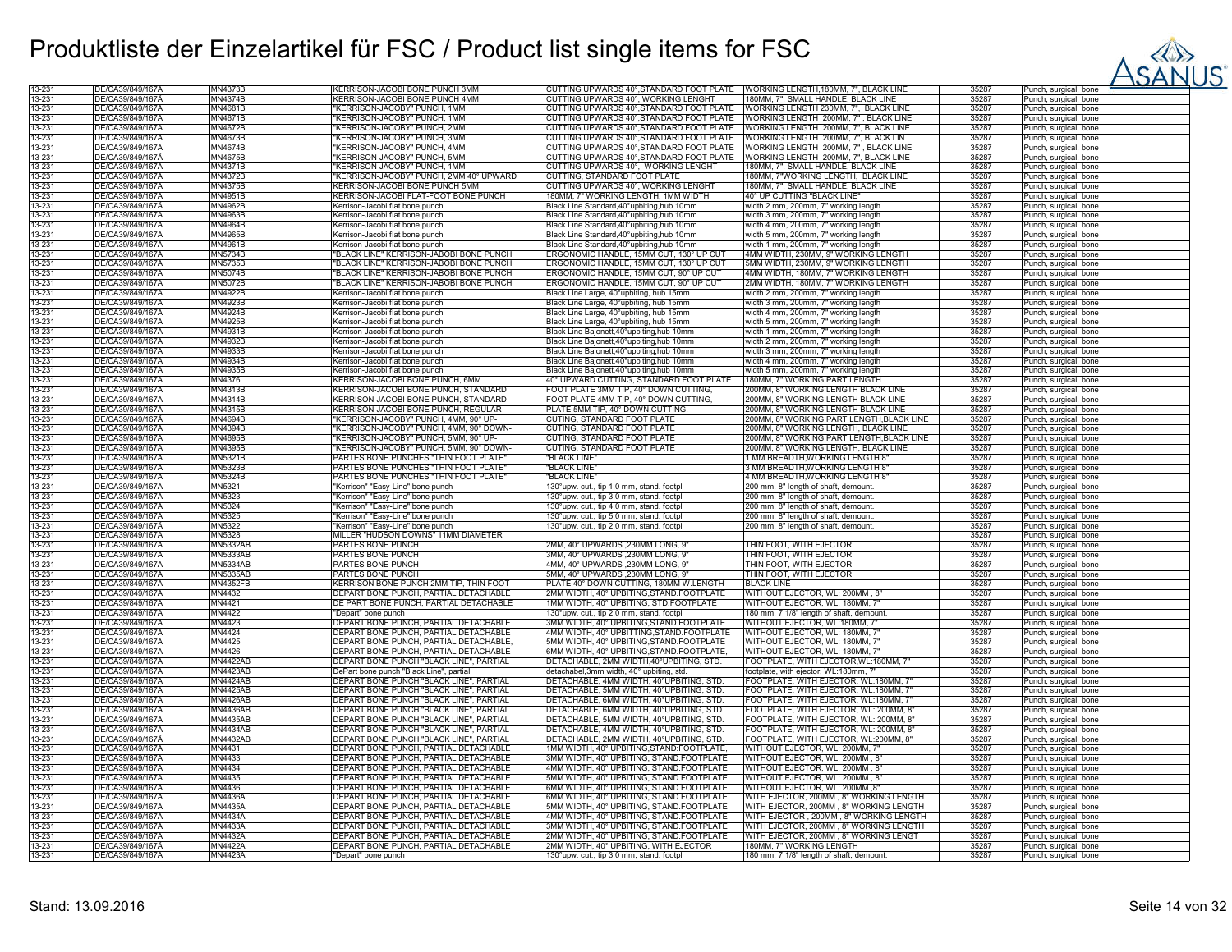# Produktliste der Einzelartikel für FSC / Product list single items for FSC

| | | | | | | | |
|---|---|---|---|---|---|---|---|
| 13-231 | DE/CA39/849/167A | MN4373B | KERRISON-JACOBI BONE PUNCH 3MM | CUTTING UPWARDS 40°,STANDARD FOOT PLATE | WORKING LENGTH,180MM, 7", BLACK LINE | 35287 | Punch, surgical, bone |
| 13-231 | DE/CA39/849/167A | MN4374B | KERRISON-JACOBI BONE PUNCH 4MM | CUTTING UPWARDS 40°, WORKING LENGHT | 180MM, 7", SMALL HANDLE, BLACK LINE | 35287 | Punch, surgical, bone |
| 13-231 | DE/CA39/849/167A | MN4681B | "KERRISON-JACOBY" PUNCH, 1MM | CUTTING UPWARDS 40°,STANDARD FOOT PLATE | WORKING LENGTH 230MM, 7", BLACK LINE | 35287 | Punch, surgical, bone |
| 13-231 | DE/CA39/849/167A | MN4671B | "KERRISON-JACOBY" PUNCH, 1MM | CUTTING UPWARDS 40°,STANDARD FOOT PLATE | WORKING LENGTH 200MM, 7", BLACK LINE | 35287 | Punch, surgical, bone |
| 13-231 | DE/CA39/849/167A | MN4672B | "KERRISON-JACOBY" PUNCH, 2MM | CUTTING UPWARDS 40°,STANDARD FOOT PLATE | WORKING LENGTH 200MM, 7", BLACK LINE | 35287 | Punch, surgical, bone |
| 13-231 | DE/CA39/849/167A | MN4673B | "KERRISON-JACOBY" PUNCH, 3MM | CUTTING UPWARDS 40°,STANDARD FOOT PLATE | WORKING LENGTH 200MM, 7", BLACK LIN | 35287 | Punch, surgical, bone |
| 13-231 | DE/CA39/849/167A | MN4674B | "KERRISON-JACOBY" PUNCH, 4MM | CUTTING UPWARDS 40°,STANDARD FOOT PLATE | WORKING LENGTH 200MM, 7", BLACK LINE | 35287 | Punch, surgical, bone |
| 13-231 | DE/CA39/849/167A | MN4675B | "KERRISON-JACOBY" PUNCH, 5MM | CUTTING UPWARDS 40°,STANDARD FOOT PLATE | WORKING LENGTH 200MM, 7", BLACK LINE | 35287 | Punch, surgical, bone |
| 13-231 | DE/CA39/849/167A | MN4371B | "KERRISON-JACOBY" PUNCH, 1MM | CUTTING UPWARDS 40°, WORKING LENGHT | 180MM, 7", SMALL HANDLE, BLACK LINE | 35287 | Punch, surgical, bone |
| 13-231 | DE/CA39/849/167A | MN4372B | "KERRISON-JACOBY" PUNCH, 2MM 40° UPWARD | CUTTING, STANDARD FOOT PLATE | 180MM, 7"WORKING LENGTH, BLACK LINE | 35287 | Punch, surgical, bone |
| 13-231 | DE/CA39/849/167A | MN4375B | KERRISON-JACOBI BONE PUNCH 5MM | CUTTING UPWARDS 40°, WORKING LENGHT | 180MM, 7", SMALL HANDLE, BLACK LINE | 35287 | Punch, surgical, bone |
| 13-231 | DE/CA39/849/167A | MN4951B | KERRISON-JACOBI FLAT-FOOT BONE PUNCH | 180MM, 7" WORKING LENGTH, 1MM WIDTH | 40° UP CUTTING "BLACK LINE" | 35287 | Punch, surgical, bone |
| 13-231 | DE/CA39/849/167A | MN4962B | Kerrison-Jacobi flat bone punch | Black Line Standard,40°upbiting,hub 10mm | width 2 mm, 200mm, 7" working length | 35287 | Punch, surgical, bone |
| 13-231 | DE/CA39/849/167A | MN4963B | Kerrison-Jacobi flat bone punch | Black Line Standard,40°upbiting,hub 10mm | width 3 mm, 200mm, 7" working length | 35287 | Punch, surgical, bone |
| 13-231 | DE/CA39/849/167A | MN4964B | Kerrison-Jacobi flat bone punch | Black Line Standard,40°upbiting,hub 10mm | width 4 mm, 200mm, 7" working length | 35287 | Punch, surgical, bone |
| 13-231 | DE/CA39/849/167A | MN4965B | Kerrison-Jacobi flat bone punch | Black Line Standard,40°upbiting,hub 10mm | width 5 mm, 200mm, 7" working length | 35287 | Punch, surgical, bone |
| 13-231 | DE/CA39/849/167A | MN4961B | Kerrison-Jacobi flat bone punch | Black Line Standard,40°upbiting,hub 10mm | width 1 mm, 200mm, 7" working length | 35287 | Punch, surgical, bone |
| 13-231 | DE/CA39/849/167A | MN5734B | "BLACK LINE" KERRISON-JABOBI BONE PUNCH | ERGONOMIC HANDLE, 15MM CUT, 130° UP CUT | 4MM WIDTH, 230MM, 9" WORKING LENGTH | 35287 | Punch, surgical, bone |
| 13-231 | DE/CA39/849/167A | MN5735B | "BLACK LINE" KERRISON-JABOBI BONE PUNCH | ERGONOMIC HANDLE, 15MM CUT, 130° UP CUT | 5MM WIDTH, 230MM, 9" WORKING LENGTH | 35287 | Punch, surgical, bone |
| 13-231 | DE/CA39/849/167A | MN5074B | "BLACK LINE" KERRISON-JABOBI BONE PUNCH | ERGONOMIC HANDLE, 15MM CUT, 90° UP CUT | 4MM WIDTH, 180MM, 7" WORKING LENGTH | 35287 | Punch, surgical, bone |
| 13-231 | DE/CA39/849/167A | MN5072B | "BLACK LINE" KERRISON-JABOBI BONE PUNCH | ERGONOMIC HANDLE, 15MM CUT, 90° UP CUT | 2MM WIDTH, 180MM, 7" WORKING LENGTH | 35287 | Punch, surgical, bone |
| 13-231 | DE/CA39/849/167A | MN4922B | Kerrison-Jacobi flat bone punch | Black Line Large, 40°upbiting, hub 15mm | width 2 mm, 200mm, 7" working length | 35287 | Punch, surgical, bone |
| 13-231 | DE/CA39/849/167A | MN4923B | Kerrison-Jacobi flat bone punch | Black Line Large, 40°upbiting, hub 15mm | width 3 mm, 200mm, 7" working length | 35287 | Punch, surgical, bone |
| 13-231 | DE/CA39/849/167A | MN4924B | Kerrison-Jacobi flat bone punch | Black Line Large, 40°upbiting, hub 15mm | width 4 mm, 200mm, 7" working length | 35287 | Punch, surgical, bone |
| 13-231 | DE/CA39/849/167A | MN4925B | Kerrison-Jacobi flat bone punch | Black Line Large, 40°upbiting, hub 15mm | width 5 mm, 200mm, 7" working length | 35287 | Punch, surgical, bone |
| 13-231 | DE/CA39/849/167A | MN4931B | Kerrison-Jacobi flat bone punch | Black Line Bajonett,40°upbiting,hub 10mm | width 1 mm, 200mm, 7" working length | 35287 | Punch, surgical, bone |
| 13-231 | DE/CA39/849/167A | MN4932B | Kerrison-Jacobi flat bone punch | Black Line Bajonett,40°upbiting,hub 10mm | width 2 mm, 200mm, 7" working length | 35287 | Punch, surgical, bone |
| 13-231 | DE/CA39/849/167A | MN4933B | Kerrison-Jacobi flat bone punch | Black Line Bajonett,40°upbiting,hub 10mm | width 3 mm, 200mm, 7" working length | 35287 | Punch, surgical, bone |
| 13-231 | DE/CA39/849/167A | MN4934B | Kerrison-Jacobi flat bone punch | Black Line Bajonett,40°upbiting,hub 10mm | width 4 mm, 200mm, 7" working length | 35287 | Punch, surgical, bone |
| 13-231 | DE/CA39/849/167A | MN4935B | Kerrison-Jacobi flat bone punch | Black Line Bajonett,40°upbiting,hub 10mm | width 5 mm, 200mm, 7" working length | 35287 | Punch, surgical, bone |
| 13-231 | DE/CA39/849/167A | MN4376 | KERRISON-JACOBI BONE PUNCH, 6MM | 40° UPWARD CUTTING, STANDARD FOOT PLATE | 180MM, 7" WORKING PART LENGTH | 35287 | Punch, surgical, bone |
| 13-231 | DE/CA39/849/167A | MN4313B | KERRISON-JACOBI BONE PUNCH, STANDARD | FOOT PLATE 3MM TIP, 40° DOWN CUTTING, | 200MM, 8" WORKING LENGTH BLACK LINE | 35287 | Punch, surgical, bone |
| 13-231 | DE/CA39/849/167A | MN4314B | KERRISON-JACOBI BONE PUNCH, STANDARD | FOOT PLATE 4MM TIP, 40° DOWN CUTTING, | 200MM, 8" WORKING LENGTH BLACK LINE | 35287 | Punch, surgical, bone |
| 13-231 | DE/CA39/849/167A | MN4315B | KERRISON-JACOBI BONE PUNCH, REGULAR | PLATE 5MM TIP, 40° DOWN CUTTING, | 200MM, 8" WORKING LENGTH BLACK LINE | 35287 | Punch, surgical, bone |
| 13-231 | DE/CA39/849/167A | MN4694B | "KERRISON-JACOBY" PUNCH, 4MM, 90° UP- | CUTING, STANDARD FOOT PLATE | 200MM, 8" WORKING PART LENGTH,BLACK LINE | 35287 | Punch, surgical, bone |
| 13-231 | DE/CA39/849/167A | MN4394B | "KERRISON-JACOBY" PUNCH, 4MM, 90° DOWN- | CUTING, STANDARD FOOT PLATE | 200MM, 8" WORKING LENGTH, BLACK LINE | 35287 | Punch, surgical, bone |
| 13-231 | DE/CA39/849/167A | MN4695B | "KERRISON-JACOBY" PUNCH, 5MM, 90° UP- | CUTING, STANDARD FOOT PLATE | 200MM, 8" WORKING PART LENGTH,BLACK LINE | 35287 | Punch, surgical, bone |
| 13-231 | DE/CA39/849/167A | MN4395B | "KERRISON-JACOBY" PUNCH, 5MM, 90° DOWN- | CUTING, STANDARD FOOT PLATE | 200MM, 8" WORKING LENGTH, BLACK LINE | 35287 | Punch, surgical, bone |
| 13-231 | DE/CA39/849/167A | MN5321B | PARTES BONE PUNCHES "THIN FOOT PLATE" | "BLACK LINE" | 1 MM BREADTH,WORKING LENGTH 8" | 35287 | Punch, surgical, bone |
| 13-231 | DE/CA39/849/167A | MN5323B | PARTES BONE PUNCHES "THIN FOOT PLATE" | "BLACK LINE" | 3 MM BREADTH,WORKING LENGTH 8" | 35287 | Punch, surgical, bone |
| 13-231 | DE/CA39/849/167A | MN5324B | PARTES BONE PUNCHES "THIN FOOT PLATE" | "BLACK LINE" | 4 MM BREADTH,WORKING LENGTH 8" | 35287 | Punch, surgical, bone |
| 13-231 | DE/CA39/849/167A | MN5321 | "Kerrison" "Easy-Line" bone punch | 130°upw. cut., tip 1,0 mm, stand. footpl | 200 mm, 8" length of shaft, demount. | 35287 | Punch, surgical, bone |
| 13-231 | DE/CA39/849/167A | MN5323 | "Kerrison" "Easy-Line" bone punch | 130°upw. cut., tip 3,0 mm, stand. footpl | 200 mm, 8" length of shaft, demount. | 35287 | Punch, surgical, bone |
| 13-231 | DE/CA39/849/167A | MN5324 | "Kerrison" "Easy-Line" bone punch | 130°upw. cut., tip 4,0 mm, stand. footpl | 200 mm, 8" length of shaft, demount. | 35287 | Punch, surgical, bone |
| 13-231 | DE/CA39/849/167A | MN5325 | "Kerrison" "Easy-Line" bone punch | 130°upw. cut., tip 5,0 mm, stand. footpl | 200 mm, 8" length of shaft, demount. | 35287 | Punch, surgical, bone |
| 13-231 | DE/CA39/849/167A | MN5322 | "Kerrison" "Easy-Line" bone punch | 130°upw. cut., tip 2,0 mm, stand. footpl | 200 mm, 8" length of shaft, demount. | 35287 | Punch, surgical, bone |
| 13-231 | DE/CA39/849/167A | MN5328 | MILLER "HUDSON DOWNS" 11MM DIAMETER | | | 35287 | Punch, surgical, bone |
| 13-231 | DE/CA39/849/167A | MN5332AB | PARTES BONE PUNCH | 2MM, 40° UPWARDS ,230MM LONG, 9" | THIN FOOT, WITH EJECTOR | 35287 | Punch, surgical, bone |
| 13-231 | DE/CA39/849/167A | MN5333AB | PARTES BONE PUNCH | 3MM, 40° UPWARDS ,230MM LONG, 9" | THIN FOOT, WITH EJECTOR | 35287 | Punch, surgical, bone |
| 13-231 | DE/CA39/849/167A | MN5334AB | PARTES BONE PUNCH | 4MM, 40° UPWARDS ,230MM LONG, 9" | THIN FOOT, WITH EJECTOR | 35287 | Punch, surgical, bone |
| 13-231 | DE/CA39/849/167A | MN5335AB | PARTES BONE PUNCH | 5MM, 40° UPWARDS ,230MM LONG, 9" | THIN FOOT, WITH EJECTOR | 35287 | Punch, surgical, bone |
| 13-231 | DE/CA39/849/167A | MN4352FB | KERRISON BONE PUNCH 2MM TIP, THIN FOOT | PLATE 40° DOWN CUTTING, 180MM W.LENGTH | BLACK LINE | 35287 | Punch, surgical, bone |
| 13-231 | DE/CA39/849/167A | MN4432 | DEPART BONE PUNCH, PARTIAL DETACHABLE | 2MM WIDTH, 40° UPBITING,STAND.FOOTPLATE | WITHOUT EJECTOR, WL: 200MM , 8" | 35287 | Punch, surgical, bone |
| 13-231 | DE/CA39/849/167A | MN4421 | DE PART BONE PUNCH, PARTIAL DETACHABLE | 1MM WIDTH, 40° UPBITING, STD.FOOTPLATE | WITHOUT EJECTOR, WL: 180MM, 7" | 35287 | Punch, surgical, bone |
| 13-231 | DE/CA39/849/167A | MN4422 | "Depart" bone punch | 130°upw. cut., tip 2,0 mm, stand. footpl | 180 mm, 7 1/8" length of shaft, demount. | 35287 | Punch, surgical, bone |
| 13-231 | DE/CA39/849/167A | MN4423 | DEPART BONE PUNCH, PARTIAL DETACHABLE | 3MM WIDTH, 40° UPBITING,STAND.FOOTPLATE | WITHOUT EJECTOR, WL:180MM, 7" | 35287 | Punch, surgical, bone |
| 13-231 | DE/CA39/849/167A | MN4424 | DEPART BONE PUNCH, PARTIAL DETACHABLE | 4MM WIDTH, 40° UPBITTING,STAND.FOOTPLATE | WITHOUT EJECTOR, WL: 180MM, 7" | 35287 | Punch, surgical, bone |
| 13-231 | DE/CA39/849/167A | MN4425 | DEPART BONE PUNCH, PARTIAL DETACHABLE | 5MM WIDTH, 40° UPBITING,STAND.FOOTPLATE | WITHOUT EJECTOR, WL: 180MM, 7" | 35287 | Punch, surgical, bone |
| 13-231 | DE/CA39/849/167A | MN4426 | DEPART BONE PUNCH, PARTIAL DETACHABLE | 6MM WIDTH, 40° UPBITING,STAND.FOOTPLATE, | WITHOUT EJECTOR, WL: 180MM, 7" | 35287 | Punch, surgical, bone |
| 13-231 | DE/CA39/849/167A | MN4422AB | DEPART BONE PUNCH "BLACK LINE", PARTIAL | DETACHABLE, 2MM WIDTH,40°UPBITING, STD. | FOOTPLATE, WITH EJECTOR,WL:180MM, 7" | 35287 | Punch, surgical, bone |
| 13-231 | DE/CA39/849/167A | MN4423AB | DePart bone punch "Black Line", partial | detachabel,3mm width, 40° upbiting, std. | footplate, with ejector, WL:180mm, 7" | 35287 | Punch, surgical, bone |
| 13-231 | DE/CA39/849/167A | MN4424AB | DEPART BONE PUNCH "BLACK LINE", PARTIAL | DETACHABLE, 4MM WIDTH, 40°UPBITING, STD. | FOOTPLATE, WITH EJECTOR, WL:180MM, 7" | 35287 | Punch, surgical, bone |
| 13-231 | DE/CA39/849/167A | MN4425AB | DEPART BONE PUNCH "BLACK LINE", PARTIAL | DETACHABLE, 5MM WIDTH, 40°UPBITING, STD. | FOOTPLATE, WITH EJECTOR, WL:180MM, 7" | 35287 | Punch, surgical, bone |
| 13-231 | DE/CA39/849/167A | MN4426AB | DEPART BONE PUNCH "BLACK LINE", PARTIAL | DETACHABLE, 6MM WIDTH, 40°UPBITING, STD. | FOOTPLATE, WITH EJECTOR, WL:180MM, 7" | 35287 | Punch, surgical, bone |
| 13-231 | DE/CA39/849/167A | MN4436AB | DEPART BONE PUNCH "BLACK LINE", PARTIAL | DETACHABLE, 6MM WIDTH, 40°UPBITING, STD. | FOOTPLATE, WITH EJECTOR, WL: 200MM, 8" | 35287 | Punch, surgical, bone |
| 13-231 | DE/CA39/849/167A | MN4435AB | DEPART BONE PUNCH "BLACK LINE", PARTIAL | DETACHABLE, 5MM WIDTH, 40°UPBITING, STD. | FOOTPLATE, WITH EJECTOR, WL: 200MM, 8" | 35287 | Punch, surgical, bone |
| 13-231 | DE/CA39/849/167A | MN4434AB | DEPART BONE PUNCH "BLACK LINE", PARTIAL | DETACHABLE, 4MM WIDTH, 40°UPBITING, STD. | FOOTPLATE, WITH EJECTOR, WL: 200MM, 8" | 35287 | Punch, surgical, bone |
| 13-231 | DE/CA39/849/167A | MN4432AB | DEPART BONE PUNCH "BLACK LINE", PARTIAL | DETACHABLE, 2MM WIDTH, 40°UPBITING, STD. | FOOTPLATE, WITH EJECTOR, WL:200MM, 8" | 35287 | Punch, surgical, bone |
| 13-231 | DE/CA39/849/167A | MN4431 | DEPART BONE PUNCH, PARTIAL DETACHABLE | 1MM WIDTH, 40° UPBITING,STAND.FOOTPLATE, | WITHOUT EJECTOR, WL: 200MM, 7" | 35287 | Punch, surgical, bone |
| 13-231 | DE/CA39/849/167A | MN4433 | DEPART BONE PUNCH, PARTIAL DETACHABLE | 3MM WIDTH, 40° UPBITING, STAND.FOOTPLATE | WITHOUT EJECTOR, WL: 200MM , 8" | 35287 | Punch, surgical, bone |
| 13-231 | DE/CA39/849/167A | MN4434 | DEPART BONE PUNCH, PARTIAL DETACHABLE | 4MM WIDTH, 40° UPBITING, STAND.FOOTPLATE | WITHOUT EJECTOR, WL: 200MM , 8" | 35287 | Punch, surgical, bone |
| 13-231 | DE/CA39/849/167A | MN4435 | DEPART BONE PUNCH, PARTIAL DETACHABLE | 5MM WIDTH, 40° UPBITING, STAND.FOOTPLATE | WITHOUT EJECTOR, WL: 200MM , 8" | 35287 | Punch, surgical, bone |
| 13-231 | DE/CA39/849/167A | MN4436 | DEPART BONE PUNCH, PARTIAL DETACHABLE | 6MM WIDTH, 40° UPBITING, STAND.FOOTPLATE | WITHOUT EJECTOR, WL: 200MM ,8" | 35287 | Punch, surgical, bone |
| 13-231 | DE/CA39/849/167A | MN4436A | DEPART BONE PUNCH, PARTIAL DETACHABLE | 6MM WIDTH, 40° UPBITING, STAND.FOOTPLATE | WITH EJECTOR, 200MM , 8" WORKING LENGTH | 35287 | Punch, surgical, bone |
| 13-231 | DE/CA39/849/167A | MN4435A | DEPART BONE PUNCH, PARTIAL DETACHABLE | 5MM WIDTH, 40° UPBITING, STAND.FOOTPLATE | WITH EJECTOR, 200MM , 8" WORKING LENGTH | 35287 | Punch, surgical, bone |
| 13-231 | DE/CA39/849/167A | MN4434A | DEPART BONE PUNCH, PARTIAL DETACHABLE | 4MM WIDTH, 40° UPBITING, STAND.FOOTPLATE | WITH EJECTOR , 200MM, 8" WORKING LENGTH | 35287 | Punch, surgical, bone |
| 13-231 | DE/CA39/849/167A | MN4433A | DEPART BONE PUNCH, PARTIAL DETACHABLE | 3MM WIDTH, 40° UPBITING, STAND.FOOTPLATE | WITH EJECTOR, 200MM , 8" WORKING LENGTH | 35287 | Punch, surgical, bone |
| 13-231 | DE/CA39/849/167A | MN4432A | DEPART BONE PUNCH, PARTIAL DETACHABLE | 2MM WIDTH, 40° UPBITING, STAND.FOOTPLATE | WITH EJECTOR, 200MM , 8" WORKING LENGT | 35287 | Punch, surgical, bone |
| 13-231 | DE/CA39/849/167A | MN4422A | DEPART BONE PUNCH, PARTIAL DETACHABLE | 2MM WIDTH, 40° UPBITING, WITH EJECTOR | 180MM, 7" WORKING LENGTH | 35287 | Punch, surgical, bone |
| 13-231 | DE/CA39/849/167A | MN4423A | "Depart" bone punch | 130°upw. cut., tip 3,0 mm, stand. footpl | 180 mm, 7 1/8" length of shaft, demount. | 35287 | Punch, surgical, bone |

Stand: 13.09.2016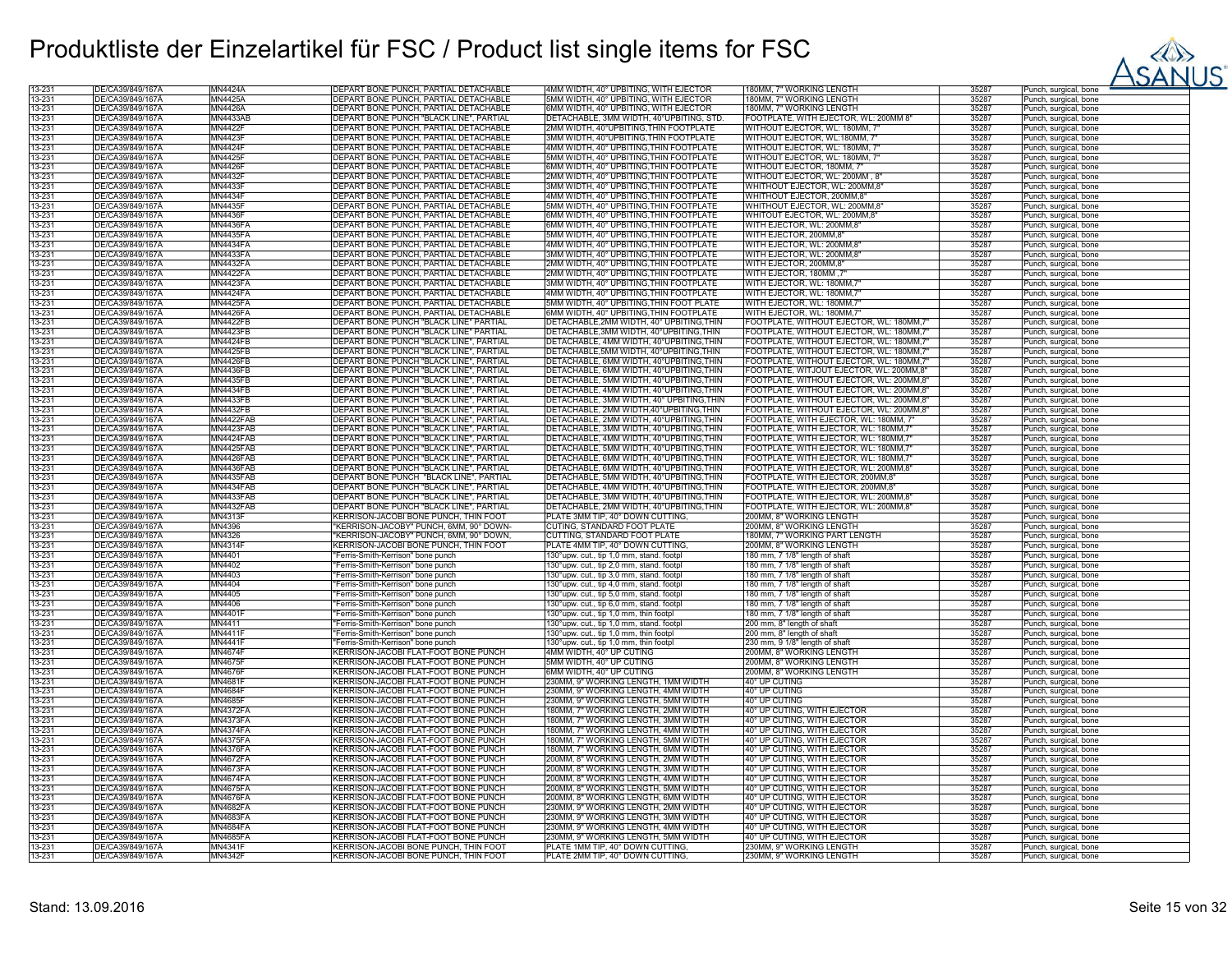# Produktliste der Einzelartikel für FSC / Product list single items for FSC

| | | | | | | | |
|---|---|---|---|---|---|---|---|
| 13-231 | DE/CA39/849/167A | MN4424A | DEPART BONE PUNCH, PARTIAL DETACHABLE | 4MM WIDTH, 40° UPBITING, WITH EJECTOR | 180MM, 7" WORKING LENGTH | 35287 | Punch, surgical, bone |
| 13-231 | DE/CA39/849/167A | MN4425A | DEPART BONE PUNCH, PARTIAL DETACHABLE | 5MM WIDTH, 40° UPBITING, WITH EJECTOR | 180MM, 7" WORKING LENGTH | 35287 | Punch, surgical, bone |
| 13-231 | DE/CA39/849/167A | MN4426A | DEPART BONE PUNCH, PARTIAL DETACHABLE | 6MM WIDTH, 40° UPBITING, WITH EJECTOR | 180MM, 7" WORKING LENGTH | 35287 | Punch, surgical, bone |
| 13-231 | DE/CA39/849/167A | MN4433AB | DEPART BONE PUNCH "BLACK LINE", PARTIAL | DETACHABLE, 3MM WIDTH, 40°UPBITING, STD. | FOOTPLATE, WITH EJECTOR, WL: 200MM 8" | 35287 | Punch, surgical, bone |
| 13-231 | DE/CA39/849/167A | MN4422F | DEPART BONE PUNCH, PARTIAL DETACHABLE | 2MM WIDTH, 40°UPBITING,THIN FOOTPLATE | WITHOUT EJECTOR, WL: 180MM, 7" | 35287 | Punch, surgical, bone |
| 13-231 | DE/CA39/849/167A | MN4423F | DEPART BONE PUNCH, PARTIAL DETACHABLE | 3MM WIDTH, 40°UPBITING,THIN FOOTPLATE | WITHOUT EJECTOR, WL:180MM, 7" | 35287 | Punch, surgical, bone |
| 13-231 | DE/CA39/849/167A | MN4424F | DEPART BONE PUNCH, PARTIAL DETACHABLE | 4MM WIDTH, 40° UPBITING,THIN FOOTPLATE | WITHOUT EJECTOR, WL: 180MM, 7" | 35287 | Punch, surgical, bone |
| 13-231 | DE/CA39/849/167A | MN4425F | DEPART BONE PUNCH, PARTIAL DETACHABLE | 5MM WIDTH, 40° UPBITING,THIN FOOTPLATE | WITHOUT EJECTOR, WL: 180MM, 7" | 35287 | Punch, surgical, bone |
| 13-231 | DE/CA39/849/167A | MN4426F | DEPART BONE PUNCH, PARTIAL DETACHABLE | 6MM WIDTH, 40° UPBITING,THIN FOOTPLATE | WITHOUT EJECTOR, 180MM, 7" | 35287 | Punch, surgical, bone |
| 13-231 | DE/CA39/849/167A | MN4432F | DEPART BONE PUNCH, PARTIAL DETACHABLE | 2MM WIDTH, 40° UPBITING,THIN FOOTPLATE | WITHOUT EJECTOR, WL: 200MM , 8" | 35287 | Punch, surgical, bone |
| 13-231 | DE/CA39/849/167A | MN4433F | DEPART BONE PUNCH, PARTIAL DETACHABLE | 3MM WIDTH, 40° UPBITING,THIN FOOTPLATE | WHITHOUT EJECTOR, WL: 200MM,8" | 35287 | Punch, surgical, bone |
| 13-231 | DE/CA39/849/167A | MN4434F | DEPART BONE PUNCH, PARTIAL DETACHABLE | 4MM WIDTH, 40° UPBITING,THIN FOOTPLATE | WHITHOUT EJECTOR, 200MM,8" | 35287 | Punch, surgical, bone |
| 13-231 | DE/CA39/849/167A | MN4435F | DEPART BONE PUNCH, PARTIAL DETACHABLE | 5MM WIDTH, 40° UPBITING,THIN FOOTPLATE | WHITHOUT EJECTOR, WL: 200MM,8" | 35287 | Punch, surgical, bone |
| 13-231 | DE/CA39/849/167A | MN4436F | DEPART BONE PUNCH, PARTIAL DETACHABLE | 6MM WIDTH, 40° UPBITING,THIN FOOTPLATE | WHITOUT EJECTOR, WL: 200MM,8" | 35287 | Punch, surgical, bone |
| 13-231 | DE/CA39/849/167A | MN4436FA | DEPART BONE PUNCH, PARTIAL DETACHABLE | 6MM WIDTH, 40° UPBITING,THIN FOOTPLATE | WITH EJECTOR, WL: 200MM,8" | 35287 | Punch, surgical, bone |
| 13-231 | DE/CA39/849/167A | MN4435FA | DEPART BONE PUNCH, PARTIAL DETACHABLE | 5MM WIDTH, 40° UPBITING,THIN FOOTPLATE | WITH EJECTOR, 200MM,8" | 35287 | Punch, surgical, bone |
| 13-231 | DE/CA39/849/167A | MN4434FA | DEPART BONE PUNCH, PARTIAL DETACHABLE | 4MM WIDTH, 40° UPBITING,THIN FOOTPLATE | WITH EJECTOR, WL: 200MM,8" | 35287 | Punch, surgical, bone |
| 13-231 | DE/CA39/849/167A | MN4433FA | DEPART BONE PUNCH, PARTIAL DETACHABLE | 3MM WIDTH, 40° UPBITING,THIN FOOTPLATE | WITH EJECTOR, WL: 200MM,8" | 35287 | Punch, surgical, bone |
| 13-231 | DE/CA39/849/167A | MN4432FA | DEPART BONE PUNCH, PARTIAL DETACHABLE | 2MM WIDTH, 40° UPBITING,THIN FOOTPLATE | WITH EJECTOR, 200MM,8" | 35287 | Punch, surgical, bone |
| 13-231 | DE/CA39/849/167A | MN4422FA | DEPART BONE PUNCH, PARTIAL DETACHABLE | 2MM WIDTH, 40° UPBITING,THIN FOOTPLATE | WITH EJECTOR, 180MM ,7" | 35287 | Punch, surgical, bone |
| 13-231 | DE/CA39/849/167A | MN4423FA | DEPART BONE PUNCH, PARTIAL DETACHABLE | 3MM WIDTH, 40° UPBITING,THIN FOOTPLATE | WITH EJECTOR, WL: 180MM,7" | 35287 | Punch, surgical, bone |
| 13-231 | DE/CA39/849/167A | MN4424FA | DEPART BONE PUNCH, PARTIAL DETACHABLE | 4MM WIDTH, 40° UPBITING,THIN FOOTPLATE | WITH EJECTOR, WL: 180MM,7" | 35287 | Punch, surgical, bone |
| 13-231 | DE/CA39/849/167A | MN4425FA | DEPART BONE PUNCH, PARTIAL DETACHABLE | 5MM WIDTH, 40° UPBITING,THIN FOOT PLATE | WITH EJECTOR, WL: 180MM,7" | 35287 | Punch, surgical, bone |
| 13-231 | DE/CA39/849/167A | MN4426FA | DEPART BONE PUNCH, PARTIAL DETACHABLE | 6MM WIDTH, 40° UPBITING,THIN FOOTPLATE | WITH EJECTOR, WL: 180MM,7" | 35287 | Punch, surgical, bone |
| 13-231 | DE/CA39/849/167A | MN4422FB | DEPART BONE PUNCH "BLACK LINE" PARTIAL | DETACHABLE,2MM WIDTH, 40° UPBITING,THIN | FOOTPLATE, WITHOUT EJECTOR, WL: 180MM,7" | 35287 | Punch, surgical, bone |
| 13-231 | DE/CA39/849/167A | MN4423FB | DEPART BONE PUNCH "BLACK LINE" PARTIAL | DETACHABLE,3MM WIDTH, 40°UPBITING,THIN | FOOTPLATE, WITHOUT EJECTOR, WL: 180MM,7" | 35287 | Punch, surgical, bone |
| 13-231 | DE/CA39/849/167A | MN4424FB | DEPART BONE PUNCH "BLACK LINE", PARTIAL | DETACHABLE, 4MM WIDTH, 40°UPBITING,THIN | FOOTPLATE, WITHOUT EJECTOR, WL: 180MM,7" | 35287 | Punch, surgical, bone |
| 13-231 | DE/CA39/849/167A | MN4425FB | DEPART BONE PUNCH "BLACK LINE", PARTIAL | DETACHABLE,5MM WIDTH, 40°UPBITING,THIN | FOOTPLATE, WITHOUT EJECTOR, WL: 180MM,7" | 35287 | Punch, surgical, bone |
| 13-231 | DE/CA39/849/167A | MN4426FB | DEPART BONE PUNCH "BLACK LINE", PARTIAL | DETACHABLE, 6MM WIDTH, 40°UPBITING,THIN | FOOTPLATE, WITHOUT EJECTOR, WL: 180MM,7" | 35287 | Punch, surgical, bone |
| 13-231 | DE/CA39/849/167A | MN4436FB | DEPART BONE PUNCH "BLACK LINE", PARTIAL | DETACHABLE, 6MM WIDTH, 40°UPBITING,THIN | FOOTPLATE, WITJOUT EJECTOR, WL: 200MM,8" | 35287 | Punch, surgical, bone |
| 13-231 | DE/CA39/849/167A | MN4435FB | DEPART BONE PUNCH "BLACK LINE", PARTIAL | DETACHABLE, 5MM WIDTH, 40°UPBITING,THIN | FOOTPLATE, WITHOUT EJECTOR, WL: 200MM,8" | 35287 | Punch, surgical, bone |
| 13-231 | DE/CA39/849/167A | MN4434FB | DEPART BONE PUNCH "BLACK LINE", PARTIAL | DETACHABLE, 4MM WIDTH, 40°UPBITING,THIN | FOOTPLATE, WITHOUT EJECTOR, WL: 200MM,8" | 35287 | Punch, surgical, bone |
| 13-231 | DE/CA39/849/167A | MN4433FB | DEPART BONE PUNCH "BLACK LINE", PARTIAL | DETACHABLE, 3MM WIDTH, 40° UPBITING,THIN | FOOTPLATE, WITHOUT EJECTOR, WL: 200MM,8" | 35287 | Punch, surgical, bone |
| 13-231 | DE/CA39/849/167A | MN4432FB | DEPART BONE PUNCH "BLACK LINE", PARTIAL | DETACHABLE, 2MM WIDTH,40°UPBITING,THIN | FOOTPLATE, WITHOUT EJECTOR, WL: 200MM,8" | 35287 | Punch, surgical, bone |
| 13-231 | DE/CA39/849/167A | MN4422FAB | DEPART BONE PUNCH "BLACK LINE", PARTIAL | DETACHABLE, 2MM WIDTH, 40°UPBITING,THIN | FOOTPLATE, WITH EJECTOR, WL: 180MM, 7" | 35287 | Punch, surgical, bone |
| 13-231 | DE/CA39/849/167A | MN4423FAB | DEPART BONE PUNCH "BLACK LINE", PARTIAL | DETACHABLE, 3MM WIDTH, 40°UPBITING,THIN | FOOTPLATE, WITH EJECTOR, WL: 180MM,7" | 35287 | Punch, surgical, bone |
| 13-231 | DE/CA39/849/167A | MN4424FAB | DEPART BONE PUNCH "BLACK LINE", PARTIAL | DETACHABLE, 4MM WIDTH, 40°UPBITING,THIN | FOOTPLATE, WITH EJECTOR, WL: 180MM,7" | 35287 | Punch, surgical, bone |
| 13-231 | DE/CA39/849/167A | MN4425FAB | DEPART BONE PUNCH "BLACK LINE", PARTIAL | DETACHABLE, 5MM WIDTH, 40°UPBITING,THIN | FOOTPLATE, WITH EJECTOR, WL: 180MM,7" | 35287 | Punch, surgical, bone |
| 13-231 | DE/CA39/849/167A | MN4426FAB | DEPART BONE PUNCH "BLACK LINE", PARTIAL | DETACHABLE, 6MM WIDTH, 40°UPBITING,THIN | FOOTPLATE, WITH EJECTOR, WL: 180MM,7" | 35287 | Punch, surgical, bone |
| 13-231 | DE/CA39/849/167A | MN4436FAB | DEPART BONE PUNCH "BLACK LINE", PARTIAL | DETACHABLE, 6MM WIDTH, 40°UPBITING,THIN | FOOTPLATE, WITH EJECTOR, WL: 200MM,8" | 35287 | Punch, surgical, bone |
| 13-231 | DE/CA39/849/167A | MN4435FAB | DEPART BONE PUNCH "BLACK LINE", PARTIAL | DETACHABLE, 5MM WIDTH, 40°UPBITING,THIN | FOOTPLATE, WITH EJECTOR, 200MM,8" | 35287 | Punch, surgical, bone |
| 13-231 | DE/CA39/849/167A | MN4434FAB | DEPART BONE PUNCH "BLACK LINE", PARTIAL | DETACHABLE, 4MM WIDTH, 40°UPBITING,THIN | FOOTPLATE, WITH EJECTOR, 200MM,8" | 35287 | Punch, surgical, bone |
| 13-231 | DE/CA39/849/167A | MN4433FAB | DEPART BONE PUNCH "BLACK LINE", PARTIAL | DETACHABLE, 3MM WIDTH, 40°UPBITING,THIN | FOOTPLATE, WITH EJECTOR, WL: 200MM,8" | 35287 | Punch, surgical, bone |
| 13-231 | DE/CA39/849/167A | MN4432FAB | DEPART BONE PUNCH "BLACK LINE", PARTIAL | DETACHABLE, 2MM WIDTH, 40°UPBITING,THIN | FOOTPLATE, WITH EJECTOR, WL: 200MM,8" | 35287 | Punch, surgical, bone |
| 13-231 | DE/CA39/849/167A | MN4313F | KERRISON-JACOBI BONE PUNCH, THIN FOOT | PLATE 3MM TIP, 40° DOWN CUTTING, | 200MM, 8" WORKING LENGTH | 35287 | Punch, surgical, bone |
| 13-231 | DE/CA39/849/167A | MN4396 | "KERRISON-JACOBY" PUNCH, 6MM, 90° DOWN- | CUTING, STANDARD FOOT PLATE | 200MM, 8" WORKING LENGTH | 35287 | Punch, surgical, bone |
| 13-231 | DE/CA39/849/167A | MN4326 | "KERRISON-JACOBY" PUNCH, 6MM, 90° DOWN, | CUTTING, STANDARD FOOT PLATE | 180MM, 7" WORKING PART LENGTH | 35287 | Punch, surgical, bone |
| 13-231 | DE/CA39/849/167A | MN4314F | KERRISON-JACOBI BONE PUNCH, THIN FOOT | PLATE 4MM TIP, 40° DOWN CUTTING, | 200MM, 8" WORKING LENGTH | 35287 | Punch, surgical, bone |
| 13-231 | DE/CA39/849/167A | MN4401 | "Ferris-Smith-Kerrison" bone punch | 130°upw. cut., tip 1,0 mm, stand. footpl | 180 mm, 7 1/8" length of shaft | 35287 | Punch, surgical, bone |
| 13-231 | DE/CA39/849/167A | MN4402 | "Ferris-Smith-Kerrison" bone punch | 130°upw. cut., tip 2,0 mm, stand. footpl | 180 mm, 7 1/8" length of shaft | 35287 | Punch, surgical, bone |
| 13-231 | DE/CA39/849/167A | MN4403 | "Ferris-Smith-Kerrison" bone punch | 130°upw. cut., tip 3,0 mm, stand. footpl | 180 mm, 7 1/8" length of shaft | 35287 | Punch, surgical, bone |
| 13-231 | DE/CA39/849/167A | MN4404 | "Ferris-Smith-Kerrison" bone punch | 130°upw. cut., tip 4,0 mm, stand. footpl | 180 mm, 7 1/8" length of shaft | 35287 | Punch, surgical, bone |
| 13-231 | DE/CA39/849/167A | MN4405 | "Ferris-Smith-Kerrison" bone punch | 130°upw. cut., tip 5,0 mm, stand. footpl | 180 mm, 7 1/8" length of shaft | 35287 | Punch, surgical, bone |
| 13-231 | DE/CA39/849/167A | MN4406 | "Ferris-Smith-Kerrison" bone punch | 130°upw. cut., tip 6,0 mm, stand. footpl | 180 mm, 7 1/8" length of shaft | 35287 | Punch, surgical, bone |
| 13-231 | DE/CA39/849/167A | MN4401F | "Ferris-Smith-Kerrison" bone punch | 130°upw. cut., tip 1,0 mm, thin footpl | 180 mm, 7 1/8" length of shaft | 35287 | Punch, surgical, bone |
| 13-231 | DE/CA39/849/167A | MN4411 | "Ferris-Smith-Kerrison" bone punch | 130°upw. cut., tip 1,0 mm, stand. footpl | 200 mm, 8" length of shaft | 35287 | Punch, surgical, bone |
| 13-231 | DE/CA39/849/167A | MN4411F | "Ferris-Smith-Kerrison" bone punch | 130°upw. cut., tip 1,0 mm, thin footpl | 200 mm, 8" length of shaft | 35287 | Punch, surgical, bone |
| 13-231 | DE/CA39/849/167A | MN4441F | "Ferris-Smith-Kerrison" bone punch | 130°upw. cut., tip 1,0 mm, thin footpl | 230 mm, 9 1/8" length of shaft | 35287 | Punch, surgical, bone |
| 13-231 | DE/CA39/849/167A | MN4674F | KERRISON-JACOBI FLAT-FOOT BONE PUNCH | 4MM WIDTH, 40° UP CUTING | 200MM, 8" WORKING LENGTH | 35287 | Punch, surgical, bone |
| 13-231 | DE/CA39/849/167A | MN4675F | KERRISON-JACOBI FLAT-FOOT BONE PUNCH | 5MM WIDTH, 40° UP CUTING | 200MM, 8" WORKING LENGTH | 35287 | Punch, surgical, bone |
| 13-231 | DE/CA39/849/167A | MN4676F | KERRISON-JACOBI FLAT-FOOT BONE PUNCH | 6MM WIDTH, 40° UP CUTING | 200MM, 8" WORKING LENGTH | 35287 | Punch, surgical, bone |
| 13-231 | DE/CA39/849/167A | MN4681F | KERRISON-JACOBI FLAT-FOOT BONE PUNCH | 230MM, 9" WORKING LENGTH, 1MM WIDTH | 40° UP CUTING | 35287 | Punch, surgical, bone |
| 13-231 | DE/CA39/849/167A | MN4684F | KERRISON-JACOBI FLAT-FOOT BONE PUNCH | 230MM, 9" WORKING LENGTH, 4MM WIDTH | 40° UP CUTING | 35287 | Punch, surgical, bone |
| 13-231 | DE/CA39/849/167A | MN4685F | KERRISON-JACOBI FLAT-FOOT BONE PUNCH | 230MM, 9" WORKING LENGTH, 5MM WIDTH | 40° UP CUTING | 35287 | Punch, surgical, bone |
| 13-231 | DE/CA39/849/167A | MN4372FA | KERRISON-JACOBI FLAT-FOOT BONE PUNCH | 180MM, 7" WORKING LENGTH, 2MM WIDTH | 40° UP CUTING, WITH EJECTOR | 35287 | Punch, surgical, bone |
| 13-231 | DE/CA39/849/167A | MN4373FA | KERRISON-JACOBI FLAT-FOOT BONE PUNCH | 180MM, 7" WORKING LENGTH, 3MM WIDTH | 40° UP CUTING, WITH EJECTOR | 35287 | Punch, surgical, bone |
| 13-231 | DE/CA39/849/167A | MN4374FA | KERRISON-JACOBI FLAT-FOOT BONE PUNCH | 180MM, 7" WORKING LENGTH, 4MM WIDTH | 40° UP CUTING, WITH EJECTOR | 35287 | Punch, surgical, bone |
| 13-231 | DE/CA39/849/167A | MN4375FA | KERRISON-JACOBI FLAT-FOOT BONE PUNCH | 180MM, 7" WORKING LENGTH, 5MM WIDTH | 40° UP CUTING, WITH EJECTOR | 35287 | Punch, surgical, bone |
| 13-231 | DE/CA39/849/167A | MN4376FA | KERRISON-JACOBI FLAT-FOOT BONE PUNCH | 180MM, 7" WORKING LENGTH, 6MM WIDTH | 40° UP CUTING, WITH EJECTOR | 35287 | Punch, surgical, bone |
| 13-231 | DE/CA39/849/167A | MN4672FA | KERRISON-JACOBI FLAT-FOOT BONE PUNCH | 200MM, 8" WORKING LENGTH, 2MM WIDTH | 40° UP CUTING, WITH EJECTOR | 35287 | Punch, surgical, bone |
| 13-231 | DE/CA39/849/167A | MN4673FA | KERRISON-JACOBI FLAT-FOOT BONE PUNCH | 200MM, 8" WORKING LENGTH, 3MM WIDTH | 40° UP CUTING, WITH EJECTOR | 35287 | Punch, surgical, bone |
| 13-231 | DE/CA39/849/167A | MN4674FA | KERRISON-JACOBI FLAT-FOOT BONE PUNCH | 200MM, 8" WORKING LENGTH, 4MM WIDTH | 40° UP CUTING, WITH EJECTOR | 35287 | Punch, surgical, bone |
| 13-231 | DE/CA39/849/167A | MN4675FA | KERRISON-JACOBI FLAT-FOOT BONE PUNCH | 200MM, 8" WORKING LENGTH, 5MM WIDTH | 40° UP CUTING, WITH EJECTOR | 35287 | Punch, surgical, bone |
| 13-231 | DE/CA39/849/167A | MN4676FA | KERRISON-JACOBI FLAT-FOOT BONE PUNCH | 200MM, 8" WORKING LENGTH, 6MM WIDTH | 40° UP CUTING, WITH EJECTOR | 35287 | Punch, surgical, bone |
| 13-231 | DE/CA39/849/167A | MN4682FA | KERRISON-JACOBI FLAT-FOOT BONE PUNCH | 230MM, 9" WORKING LENGTH, 2MM WIDTH | 40° UP CUTING, WITH EJECTOR | 35287 | Punch, surgical, bone |
| 13-231 | DE/CA39/849/167A | MN4683FA | KERRISON-JACOBI FLAT-FOOT BONE PUNCH | 230MM, 9" WORKING LENGTH, 3MM WIDTH | 40° UP CUTING, WITH EJECTOR | 35287 | Punch, surgical, bone |
| 13-231 | DE/CA39/849/167A | MN4684FA | KERRISON-JACOBI FLAT-FOOT BONE PUNCH | 230MM, 9" WORKING LENGTH, 4MM WIDTH | 40° UP CUTING, WITH EJECTOR | 35287 | Punch, surgical, bone |
| 13-231 | DE/CA39/849/167A | MN4685FA | KERRISON-JACOBI FLAT-FOOT BONE PUNCH | 230MM, 9" WORKING LENGTH, 5MM WIDTH | 40° UP CUTING, WITH EJECTOR | 35287 | Punch, surgical, bone |
| 13-231 | DE/CA39/849/167A | MN4341F | KERRISON-JACOBI BONE PUNCH, THIN FOOT | PLATE 1MM TIP, 40° DOWN CUTTING, | 230MM, 9" WORKING LENGTH | 35287 | Punch, surgical, bone |
| 13-231 | DE/CA39/849/167A | MN4342F | KERRISON-JACOBI BONE PUNCH, THIN FOOT | PLATE 2MM TIP, 40° DOWN CUTTING, | 230MM, 9" WORKING LENGTH | 35287 | Punch, surgical, bone |

Stand: 13.09.2016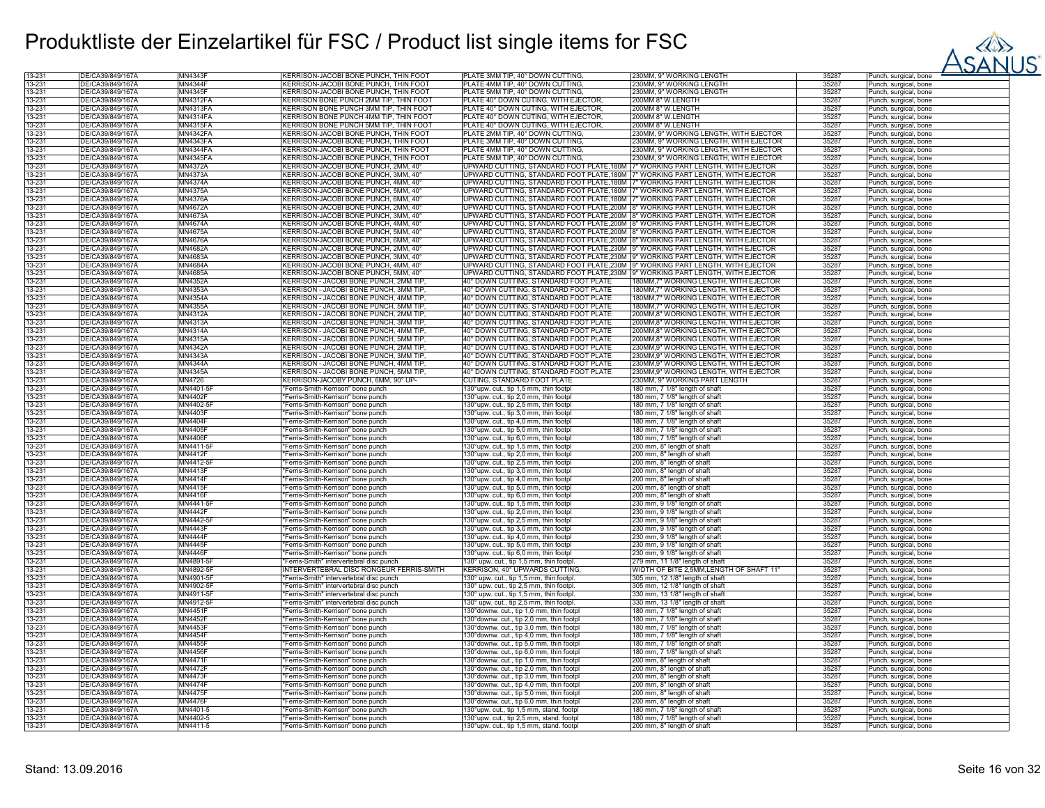# Produktliste der Einzelartikel für FSC / Product list single items for FSC

| | | | | | | | |
|---|---|---|---|---|---|---|---|
| 13-231 | DE/CA39/849/167A | MN4343F | KERRISON-JACOBI BONE PUNCH, THIN FOOT | PLATE 3MM TIP, 40° DOWN CUTTING, | 230MM, 9" WORKING LENGTH | 35287 | Punch, surgical, bone |
| 13-231 | DE/CA39/849/167A | MN4344F | KERRISON-JACOBI BONE PUNCH, THIN FOOT | PLATE 4MM TIP, 40° DOWN CUTTING, | 230MM, 9" WORKING LENGTH | 35287 | Punch, surgical, bone |
| 13-231 | DE/CA39/849/167A | MN4345F | KERRISON-JACOBI BONE PUNCH, THIN FOOT | PLATE 5MM TIP, 40° DOWN CUTTING, | 230MM, 9" WORKING LENGTH | 35287 | Punch, surgical, bone |
| 13-231 | DE/CA39/849/167A | MN4312FA | KERRISON BONE PUNCH 2MM TIP, THIN FOOT | PLATE 40° DOWN CUTING, WITH EJECTOR, | 200MM 8" W.LENGTH | 35287 | Punch, surgical, bone |
| 13-231 | DE/CA39/849/167A | MN4313FA | KERRISON BONE PUNCH 3MM TIP, THIN FOOT | PLATE 40° DOWN CUTING, WITH EJECTOR, | 200MM 8" W.LENGTH | 35287 | Punch, surgical, bone |
| 13-231 | DE/CA39/849/167A | MN4314FA | KERRISON BONE PUNCH 4MM TIP, THIN FOOT | PLATE 40° DOWN CUTING, WITH EJECTOR, | 200MM 8" W.LENGTH | 35287 | Punch, surgical, bone |
| 13-231 | DE/CA39/849/167A | MN4315FA | KERRISON BONE PUNCH 5MM TIP, THIN FOOT | PLATE 40° DOWN CUTING, WITH EJECTOR, | 200MM 8" W.LENGTH | 35287 | Punch, surgical, bone |
| 13-231 | DE/CA39/849/167A | MN4342FA | KERRISON-JACOBI BONE PUNCH, THIN FOOT | PLATE 2MM TIP, 40° DOWN CUTTING, | 230MM, 9" WORKING LENGTH, WITH EJECTOR | 35287 | Punch, surgical, bone |
| 13-231 | DE/CA39/849/167A | MN4343FA | KERRISON-JACOBI BONE PUNCH, THIN FOOT | PLATE 3MM TIP, 40° DOWN CUTTING, | 230MM, 9" WORKING LENGTH, WITH EJECTOR | 35287 | Punch, surgical, bone |
| 13-231 | DE/CA39/849/167A | MN4344FA | KERRISON-JACOBI BONE PUNCH, THIN FOOT | PLATE 4MM TIP, 40° DOWN CUTTING, | 230MM, 9" WORKING LENGTH, WITH EJECTOR | 35287 | Punch, surgical, bone |
| 13-231 | DE/CA39/849/167A | MN4345FA | KERRISON-JACOBI BONE PUNCH, THIN FOOT | PLATE 5MM TIP, 40° DOWN CUTTING, | 230MM, 9" WORKING LENGTH, WITH EJECTOR | 35287 | Punch, surgical, bone |
| 13-231 | DE/CA39/849/167A | MN4372A | KERRISON-JACOBI BONE PUNCH, 2MM, 40° | UPWARD CUTTING, STANDARD FOOT PLATE,180M | 7" WORKING PART LENGTH, WITH EJECTOR | 35287 | Punch, surgical, bone |
| 13-231 | DE/CA39/849/167A | MN4373A | KERRISON-JACOBI BONE PUNCH, 3MM, 40° | UPWARD CUTTING, STANDARD FOOT PLATE,180M | 7" WORKING PART LENGTH, WITH EJECTOR | 35287 | Punch, surgical, bone |
| 13-231 | DE/CA39/849/167A | MN4374A | KERRISON-JACOBI BONE PUNCH, 4MM, 40° | UPWARD CUTTING, STANDARD FOOT PLATE,180M | 7" WORKING PART LENGTH, WITH EJECTOR | 35287 | Punch, surgical, bone |
| 13-231 | DE/CA39/849/167A | MN4375A | KERRISON-JACOBI BONE PUNCH, 5MM, 40° | UPWARD CUTTING, STANDARD FOOT PLATE,180M | 7" WORKING PART LENGTH, WITH EJECTOR | 35287 | Punch, surgical, bone |
| 13-231 | DE/CA39/849/167A | MN4376A | KERRISON-JACOBI BONE PUNCH, 6MM, 40° | UPWARD CUTTING, STANDARD FOOT PLATE,180M | 7" WORKING PART LENGTH, WITH EJECTOR | 35287 | Punch, surgical, bone |
| 13-231 | DE/CA39/849/167A | MN4672A | KERRISON-JACOBI BONE PUNCH, 2MM, 40° | UPWARD CUTTING, STANDARD FOOT PLATE,200M | 8" WORKING PART LENGTH, WITH EJECTOR | 35287 | Punch, surgical, bone |
| 13-231 | DE/CA39/849/167A | MN4673A | KERRISON-JACOBI BONE PUNCH, 3MM, 40° | UPWARD CUTTING, STANDARD FOOT PLATE,200M | 8" WORKING PART LENGTH, WITH EJECTOR | 35287 | Punch, surgical, bone |
| 13-231 | DE/CA39/849/167A | MN4674A | KERRISON-JACOBI BONE PUNCH, 4MM, 40° | UPWARD CUTTING, STANDARD FOOT PLATE,200M | 8" WORKING PART LENGTH, WITH EJECTOR | 35287 | Punch, surgical, bone |
| 13-231 | DE/CA39/849/167A | MN4675A | KERRISON-JACOBI BONE PUNCH, 5MM, 40° | UPWARD CUTTING, STANDARD FOOT PLATE,200M | 8" WORKING PART LENGTH, WITH EJECTOR | 35287 | Punch, surgical, bone |
| 13-231 | DE/CA39/849/167A | MN4676A | KERRISON-JACOBI BONE PUNCH, 6MM, 40° | UPWARD CUTTING, STANDARD FOOT PLATE,200M | 8" WORKING PART LENGTH, WITH EJECTOR | 35287 | Punch, surgical, bone |
| 13-231 | DE/CA39/849/167A | MN4682A | KERRISON-JACOBI BONE PUNCH, 2MM, 40° | UPWARD CUTTING, STANDARD FOOT PLATE,230M | 9" WORKING PART LENGTH, WITH EJECTOR | 35287 | Punch, surgical, bone |
| 13-231 | DE/CA39/849/167A | MN4683A | KERRISON-JACOBI BONE PUNCH, 3MM, 40° | UPWARD CUTTING, STANDARD FOOT PLATE,230M | 9" WORKING PART LENGTH, WITH EJECTOR | 35287 | Punch, surgical, bone |
| 13-231 | DE/CA39/849/167A | MN4684A | KERRISON-JACOBI BONE PUNCH, 4MM, 40° | UPWARD CUTTING, STANDARD FOOT PLATE,230M | 9" WORKING PART LENGTH, WITH EJECTOR | 35287 | Punch, surgical, bone |
| 13-231 | DE/CA39/849/167A | MN4685A | KERRISON-JACOBI BONE PUNCH, 5MM, 40° | UPWARD CUTTING, STANDARD FOOT PLATE,230M | 9" WORKING PART LENGTH, WITH EJECTOR | 35287 | Punch, surgical, bone |
| 13-231 | DE/CA39/849/167A | MN4352A | KERRISON - JACOBI BONE PUNCH, 2MM TIP, | 40° DOWN CUTTING, STANDARD FOOT PLATE | 180MM,7" WORKING LENGTH, WITH EJECTOR | 35287 | Punch, surgical, bone |
| 13-231 | DE/CA39/849/167A | MN4353A | KERRISON - JACOBI BONE PUNCH, 3MM TIP, | 40° DOWN CUTTING, STANDARD FOOT PLATE | 180MM,7" WORKING LENGTH, WITH EJECTOR | 35287 | Punch, surgical, bone |
| 13-231 | DE/CA39/849/167A | MN4354A | KERRISON - JACOBI BONE PUNCH, 4MM TIP, | 40° DOWN CUTTING, STANDARD FOOT PLATE | 180MM,7" WORKING LENGTH, WITH EJECTOR | 35287 | Punch, surgical, bone |
| 13-231 | DE/CA39/849/167A | MN4355A | KERRISON - JACOBI BONE PUNCH, 5MM TIP, | 40° DOWN CUTTING, STANDARD FOOT PLATE | 180MM,7" WORKING LENGTH, WITH EJECTOR | 35287 | Punch, surgical, bone |
| 13-231 | DE/CA39/849/167A | MN4312A | KERRISON - JACOBI BONE PUNCH, 2MM TIP, | 40° DOWN CUTTING, STANDARD FOOT PLATE | 200MM,8" WORKING LENGTH, WITH EJECTOR | 35287 | Punch, surgical, bone |
| 13-231 | DE/CA39/849/167A | MN4313A | KERRISON - JACOBI BONE PUNCH, 3MM TIP, | 40° DOWN CUTTING, STANDARD FOOT PLATE | 200MM,8" WORKING LENGTH, WITH EJECTOR | 35287 | Punch, surgical, bone |
| 13-231 | DE/CA39/849/167A | MN4314A | KERRISON - JACOBI BONE PUNCH, 4MM TIP, | 40° DOWN CUTTING, STANDARD FOOT PLATE | 200MM,8" WORKING LENGTH, WITH EJECTOR | 35287 | Punch, surgical, bone |
| 13-231 | DE/CA39/849/167A | MN4315A | KERRISON - JACOBI BONE PUNCH, 5MM TIP, | 40° DOWN CUTTING, STANDARD FOOT PLATE | 200MM,8" WORKING LENGTH, WITH EJECTOR | 35287 | Punch, surgical, bone |
| 13-231 | DE/CA39/849/167A | MN4342A | KERRISON - JACOBI BONE PUNCH, 2MM TIP, | 40° DOWN CUTTING, STANDARD FOOT PLATE | 230MM,9" WORKING LENGTH, WITH EJECTOR | 35287 | Punch, surgical, bone |
| 13-231 | DE/CA39/849/167A | MN4343A | KERRISON - JACOBI BONE PUNCH, 3MM TIP, | 40° DOWN CUTTING, STANDARD FOOT PLATE | 230MM,9" WORKING LENGTH, WITH EJECTOR | 35287 | Punch, surgical, bone |
| 13-231 | DE/CA39/849/167A | MN4344A | KERRISON - JACOBI BONE PUNCH, 4MM TIP, | 40° DOWN CUTTING, STANDARD FOOT PLATE | 230MM,9" WORKING LENGTH, WITH EJECTOR | 35287 | Punch, surgical, bone |
| 13-231 | DE/CA39/849/167A | MN4345A | KERRISON - JACOBI BONE PUNCH, 5MM TIP, | 40° DOWN CUTTING, STANDARD FOOT PLATE | 230MM,9" WORKING LENGTH, WITH EJECTOR | 35287 | Punch, surgical, bone |
| 13-231 | DE/CA39/849/167A | MN4726 | KERRISON-JACOBY PUNCH, 6MM, 90° UP- | CUTTING, STANDARD FOOT PLATE | 230MM, 9" WORKING PART LENGTH | 35287 | Punch, surgical, bone |
| 13-231 | DE/CA39/849/167A | MN4401-5F | "Ferris-Smith-Kerrison" bone punch | 130°upw. cut., tip 1,5 mm, thin footpl | 180 mm, 7 1/8" length of shaft | 35287 | Punch, surgical, bone |
| 13-231 | DE/CA39/849/167A | MN4402F | "Ferris-Smith-Kerrison" bone punch | 130°upw. cut., tip 2,0 mm, thin footpl | 180 mm, 7 1/8" length of shaft | 35287 | Punch, surgical, bone |
| 13-231 | DE/CA39/849/167A | MN4402-5F | "Ferris-Smith-Kerrison" bone punch | 130°upw. cut., tip 2,5 mm, thin footpl | 180 mm, 7 1/8" length of shaft | 35287 | Punch, surgical, bone |
| 13-231 | DE/CA39/849/167A | MN4403F | "Ferris-Smith-Kerrison" bone punch | 130°upw. cut., tip 3,0 mm, thin footpl | 180 mm, 7 1/8" length of shaft | 35287 | Punch, surgical, bone |
| 13-231 | DE/CA39/849/167A | MN4404F | "Ferris-Smith-Kerrison" bone punch | 130°upw. cut., tip 4,0 mm, thin footpl | 180 mm, 7 1/8" length of shaft | 35287 | Punch, surgical, bone |
| 13-231 | DE/CA39/849/167A | MN4405F | "Ferris-Smith-Kerrison" bone punch | 130°upw. cut., tip 5,0 mm, thin footpl | 180 mm, 7 1/8" length of shaft | 35287 | Punch, surgical, bone |
| 13-231 | DE/CA39/849/167A | MN4406F | "Ferris-Smith-Kerrison" bone punch | 130°upw. cut., tip 6,0 mm, thin footpl | 180 mm, 7 1/8" length of shaft | 35287 | Punch, surgical, bone |
| 13-231 | DE/CA39/849/167A | MN4411-5F | "Ferris-Smith-Kerrison" bone punch | 130°upw. cut., tip 1,5 mm, thin footpl | 200 mm, 8" length of shaft | 35287 | Punch, surgical, bone |
| 13-231 | DE/CA39/849/167A | MN4412F | "Ferris-Smith-Kerrison" bone punch | 130°upw. cut., tip 2,0 mm, thin footpl | 200 mm, 8" length of shaft | 35287 | Punch, surgical, bone |
| 13-231 | DE/CA39/849/167A | MN4412-5F | "Ferris-Smith-Kerrison" bone punch | 130°upw. cut., tip 2,5 mm, thin footpl | 200 mm, 8" length of shaft | 35287 | Punch, surgical, bone |
| 13-231 | DE/CA39/849/167A | MN4413F | "Ferris-Smith-Kerrison" bone punch | 130°upw. cut., tip 3,0 mm, thin footpl | 200 mm, 8" length of shaft | 35287 | Punch, surgical, bone |
| 13-231 | DE/CA39/849/167A | MN4414F | "Ferris-Smith-Kerrison" bone punch | 130°upw. cut., tip 4,0 mm, thin footpl | 200 mm, 8" length of shaft | 35287 | Punch, surgical, bone |
| 13-231 | DE/CA39/849/167A | MN4415F | "Ferris-Smith-Kerrison" bone punch | 130°upw. cut., tip 5,0 mm, thin footpl | 200 mm, 8" length of shaft | 35287 | Punch, surgical, bone |
| 13-231 | DE/CA39/849/167A | MN4416F | "Ferris-Smith-Kerrison" bone punch | 130°upw. cut., tip 6,0 mm, thin footpl | 200 mm, 8" length of shaft | 35287 | Punch, surgical, bone |
| 13-231 | DE/CA39/849/167A | MN4441-5F | "Ferris-Smith-Kerrison" bone punch | 130°upw. cut., tip 1,5 mm, thin footpl | 230 mm, 9 1/8" length of shaft | 35287 | Punch, surgical, bone |
| 13-231 | DE/CA39/849/167A | MN4442F | "Ferris-Smith-Kerrison" bone punch | 130°upw. cut., tip 2,0 mm, thin footpl | 230 mm, 9 1/8" length of shaft | 35287 | Punch, surgical, bone |
| 13-231 | DE/CA39/849/167A | MN4442-5F | "Ferris-Smith-Kerrison" bone punch | 130°upw. cut., tip 2,5 mm, thin footpl | 230 mm, 9 1/8" length of shaft | 35287 | Punch, surgical, bone |
| 13-231 | DE/CA39/849/167A | MN4443F | "Ferris-Smith-Kerrison" bone punch | 130°upw. cut., tip 3,0 mm, thin footpl | 230 mm, 9 1/8" length of shaft | 35287 | Punch, surgical, bone |
| 13-231 | DE/CA39/849/167A | MN4444F | "Ferris-Smith-Kerrison" bone punch | 130°upw. cut., tip 4,0 mm, thin footpl | 230 mm, 9 1/8" length of shaft | 35287 | Punch, surgical, bone |
| 13-231 | DE/CA39/849/167A | MN4445F | "Ferris-Smith-Kerrison" bone punch | 130°upw. cut., tip 5,0 mm, thin footpl | 230 mm, 9 1/8" length of shaft | 35287 | Punch, surgical, bone |
| 13-231 | DE/CA39/849/167A | MN4446F | "Ferris-Smith-Kerrison" bone punch | 130°upw. cut., tip 6,0 mm, thin footpl | 230 mm, 9 1/8" length of shaft | 35287 | Punch, surgical, bone |
| 13-231 | DE/CA39/849/167A | MN4891-5F | "Ferris-Smith" intervertebral disc punch | 130° upw. cut., tip 1,5 mm, thin footpl. | 279 mm, 11 1/8" length of shaft | 35287 | Punch, surgical, bone |
| 13-231 | DE/CA39/849/167A | MN4892-5F | INTERVERTEBRAL DISC RONGEUR FERRIS-SMITH | KERRISON, 40° UPWARDS CUTTING, | WIDTH OF BITE 2,5MM,LENGTH OF SHAFT 11" | 35287 | Punch, surgical, bone |
| 13-231 | DE/CA39/849/167A | MN4901-5F | "Ferris-Smith" intervertebral disc punch | 130° upw. cut., tip 1,5 mm, thin footpl. | 305 mm, 12 1/8" length of shaft | 35287 | Punch, surgical, bone |
| 13-231 | DE/CA39/849/167A | MN4902-5F | "Ferris-Smith" intervertebral disc punch | 130° upw. cut., tip 2,5 mm, thin footpl. | 305 mm, 12 1/8" length of shaft | 35287 | Punch, surgical, bone |
| 13-231 | DE/CA39/849/167A | MN4911-5F | "Ferris-Smith" intervertebral disc punch | 130° upw. cut., tip 1,5 mm, thin footpl. | 330 mm, 13 1/8" length of shaft | 35287 | Punch, surgical, bone |
| 13-231 | DE/CA39/849/167A | MN4912-5F | "Ferris-Smith" intervertebral disc punch | 130° upw. cut., tip 2,5 mm, thin footpl. | 330 mm, 13 1/8" length of shaft | 35287 | Punch, surgical, bone |
| 13-231 | DE/CA39/849/167A | MN4451F | "Ferris-Smith-Kerrison" bone punch | 130°downw. cut., tip 1,0 mm, thin footpl | 180 mm, 7 1/8" length of shaft | 35287 | Punch, surgical, bone |
| 13-231 | DE/CA39/849/167A | MN4452F | "Ferris-Smith-Kerrison" bone punch | 130°downw. cut., tip 2,0 mm, thin footpl | 180 mm, 7 1/8" length of shaft | 35287 | Punch, surgical, bone |
| 13-231 | DE/CA39/849/167A | MN4453F | "Ferris-Smith-Kerrison" bone punch | 130°downw. cut., tip 3,0 mm, thin footpl | 180 mm, 7 1/8" length of shaft | 35287 | Punch, surgical, bone |
| 13-231 | DE/CA39/849/167A | MN4454F | "Ferris-Smith-Kerrison" bone punch | 130°downw. cut., tip 4,0 mm, thin footpl | 180 mm, 7 1/8" length of shaft | 35287 | Punch, surgical, bone |
| 13-231 | DE/CA39/849/167A | MN4455F | "Ferris-Smith-Kerrison" bone punch | 130°downw. cut., tip 5,0 mm, thin footpl | 180 mm, 7 1/8" length of shaft | 35287 | Punch, surgical, bone |
| 13-231 | DE/CA39/849/167A | MN4456F | "Ferris-Smith-Kerrison" bone punch | 130°downw. cut., tip 6,0 mm, thin footpl | 180 mm, 7 1/8" length of shaft | 35287 | Punch, surgical, bone |
| 13-231 | DE/CA39/849/167A | MN4471F | "Ferris-Smith-Kerrison" bone punch | 130°downw. cut., tip 1,0 mm, thin footpl | 200 mm, 8" length of shaft | 35287 | Punch, surgical, bone |
| 13-231 | DE/CA39/849/167A | MN4472F | "Ferris-Smith-Kerrison" bone punch | 130°downw. cut., tip 2,0 mm, thin footpl | 200 mm, 8" length of shaft | 35287 | Punch, surgical, bone |
| 13-231 | DE/CA39/849/167A | MN4473F | "Ferris-Smith-Kerrison" bone punch | 130°downw. cut., tip 3,0 mm, thin footpl | 200 mm, 8" length of shaft | 35287 | Punch, surgical, bone |
| 13-231 | DE/CA39/849/167A | MN4474F | "Ferris-Smith-Kerrison" bone punch | 130°downw. cut., tip 4,0 mm, thin footpl | 200 mm, 8" length of shaft | 35287 | Punch, surgical, bone |
| 13-231 | DE/CA39/849/167A | MN4475F | "Ferris-Smith-Kerrison" bone punch | 130°downw. cut., tip 5,0 mm, thin footpl | 200 mm, 8" length of shaft | 35287 | Punch, surgical, bone |
| 13-231 | DE/CA39/849/167A | MN4476F | "Ferris-Smith-Kerrison" bone punch | 130°downw. cut., tip 6,0 mm, thin footpl | 200 mm, 8" length of shaft | 35287 | Punch, surgical, bone |
| 13-231 | DE/CA39/849/167A | MN4401-5 | "Ferris-Smith-Kerrison" bone punch | 130°upw. cut., tip 1,5 mm, stand. footpl | 180 mm, 7 1/8" length of shaft | 35287 | Punch, surgical, bone |
| 13-231 | DE/CA39/849/167A | MN4402-5 | "Ferris-Smith-Kerrison" bone punch | 130°upw. cut., tip 2,5 mm, stand. footpl | 180 mm, 7 1/8" length of shaft | 35287 | Punch, surgical, bone |
| 13-231 | DE/CA39/849/167A | MN4411-5 | "Ferris-Smith-Kerrison" bone punch | 130°upw. cut., tip 1,5 mm, stand. footpl | 200 mm, 8" length of shaft | 35287 | Punch, surgical, bone |

Stand: 13.09.2016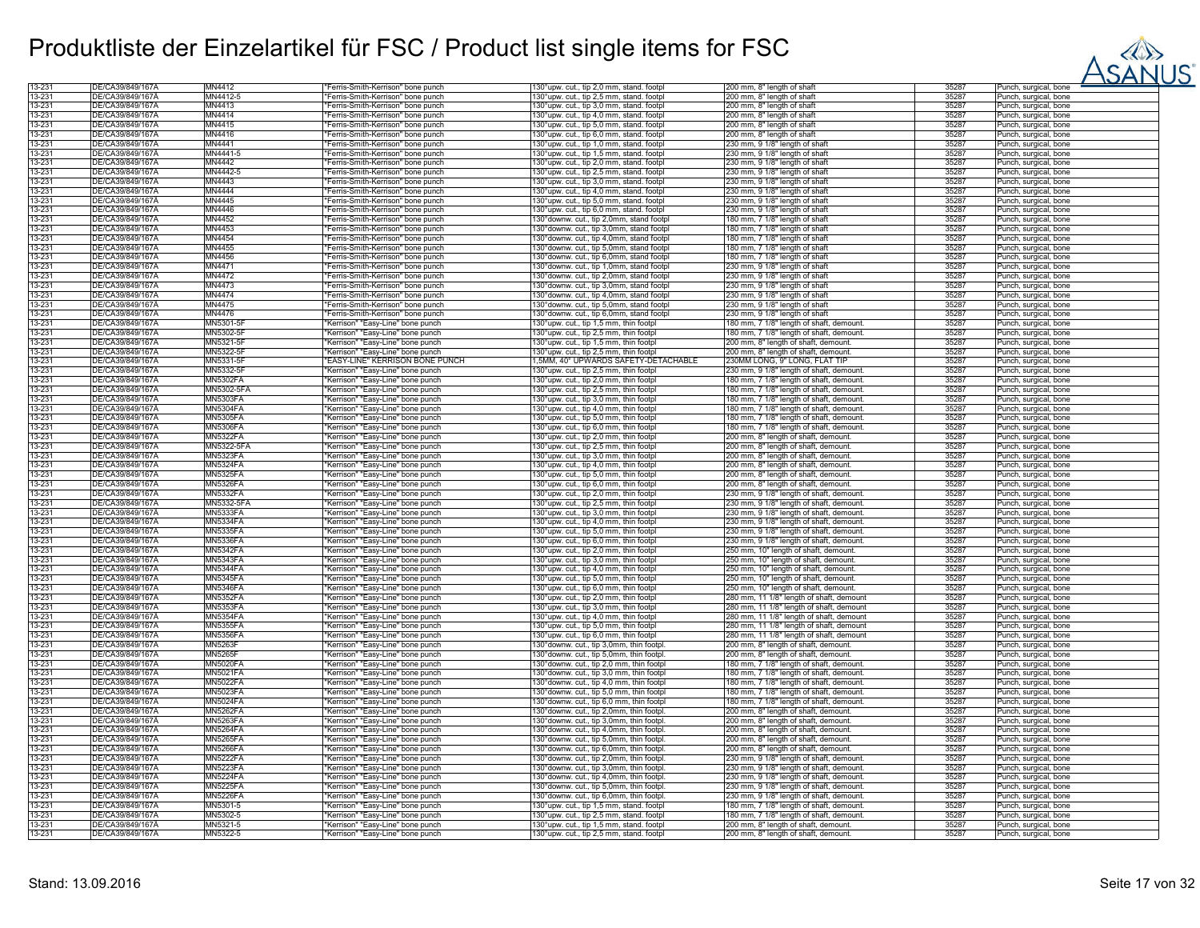# Produktliste der Einzelartikel für FSC / Product list single items for FSC

| | | | | | | | |
|---|---|---|---|---|---|---|---|
| 13-231 | DE/CA39/849/167A | MN4412 | "Ferris-Smith-Kerrison" bone punch | 130°upw. cut., tip 2,0 mm, stand. footpl | 200 mm, 8" length of shaft | 35287 | Punch, surgical, bone |
| 13-231 | DE/CA39/849/167A | MN4412-5 | "Ferris-Smith-Kerrison" bone punch | 130°upw. cut., tip 2,5 mm, stand. footpl | 200 mm, 8" length of shaft | 35287 | Punch, surgical, bone |
| 13-231 | DE/CA39/849/167A | MN4413 | "Ferris-Smith-Kerrison" bone punch | 130°upw. cut., tip 3,0 mm, stand. footpl | 200 mm, 8" length of shaft | 35287 | Punch, surgical, bone |
| 13-231 | DE/CA39/849/167A | MN4414 | "Ferris-Smith-Kerrison" bone punch | 130°upw. cut., tip 4,0 mm, stand. footpl | 200 mm, 8" length of shaft | 35287 | Punch, surgical, bone |
| 13-231 | DE/CA39/849/167A | MN4415 | "Ferris-Smith-Kerrison" bone punch | 130°upw. cut., tip 5,0 mm, stand. footpl | 200 mm, 8" length of shaft | 35287 | Punch, surgical, bone |
| 13-231 | DE/CA39/849/167A | MN4416 | "Ferris-Smith-Kerrison" bone punch | 130°upw. cut., tip 6,0 mm, stand. footpl | 200 mm, 8" length of shaft | 35287 | Punch, surgical, bone |
| 13-231 | DE/CA39/849/167A | MN4441 | "Ferris-Smith-Kerrison" bone punch | 130°upw. cut., tip 1,0 mm, stand. footpl | 230 mm, 9 1/8" length of shaft | 35287 | Punch, surgical, bone |
| 13-231 | DE/CA39/849/167A | MN4441-5 | "Ferris-Smith-Kerrison" bone punch | 130°upw. cut., tip 1,5 mm, stand. footpl | 230 mm, 9 1/8" length of shaft | 35287 | Punch, surgical, bone |
| 13-231 | DE/CA39/849/167A | MN4442 | "Ferris-Smith-Kerrison" bone punch | 130°upw. cut., tip 2,0 mm, stand. footpl | 230 mm, 9 1/8" length of shaft | 35287 | Punch, surgical, bone |
| 13-231 | DE/CA39/849/167A | MN4442-5 | "Ferris-Smith-Kerrison" bone punch | 130°upw. cut., tip 2,5 mm, stand. footpl | 230 mm, 9 1/8" length of shaft | 35287 | Punch, surgical, bone |
| 13-231 | DE/CA39/849/167A | MN4443 | "Ferris-Smith-Kerrison" bone punch | 130°upw. cut., tip 3,0 mm, stand. footpl | 230 mm, 9 1/8" length of shaft | 35287 | Punch, surgical, bone |
| 13-231 | DE/CA39/849/167A | MN4444 | "Ferris-Smith-Kerrison" bone punch | 130°upw. cut., tip 4,0 mm, stand. footpl | 230 mm, 9 1/8" length of shaft | 35287 | Punch, surgical, bone |
| 13-231 | DE/CA39/849/167A | MN4445 | "Ferris-Smith-Kerrison" bone punch | 130°upw. cut., tip 5,0 mm, stand. footpl | 230 mm, 9 1/8" length of shaft | 35287 | Punch, surgical, bone |
| 13-231 | DE/CA39/849/167A | MN4446 | "Ferris-Smith-Kerrison" bone punch | 130°upw. cut., tip 6,0 mm, stand. footpl | 230 mm, 9 1/8" length of shaft | 35287 | Punch, surgical, bone |
| 13-231 | DE/CA39/849/167A | MN4452 | "Ferris-Smith-Kerrison" bone punch | 130°downw. cut., tip 2,0mm, stand footpl | 180 mm, 7 1/8" length of shaft | 35287 | Punch, surgical, bone |
| 13-231 | DE/CA39/849/167A | MN4453 | "Ferris-Smith-Kerrison" bone punch | 130°downw. cut., tip 3,0mm, stand footpl | 180 mm, 7 1/8" length of shaft | 35287 | Punch, surgical, bone |
| 13-231 | DE/CA39/849/167A | MN4454 | "Ferris-Smith-Kerrison" bone punch | 130°downw. cut., tip 4,0mm, stand footpl | 180 mm, 7 1/8" length of shaft | 35287 | Punch, surgical, bone |
| 13-231 | DE/CA39/849/167A | MN4455 | "Ferris-Smith-Kerrison" bone punch | 130°downw. cut., tip 5,0mm, stand footpl | 180 mm, 7 1/8" length of shaft | 35287 | Punch, surgical, bone |
| 13-231 | DE/CA39/849/167A | MN4456 | "Ferris-Smith-Kerrison" bone punch | 130°downw. cut., tip 6,0mm, stand footpl | 180 mm, 7 1/8" length of shaft | 35287 | Punch, surgical, bone |
| 13-231 | DE/CA39/849/167A | MN4471 | "Ferris-Smith-Kerrison" bone punch | 130°downw. cut., tip 1,0mm, stand footpl | 230 mm, 9 1/8" length of shaft | 35287 | Punch, surgical, bone |
| 13-231 | DE/CA39/849/167A | MN4472 | "Ferris-Smith-Kerrison" bone punch | 130°downw. cut., tip 2,0mm, stand footpl | 230 mm, 9 1/8" length of shaft | 35287 | Punch, surgical, bone |
| 13-231 | DE/CA39/849/167A | MN4473 | "Ferris-Smith-Kerrison" bone punch | 130°downw. cut., tip 3,0mm, stand footpl | 230 mm, 9 1/8" length of shaft | 35287 | Punch, surgical, bone |
| 13-231 | DE/CA39/849/167A | MN4474 | "Ferris-Smith-Kerrison" bone punch | 130°downw. cut., tip 4,0mm, stand footpl | 230 mm, 9 1/8" length of shaft | 35287 | Punch, surgical, bone |
| 13-231 | DE/CA39/849/167A | MN4475 | "Ferris-Smith-Kerrison" bone punch | 130°downw. cut., tip 5,0mm, stand footpl | 230 mm, 9 1/8" length of shaft | 35287 | Punch, surgical, bone |
| 13-231 | DE/CA39/849/167A | MN4476 | "Ferris-Smith-Kerrison" bone punch | 130°downw. cut., tip 6,0mm, stand footpl | 230 mm, 9 1/8" length of shaft | 35287 | Punch, surgical, bone |
| 13-231 | DE/CA39/849/167A | MN5301-5F | "Kerrison" "Easy-Line" bone punch | 130°upw. cut., tip 1,5 mm, thin footpl | 180 mm, 7 1/8" length of shaft, demount. | 35287 | Punch, surgical, bone |
| 13-231 | DE/CA39/849/167A | MN5302-5F | "Kerrison" "Easy-Line" bone punch | 130°upw. cut., tip 2,5 mm, thin footpl | 180 mm, 7 1/8" length of shaft, demount. | 35287 | Punch, surgical, bone |
| 13-231 | DE/CA39/849/167A | MN5321-5F | "Kerrison" "Easy-Line" bone punch | 130°upw. cut., tip 1,5 mm, thin footpl | 200 mm, 8" length of shaft, demount. | 35287 | Punch, surgical, bone |
| 13-231 | DE/CA39/849/167A | MN5322-5F | "Kerrison" "Easy-Line" bone punch | 130°upw. cut., tip 2,5 mm, thin footpl | 200 mm, 8" length of shaft, demount. | 35287 | Punch, surgical, bone |
| 13-231 | DE/CA39/849/167A | MN5331-5F | "EASY-LINE" KERRISON BONE PUNCH | 1,5MM, 40° UPWARDS SAFETY-DETACHABLE | 230MM LONG, 9" LONG, FLAT TIP | 35287 | Punch, surgical, bone |
| 13-231 | DE/CA39/849/167A | MN5332-5F | "Kerrison" "Easy-Line" bone punch | 130°upw. cut., tip 2,5 mm, thin footpl | 230 mm, 9 1/8" length of shaft, demount. | 35287 | Punch, surgical, bone |
| 13-231 | DE/CA39/849/167A | MN5302FA | "Kerrison" "Easy-Line" bone punch | 130°upw. cut., tip 2,0 mm, thin footpl | 180 mm, 7 1/8" length of shaft, demount. | 35287 | Punch, surgical, bone |
| 13-231 | DE/CA39/849/167A | MN5302-5FA | "Kerrison" "Easy-Line" bone punch | 130°upw. cut., tip 2,5 mm, thin footpl | 180 mm, 7 1/8" length of shaft, demount. | 35287 | Punch, surgical, bone |
| 13-231 | DE/CA39/849/167A | MN5303FA | "Kerrison" "Easy-Line" bone punch | 130°upw. cut., tip 3,0 mm, thin footpl | 180 mm, 7 1/8" length of shaft, demount. | 35287 | Punch, surgical, bone |
| 13-231 | DE/CA39/849/167A | MN5304FA | "Kerrison" "Easy-Line" bone punch | 130°upw. cut., tip 4,0 mm, thin footpl | 180 mm, 7 1/8" length of shaft, demount. | 35287 | Punch, surgical, bone |
| 13-231 | DE/CA39/849/167A | MN5305FA | "Kerrison" "Easy-Line" bone punch | 130°upw. cut., tip 5,0 mm, thin footpl | 180 mm, 7 1/8" length of shaft, demount. | 35287 | Punch, surgical, bone |
| 13-231 | DE/CA39/849/167A | MN5306FA | "Kerrison" "Easy-Line" bone punch | 130°upw. cut., tip 6,0 mm, thin footpl | 180 mm, 7 1/8" length of shaft, demount. | 35287 | Punch, surgical, bone |
| 13-231 | DE/CA39/849/167A | MN5322FA | "Kerrison" "Easy-Line" bone punch | 130°upw. cut., tip 2,0 mm, thin footpl | 200 mm, 8" length of shaft, demount. | 35287 | Punch, surgical, bone |
| 13-231 | DE/CA39/849/167A | MN5322-5FA | "Kerrison" "Easy-Line" bone punch | 130°upw. cut., tip 2,5 mm, thin footpl | 200 mm, 8" length of shaft, demount. | 35287 | Punch, surgical, bone |
| 13-231 | DE/CA39/849/167A | MN5323FA | "Kerrison" "Easy-Line" bone punch | 130°upw. cut., tip 3,0 mm, thin footpl | 200 mm, 8" length of shaft, demount. | 35287 | Punch, surgical, bone |
| 13-231 | DE/CA39/849/167A | MN5324FA | "Kerrison" "Easy-Line" bone punch | 130°upw. cut., tip 4,0 mm, thin footpl | 200 mm, 8" length of shaft, demount. | 35287 | Punch, surgical, bone |
| 13-231 | DE/CA39/849/167A | MN5325FA | "Kerrison" "Easy-Line" bone punch | 130°upw. cut., tip 5,0 mm, thin footpl | 200 mm, 8" length of shaft, demount. | 35287 | Punch, surgical, bone |
| 13-231 | DE/CA39/849/167A | MN5326FA | "Kerrison" "Easy-Line" bone punch | 130°upw. cut., tip 6,0 mm, thin footpl | 200 mm, 8" length of shaft, demount. | 35287 | Punch, surgical, bone |
| 13-231 | DE/CA39/849/167A | MN5332FA | "Kerrison" "Easy-Line" bone punch | 130°upw. cut., tip 2,0 mm, thin footpl | 230 mm, 9 1/8" length of shaft, demount. | 35287 | Punch, surgical, bone |
| 13-231 | DE/CA39/849/167A | MN5332-5FA | "Kerrison" "Easy-Line" bone punch | 130°upw. cut., tip 2,5 mm, thin footpl | 230 mm, 9 1/8" length of shaft, demount. | 35287 | Punch, surgical, bone |
| 13-231 | DE/CA39/849/167A | MN5333FA | "Kerrison" "Easy-Line" bone punch | 130°upw. cut., tip 3,0 mm, thin footpl | 230 mm, 9 1/8" length of shaft, demount. | 35287 | Punch, surgical, bone |
| 13-231 | DE/CA39/849/167A | MN5334FA | "Kerrison" "Easy-Line" bone punch | 130°upw. cut., tip 4,0 mm, thin footpl | 230 mm, 9 1/8" length of shaft, demount. | 35287 | Punch, surgical, bone |
| 13-231 | DE/CA39/849/167A | MN5335FA | "Kerrison" "Easy-Line" bone punch | 130°upw. cut., tip 5,0 mm, thin footpl | 230 mm, 9 1/8" length of shaft, demount. | 35287 | Punch, surgical, bone |
| 13-231 | DE/CA39/849/167A | MN5336FA | "Kerrison" "Easy-Line" bone punch | 130°upw. cut., tip 6,0 mm, thin footpl | 230 mm, 9 1/8" length of shaft, demount. | 35287 | Punch, surgical, bone |
| 13-231 | DE/CA39/849/167A | MN5342FA | "Kerrison" "Easy-Line" bone punch | 130°upw. cut., tip 2,0 mm, thin footpl | 250 mm, 10" length of shaft, demount. | 35287 | Punch, surgical, bone |
| 13-231 | DE/CA39/849/167A | MN5343FA | "Kerrison" "Easy-Line" bone punch | 130°upw. cut., tip 3,0 mm, thin footpl | 250 mm, 10" length of shaft, demount. | 35287 | Punch, surgical, bone |
| 13-231 | DE/CA39/849/167A | MN5344FA | "Kerrison" "Easy-Line" bone punch | 130°upw. cut., tip 4,0 mm, thin footpl | 250 mm, 10" length of shaft, demount. | 35287 | Punch, surgical, bone |
| 13-231 | DE/CA39/849/167A | MN5345FA | "Kerrison" "Easy-Line" bone punch | 130°upw. cut., tip 5,0 mm, thin footpl | 250 mm, 10" length of shaft, demount. | 35287 | Punch, surgical, bone |
| 13-231 | DE/CA39/849/167A | MN5346FA | "Kerrison" "Easy-Line" bone punch | 130°upw. cut., tip 6,0 mm, thin footpl | 250 mm, 10" length of shaft, demount. | 35287 | Punch, surgical, bone |
| 13-231 | DE/CA39/849/167A | MN5352FA | "Kerrison" "Easy-Line" bone punch | 130°upw. cut., tip 2,0 mm, thin footpl | 280 mm, 11 1/8" length of shaft, demount | 35287 | Punch, surgical, bone |
| 13-231 | DE/CA39/849/167A | MN5353FA | "Kerrison" "Easy-Line" bone punch | 130°upw. cut., tip 3,0 mm, thin footpl | 280 mm, 11 1/8" length of shaft, demount | 35287 | Punch, surgical, bone |
| 13-231 | DE/CA39/849/167A | MN5354FA | "Kerrison" "Easy-Line" bone punch | 130°upw. cut., tip 4,0 mm, thin footpl | 280 mm, 11 1/8" length of shaft, demount | 35287 | Punch, surgical, bone |
| 13-231 | DE/CA39/849/167A | MN5355FA | "Kerrison" "Easy-Line" bone punch | 130°upw. cut., tip 5,0 mm, thin footpl | 280 mm, 11 1/8" length of shaft, demount | 35287 | Punch, surgical, bone |
| 13-231 | DE/CA39/849/167A | MN5356FA | "Kerrison" "Easy-Line" bone punch | 130°upw. cut., tip 6,0 mm, thin footpl | 280 mm, 11 1/8" length of shaft, demount | 35287 | Punch, surgical, bone |
| 13-231 | DE/CA39/849/167A | MN5263F | "Kerrison" "Easy-Line" bone punch | 130°downw. cut., tip 3,0mm, thin footpl. | 200 mm, 8" length of shaft, demount. | 35287 | Punch, surgical, bone |
| 13-231 | DE/CA39/849/167A | MN5265F | "Kerrison" "Easy-Line" bone punch | 130°downw. cut., tip 5,0mm, thin footpl. | 200 mm, 8" length of shaft, demount. | 35287 | Punch, surgical, bone |
| 13-231 | DE/CA39/849/167A | MN5020FA | "Kerrison" "Easy-Line" bone punch | 130°downw. cut., tip 2,0 mm, thin footpl | 180 mm, 7 1/8" length of shaft, demount. | 35287 | Punch, surgical, bone |
| 13-231 | DE/CA39/849/167A | MN5021FA | "Kerrison" "Easy-Line" bone punch | 130°downw. cut., tip 3,0 mm, thin footpl | 180 mm, 7 1/8" length of shaft, demount. | 35287 | Punch, surgical, bone |
| 13-231 | DE/CA39/849/167A | MN5022FA | "Kerrison" "Easy-Line" bone punch | 130°downw. cut., tip 4,0 mm, thin footpl | 180 mm, 7 1/8" length of shaft, demount. | 35287 | Punch, surgical, bone |
| 13-231 | DE/CA39/849/167A | MN5023FA | "Kerrison" "Easy-Line" bone punch | 130°downw. cut., tip 5,0 mm, thin footpl | 180 mm, 7 1/8" length of shaft, demount. | 35287 | Punch, surgical, bone |
| 13-231 | DE/CA39/849/167A | MN5024FA | "Kerrison" "Easy-Line" bone punch | 130°downw. cut., tip 6,0 mm, thin footpl | 180 mm, 7 1/8" length of shaft, demount. | 35287 | Punch, surgical, bone |
| 13-231 | DE/CA39/849/167A | MN5262FA | "Kerrison" "Easy-Line" bone punch | 130°downw. cut., tip 2,0mm, thin footpl. | 200 mm, 8" length of shaft, demount. | 35287 | Punch, surgical, bone |
| 13-231 | DE/CA39/849/167A | MN5263FA | "Kerrison" "Easy-Line" bone punch | 130°downw. cut., tip 3,0mm, thin footpl. | 200 mm, 8" length of shaft, demount. | 35287 | Punch, surgical, bone |
| 13-231 | DE/CA39/849/167A | MN5264FA | "Kerrison" "Easy-Line" bone punch | 130°downw. cut., tip 4,0mm, thin footpl. | 200 mm, 8" length of shaft, demount. | 35287 | Punch, surgical, bone |
| 13-231 | DE/CA39/849/167A | MN5265FA | "Kerrison" "Easy-Line" bone punch | 130°downw. cut., tip 5,0mm, thin footpl. | 200 mm, 8" length of shaft, demount. | 35287 | Punch, surgical, bone |
| 13-231 | DE/CA39/849/167A | MN5266FA | "Kerrison" "Easy-Line" bone punch | 130°downw. cut., tip 6,0mm, thin footpl. | 200 mm, 8" length of shaft, demount. | 35287 | Punch, surgical, bone |
| 13-231 | DE/CA39/849/167A | MN5222FA | "Kerrison" "Easy-Line" bone punch | 130°downw. cut., tip 2,0mm, thin footpl. | 230 mm, 9 1/8" length of shaft, demount. | 35287 | Punch, surgical, bone |
| 13-231 | DE/CA39/849/167A | MN5223FA | "Kerrison" "Easy-Line" bone punch | 130°downw. cut., tip 3,0mm, thin footpl. | 230 mm, 9 1/8" length of shaft, demount. | 35287 | Punch, surgical, bone |
| 13-231 | DE/CA39/849/167A | MN5224FA | "Kerrison" "Easy-Line" bone punch | 130°downw. cut., tip 4,0mm, thin footpl. | 230 mm, 9 1/8" length of shaft, demount. | 35287 | Punch, surgical, bone |
| 13-231 | DE/CA39/849/167A | MN5225FA | "Kerrison" "Easy-Line" bone punch | 130°downw. cut., tip 5,0mm, thin footpl. | 230 mm, 9 1/8" length of shaft, demount. | 35287 | Punch, surgical, bone |
| 13-231 | DE/CA39/849/167A | MN5226FA | "Kerrison" "Easy-Line" bone punch | 130°downw. cut., tip 6,0mm, thin footpl. | 230 mm, 9 1/8" length of shaft, demount. | 35287 | Punch, surgical, bone |
| 13-231 | DE/CA39/849/167A | MN5301-5 | "Kerrison" "Easy-Line" bone punch | 130°upw. cut., tip 1,5 mm, stand. footpl | 180 mm, 7 1/8" length of shaft, demount. | 35287 | Punch, surgical, bone |
| 13-231 | DE/CA39/849/167A | MN5302-5 | "Kerrison" "Easy-Line" bone punch | 130°upw. cut., tip 2,5 mm, stand. footpl | 180 mm, 7 1/8" length of shaft, demount. | 35287 | Punch, surgical, bone |
| 13-231 | DE/CA39/849/167A | MN5321-5 | "Kerrison" "Easy-Line" bone punch | 130°upw. cut., tip 1,5 mm, stand. footpl | 200 mm, 8" length of shaft, demount. | 35287 | Punch, surgical, bone |
| 13-231 | DE/CA39/849/167A | MN5322-5 | "Kerrison" "Easy-Line" bone punch | 130°upw. cut., tip 2,5 mm, stand. footpl | 200 mm, 8" length of shaft, demount. | 35287 | Punch, surgical, bone |

Stand: 13.09.2016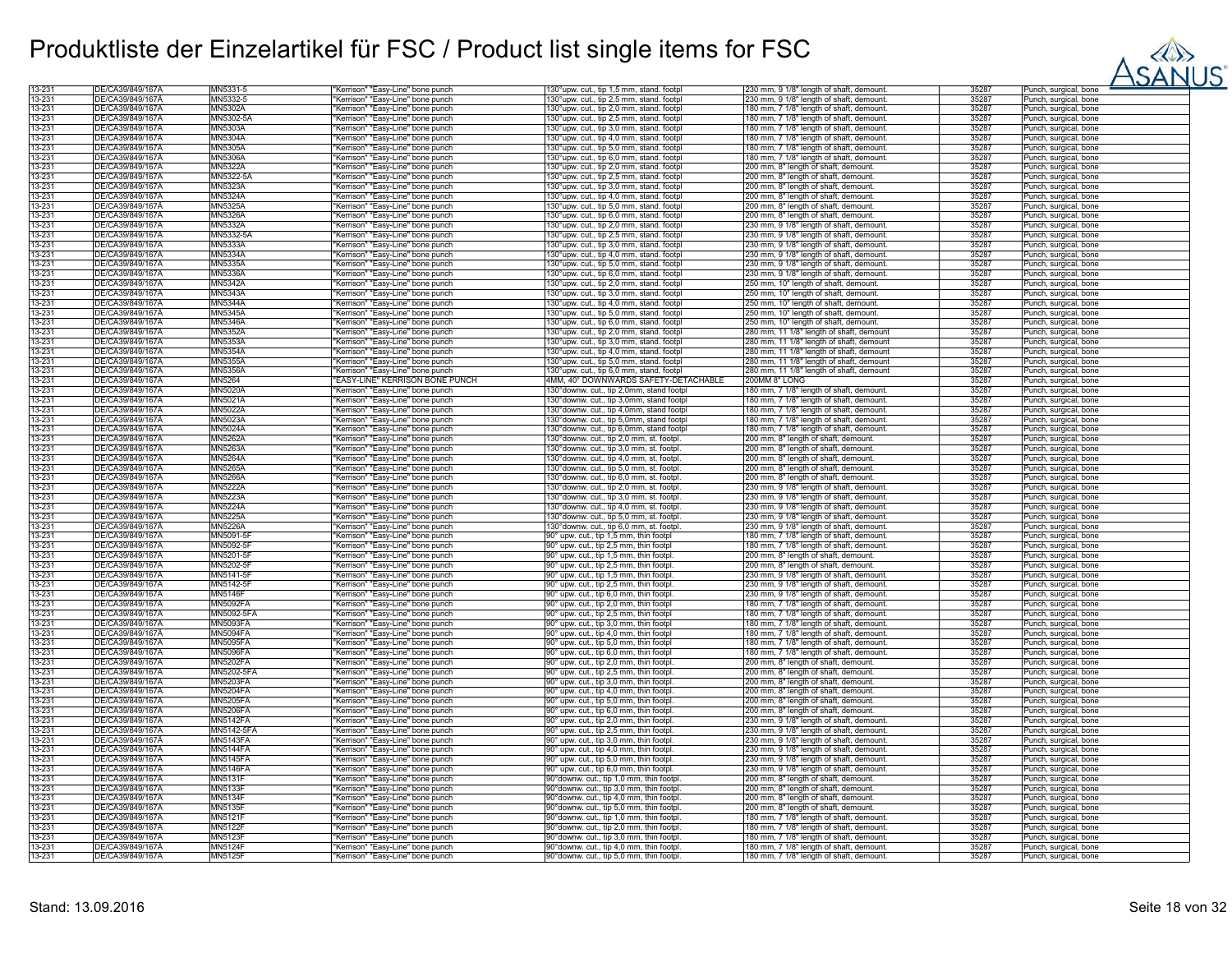# Produktliste der Einzelartikel für FSC / Product list single items for FSC

| | | | | | | | |
|---|---|---|---|---|---|---|---|
| 13-231 | DE/CA39/849/167A | MN5331-5 | "Kerrison" "Easy-Line" bone punch | 130°upw. cut., tip 1,5 mm, stand. footpl | 230 mm, 9 1/8" length of shaft, demount. | 35287 | Punch, surgical, bone |
| 13-231 | DE/CA39/849/167A | MN5332-5 | "Kerrison" "Easy-Line" bone punch | 130°upw. cut., tip 1,5 mm, stand. footpl | 230 mm, 9 1/8" length of shaft, demount. | 35287 | Punch, surgical, bone |
| 13-231 | DE/CA39/849/167A | MN5302A | "Kerrison" "Easy-Line" bone punch | 130°upw. cut., tip 2,0 mm, stand. footpl | 180 mm, 7 1/8" length of shaft, demount. | 35287 | Punch, surgical, bone |
| 13-231 | DE/CA39/849/167A | MN5302-5A | "Kerrison" "Easy-Line" bone punch | 130°upw. cut., tip 2,5 mm, stand. footpl | 180 mm, 7 1/8" length of shaft, demount. | 35287 | Punch, surgical, bone |
| 13-231 | DE/CA39/849/167A | MN5303A | "Kerrison" "Easy-Line" bone punch | 130°upw. cut., tip 3,0 mm, stand. footpl | 180 mm, 7 1/8" length of shaft, demount. | 35287 | Punch, surgical, bone |
| 13-231 | DE/CA39/849/167A | MN5304A | "Kerrison" "Easy-Line" bone punch | 130°upw. cut., tip 4,0 mm, stand. footpl | 180 mm, 7 1/8" length of shaft, demount. | 35287 | Punch, surgical, bone |
| 13-231 | DE/CA39/849/167A | MN5305A | "Kerrison" "Easy-Line" bone punch | 130°upw. cut., tip 5,0 mm, stand. footpl | 180 mm, 7 1/8" length of shaft, demount. | 35287 | Punch, surgical, bone |
| 13-231 | DE/CA39/849/167A | MN5306A | "Kerrison" "Easy-Line" bone punch | 130°upw. cut., tip 6,0 mm, stand. footpl | 180 mm, 7 1/8" length of shaft, demount. | 35287 | Punch, surgical, bone |
| 13-231 | DE/CA39/849/167A | MN5322A | "Kerrison" "Easy-Line" bone punch | 130°upw. cut., tip 2,0 mm, stand. footpl | 200 mm, 8" length of shaft, demount. | 35287 | Punch, surgical, bone |
| 13-231 | DE/CA39/849/167A | MN5322-5A | "Kerrison" "Easy-Line" bone punch | 130°upw. cut., tip 2,5 mm, stand. footpl | 200 mm, 8" length of shaft, demount. | 35287 | Punch, surgical, bone |
| 13-231 | DE/CA39/849/167A | MN5323A | "Kerrison" "Easy-Line" bone punch | 130°upw. cut., tip 3,0 mm, stand. footpl | 200 mm, 8" length of shaft, demount. | 35287 | Punch, surgical, bone |
| 13-231 | DE/CA39/849/167A | MN5324A | "Kerrison" "Easy-Line" bone punch | 130°upw. cut., tip 4,0 mm, stand. footpl | 200 mm, 8" length of shaft, demount. | 35287 | Punch, surgical, bone |
| 13-231 | DE/CA39/849/167A | MN5325A | "Kerrison" "Easy-Line" bone punch | 130°upw. cut., tip 5,0 mm, stand. footpl | 200 mm, 8" length of shaft, demount. | 35287 | Punch, surgical, bone |
| 13-231 | DE/CA39/849/167A | MN5326A | "Kerrison" "Easy-Line" bone punch | 130°upw. cut., tip 6,0 mm, stand. footpl | 200 mm, 8" length of shaft, demount. | 35287 | Punch, surgical, bone |
| 13-231 | DE/CA39/849/167A | MN5332A | "Kerrison" "Easy-Line" bone punch | 130°upw. cut., tip 2,0 mm, stand. footpl | 230 mm, 9 1/8" length of shaft, demount. | 35287 | Punch, surgical, bone |
| 13-231 | DE/CA39/849/167A | MN5332-5A | "Kerrison" "Easy-Line" bone punch | 130°upw. cut., tip 2,5 mm, stand. footpl | 230 mm, 9 1/8" length of shaft, demount. | 35287 | Punch, surgical, bone |
| 13-231 | DE/CA39/849/167A | MN5333A | "Kerrison" "Easy-Line" bone punch | 130°upw. cut., tip 3,0 mm, stand. footpl | 230 mm, 9 1/8" length of shaft, demount. | 35287 | Punch, surgical, bone |
| 13-231 | DE/CA39/849/167A | MN5334A | "Kerrison" "Easy-Line" bone punch | 130°upw. cut., tip 4,0 mm, stand. footpl | 230 mm, 9 1/8" length of shaft, demount. | 35287 | Punch, surgical, bone |
| 13-231 | DE/CA39/849/167A | MN5335A | "Kerrison" "Easy-Line" bone punch | 130°upw. cut., tip 5,0 mm, stand. footpl | 230 mm, 9 1/8" length of shaft, demount. | 35287 | Punch, surgical, bone |
| 13-231 | DE/CA39/849/167A | MN5336A | "Kerrison" "Easy-Line" bone punch | 130°upw. cut., tip 6,0 mm, stand. footpl | 230 mm, 9 1/8" length of shaft, demount. | 35287 | Punch, surgical, bone |
| 13-231 | DE/CA39/849/167A | MN5342A | "Kerrison" "Easy-Line" bone punch | 130°upw. cut., tip 2,0 mm, stand. footpl | 250 mm, 10" length of shaft, demount. | 35287 | Punch, surgical, bone |
| 13-231 | DE/CA39/849/167A | MN5343A | "Kerrison" "Easy-Line" bone punch | 130°upw. cut., tip 3,0 mm, stand. footpl | 250 mm, 10" length of shaft, demount. | 35287 | Punch, surgical, bone |
| 13-231 | DE/CA39/849/167A | MN5344A | "Kerrison" "Easy-Line" bone punch | 130°upw. cut., tip 4,0 mm, stand. footpl | 250 mm, 10" length of shaft, demount. | 35287 | Punch, surgical, bone |
| 13-231 | DE/CA39/849/167A | MN5345A | "Kerrison" "Easy-Line" bone punch | 130°upw. cut., tip 5,0 mm, stand. footpl | 250 mm, 10" length of shaft, demount. | 35287 | Punch, surgical, bone |
| 13-231 | DE/CA39/849/167A | MN5346A | "Kerrison" "Easy-Line" bone punch | 130°upw. cut., tip 6,0 mm, stand. footpl | 250 mm, 10" length of shaft, demount. | 35287 | Punch, surgical, bone |
| 13-231 | DE/CA39/849/167A | MN5352A | "Kerrison" "Easy-Line" bone punch | 130°upw. cut., tip 2,0 mm, stand. footpl | 280 mm, 11 1/8" length of shaft, demount | 35287 | Punch, surgical, bone |
| 13-231 | DE/CA39/849/167A | MN5353A | "Kerrison" "Easy-Line" bone punch | 130°upw. cut., tip 3,0 mm, stand. footpl | 280 mm, 11 1/8" length of shaft, demount | 35287 | Punch, surgical, bone |
| 13-231 | DE/CA39/849/167A | MN5354A | "Kerrison" "Easy-Line" bone punch | 130°upw. cut., tip 4,0 mm, stand. footpl | 280 mm, 11 1/8" length of shaft, demount | 35287 | Punch, surgical, bone |
| 13-231 | DE/CA39/849/167A | MN5355A | "Kerrison" "Easy-Line" bone punch | 130°upw. cut., tip 5,0 mm, stand. footpl | 280 mm, 11 1/8" length of shaft, demount | 35287 | Punch, surgical, bone |
| 13-231 | DE/CA39/849/167A | MN5356A | "Kerrison" "Easy-Line" bone punch | 130°upw. cut., tip 6,0 mm, stand. footpl | 280 mm, 11 1/8" length of shaft, demount | 35287 | Punch, surgical, bone |
| 13-231 | DE/CA39/849/167A | MN5264 | "EASY-LINE" KERRISON BONE PUNCH | 4MM, 40° DOWNWARDS SAFETY-DETACHABLE | 200MM 8" LONG | 35287 | Punch, surgical, bone |
| 13-231 | DE/CA39/849/167A | MN5020A | "Kerrison" "Easy-Line" bone punch | 130°downw. cut., tip 2,0mm, stand footpl | 180 mm, 7 1/8" length of shaft, demount. | 35287 | Punch, surgical, bone |
| 13-231 | DE/CA39/849/167A | MN5021A | "Kerrison" "Easy-Line" bone punch | 130°downw. cut., tip 3,0mm, stand footpl | 180 mm, 7 1/8" length of shaft, demount. | 35287 | Punch, surgical, bone |
| 13-231 | DE/CA39/849/167A | MN5022A | "Kerrison" "Easy-Line" bone punch | 130°downw. cut., tip 4,0mm, stand footpl | 180 mm, 7 1/8" length of shaft, demount. | 35287 | Punch, surgical, bone |
| 13-231 | DE/CA39/849/167A | MN5023A | "Kerrison" "Easy-Line" bone punch | 130°downw. cut., tip 5,0mm, stand footpl | 180 mm, 7 1/8" length of shaft, demount. | 35287 | Punch, surgical, bone |
| 13-231 | DE/CA39/849/167A | MN5024A | "Kerrison" "Easy-Line" bone punch | 130°downw. cut., tip 6,0mm, stand footpl | 180 mm, 7 1/8" length of shaft, demount. | 35287 | Punch, surgical, bone |
| 13-231 | DE/CA39/849/167A | MN5262A | "Kerrison" "Easy-Line" bone punch | 130°downw. cut., tip 2,0 mm, st. footpl. | 200 mm, 8" length of shaft, demount. | 35287 | Punch, surgical, bone |
| 13-231 | DE/CA39/849/167A | MN5263A | "Kerrison" "Easy-Line" bone punch | 130°downw. cut., tip 3,0 mm, st. footpl. | 200 mm, 8" length of shaft, demount. | 35287 | Punch, surgical, bone |
| 13-231 | DE/CA39/849/167A | MN5264A | "Kerrison" "Easy-Line" bone punch | 130°downw. cut., tip 4,0 mm, st. footpl. | 200 mm, 8" length of shaft, demount. | 35287 | Punch, surgical, bone |
| 13-231 | DE/CA39/849/167A | MN5265A | "Kerrison" "Easy-Line" bone punch | 130°downw. cut., tip 5,0 mm, st. footpl. | 200 mm, 8" length of shaft, demount. | 35287 | Punch, surgical, bone |
| 13-231 | DE/CA39/849/167A | MN5266A | "Kerrison" "Easy-Line" bone punch | 130°downw. cut., tip 6,0 mm, st. footpl. | 200 mm, 8" length of shaft, demount. | 35287 | Punch, surgical, bone |
| 13-231 | DE/CA39/849/167A | MN5222A | "Kerrison" "Easy-Line" bone punch | 130°downw. cut., tip 2,0 mm, st. footpl. | 230 mm, 9 1/8" length of shaft, demount. | 35287 | Punch, surgical, bone |
| 13-231 | DE/CA39/849/167A | MN5223A | "Kerrison" "Easy-Line" bone punch | 130°downw. cut., tip 3,0 mm, st. footpl. | 230 mm, 9 1/8" length of shaft, demount. | 35287 | Punch, surgical, bone |
| 13-231 | DE/CA39/849/167A | MN5224A | "Kerrison" "Easy-Line" bone punch | 130°downw. cut., tip 4,0 mm, st. footpl. | 230 mm, 9 1/8" length of shaft, demount. | 35287 | Punch, surgical, bone |
| 13-231 | DE/CA39/849/167A | MN5225A | "Kerrison" "Easy-Line" bone punch | 130°downw. cut., tip 5,0 mm, st. footpl. | 230 mm, 9 1/8" length of shaft, demount. | 35287 | Punch, surgical, bone |
| 13-231 | DE/CA39/849/167A | MN5226A | "Kerrison" "Easy-Line" bone punch | 130°downw. cut., tip 6,0 mm, st. footpl. | 230 mm, 9 1/8" length of shaft, demount. | 35287 | Punch, surgical, bone |
| 13-231 | DE/CA39/849/167A | MN5091-5F | "Kerrison" "Easy-Line" bone punch | 90° upw. cut., tip 1,5 mm, thin footpl | 180 mm, 7 1/8" length of shaft, demount. | 35287 | Punch, surgical, bone |
| 13-231 | DE/CA39/849/167A | MN5092-5F | "Kerrison" "Easy-Line" bone punch | 90° upw. cut., tip 2,5 mm, thin footpl | 180 mm, 7 1/8" length of shaft, demount. | 35287 | Punch, surgical, bone |
| 13-231 | DE/CA39/849/167A | MN5201-5F | "Kerrison" "Easy-Line" bone punch | 90° upw. cut., tip 1,5 mm, thin footpl. | 200 mm, 8" length of shaft, demount. | 35287 | Punch, surgical, bone |
| 13-231 | DE/CA39/849/167A | MN5202-5F | "Kerrison" "Easy-Line" bone punch | 90° upw. cut., tip 2,5 mm, thin footpl. | 200 mm, 8" length of shaft, demount. | 35287 | Punch, surgical, bone |
| 13-231 | DE/CA39/849/167A | MN5141-5F | "Kerrison" "Easy-Line" bone punch | 90° upw. cut., tip 1,5 mm, thin footpl. | 230 mm, 9 1/8" length of shaft, demount. | 35287 | Punch, surgical, bone |
| 13-231 | DE/CA39/849/167A | MN5142-5F | "Kerrison" "Easy-Line" bone punch | 90° upw. cut., tip 2,5 mm, thin footpl. | 230 mm, 9 1/8" length of shaft, demount. | 35287 | Punch, surgical, bone |
| 13-231 | DE/CA39/849/167A | MN5146F | "Kerrison" "Easy-Line" bone punch | 90° upw. cut., tip 6,0 mm, thin footpl. | 230 mm, 9 1/8" length of shaft, demount. | 35287 | Punch, surgical, bone |
| 13-231 | DE/CA39/849/167A | MN5092FA | "Kerrison" "Easy-Line" bone punch | 90° upw. cut., tip 2,0 mm, thin footpl | 180 mm, 7 1/8" length of shaft, demount. | 35287 | Punch, surgical, bone |
| 13-231 | DE/CA39/849/167A | MN5092-5FA | "Kerrison" "Easy-Line" bone punch | 90° upw. cut., tip 2,5 mm, thin footpl | 180 mm, 7 1/8" length of shaft, demount. | 35287 | Punch, surgical, bone |
| 13-231 | DE/CA39/849/167A | MN5093FA | "Kerrison" "Easy-Line" bone punch | 90° upw. cut., tip 3,0 mm, thin footpl | 180 mm, 7 1/8" length of shaft, demount. | 35287 | Punch, surgical, bone |
| 13-231 | DE/CA39/849/167A | MN5094FA | "Kerrison" "Easy-Line" bone punch | 90° upw. cut., tip 4,0 mm, thin footpl | 180 mm, 7 1/8" length of shaft, demount. | 35287 | Punch, surgical, bone |
| 13-231 | DE/CA39/849/167A | MN5095FA | "Kerrison" "Easy-Line" bone punch | 90° upw. cut., tip 5,0 mm, thin footpl | 180 mm, 7 1/8" length of shaft, demount. | 35287 | Punch, surgical, bone |
| 13-231 | DE/CA39/849/167A | MN5096FA | "Kerrison" "Easy-Line" bone punch | 90° upw. cut., tip 6,0 mm, thin footpl | 180 mm, 7 1/8" length of shaft, demount. | 35287 | Punch, surgical, bone |
| 13-231 | DE/CA39/849/167A | MN5202FA | "Kerrison" "Easy-Line" bone punch | 90° upw. cut., tip 2,0 mm, thin footpl. | 200 mm, 8" length of shaft, demount. | 35287 | Punch, surgical, bone |
| 13-231 | DE/CA39/849/167A | MN5202-5FA | "Kerrison" "Easy-Line" bone punch | 90° upw. cut., tip 2,5 mm, thin footpl. | 200 mm, 8" length of shaft, demount. | 35287 | Punch, surgical, bone |
| 13-231 | DE/CA39/849/167A | MN5203FA | "Kerrison" "Easy-Line" bone punch | 90° upw. cut., tip 3,0 mm, thin footpl. | 200 mm, 8" length of shaft, demount. | 35287 | Punch, surgical, bone |
| 13-231 | DE/CA39/849/167A | MN5204FA | "Kerrison" "Easy-Line" bone punch | 90° upw. cut., tip 4,0 mm, thin footpl. | 200 mm, 8" length of shaft, demount. | 35287 | Punch, surgical, bone |
| 13-231 | DE/CA39/849/167A | MN5205FA | "Kerrison" "Easy-Line" bone punch | 90° upw. cut., tip 5,0 mm, thin footpl. | 200 mm, 8" length of shaft, demount. | 35287 | Punch, surgical, bone |
| 13-231 | DE/CA39/849/167A | MN5206FA | "Kerrison" "Easy-Line" bone punch | 90° upw. cut., tip 6,0 mm, thin footpl. | 200 mm, 8" length of shaft, demount. | 35287 | Punch, surgical, bone |
| 13-231 | DE/CA39/849/167A | MN5142FA | "Kerrison" "Easy-Line" bone punch | 90° upw. cut., tip 2,0 mm, thin footpl. | 230 mm, 9 1/8" length of shaft, demount. | 35287 | Punch, surgical, bone |
| 13-231 | DE/CA39/849/167A | MN5142-5FA | "Kerrison" "Easy-Line" bone punch | 90° upw. cut., tip 2,5 mm, thin footpl. | 230 mm, 9 1/8" length of shaft, demount. | 35287 | Punch, surgical, bone |
| 13-231 | DE/CA39/849/167A | MN5143FA | "Kerrison" "Easy-Line" bone punch | 90° upw. cut., tip 3,0 mm, thin footpl. | 230 mm, 9 1/8" length of shaft, demount. | 35287 | Punch, surgical, bone |
| 13-231 | DE/CA39/849/167A | MN5144FA | "Kerrison" "Easy-Line" bone punch | 90° upw. cut., tip 4,0 mm, thin footpl. | 230 mm, 9 1/8" length of shaft, demount. | 35287 | Punch, surgical, bone |
| 13-231 | DE/CA39/849/167A | MN5145FA | "Kerrison" "Easy-Line" bone punch | 90° upw. cut., tip 5,0 mm, thin footpl. | 230 mm, 9 1/8" length of shaft, demount. | 35287 | Punch, surgical, bone |
| 13-231 | DE/CA39/849/167A | MN5146FA | "Kerrison" "Easy-Line" bone punch | 90° upw. cut., tip 6,0 mm, thin footpl. | 230 mm, 9 1/8" length of shaft, demount. | 35287 | Punch, surgical, bone |
| 13-231 | DE/CA39/849/167A | MN5131F | "Kerrison" "Easy-Line" bone punch | 90°downw. cut., tip 1,0 mm, thin footpl. | 200 mm, 8" length of shaft, demount. | 35287 | Punch, surgical, bone |
| 13-231 | DE/CA39/849/167A | MN5133F | "Kerrison" "Easy-Line" bone punch | 90°downw. cut., tip 3,0 mm, thin footpl. | 200 mm, 8" length of shaft, demount. | 35287 | Punch, surgical, bone |
| 13-231 | DE/CA39/849/167A | MN5134F | "Kerrison" "Easy-Line" bone punch | 90°downw. cut., tip 4,0 mm, thin footpl. | 200 mm, 8" length of shaft, demount. | 35287 | Punch, surgical, bone |
| 13-231 | DE/CA39/849/167A | MN5135F | "Kerrison" "Easy-Line" bone punch | 90°downw. cut., tip 5,0 mm, thin footpl. | 200 mm, 8" length of shaft, demount. | 35287 | Punch, surgical, bone |
| 13-231 | DE/CA39/849/167A | MN5121F | "Kerrison" "Easy-Line" bone punch | 90°downw. cut., tip 1,0 mm, thin footpl. | 180 mm, 7 1/8" length of shaft, demount. | 35287 | Punch, surgical, bone |
| 13-231 | DE/CA39/849/167A | MN5122F | "Kerrison" "Easy-Line" bone punch | 90°downw. cut., tip 2,0 mm, thin footpl. | 180 mm, 7 1/8" length of shaft, demount. | 35287 | Punch, surgical, bone |
| 13-231 | DE/CA39/849/167A | MN5123F | "Kerrison" "Easy-Line" bone punch | 90°downw. cut., tip 3,0 mm, thin footpl. | 180 mm, 7 1/8" length of shaft, demount. | 35287 | Punch, surgical, bone |
| 13-231 | DE/CA39/849/167A | MN5124F | "Kerrison" "Easy-Line" bone punch | 90°downw. cut., tip 4,0 mm, thin footpl. | 180 mm, 7 1/8" length of shaft, demount. | 35287 | Punch, surgical, bone |
| 13-231 | DE/CA39/849/167A | MN5125F | "Kerrison" "Easy-Line" bone punch | 90°downw. cut., tip 5,0 mm, thin footpl. | 180 mm, 7 1/8" length of shaft, demount. | 35287 | Punch, surgical, bone |

Stand: 13.09.2016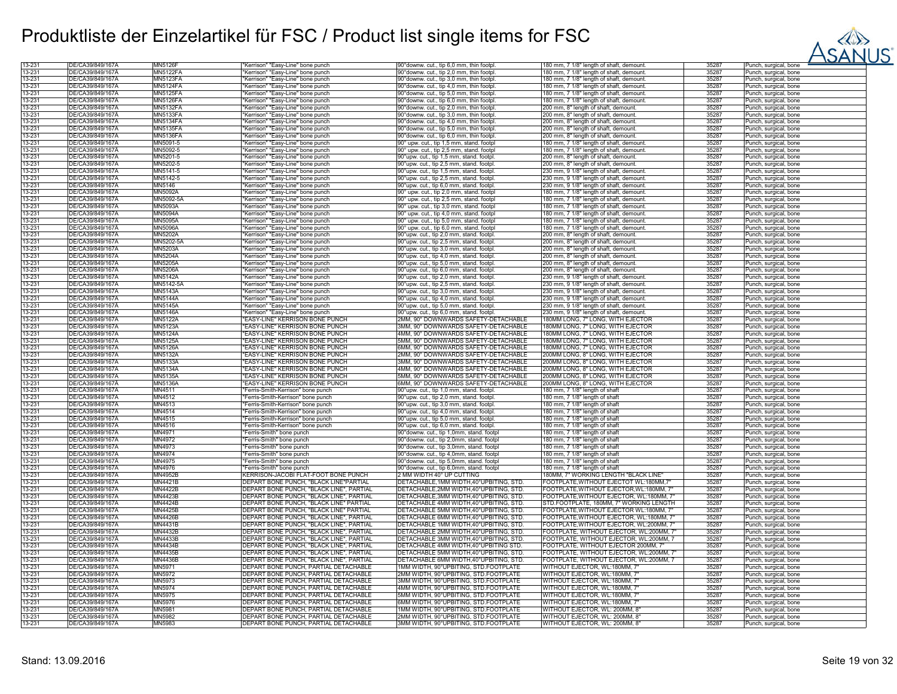# Produktliste der Einzelartikel für FSC / Product list single items for FSC

| | | | | | | | |
|---|---|---|---|---|---|---|---|
| 13-231 | DE/CA39/849/167A | MN5126F | "Kerrison" "Easy-Line" bone punch | 90°downw. cut., tip 6,0 mm, thin footpl. | 180 mm, 7 1/8" length of shaft, demount. | 35287 | Punch, surgical, bone |
| 13-231 | DE/CA39/849/167A | MN5122FA | "Kerrison" "Easy-Line" bone punch | 90°downw. cut., tip 2,0 mm, thin footpl. | 180 mm, 7 1/8" length of shaft, demount. | 35287 | Punch, surgical, bone |
| 13-231 | DE/CA39/849/167A | MN5123FA | "Kerrison" "Easy-Line" bone punch | 90°downw. cut., tip 3,0 mm, thin footpl. | 180 mm, 7 1/8" length of shaft, demount. | 35287 | Punch, surgical, bone |
| 13-231 | DE/CA39/849/167A | MN5124FA | "Kerrison" "Easy-Line" bone punch | 90°downw. cut., tip 4,0 mm, thin footpl. | 180 mm, 7 1/8" length of shaft, demount. | 35287 | Punch, surgical, bone |
| 13-231 | DE/CA39/849/167A | MN5125FA | "Kerrison" "Easy-Line" bone punch | 90°downw. cut., tip 5,0 mm, thin footpl. | 180 mm, 7 1/8" length of shaft, demount. | 35287 | Punch, surgical, bone |
| 13-231 | DE/CA39/849/167A | MN5126FA | "Kerrison" "Easy-Line" bone punch | 90°downw. cut., tip 6,0 mm, thin footpl. | 180 mm, 7 1/8" length of shaft, demount. | 35287 | Punch, surgical, bone |
| 13-231 | DE/CA39/849/167A | MN5132FA | "Kerrison" "Easy-Line" bone punch | 90°downw. cut., tip 2,0 mm, thin footpl. | 200 mm, 8" length of shaft, demount. | 35287 | Punch, surgical, bone |
| 13-231 | DE/CA39/849/167A | MN5133FA | "Kerrison" "Easy-Line" bone punch | 90°downw. cut., tip 3,0 mm, thin footpl. | 200 mm, 8" length of shaft, demount. | 35287 | Punch, surgical, bone |
| 13-231 | DE/CA39/849/167A | MN5134FA | "Kerrison" "Easy-Line" bone punch | 90°downw. cut., tip 4,0 mm, thin footpl. | 200 mm, 8" length of shaft, demount. | 35287 | Punch, surgical, bone |
| 13-231 | DE/CA39/849/167A | MN5135FA | "Kerrison" "Easy-Line" bone punch | 90°downw. cut., tip 5,0 mm, thin footpl. | 200 mm, 8" length of shaft, demount. | 35287 | Punch, surgical, bone |
| 13-231 | DE/CA39/849/167A | MN5136FA | "Kerrison" "Easy-Line" bone punch | 90°downw. cut., tip 6,0 mm, thin footpl. | 200 mm, 8" length of shaft, demount. | 35287 | Punch, surgical, bone |
| 13-231 | DE/CA39/849/167A | MN5091-5 | "Kerrison" "Easy-Line" bone punch | 90° upw. cut., tip 1,5 mm, stand. footpl | 180 mm, 7 1/8" length of shaft, demount. | 35287 | Punch, surgical, bone |
| 13-231 | DE/CA39/849/167A | MN5092-5 | "Kerrison" "Easy-Line" bone punch | 90° upw. cut., tip 2,5 mm, stand. footpl | 180 mm, 7 1/8" length of shaft, demount. | 35287 | Punch, surgical, bone |
| 13-231 | DE/CA39/849/167A | MN5201-5 | "Kerrison" "Easy-Line" bone punch | 90°upw. cut., tip 1,5 mm, stand. footpl. | 200 mm, 8" length of shaft, demount. | 35287 | Punch, surgical, bone |
| 13-231 | DE/CA39/849/167A | MN5202-5 | "Kerrison" "Easy-Line" bone punch | 90°upw. cut., tip 2,5 mm, stand. footpl. | 200 mm, 8" length of shaft, demount. | 35287 | Punch, surgical, bone |
| 13-231 | DE/CA39/849/167A | MN5141-5 | "Kerrison" "Easy-Line" bone punch | 90°upw. cut., tip 1,5 mm, stand. footpl. | 230 mm, 9 1/8" length of shaft, demount. | 35287 | Punch, surgical, bone |
| 13-231 | DE/CA39/849/167A | MN5142-5 | "Kerrison" "Easy-Line" bone punch | 90°upw. cut., tip 2,5 mm, stand. footpl. | 230 mm, 9 1/8" length of shaft, demount. | 35287 | Punch, surgical, bone |
| 13-231 | DE/CA39/849/167A | MN5146 | "Kerrison" "Easy-Line" bone punch | 90°upw. cut., tip 6,0 mm, stand. footpl. | 230 mm, 9 1/8" length of shaft, demount. | 35287 | Punch, surgical, bone |
| 13-231 | DE/CA39/849/167A | MN5092A | "Kerrison" "Easy-Line" bone punch | 90° upw. cut., tip 2,0 mm, stand. footpl | 180 mm, 7 1/8" length of shaft, demount. | 35287 | Punch, surgical, bone |
| 13-231 | DE/CA39/849/167A | MN5092-5A | "Kerrison" "Easy-Line" bone punch | 90° upw. cut., tip 2,5 mm, stand. footpl | 180 mm, 7 1/8" length of shaft, demount. | 35287 | Punch, surgical, bone |
| 13-231 | DE/CA39/849/167A | MN5093A | "Kerrison" "Easy-Line" bone punch | 90° upw. cut., tip 3,0 mm, stand. footpl | 180 mm, 7 1/8" length of shaft, demount. | 35287 | Punch, surgical, bone |
| 13-231 | DE/CA39/849/167A | MN5094A | "Kerrison" "Easy-Line" bone punch | 90° upw. cut., tip 4,0 mm, stand. footpl | 180 mm, 7 1/8" length of shaft, demount. | 35287 | Punch, surgical, bone |
| 13-231 | DE/CA39/849/167A | MN5095A | "Kerrison" "Easy-Line" bone punch | 90° upw. cut., tip 5,0 mm, stand. footpl | 180 mm, 7 1/8" length of shaft, demount. | 35287 | Punch, surgical, bone |
| 13-231 | DE/CA39/849/167A | MN5096A | "Kerrison" "Easy-Line" bone punch | 90° upw. cut., tip 6,0 mm, stand. footpl | 180 mm, 7 1/8" length of shaft, demount. | 35287 | Punch, surgical, bone |
| 13-231 | DE/CA39/849/167A | MN5202A | "Kerrison" "Easy-Line" bone punch | 90°upw. cut., tip 2,0 mm, stand. footpl. | 200 mm, 8" length of shaft, demount. | 35287 | Punch, surgical, bone |
| 13-231 | DE/CA39/849/167A | MN5202-5A | "Kerrison" "Easy-Line" bone punch | 90°upw. cut., tip 2,5 mm, stand. footpl. | 200 mm, 8" length of shaft, demount. | 35287 | Punch, surgical, bone |
| 13-231 | DE/CA39/849/167A | MN5203A | "Kerrison" "Easy-Line" bone punch | 90°upw. cut., tip 3,0 mm, stand. footpl. | 200 mm, 8" length of shaft, demount. | 35287 | Punch, surgical, bone |
| 13-231 | DE/CA39/849/167A | MN5204A | "Kerrison" "Easy-Line" bone punch | 90°upw. cut., tip 4,0 mm, stand. footpl. | 200 mm, 8" length of shaft, demount. | 35287 | Punch, surgical, bone |
| 13-231 | DE/CA39/849/167A | MN5205A | "Kerrison" "Easy-Line" bone punch | 90°upw. cut., tip 5,0 mm, stand. footpl. | 200 mm, 8" length of shaft, demount. | 35287 | Punch, surgical, bone |
| 13-231 | DE/CA39/849/167A | MN5206A | "Kerrison" "Easy-Line" bone punch | 90°upw. cut., tip 6,0 mm, stand. footpl. | 200 mm, 8" length of shaft, demount. | 35287 | Punch, surgical, bone |
| 13-231 | DE/CA39/849/167A | MN5142A | "Kerrison" "Easy-Line" bone punch | 90°upw. cut., tip 2,0 mm, stand. footpl. | 230 mm, 9 1/8" length of shaft, demount. | 35287 | Punch, surgical, bone |
| 13-231 | DE/CA39/849/167A | MN5142-5A | "Kerrison" "Easy-Line" bone punch | 90°upw. cut., tip 2,5 mm, stand. footpl. | 230 mm, 9 1/8" length of shaft, demount. | 35287 | Punch, surgical, bone |
| 13-231 | DE/CA39/849/167A | MN5143A | "Kerrison" "Easy-Line" bone punch | 90°upw. cut., tip 3,0 mm, stand. footpl. | 230 mm, 9 1/8" length of shaft, demount. | 35287 | Punch, surgical, bone |
| 13-231 | DE/CA39/849/167A | MN5144A | "Kerrison" "Easy-Line" bone punch | 90°upw. cut., tip 4,0 mm, stand. footpl. | 230 mm, 9 1/8" length of shaft, demount. | 35287 | Punch, surgical, bone |
| 13-231 | DE/CA39/849/167A | MN5145A | "Kerrison" "Easy-Line" bone punch | 90°upw. cut., tip 5,0 mm, stand. footpl. | 230 mm, 9 1/8" length of shaft, demount. | 35287 | Punch, surgical, bone |
| 13-231 | DE/CA39/849/167A | MN5146A | "Kerrison" "Easy-Line" bone punch | 90°upw. cut., tip 6,0 mm, stand. footpl. | 230 mm, 9 1/8" length of shaft, demount. | 35287 | Punch, surgical, bone |
| 13-231 | DE/CA39/849/167A | MN5122A | "EASY-LINE" KERRISON BONE PUNCH | 2MM, 90° DOWNWARDS SAFETY-DETACHABLE | 180MM LONG, 7" LONG, WITH EJECTOR | 35287 | Punch, surgical, bone |
| 13-231 | DE/CA39/849/167A | MN5123A | "EASY-LINE" KERRISON BONE PUNCH | 3MM, 90° DOWNWARDS SAFETY-DETACHABLE | 180MM LONG, 7" LONG, WITH EJECTOR | 35287 | Punch, surgical, bone |
| 13-231 | DE/CA39/849/167A | MN5124A | "EASY-LINE" KERRISON BONE PUNCH | 4MM, 90° DOWNWARDS SAFETY-DETACHABLE | 180MM LONG, 7" LONG, WITH EJECTOR | 35287 | Punch, surgical, bone |
| 13-231 | DE/CA39/849/167A | MN5125A | "EASY-LINE" KERRISON BONE PUNCH | 5MM, 90° DOWNWARDS SAFETY-DETACHABLE | 180MM LONG, 7" LONG, WITH EJECTOR | 35287 | Punch, surgical, bone |
| 13-231 | DE/CA39/849/167A | MN5126A | "EASY-LINE" KERRISON BONE PUNCH | 6MM, 90° DOWNWARDS SAFETY-DETACHABLE | 180MM LONG, 7" LONG, WITH EJECTOR | 35287 | Punch, surgical, bone |
| 13-231 | DE/CA39/849/167A | MN5132A | "EASY-LINE" KERRISON BONE PUNCH | 2MM, 90° DOWNWARDS SAFETY-DETACHABLE | 200MM LONG, 8" LONG, WITH EJECTOR | 35287 | Punch, surgical, bone |
| 13-231 | DE/CA39/849/167A | MN5133A | "EASY-LINE" KERRISON BONE PUNCH | 3MM, 90° DOWNWARDS SAFETY-DETACHABLE | 200MM LONG, 8" LONG, WITH EJECTOR | 35287 | Punch, surgical, bone |
| 13-231 | DE/CA39/849/167A | MN5134A | "EASY-LINE" KERRISON BONE PUNCH | 4MM, 90° DOWNWARDS SAFETY-DETACHABLE | 200MM LONG, 8" LONG, WITH EJECTOR | 35287 | Punch, surgical, bone |
| 13-231 | DE/CA39/849/167A | MN5135A | "EASY-LINE" KERRISON BONE PUNCH | 5MM, 90° DOWNWARDS SAFETY-DETACHABLE | 200MM LONG, 8" LONG, WITH EJECTOR | 35287 | Punch, surgical, bone |
| 13-231 | DE/CA39/849/167A | MN5136A | "EASY-LINE" KERRISON BONE PUNCH | 6MM, 90° DOWNWARDS SAFETY-DETACHABLE | 200MM LONG, 8" LONG, WITH EJECTOR | 35287 | Punch, surgical, bone |
| 13-231 | DE/CA39/849/167A | MN4511 | "Ferris-Smith-Kerrison" bone punch | 90°upw. cut., tip 1,0 mm, stand. footpl. | 180 mm, 7 1/8" length of shaft | 35287 | Punch, surgical, bone |
| 13-231 | DE/CA39/849/167A | MN4512 | "Ferris-Smith-Kerrison" bone punch | 90°upw. cut., tip 2,0 mm, stand. footpl. | 180 mm, 7 1/8" length of shaft | 35287 | Punch, surgical, bone |
| 13-231 | DE/CA39/849/167A | MN4513 | "Ferris-Smith-Kerrison" bone punch | 90°upw. cut., tip 3,0 mm, stand. footpl. | 180 mm, 7 1/8" length of shaft | 35287 | Punch, surgical, bone |
| 13-231 | DE/CA39/849/167A | MN4514 | "Ferris-Smith-Kerrison" bone punch | 90°upw. cut., tip 4,0 mm, stand. footpl. | 180 mm, 7 1/8" length of shaft | 35287 | Punch, surgical, bone |
| 13-231 | DE/CA39/849/167A | MN4515 | "Ferris-Smith-Kerrison" bone punch | 90°upw. cut., tip 5,0 mm, stand. footpl. | 180 mm, 7 1/8" length of shaft | 35287 | Punch, surgical, bone |
| 13-231 | DE/CA39/849/167A | MN4516 | "Ferris-Smith-Kerrison" bone punch | 90°upw. cut., tip 6,0 mm, stand. footpl. | 180 mm, 7 1/8" length of shaft | 35287 | Punch, surgical, bone |
| 13-231 | DE/CA39/849/167A | MN4971 | "Ferris-Smith" bone punch | 90°downw. cut., tip 1,0mm, stand. footpl | 180 mm, 7 1/8" length of shaft | 35287 | Punch, surgical, bone |
| 13-231 | DE/CA39/849/167A | MN4972 | "Ferris-Smith" bone punch | 90°downw. cut., tip 2,0mm, stand. footpl | 180 mm, 7 1/8" length of shaft | 35287 | Punch, surgical, bone |
| 13-231 | DE/CA39/849/167A | MN4973 | "Ferris-Smith" bone punch | 90°downw. cut., tip 3,0mm, stand. footpl | 180 mm, 7 1/8" length of shaft | 35287 | Punch, surgical, bone |
| 13-231 | DE/CA39/849/167A | MN4974 | "Ferris-Smith" bone punch | 90°downw. cut., tip 4,0mm, stand. footpl | 180 mm, 7 1/8" length of shaft | 35287 | Punch, surgical, bone |
| 13-231 | DE/CA39/849/167A | MN4975 | "Ferris-Smith" bone punch | 90°downw. cut., tip 5,0mm, stand. footpl | 180 mm, 7 1/8" length of shaft | 35287 | Punch, surgical, bone |
| 13-231 | DE/CA39/849/167A | MN4976 | "Ferris-Smith" bone punch | 90°downw. cut., tip 6,0mm, stand. footpl | 180 mm, 7 1/8" length of shaft | 35287 | Punch, surgical, bone |
| 13-231 | DE/CA39/849/167A | MN4952B | KERRISON-JACOBI FLAT-FOOT BONE PUNCH | 2 MM WIDTH 40° UP CUTTING | 180MM, 7" WORKING LENGTH "BLACK LINE" | 35287 | Punch, surgical, bone |
| 13-231 | DE/CA39/849/167A | MN4421B | DEPART BONE PUNCH, "BLACK LINE"PARTIAL | DETACHABLE,1MM WIDTH,40°UPBITING, STD. | FOOTPLATE,WITHOUT EJECTOT WL:180MM,7" | 35287 | Punch, surgical, bone |
| 13-231 | DE/CA39/849/167A | MN4422B | DEPART BONE PUNCH, "BLACK LINE", PARTIAL | DETACHABLE,2MM WIDTH,40°UPBITING, STD. | FOOTPLATE,WITHOUT EJECTOR,WL:180MM, 7" | 35287 | Punch, surgical, bone |
| 13-231 | DE/CA39/849/167A | MN4423B | DEPART BONE PUNCH, "BLACK LINE", PARTIAL | DETACHABLE,3MM WIDTH,40°UPBITING, STD. | FOOTPLATE,WITHOUT EJECTOR, WL:180MM, 7" | 35287 | Punch, surgical, bone |
| 13-231 | DE/CA39/849/167A | MN4424B | DEPART BONE PUNCH, "BLACK LINE" PARTIAL | DETACHABLE 4MM WIDTH,40°UPBITING, STD. | STD.FOOTPLATE, 180MM, 7" WORKING LENGTH | 35287 | Punch, surgical, bone |
| 13-231 | DE/CA39/849/167A | MN4425B | DEPART BONE PUNCH, "BLACK LINE" PARTIAL | DETACHABLE 5MM WIDTH,40°UPBITING, STD. | FOOTPLATE,WITHOUT EJECTOR WL:180MM, 7" | 35287 | Punch, surgical, bone |
| 13-231 | DE/CA39/849/167A | MN4426B | DEPART BONE PUNCH, "BLACK LINE", PARTIAL | DETACHABLE 6MM WIDTH,40°UPBITING, STD. | FOOTPLATE,WITHOUT EJECTOR, WL:180MM, 7" | 35287 | Punch, surgical, bone |
| 13-231 | DE/CA39/849/167A | MN4431B | DEPART BONE PUNCH, "BLACK LINE", PARTIAL | DETACHABLE 1MM WIDTH,40°UPBITING, STD. | FOOTPLATE,WITHOUT EJECTOR, WL:200MM, 7" | 35287 | Punch, surgical, bone |
| 13-231 | DE/CA39/849/167A | MN4432B | DEPART BONE PUNCH, "BLACK LINE", PARTIAL | DETACHABLE 2MM WIDTH,40°UPBITING, STD. | FOOTPLATE, WITHOUT EJECTOR, WL:200MM, 7" | 35287 | Punch, surgical, bone |
| 13-231 | DE/CA39/849/167A | MN4433B | DEPART BONE PUNCH, "BLACK LINE", PARTIAL | DETACHABLE 3MM WIDTH,40°UPBITING, STD. | FOOTPLATE, WITHOUT EJECTOR, WL:200MM, 7 | 35287 | Punch, surgical, bone |
| 13-231 | DE/CA39/849/167A | MN4434B | DEPART BONE PUNCH, "BLACK LINE", PARTIAL | DETACHABLE 4MM WIDTH,40°UPBITING STD. | FOOTPLATE, WITHOUT EJECTOR 200MM, 7" | 35287 | Punch, surgical, bone |
| 13-231 | DE/CA39/849/167A | MN4435B | DEPART BONE PUNCH, "BLACK LINE", PARTIAL | DETACHABLE 5MM WIDTH,40°UPBITING, STD. | FOOTPLATE, WITHOUT EJECTOR, WL:200MM, 7" | 35287 | Punch, surgical, bone |
| 13-231 | DE/CA39/849/167A | MN4436B | DEPART BONE PUNCH, "BLACK LINE", PARTIAL | DETACHABLE 6MM WIDTH,40°UPBITING, STD. | FOOTPLATE, WITHOUT EJECTOR, WL:200MM, 7 | 35287 | Punch, surgical, bone |
| 13-231 | DE/CA39/849/167A | MN5971 | DEPART BONE PUNCH, PARTIAL DETACHABLE | 1MM WIDTH, 90°UPBITING, STD.FOOTPLATE | WITHOUT EJECTOR, WL:180MM, 7" | 35287 | Punch, surgical, bone |
| 13-231 | DE/CA39/849/167A | MN5972 | DEPART BONE PUNCH, PARTIAL DETACHABLE | 2MM WIDTH, 90°UPBITING, STD.FOOTPLATE | WITHOUT EJECTOR, WL:180MM, 7" | 35287 | Punch, surgical, bone |
| 13-231 | DE/CA39/849/167A | MN5973 | DEPART BONE PUNCH, PARTIAL DETACHABLE | 3MM WIDTH, 90°UPBITING, STD.FOOTPLATE | WITHOUT EJECTOR, WL:180MM, 7" | 35287 | Punch, surgical, bone |
| 13-231 | DE/CA39/849/167A | MN5974 | DEPART BONE PUNCH, PARTIAL DETACHABLE | 4MM WIDTH, 90°UPBITING, STD.FOOTPLATE | WITHOUT EJECTOR, WL:180MM, 7" | 35287 | Punch, surgical, bone |
| 13-231 | DE/CA39/849/167A | MN5975 | DEPART BONE PUNCH, PARTIAL DETACHABLE | 5MM WIDTH, 90°UPBITING, STD.FOOTPLATE | WITHOUT EJECTOR, WL:180MM, 7" | 35287 | Punch, surgical, bone |
| 13-231 | DE/CA39/849/167A | MN5976 | DEPART BONE PUNCH, PARTIAL DETACHABLE | 6MM WIDTH, 90°UPBITING, STD.FOOTPLATE | WITHOUT EJECTOR, WL:180MM, 7" | 35287 | Punch, surgical, bone |
| 13-231 | DE/CA39/849/167A | MN5981 | DEPART BONE PUNCH, PARTIAL DETACHABLE | 1MM WIDTH, 90°UPBITING, STD.FOOTPLATE | WITHOUT EJECTOR, WL: 200MM, 8" | 35287 | Punch, surgical, bone |
| 13-231 | DE/CA39/849/167A | MN5982 | DEPART BONE PUNCH, PARTIAL DETACHABLE | 2MM WIDTH, 90°UPBITING, STD.FOOTPLATE | WITHOUT EJECTOR, WL: 200MM, 8" | 35287 | Punch, surgical, bone |
| 13-231 | DE/CA39/849/167A | MN5983 | DEPART BONE PUNCH, PARTIAL DETACHABLE | 3MM WIDTH, 90°UPBITING, STD.FOOTPLATE | WITHOUT EJECTOR, WL: 200MM, 8" | 35287 | Punch, surgical, bone |

Stand: 13.09.2016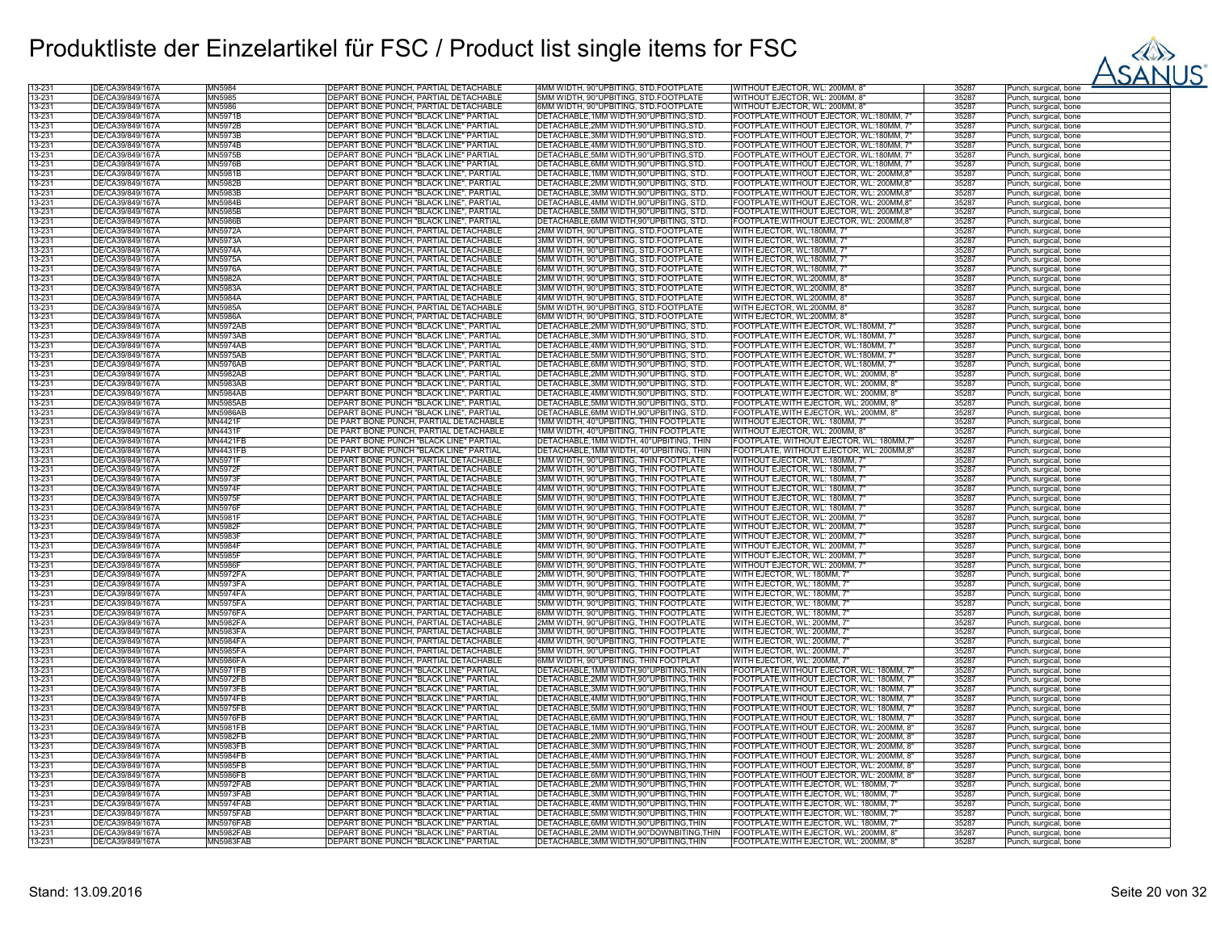# Produktliste der Einzelartikel für FSC / Product list single items for FSC

| | | | | | | | |
|---|---|---|---|---|---|---|---|
| 13-231 | DE/CA39/849/167A | MN5984 | DEPART BONE PUNCH, PARTIAL DETACHABLE | 4MM WIDTH, 90°UPBITING, STD.FOOTPLATE | WITHOUT EJECTOR, WL: 200MM, 8" | 35287 | Punch, surgical, bone |
| 13-231 | DE/CA39/849/167A | MN5985 | DEPART BONE PUNCH, PARTIAL DETACHABLE | 5MM WIDTH, 90°UPBITING, STD.FOOTPLATE | WITHOUT EJECTOR, WL: 200MM, 8" | 35287 | Punch, surgical, bone |
| 13-231 | DE/CA39/849/167A | MN5986 | DEPART BONE PUNCH, PARTIAL DETACHABLE | 6MM WIDTH, 90°UPBITING, STD.FOOTPLATE | WITHOUT EJECTOR, WL: 200MM, 8" | 35287 | Punch, surgical, bone |
| 13-231 | DE/CA39/849/167A | MN5971B | DEPART BONE PUNCH "BLACK LINE" PARTIAL | DETACHABLE,1MM WIDTH,90°UPBITING,STD. | FOOTPLATE,WITHOUT EJECTOR, WL:180MM, 7" | 35287 | Punch, surgical, bone |
| 13-231 | DE/CA39/849/167A | MN5972B | DEPART BONE PUNCH "BLACK LINE" PARTIAL | DETACHABLE,2MM WIDTH,90°UPBITING,STD. | FOOTPLATE,WITHOUT EJECTOR, WL:180MM, 7" | 35287 | Punch, surgical, bone |
| 13-231 | DE/CA39/849/167A | MN5973B | DEPART BONE PUNCH "BLACK LINE" PARTIAL | DETACHABLE,3MM WIDTH,90°UPBITING,STD. | FOOTPLATE,WITHOUT EJECTOR, WL:180MM, 7" | 35287 | Punch, surgical, bone |
| 13-231 | DE/CA39/849/167A | MN5974B | DEPART BONE PUNCH "BLACK LINE" PARTIAL | DETACHABLE,4MM WIDTH,90°UPBITING,STD. | FOOTPLATE,WITHOUT EJECTOR, WL:180MM, 7" | 35287 | Punch, surgical, bone |
| 13-231 | DE/CA39/849/167A | MN5975B | DEPART BONE PUNCH "BLACK LINE" PARTIAL | DETACHABLE,5MM WIDTH,90°UPBITING,STD. | FOOTPLATE,WITHOUT EJECTOR, WL:180MM, 7" | 35287 | Punch, surgical, bone |
| 13-231 | DE/CA39/849/167A | MN5976B | DEPART BONE PUNCH "BLACK LINE" PARTIAL | DETACHABLE,6MM WIDTH,90°UPBITING,STD. | FOOTPLATE,WITHOUT EJECTOR, WL:180MM, 7" | 35287 | Punch, surgical, bone |
| 13-231 | DE/CA39/849/167A | MN5981B | DEPART BONE PUNCH "BLACK LINE", PARTIAL | DETACHABLE,1MM WIDTH,90°UPBITING, STD. | FOOTPLATE,WITHOUT EJECTOR, WL: 200MM,8" | 35287 | Punch, surgical, bone |
| 13-231 | DE/CA39/849/167A | MN5982B | DEPART BONE PUNCH "BLACK LINE", PARTIAL | DETACHABLE,2MM WIDTH,90°UPBITING, STD. | FOOTPLATE,WITHOUT EJECTOR, WL: 200MM,8" | 35287 | Punch, surgical, bone |
| 13-231 | DE/CA39/849/167A | MN5983B | DEPART BONE PUNCH "BLACK LINE", PARTIAL | DETACHABLE,3MM WIDTH,90°UPBITING, STD. | FOOTPLATE,WITHOUT EJECTOR, WL: 200MM,8" | 35287 | Punch, surgical, bone |
| 13-231 | DE/CA39/849/167A | MN5984B | DEPART BONE PUNCH "BLACK LINE", PARTIAL | DETACHABLE,4MM WIDTH,90°UPBITING, STD. | FOOTPLATE,WITHOUT EJECTOR, WL: 200MM,8" | 35287 | Punch, surgical, bone |
| 13-231 | DE/CA39/849/167A | MN5985B | DEPART BONE PUNCH "BLACK LINE", PARTIAL | DETACHABLE,5MM WIDTH,90°UPBITING, STD. | FOOTPLATE,WITHOUT EJECTOR, WL: 200MM,8" | 35287 | Punch, surgical, bone |
| 13-231 | DE/CA39/849/167A | MN5986B | DEPART BONE PUNCH "BLACK LINE", PARTIAL | DETACHABLE,6MM WIDTH,90°UPBITING, STD. | FOOTPLATE,WITHOUT EJECTOR, WL: 200MM,8" | 35287 | Punch, surgical, bone |
| 13-231 | DE/CA39/849/167A | MN5972A | DEPART BONE PUNCH, PARTIAL DETACHABLE | 2MM WIDTH, 90°UPBITING, STD.FOOTPLATE | WITH EJECTOR, WL:180MM, 7" | 35287 | Punch, surgical, bone |
| 13-231 | DE/CA39/849/167A | MN5973A | DEPART BONE PUNCH, PARTIAL DETACHABLE | 3MM WIDTH, 90°UPBITING, STD.FOOTPLATE | WITH EJECTOR, WL:180MM, 7" | 35287 | Punch, surgical, bone |
| 13-231 | DE/CA39/849/167A | MN5974A | DEPART BONE PUNCH, PARTIAL DETACHABLE | 4MM WIDTH, 90°UPBITING, STD.FOOTPLATE | WITH EJECTOR, WL:180MM, 7" | 35287 | Punch, surgical, bone |
| 13-231 | DE/CA39/849/167A | MN5975A | DEPART BONE PUNCH, PARTIAL DETACHABLE | 5MM WIDTH, 90°UPBITING, STD.FOOTPLATE | WITH EJECTOR, WL:180MM, 7" | 35287 | Punch, surgical, bone |
| 13-231 | DE/CA39/849/167A | MN5976A | DEPART BONE PUNCH, PARTIAL DETACHABLE | 6MM WIDTH, 90°UPBITING, STD.FOOTPLATE | WITH EJECTOR, WL:180MM, 7" | 35287 | Punch, surgical, bone |
| 13-231 | DE/CA39/849/167A | MN5982A | DEPART BONE PUNCH, PARTIAL DETACHABLE | 2MM WIDTH, 90°UPBITING, STD.FOOTPLATE | WITH EJECTOR, WL:200MM, 8" | 35287 | Punch, surgical, bone |
| 13-231 | DE/CA39/849/167A | MN5983A | DEPART BONE PUNCH, PARTIAL DETACHABLE | 3MM WIDTH, 90°UPBITING, STD.FOOTPLATE | WITH EJECTOR, WL:200MM, 8" | 35287 | Punch, surgical, bone |
| 13-231 | DE/CA39/849/167A | MN5984A | DEPART BONE PUNCH, PARTIAL DETACHABLE | 4MM WIDTH, 90°UPBITING, STD.FOOTPLATE | WITH EJECTOR, WL:200MM, 8" | 35287 | Punch, surgical, bone |
| 13-231 | DE/CA39/849/167A | MN5985A | DEPART BONE PUNCH, PARTIAL DETACHABLE | 5MM WIDTH, 90°UPBITING, STD.FOOTPLATE | WITH EJECTOR, WL:200MM, 8" | 35287 | Punch, surgical, bone |
| 13-231 | DE/CA39/849/167A | MN5986A | DEPART BONE PUNCH, PARTIAL DETACHABLE | 6MM WIDTH, 90°UPBITING, STD.FOOTPLATE | WITH EJECTOR, WL:200MM, 8" | 35287 | Punch, surgical, bone |
| 13-231 | DE/CA39/849/167A | MN5972AB | DEPART BONE PUNCH "BLACK LINE", PARTIAL | DETACHABLE,2MM WIDTH,90°UPBITING, STD. | FOOTPLATE,WITH EJECTOR, WL:180MM, 7" | 35287 | Punch, surgical, bone |
| 13-231 | DE/CA39/849/167A | MN5973AB | DEPART BONE PUNCH "BLACK LINE", PARTIAL | DETACHABLE,3MM WIDTH,90°UPBITING, STD. | FOOTPLATE,WITH EJECTOR, WL:180MM, 7" | 35287 | Punch, surgical, bone |
| 13-231 | DE/CA39/849/167A | MN5974AB | DEPART BONE PUNCH "BLACK LINE", PARTIAL | DETACHABLE,4MM WIDTH,90°UPBITING, STD. | FOOTPLATE,WITH EJECTOR, WL:180MM, 7" | 35287 | Punch, surgical, bone |
| 13-231 | DE/CA39/849/167A | MN5975AB | DEPART BONE PUNCH "BLACK LINE", PARTIAL | DETACHABLE,5MM WIDTH,90°UPBITING, STD. | FOOTPLATE,WITH EJECTOR, WL:180MM, 7" | 35287 | Punch, surgical, bone |
| 13-231 | DE/CA39/849/167A | MN5976AB | DEPART BONE PUNCH "BLACK LINE", PARTIAL | DETACHABLE,6MM WIDTH,90°UPBITING, STD. | FOOTPLATE,WITH EJECTOR, WL:180MM, 7" | 35287 | Punch, surgical, bone |
| 13-231 | DE/CA39/849/167A | MN5982AB | DEPART BONE PUNCH "BLACK LINE", PARTIAL | DETACHABLE,2MM WIDTH,90°UPBITING, STD. | FOOTPLATE,WITH EJECTOR, WL: 200MM, 8" | 35287 | Punch, surgical, bone |
| 13-231 | DE/CA39/849/167A | MN5983AB | DEPART BONE PUNCH "BLACK LINE", PARTIAL | DETACHABLE,3MM WIDTH,90°UPBITING, STD. | FOOTPLATE,WITH EJECTOR, WL: 200MM, 8" | 35287 | Punch, surgical, bone |
| 13-231 | DE/CA39/849/167A | MN5984AB | DEPART BONE PUNCH "BLACK LINE", PARTIAL | DETACHABLE,4MM WIDTH,90°UPBITING, STD. | FOOTPLATE,WITH EJECTOR, WL: 200MM, 8" | 35287 | Punch, surgical, bone |
| 13-231 | DE/CA39/849/167A | MN5985AB | DEPART BONE PUNCH "BLACK LINE", PARTIAL | DETACHABLE,5MM WIDTH,90°UPBITING, STD. | FOOTPLATE,WITH EJECTOR, WL: 200MM, 8" | 35287 | Punch, surgical, bone |
| 13-231 | DE/CA39/849/167A | MN5986AB | DEPART BONE PUNCH "BLACK LINE", PARTIAL | DETACHABLE,6MM WIDTH,90°UPBITING, STD. | FOOTPLATE,WITH EJECTOR, WL: 200MM, 8" | 35287 | Punch, surgical, bone |
| 13-231 | DE/CA39/849/167A | MN4421F | DE PART BONE PUNCH, PARTIAL DETACHABLE | 1MM WIDTH, 40°UPBITING, THIN FOOTPLATE | WITHOUT EJECTOR, WL: 180MM, 7" | 35287 | Punch, surgical, bone |
| 13-231 | DE/CA39/849/167A | MN4431F | DE PART BONE PUNCH, PARTIAL DETACHABLE | 1MM WIDTH, 40°UPBITING, THIN FOOTPLATE | WITHOUT EJECTOR, WL: 200MM, 8" | 35287 | Punch, surgical, bone |
| 13-231 | DE/CA39/849/167A | MN4421FB | DE PART BONE PUNCH "BLACK LINE" PARTIAL | DETACHABLE,1MM WIDTH, 40°UPBITING, THIN | FOOTPLATE, WITHOUT EJECTOR, WL: 180MM,7" | 35287 | Punch, surgical, bone |
| 13-231 | DE/CA39/849/167A | MN4431FB | DE PART BONE PUNCH "BLACK LINE" PARTIAL | DETACHABLE,1MM WIDTH,40°UPBITING, THIN | FOOTPLATE, WITHOUT EJECTOR, WL: 200MM,8" | 35287 | Punch, surgical, bone |
| 13-231 | DE/CA39/849/167A | MN5971F | DEPART BONE PUNCH, PARTIAL DETACHABLE | 1MM WIDTH, 90°UPBITING, THIN FOOTPLATE | WITHOUT EJECTOR, WL: 180MM, 7" | 35287 | Punch, surgical, bone |
| 13-231 | DE/CA39/849/167A | MN5972F | DEPART BONE PUNCH, PARTIAL DETACHABLE | 2MM WIDTH, 90°UPBITING, THIN FOOTPLATE | WITHOUT EJECTOR, WL: 180MM, 7" | 35287 | Punch, surgical, bone |
| 13-231 | DE/CA39/849/167A | MN5973F | DEPART BONE PUNCH, PARTIAL DETACHABLE | 3MM WIDTH, 90°UPBITING, THIN FOOTPLATE | WITHOUT EJECTOR, WL: 180MM, 7" | 35287 | Punch, surgical, bone |
| 13-231 | DE/CA39/849/167A | MN5974F | DEPART BONE PUNCH, PARTIAL DETACHABLE | 4MM WIDTH, 90°UPBITING, THIN FOOTPLATE | WITHOUT EJECTOR, WL: 180MM, 7" | 35287 | Punch, surgical, bone |
| 13-231 | DE/CA39/849/167A | MN5975F | DEPART BONE PUNCH, PARTIAL DETACHABLE | 5MM WIDTH, 90°UPBITING, THIN FOOTPLATE | WITHOUT EJECTOR, WL: 180MM, 7" | 35287 | Punch, surgical, bone |
| 13-231 | DE/CA39/849/167A | MN5976F | DEPART BONE PUNCH, PARTIAL DETACHABLE | 6MM WIDTH, 90°UPBITING, THIN FOOTPLATE | WITHOUT EJECTOR, WL: 180MM, 7" | 35287 | Punch, surgical, bone |
| 13-231 | DE/CA39/849/167A | MN5981F | DEPART BONE PUNCH, PARTIAL DETACHABLE | 1MM WIDTH, 90°UPBITING, THIN FOOTPLATE | WITHOUT EJECTOR, WL: 200MM, 7" | 35287 | Punch, surgical, bone |
| 13-231 | DE/CA39/849/167A | MN5982F | DEPART BONE PUNCH, PARTIAL DETACHABLE | 2MM WIDTH, 90°UPBITING, THIN FOOTPLATE | WITHOUT EJECTOR, WL: 200MM, 7" | 35287 | Punch, surgical, bone |
| 13-231 | DE/CA39/849/167A | MN5983F | DEPART BONE PUNCH, PARTIAL DETACHABLE | 3MM WIDTH, 90°UPBITING, THIN FOOTPLATE | WITHOUT EJECTOR, WL: 200MM, 7" | 35287 | Punch, surgical, bone |
| 13-231 | DE/CA39/849/167A | MN5984F | DEPART BONE PUNCH, PARTIAL DETACHABLE | 4MM WIDTH, 90°UPBITING, THIN FOOTPLATE | WITHOUT EJECTOR, WL: 200MM, 7" | 35287 | Punch, surgical, bone |
| 13-231 | DE/CA39/849/167A | MN5985F | DEPART BONE PUNCH, PARTIAL DETACHABLE | 5MM WIDTH, 90°UPBITING, THIN FOOTPLATE | WITHOUT EJECTOR, WL: 200MM, 7" | 35287 | Punch, surgical, bone |
| 13-231 | DE/CA39/849/167A | MN5986F | DEPART BONE PUNCH, PARTIAL DETACHABLE | 6MM WIDTH, 90°UPBITING, THIN FOOTPLATE | WITHOUT EJECTOR, WL: 200MM, 7" | 35287 | Punch, surgical, bone |
| 13-231 | DE/CA39/849/167A | MN5972FA | DEPART BONE PUNCH, PARTIAL DETACHABLE | 2MM WIDTH, 90°UPBITING, THIN FOOTPLATE | WITH EJECTOR, WL: 180MM, 7" | 35287 | Punch, surgical, bone |
| 13-231 | DE/CA39/849/167A | MN5973FA | DEPART BONE PUNCH, PARTIAL DETACHABLE | 3MM WIDTH, 90°UPBITING, THIN FOOTPLATE | WITH EJECTOR, WL: 180MM, 7" | 35287 | Punch, surgical, bone |
| 13-231 | DE/CA39/849/167A | MN5974FA | DEPART BONE PUNCH, PARTIAL DETACHABLE | 4MM WIDTH, 90°UPBITING, THIN FOOTPLATE | WITH EJECTOR, WL: 180MM, 7" | 35287 | Punch, surgical, bone |
| 13-231 | DE/CA39/849/167A | MN5975FA | DEPART BONE PUNCH, PARTIAL DETACHABLE | 5MM WIDTH, 90°UPBITING, THIN FOOTPLATE | WITH EJECTOR, WL: 180MM, 7" | 35287 | Punch, surgical, bone |
| 13-231 | DE/CA39/849/167A | MN5976FA | DEPART BONE PUNCH, PARTIAL DETACHABLE | 6MM WIDTH, 90°UPBITING, THIN FOOTPLATE | WITH EJECTOR, WL: 180MM, 7" | 35287 | Punch, surgical, bone |
| 13-231 | DE/CA39/849/167A | MN5982FA | DEPART BONE PUNCH, PARTIAL DETACHABLE | 2MM WIDTH, 90°UPBITING, THIN FOOTPLATE | WITH EJECTOR, WL: 200MM, 7" | 35287 | Punch, surgical, bone |
| 13-231 | DE/CA39/849/167A | MN5983FA | DEPART BONE PUNCH, PARTIAL DETACHABLE | 3MM WIDTH, 90°UPBITING, THIN FOOTPLATE | WITH EJECTOR, WL: 200MM, 7" | 35287 | Punch, surgical, bone |
| 13-231 | DE/CA39/849/167A | MN5984FA | DEPART BONE PUNCH, PARTIAL DETACHABLE | 4MM WIDTH, 90°UPBITING, THIN FOOTPLATE | WITH EJECTOR, WL: 200MM, 7" | 35287 | Punch, surgical, bone |
| 13-231 | DE/CA39/849/167A | MN5985FA | DEPART BONE PUNCH, PARTIAL DETACHABLE | 5MM WIDTH, 90°UPBITING, THIN FOOTPLAT | WITH EJECTOR, WL: 200MM, 7" | 35287 | Punch, surgical, bone |
| 13-231 | DE/CA39/849/167A | MN5986FA | DEPART BONE PUNCH, PARTIAL DETACHABLE | 6MM WIDTH, 90°UPBITING, THIN FOOTPLAT | WITH EJECTOR, WL: 200MM, 7" | 35287 | Punch, surgical, bone |
| 13-231 | DE/CA39/849/167A | MN5971FB | DEPART BONE PUNCH "BLACK LINE" PARTIAL | DETACHABLE,1MM WIDTH,90°UPBITING,THIN | FOOTPLATE,WITHOUT EJECTOR, WL: 180MM, 7" | 35287 | Punch, surgical, bone |
| 13-231 | DE/CA39/849/167A | MN5972FB | DEPART BONE PUNCH "BLACK LINE" PARTIAL | DETACHABLE,2MM WIDTH,90°UPBITING,THIN | FOOTPLATE,WITHOUT EJECTOR, WL: 180MM, 7" | 35287 | Punch, surgical, bone |
| 13-231 | DE/CA39/849/167A | MN5973FB | DEPART BONE PUNCH "BLACK LINE" PARTIAL | DETACHABLE,3MM WIDTH,90°UPBITING,THIN | FOOTPLATE,WITHOUT EJECTOR, WL: 180MM, 7" | 35287 | Punch, surgical, bone |
| 13-231 | DE/CA39/849/167A | MN5974FB | DEPART BONE PUNCH "BLACK LINE" PARTIAL | DETACHABLE,4MM WIDTH,90°UPBITING,THIN | FOOTPLATE,WITHOUT EJECTOR, WL: 180MM, 7" | 35287 | Punch, surgical, bone |
| 13-231 | DE/CA39/849/167A | MN5975FB | DEPART BONE PUNCH "BLACK LINE" PARTIAL | DETACHABLE,5MM WIDTH,90°UPBITING,THIN | FOOTPLATE,WITHOUT EJECTOR, WL: 180MM, 7" | 35287 | Punch, surgical, bone |
| 13-231 | DE/CA39/849/167A | MN5976FB | DEPART BONE PUNCH "BLACK LINE" PARTIAL | DETACHABLE,6MM WIDTH,90°UPBITING,THIN | FOOTPLATE,WITHOUT EJECTOR, WL: 180MM, 7" | 35287 | Punch, surgical, bone |
| 13-231 | DE/CA39/849/167A | MN5981FB | DEPART BONE PUNCH "BLACK LINE" PARTIAL | DETACHABLE,1MM WIDTH,90°UPBITING,THIN | FOOTPLATE,WITHOUT EJECTOR, WL: 200MM, 8" | 35287 | Punch, surgical, bone |
| 13-231 | DE/CA39/849/167A | MN5982FB | DEPART BONE PUNCH "BLACK LINE" PARTIAL | DETACHABLE,2MM WIDTH,90°UPBITING,THIN | FOOTPLATE,WITHOUT EJECTOR, WL: 200MM, 8" | 35287 | Punch, surgical, bone |
| 13-231 | DE/CA39/849/167A | MN5983FB | DEPART BONE PUNCH "BLACK LINE" PARTIAL | DETACHABLE,3MM WIDTH,90°UPBITING,THIN | FOOTPLATE,WITHOUT EJECTOR, WL: 200MM, 8" | 35287 | Punch, surgical, bone |
| 13-231 | DE/CA39/849/167A | MN5984FB | DEPART BONE PUNCH "BLACK LINE" PARTIAL | DETACHABLE,4MM WIDTH,90°UPBITING,THIN | FOOTPLATE,WITHOUT EJECTOR, WL: 200MM, 8" | 35287 | Punch, surgical, bone |
| 13-231 | DE/CA39/849/167A | MN5985FB | DEPART BONE PUNCH "BLACK LINE" PARTIAL | DETACHABLE,5MM WIDTH,90°UPBITING,THIN | FOOTPLATE,WITHOUT EJECTOR, WL: 200MM, 8" | 35287 | Punch, surgical, bone |
| 13-231 | DE/CA39/849/167A | MN5986FB | DEPART BONE PUNCH "BLACK LINE" PARTIAL | DETACHABLE,6MM WIDTH,90°UPBITING,THIN | FOOTPLATE,WITHOUT EJECTOR, WL: 200MM, 8" | 35287 | Punch, surgical, bone |
| 13-231 | DE/CA39/849/167A | MN5972FAB | DEPART BONE PUNCH "BLACK LINE" PARTIAL | DETACHABLE,2MM WIDTH,90°UPBITING,THIN | FOOTPLATE,WITH EJECTOR, WL: 180MM, 7" | 35287 | Punch, surgical, bone |
| 13-231 | DE/CA39/849/167A | MN5973FAB | DEPART BONE PUNCH "BLACK LINE" PARTIAL | DETACHABLE,3MM WIDTH,90°UPBITING,THIN | FOOTPLATE,WITH EJECTOR, WL: 180MM, 7" | 35287 | Punch, surgical, bone |
| 13-231 | DE/CA39/849/167A | MN5974FAB | DEPART BONE PUNCH "BLACK LINE" PARTIAL | DETACHABLE,4MM WIDTH,90°UPBITING,THIN | FOOTPLATE,WITH EJECTOR, WL: 180MM, 7" | 35287 | Punch, surgical, bone |
| 13-231 | DE/CA39/849/167A | MN5975FAB | DEPART BONE PUNCH "BLACK LINE" PARTIAL | DETACHABLE,5MM WIDTH,90°UPBITING,THIN | FOOTPLATE,WITH EJECTOR, WL: 180MM, 7" | 35287 | Punch, surgical, bone |
| 13-231 | DE/CA39/849/167A | MN5976FAB | DEPART BONE PUNCH "BLACK LINE" PARTIAL | DETACHABLE,6MM WIDTH,90°UPBITING,THIN | FOOTPLATE,WITH EJECTOR, WL: 180MM, 7" | 35287 | Punch, surgical, bone |
| 13-231 | DE/CA39/849/167A | MN5982FAB | DEPART BONE PUNCH "BLACK LINE" PARTIAL | DETACHABLE,2MM WIDTH,90°DOWNBITING,THIN | FOOTPLATE,WITH EJECTOR, WL: 200MM, 8" | 35287 | Punch, surgical, bone |
| 13-231 | DE/CA39/849/167A | MN5983FAB | DEPART BONE PUNCH "BLACK LINE" PARTIAL | DETACHABLE,3MM WIDTH,90°UPBITING,THIN | FOOTPLATE,WITH EJECTOR, WL: 200MM, 8" | 35287 | Punch, surgical, bone |

Stand: 13.09.2016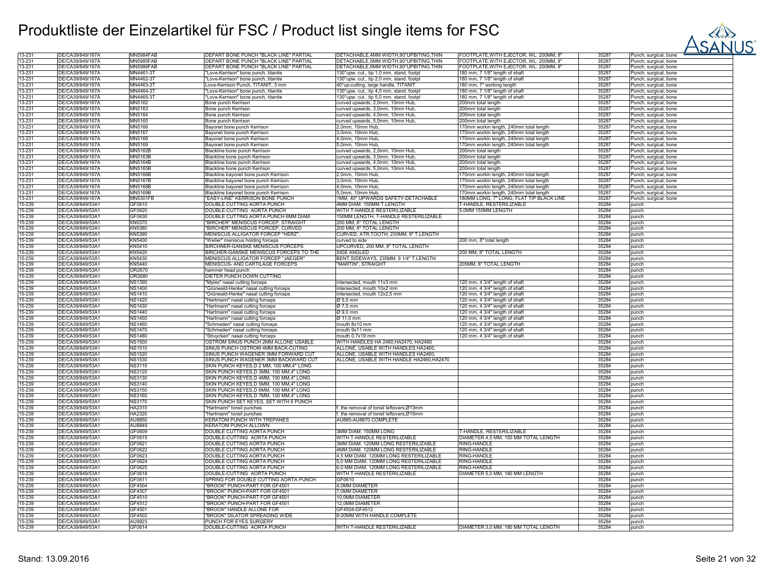# Produktliste der Einzelartikel für FSC / Product list single items for FSC

| | | | | | | | |
|---|---|---|---|---|---|---|---|
| 13-231 | DE/CA39/849/167A | MN5984FAB | DEPART BONE PUNCH "BLACK LINE" PARTIAL | DETACHABLE,4MM WIDTH,90°UPBITING,THIN | FOOTPLATE,WITH EJECTOR, WL: 200MM, 8" | 35287 | Punch, surgical, bone |
| 13-231 | DE/CA39/849/167A | MN5985FAB | DEPART BONE PUNCH "BLACK LINE" PARTIAL | DETACHABLE,5MM WIDTH,90°UPBITING,THIN | FOOTPLATE,WITH EJECTOR, WL: 200MM, 8" | 35287 | Punch, surgical, bone |
| 13-231 | DE/CA39/849/167A | MN5986FAB | DEPART BONE PUNCH "BLACK LINE" PARTIAL | DETACHABLE,6MM WIDTH,90°UPBITING,THIN | FOOTPLATE,WITH EJECTOR, WL: 200MM, 8" | 35287 | Punch, surgical, bone |
| 13-231 | DE/CA39/849/167A | MN4461-3T | "Love-Kerrison" bone punch, titanite | 130°upw. cut., tip 1,0 mm, stand. footpl | 180 mm, 7 1/8" length of shaft | 35287 | Punch, surgical, bone |
| 13-231 | DE/CA39/849/167A | MN4462-3T | "Love-Kerrison" bone punch, titanite | 130°upw. cut., tip 2,0 mm, stand. footpl | 180 mm, 7 1/8" length of shaft | 35287 | Punch, surgical, bone |
| 13-231 | DE/CA39/849/167A | MN4463-3T | Love-Kerrison Punch, TITANIT, 3 mm | 40°up-cutting, large handle, TITANIT | 180 mm, 7" working length | 35287 | Punch, surgical, bone |
| 13-231 | DE/CA39/849/167A | MN4464-3T | "Love-Kerrison" bone punch, titanite | 130°upw. cut., tip 4,0 mm, stand. footpl | 180 mm, 7 1/8" length of shaft | 35287 | Punch, surgical, bone |
| 13-231 | DE/CA39/849/167A | MN4465-3T | "Love-Kerrison" bone punch, titanite | 130°upw. cut., tip 5,0 mm, stand. footpl | 180 mm, 7 1/8" length of shaft | 35287 | Punch, surgical, bone |
| 13-231 | DE/CA39/849/167A | MN5162 | Bone punch Kerrison | curved upwards, 2,0mm, 10mm Hub, | 200mm total length | 35287 | Punch, surgical, bone |
| 13-231 | DE/CA39/849/167A | MN5163 | Bone punch Kerrison | curved upwards, 3,0mm, 10mm Hub, | 200mm total length | 35287 | Punch, surgical, bone |
| 13-231 | DE/CA39/849/167A | MN5164 | Bone punch Kerrison | curved upwards, 4,0mm, 10mm Hub, | 200mm total length | 35287 | Punch, surgical, bone |
| 13-231 | DE/CA39/849/167A | MN5165 | Bone punch Kerrison | curved upwards, 5,0mm, 10mm Hub, | 200mm total length | 35287 | Punch, surgical, bone |
| 13-231 | DE/CA39/849/167A | MN5166 | Bayonet bone punch Kerrison | 2,0mm, 10mm Hub, | 170mm workin length, 240mm total length | 35287 | Punch, surgical, bone |
| 13-231 | DE/CA39/849/167A | MN5167 | Bayonet bone punch Kerrison | 3,0mm, 10mm Hub, | 170mm workin length, 240mm total length | 35287 | Punch, surgical, bone |
| 13-231 | DE/CA39/849/167A | MN5168 | Bayonet bone punch Kerrison | 4,0mm, 10mm Hub, | 170mm workin length, 240mm total length | 35287 | Punch, surgical, bone |
| 13-231 | DE/CA39/849/167A | MN5169 | Bayonet bone punch Kerrison | 5,0mm, 10mm Hub, | 170mm workin length, 240mm total length | 35287 | Punch, surgical, bone |
| 13-231 | DE/CA39/849/167A | MN5162B | Blackline bone punch Kerrison | curved upwards, 2,0mm, 10mm Hub, | 200mm total length | 35287 | Punch, surgical, bone |
| 13-231 | DE/CA39/849/167A | MN5163B | Blackline bone punch Kerrison | curved upwards, 3,0mm, 10mm Hub, | 200mm total length | 35287 | Punch, surgical, bone |
| 13-231 | DE/CA39/849/167A | MN5164B | Blackline bone punch Kerrison | curved upwards, 4,0mm, 10mm Hub, | 200mm total length | 35287 | Punch, surgical, bone |
| 13-231 | DE/CA39/849/167A | MN5165B | Blackline bone punch Kerrison | curved upwards, 5,0mm, 10mm Hub, | 200mm total length | 35287 | Punch, surgical, bone |
| 13-231 | DE/CA39/849/167A | MN5166B | Blackline bayonet bone punch Kerrison | 2,0mm, 10mm Hub, | 170mm workin length, 240mm total length | 35287 | Punch, surgical, bone |
| 13-231 | DE/CA39/849/167A | MN5167B | Blackline bayonet bone punch Kerrison | 3,0mm, 10mm Hub, | 170mm workin length, 240mm total length | 35287 | Punch, surgical, bone |
| 13-231 | DE/CA39/849/167A | MN5168B | Blackline bayonet bone punch Kerrison | 4,0mm, 10mm Hub, | 170mm workin length, 240mm total length | 35287 | Punch, surgical, bone |
| 13-231 | DE/CA39/849/167A | MN5169B | Blackline bayonet bone punch Kerrison | 5,0mm, 10mm Hub, | 170mm workin length, 240mm total length | 35287 | Punch, surgical, bone |
| 13-231 | DE/CA39/849/167A | MN5301FB | "EASY-LINE" KERRISON BONE PUNCH | 1MM, 40° UPWARDS SAFETY-DETACHABLE | 180MM LONG, 7" LONG, FLAT TIP BLACK LINE | 35287 | Punch, surgical, bone |
| 15-239 | DE/CA39/849/53A1 | GF0610 | DOUBLE CUTTING AORTA PUNCH | 4MM DIAM. 150MM T.LENGTH | T-HANDLE, RESTERILIZABLE | 35284 | punch |
| 15-239 | DE/CA39/849/53A1 | GF0620 | DOUBLE-CUTTING AORTA PUNCH | WITH T-HANDLE RESTERILIZABLE | 5,0MM 150MM LENGTH | 35284 | punch |
| 15-239 | DE/CA39/849/53A1 | GF0630 | DOUBLE CUTTING AORTA PUNCH 6MM DIAM. | 150MM LENGTH, T-HANDLE RESTERILIZABLE | | 35284 | punch |
| 15-239 | DE/CA39/849/53A1 | KN5370 | "BIRCHER" MENISCUS FORCEP, STRAIGHT | 200 MM, 8" TOTAL LENGTH | | 35284 | punch |
| 15-239 | DE/CA39/849/53A1 | KN5380 | "BIRCHER" MENISCUS FORCEP, CURVED | 200 MM, 8" TOTAL LENGTH | | 35284 | punch |
| 15-239 | DE/CA39/849/53A1 | KN5390 | MENISCUS ALLIGATOR FORCEP "HERZ", | CURVED, ATR.TOOTH, 230MM, 9" T.LENGTH | | 35284 | punch |
| 15-239 | DE/CA39/849/53A1 | KN5400 | "Weller" meniscus holding forceps | curved to side | 200 mm, 8" total length | 35284 | punch |
| 15-239 | DE/CA39/849/53A1 | KN5410 | BIRCHNER-GANSKE MENISCUS FORCEPS | UPCURVED, 200 MM, 8" TOTAL LENGTH | | 35284 | punch |
| 15-239 | DE/CA39/849/53A1 | KN5420 | BIRCHER-GANSKE MENISCUS FORCEPS TO THE | SIDE ANGLED | 200 MM, 8" TOTAL LENGTH | 35284 | punch |
| 15-239 | DE/CA39/849/53A1 | KN5430 | MENISCUS ALLIGATOR FORCEP "JAEGER" | BENT SIDEWAYS, 235MM, 9 1/4" T.LENGTH | | 35284 | punch |
| 15-239 | DE/CA39/849/53A1 | KN5440 | MENISCUS- AND CARTILAGE FORCEPS | "MARTIN", STRAIGHT | 205MM, 8" TOTAL LENGTH | 35284 | punch |
| 15-239 | DE/CA39/849/53A1 | OR2670 | hammer head punch | | | 35284 | punch |
| 15-239 | DE/CA39/849/53A1 | OR2680 | DIETER PUNCH DOWN CUTTING | | | 35284 | punch |
| 15-239 | DE/CA39/849/53A1 | NS1390 | "Myles" nasal cutting forceps | intersected, mouth 11x3 mm | 120 mm, 4 3/4" length of shaft | 35284 | punch |
| 15-239 | DE/CA39/849/53A1 | NS1400 | "Grünwald-Henke" nasal cutting forceps | intersected, mouth 10x2 mm | 120 mm, 4 3/4" length of shaft | 35284 | punch |
| 15-239 | DE/CA39/849/53A1 | NS1410 | "Grünwald-Henke" nasal cutting forceps | intersected, mouth 12x2,5 mm | 120 mm, 4 3/4" length of shaft | 35284 | punch |
| 15-239 | DE/CA39/849/53A1 | NS1420 | "Hartmann" nasal cutting forceps | Ø 5,0 mm | 120 mm, 4 3/4" length of shaft | 35284 | punch |
| 15-239 | DE/CA39/849/53A1 | NS1430 | "Hartmann" nasal cutting forceps | Ø 7,5 mm | 120 mm, 4 3/4" length of shaft | 35284 | punch |
| 15-239 | DE/CA39/849/53A1 | NS1440 | "Hartmann" nasal cutting forceps | Ø 9,0 mm | 120 mm, 4 3/4" length of shaft | 35284 | punch |
| 15-239 | DE/CA39/849/53A1 | NS1450 | "Hartmann" nasal cutting forceps | Ø 11,0 mm | 120 mm, 4 3/4" length of shaft | 35284 | punch |
| 15-239 | DE/CA39/849/53A1 | NS1460 | "Schmeden" nasal cutting forceps | mouth 8x10 mm | 120 mm, 4 3/4" length of shaft | 35284 | punch |
| 15-239 | DE/CA39/849/53A1 | NS1470 | "Schmeden" nasal cutting forceps | mouth 9x11 mm | 120 mm, 4 3/4" length of shaft | 35284 | punch |
| 15-239 | DE/CA39/849/53A1 | NS1480 | "Struycken" nasal cutting forceps | mouth 0,7x19 mm | 120 mm, 4 3/4" length of shaft | 35284 | punch |
| 15-239 | DE/CA39/849/53A1 | NS1500 | OSTROM SINUS PUNCH 2MM ALLONE USABLE | WITH HANDLES HA 2460,HA2470, HA2480 | | 35284 | punch |
| 15-239 | DE/CA39/849/53A1 | NS1510 | SINUS PUNCH OSTROM 4MM BACK-CUTING | ALLONE, USABLE WITH HANDLES HA2460, | | 35284 | punch |
| 15-239 | DE/CA39/849/53A1 | NS1520 | SINUS PUNCH WAGENER 3MM FORWARD CUT | ALLONE, USABLE WITH HANDLES HA2460, | | 35284 | punch |
| 15-239 | DE/CA39/849/53A1 | NS1530 | SINUS PUNCH WAGENER 3MM BACKWARD CUT | ALLONE, USABLE WITH HANDLE HA2460,HA2470 | | 35284 | punch |
| 15-239 | DE/CA39/849/53A1 | NS3110 | SKIN PUNCH KEYES,D 2 MM, 100 MM,4" LONG | | | 35284 | punch |
| 15-239 | DE/CA39/849/53A1 | NS3120 | SKIN PUNCH KEYES,D 3MM, 100 MM,4" LONG | | | 35284 | punch |
| 15-239 | DE/CA39/849/53A1 | NS3130 | SKIN PUNCH KEYES,D 4MM, 100 MM,4" LONG | | | 35284 | punch |
| 15-239 | DE/CA39/849/53A1 | NS3140 | SKIN PUNCH KEYES,D 5MM, 100 MM,4" LONG | | | 35284 | punch |
| 15-239 | DE/CA39/849/53A1 | NS3150 | SKIN PUNCH KEYES,D 6MM, 100 MM,4" LONG | | | 35284 | punch |
| 15-239 | DE/CA39/849/53A1 | NS3160 | SKIN PUNCH KEYES,D 7MM, 100 MM,4" LONG | | | 35284 | punch |
| 15-239 | DE/CA39/849/53A1 | NS3170 | SKIN PUNCH SET KEYES, SET WITH 6 PUNCH | | | 35284 | punch |
| 15-239 | DE/CA39/849/53A1 | HA2310 | "Hartmann" tonsil punches | f. the removal of tonsil leftovers,Ø13mm | | 35284 | punch |
| 15-239 | DE/CA39/849/53A1 | HA2320 | "Hartmann" tonsil punches | f. the removal of tonsil leftovers,Ø15mm | | 35284 | punch |
| 15-239 | DE/CA39/849/53A1 | AU8850 | KERATOM PUNCH WITH TREPANES | AU885-AU8870 COMPLETE | | 35284 | punch |
| 15-239 | DE/CA39/849/53A1 | AU8849 | KERATOM PUNCH ALLOWN | | | 35284 | punch |
| 15-239 | DE/CA39/849/53A1 | GF0609 | DOUBLE CUTTING AORTA PUNCH | 3MM DIAM. 150MM LONG | T-HANDLE, RESTERILIZABLE | 35284 | punch |
| 15-239 | DE/CA39/849/53A1 | GF0615 | DOUBLE-CUTTING AORTA PUNCH | WITH T-HANDLE RESTERILIZABLE | DIAMETER 4,5 MM, 150 MM TOTAL LENGTH | 35284 | punch |
| 15-239 | DE/CA39/849/53A1 | GF0621 | DOUBLE CUTTING AORTA PUNCH | 3MM DIAM. 120MM LONG RESTERILIZABLE | RING-HANDLE | 35284 | punch |
| 15-239 | DE/CA39/849/53A1 | GF0622 | DOUBLE CUTTING AORTA PUNCH | 4MM DIAM. 120MM LONG RESTERILIZABLE | RING-HANDLE | 35284 | punch |
| 15-239 | DE/CA39/849/53A1 | GF0623 | DOUBLE CUTTING AORTA PUNCH | 4,5 MM DIAM. 120MM LONG RESTERILIZABLE | RING-HANDLE | 35284 | punch |
| 15-239 | DE/CA39/849/53A1 | GF0624 | DOUBLE CUTTING AORTA PUNCH | 5,0 MM DIAM. 120MM LONG RESTERILIZABLE | RING-HANDLE | 35284 | punch |
| 15-239 | DE/CA39/849/53A1 | GF0625 | DOUBLE CUTTING AORTA PUNCH | 6,0 MM DIAM. 120MM LONG RESTERILIZABLE | RING-HANDLE | 35284 | punch |
| 15-239 | DE/CA39/849/53A1 | GF0618 | DOUBLE-CUTTING AORTA PUNCH | WITH T-HANDLE RESTERILIZABLE | DIAMETER 5,0 MM, 180 MM LENGTH | 35284 | punch |
| 15-239 | DE/CA39/849/53A1 | GF0611 | SPRING FOR DOUBLE CUTTING AORTA PUNCH | GF0610 | | 35284 | punch |
| 15-239 | DE/CA39/849/53A1 | GF4504 | "BROOK" PUNCH-PART FOR GF4501 | 4,0MM DIAMETER | | 35284 | punch |
| 15-239 | DE/CA39/849/53A1 | GF4507 | "BROOK" PUNCH-PART FOR GF4501 | 7,0MM DIAMETER | | 35284 | punch |
| 15-239 | DE/CA39/849/53A1 | GF4510 | "BROOK" PUNCH-PART FOR GF4501 | 10,0MM DIAMETER | | 35284 | punch |
| 15-239 | DE/CA39/849/53A1 | GF4512 | "BROOK" PUNCH-PART FOR GF4501 | 12,0MM DIAMETER | | 35284 | punch |
| 15-239 | DE/CA39/849/53A1 | GF4501 | "BROOK" HANDLE ALLONE FOR | GF4504-GF4512 | | 35284 | punch |
| 15-239 | DE/CA39/849/53A1 | GF4502 | "BROOK" DILATOR SPREADING WIDE | 8-20MM WITH HANDLE COMPLETE | | 35284 | punch |
| 15-239 | DE/CA39/849/53A1 | AU9923 | PUNCH FOR EYES SURGERY | | | 35284 | punch |
| 15-239 | DE/CA39/849/53A1 | GF0614 | DOUBLE-CUTTING AORTA PUNCH | WITH T-HANDLE RESTERILIZABLE | DIAMETER 3,0 MM, 180 MM TOTAL LENGTH | 35284 | punch |

Stand: 13.09.2016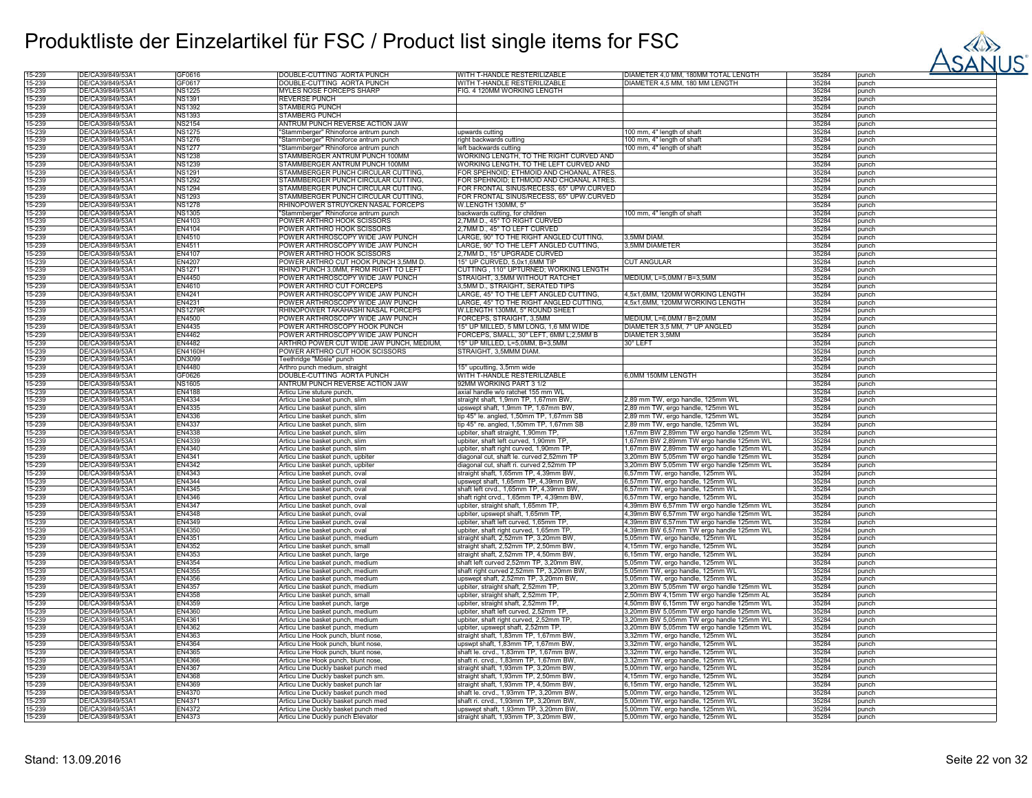# Produktliste der Einzelartikel für FSC / Product list single items for FSC

| | | | | | | | |
|---|---|---|---|---|---|---|---|
| 15-239 | DE/CA39/849/53A1 | GF0616 | DOUBLE-CUTTING AORTA PUNCH | WITH T-HANDLE RESTERILIZABLE | DIAMETER 4,0 MM, 180MM TOTAL LENGTH | 35284 | punch |
| 15-239 | DE/CA39/849/53A1 | GF0617 | DOUBLE-CUTTING AORTA PUNCH | WITH T-HANDLE RESTERILIZABLE | DIAMETER 4,5 MM, 180 MM LENGTH | 35284 | punch |
| 15-239 | DE/CA39/849/53A1 | NS1225 | MYLES NOSE FORCEPS SHARP | FIG. 4 120MM WORKING LENGTH | | 35284 | punch |
| 15-239 | DE/CA39/849/53A1 | NS1391 | REVERSE PUNCH | | | 35284 | punch |
| 15-239 | DE/CA39/849/53A1 | NS1392 | STAMBERG PUNCH | | | 35284 | punch |
| 15-239 | DE/CA39/849/53A1 | NS1393 | STAMBERG PUNCH | | | 35284 | punch |
| 15-239 | DE/CA39/849/53A1 | NS2154 | ANTRUM PUNCH REVERSE ACTION JAW | | | 35284 | punch |
| 15-239 | DE/CA39/849/53A1 | NS1275 | "Stammberger" Rhinoforce antrum punch | upwards cutting | 100 mm, 4" length of shaft | 35284 | punch |
| 15-239 | DE/CA39/849/53A1 | NS1276 | "Stammberger" Rhinoforce antrum punch | right backwards cutting | 100 mm, 4" length of shaft | 35284 | punch |
| 15-239 | DE/CA39/849/53A1 | NS1277 | "Stammberger" Rhinoforce antrum punch | left backwards cutting | 100 mm, 4" length of shaft | 35284 | punch |
| 15-239 | DE/CA39/849/53A1 | NS1238 | STAMMBERGER ANTRUM PUNCH 100MM | WORKING LENGTH, TO THE RIGHT CURVED AND | | 35284 | punch |
| 15-239 | DE/CA39/849/53A1 | NS1239 | STAMMBERGER ANTRUM PUNCH 100MM | WORKING LENGTH, TO THE LEFT CURVED AND | | 35284 | punch |
| 15-239 | DE/CA39/849/53A1 | NS1291 | STAMMBERGER PUNCH CIRCULAR CUTTING, | FOR SPEHNOID; ETHMOID AND CHOANAL ATRES. | | 35284 | punch |
| 15-239 | DE/CA39/849/53A1 | NS1292 | STAMMBERGER PUNCH CIRCULAR CUTTING, | FOR SPEHNOID; ETHMOID AND CHOANAL ATRES. | | 35284 | punch |
| 15-239 | DE/CA39/849/53A1 | NS1294 | STAMMBERGER PUNCH CIRCULAR CUTTING, | FOR FRONTAL SINUS/RECESS, 65° UPW.CURVED | | 35284 | punch |
| 15-239 | DE/CA39/849/53A1 | NS1293 | STAMMBERGER PUNCH CIRCULAR CUTTING, | FOR FRONTAL SINUS/RECESS, 65° UPW.CURVED | | 35284 | punch |
| 15-239 | DE/CA39/849/53A1 | NS1278 | RHINOPOWER STRUYCKEN NASAL FORCEPS | W.LENGTH 130MM, 5" | | 35284 | punch |
| 15-239 | DE/CA39/849/53A1 | NS1305 | "Stammberger" Rhinoforce antrum punch | backwards cutting, for children | 100 mm, 4" length of shaft | 35284 | punch |
| 15-239 | DE/CA39/849/53A1 | EN4103 | POWER ARTHRO HOOK SCISSORS | 2,7MM D., 45° TO RIGHT CURVED | | 35284 | punch |
| 15-239 | DE/CA39/849/53A1 | EN4104 | POWER ARTHRO HOOK SCISSORS | 2,7MM D., 45° TO LEFT CURVED | | 35284 | punch |
| 15-239 | DE/CA39/849/53A1 | EN4510 | POWER ARTHROSCOPY WIDE JAW PUNCH | LARGE, 90° TO THE RIGHT ANGLED CUTTING, | 3,5MM DIAM. | 35284 | punch |
| 15-239 | DE/CA39/849/53A1 | EN4511 | POWER ARTHROSCOPY WIDE JAW PUNCH | LARGE, 90° TO THE LEFT ANGLED CUTTING, | 3,5MM DIAMETER | 35284 | punch |
| 15-239 | DE/CA39/849/53A1 | EN4107 | POWER ARTHRO HOOK SCISSORS | 2,7MM D., 15° UPGRADE CURVED | | 35284 | punch |
| 15-239 | DE/CA39/849/53A1 | EN4207 | POWER ARTHRO CUT HOOK PUNCH 3,5MM D. | 15° UP CURVED, 5,0x1,6MM TIP | CUT ANGULAR | 35284 | punch |
| 15-239 | DE/CA39/849/53A1 | NS1271 | RHINO PUNCH 3,0MM, FROM RIGHT TO LEFT | CUTTING , 110° UPTURNED; WORKING LENGTH | | 35284 | punch |
| 15-239 | DE/CA39/849/53A1 | EN4450 | POWER ARTHROSCOPY WIDE JAW PUNCH | STRAIGHT, 3,5MM WITHOUT RATCHET | MEDIUM, L=5,0MM / B=3,5MM | 35284 | punch |
| 15-239 | DE/CA39/849/53A1 | EN4610 | POWER ARTHRO CUT FORCEPS | 3,5MM D., STRAIGHT, SERATED TIPS | | 35284 | punch |
| 15-239 | DE/CA39/849/53A1 | EN4241 | POWER ARTHROSCOPY WIDE JAW PUNCH | LARGE, 45° TO THE LEFT ANGLED CUTTING, | 4,5x1,6MM, 120MM WORKING LENGTH | 35284 | punch |
| 15-239 | DE/CA39/849/53A1 | EN4231 | POWER ARTHROSCOPY WIDE JAW PUNCH | LARGE, 45° TO THE RIGHT ANGLED CUTTING, | 4,5x1,6MM, 120MM WORKING LENGTH | 35284 | punch |
| 15-239 | DE/CA39/849/53A1 | NS1279R | RHINOPOWER TAKAHASHI NASAL FORCEPS | W.LENGTH 130MM, 5" ROUND SHEET | | 35284 | punch |
| 15-239 | DE/CA39/849/53A1 | EN4500 | POWER ARTHROSCOPY WIDE JAW PUNCH | FORCEPS, STRAIGHT, 3,5MM | MEDIUM, L=6,0MM / B=2,0MM | 35284 | punch |
| 15-239 | DE/CA39/849/53A1 | EN4435 | POWER ARTHROSCOPY HOOK PUNCH | 15° UP MILLED, 5 MM LONG, 1,6 MM WIDE | DIAMETER 3,5 MM, 7° UP ANGLED | 35284 | punch |
| 15-239 | DE/CA39/849/53A1 | EN4462 | POWER ARTHROSCOPY WIDE JAW PUNCH | FORCEPS, SMALL, 30° LEFT, 6MM L;2,5MM B | DIAMETER 3,5MM | 35284 | punch |
| 15-239 | DE/CA39/849/53A1 | EN4482 | ARTHRO POWER CUT WIDE JAW PUNCH, MEDIUM, | 15° UP MILLED, L=5,0MM, B=3,5MM | 30° LEFT | 35284 | punch |
| 15-239 | DE/CA39/849/53A1 | EN4160H | POWER ARTHRO CUT HOOK SCISSORS | STRAIGHT, 3,5MM DIAM. | | 35284 | punch |
| 15-239 | DE/CA39/849/53A1 | DN3099 | Teethridge "Mösle" punch | | | 35284 | punch |
| 15-239 | DE/CA39/849/53A1 | EN4480 | Arthro punch medium, straight | 15° upcutting, 3,5mm wide | | 35284 | punch |
| 15-239 | DE/CA39/849/53A1 | GF0626 | DOUBLE-CUTTING AORTA PUNCH | WITH T-HANDLE RESTERILIZABLE | 6,0MM 150MM LENGTH | 35284 | punch |
| 15-239 | DE/CA39/849/53A1 | NS1605 | ANTRUM PUNCH REVERSE ACTION JAW | 92MM WORKING PART 3 1/2 | | 35284 | punch |
| 15-239 | DE/CA39/849/53A1 | EN4188 | Articu Line suture punch, | axial handle w/o ratchet 155 mm WL | | 35284 | punch |
| 15-239 | DE/CA39/849/53A1 | EN4334 | Articu Line basket punch, slim | straight shaft, 1,9mm TP, 1,67mm BW, | 2,89 mm TW, ergo handle, 125mm WL | 35284 | punch |
| 15-239 | DE/CA39/849/53A1 | EN4335 | Articu Line basket punch, slim | upswept shaft, 1,9mm TP, 1,67mm BW, | 2,89 mm TW, ergo handle, 125mm WL | 35284 | punch |
| 15-239 | DE/CA39/849/53A1 | EN4336 | Articu Line basket punch, slim | tip 45° le. angled, 1,50mm TP, 1,67mm SB | 2,89 mm TW, ergo handle, 125mm WL | 35284 | punch |
| 15-239 | DE/CA39/849/53A1 | EN4337 | Articu Line basket punch, slim | tip 45° re. angled, 1,50mm TP, 1,67mm SB | 2,89 mm TW, ergo handle, 125mm WL | 35284 | punch |
| 15-239 | DE/CA39/849/53A1 | EN4338 | Articu Line basket punch, slim | upbiter, shaft straight, 1,90mm TP, | 1,67mm BW 2,89mm TW ergo handle 125mm WL | 35284 | punch |
| 15-239 | DE/CA39/849/53A1 | EN4339 | Articu Line basket punch, slim | upbiter, shaft left curved, 1,90mm TP, | 1,67mm BW 2,89mm TW ergo handle 125mm WL | 35284 | punch |
| 15-239 | DE/CA39/849/53A1 | EN4340 | Articu Line basket punch, slim | upbiter, shaft right curved, 1,90mm TP, | 1,67mm BW 2,89mm TW ergo handle 125mm WL | 35284 | punch |
| 15-239 | DE/CA39/849/53A1 | EN4341 | Articu Line basket punch, upbiter | diagonal cut, shaft le. curved 2,52mm TP | 3,20mm BW 5,05mm TW ergo handle 125mm WL | 35284 | punch |
| 15-239 | DE/CA39/849/53A1 | EN4342 | Articu Line basket punch, upbiter | diagonal cut, shaft ri. curved 2,52mm TP | 3,20mm BW 5,05mm TW ergo handle 125mm WL | 35284 | punch |
| 15-239 | DE/CA39/849/53A1 | EN4343 | Articu Line basket punch, oval | straight shaft, 1,65mm TP, 4,39mm BW, | 6,57mm TW, ergo handle, 125mm WL | 35284 | punch |
| 15-239 | DE/CA39/849/53A1 | EN4344 | Articu Line basket punch, oval | upswept shaft, 1,65mm TP, 4,39mm BW, | 6,57mm TW, ergo handle, 125mm WL | 35284 | punch |
| 15-239 | DE/CA39/849/53A1 | EN4345 | Articu Line basket punch, oval | shaft left crvd., 1,65mm TP, 4,39mm BW, | 6,57mm TW, ergo handle, 125mm WL | 35284 | punch |
| 15-239 | DE/CA39/849/53A1 | EN4346 | Articu Line basket punch, oval | shaft right crvd., 1,65mm TP, 4,39mm BW, | 6,57mm TW, ergo handle, 125mm WL | 35284 | punch |
| 15-239 | DE/CA39/849/53A1 | EN4347 | Articu Line basket punch, oval | upbiter, straight shaft, 1,65mm TP, | 4,39mm BW 6,57mm TW ergo handle 125mm WL | 35284 | punch |
| 15-239 | DE/CA39/849/53A1 | EN4348 | Articu Line basket punch, oval | upbiter, upswept shaft, 1,65mm TP, | 4,39mm BW 6,57mm TW ergo handle 125mm WL | 35284 | punch |
| 15-239 | DE/CA39/849/53A1 | EN4349 | Articu Line basket punch, oval | upbiter, shaft left curved, 1,65mm TP, | 4,39mm BW 6,57mm TW ergo handle 125mm WL | 35284 | punch |
| 15-239 | DE/CA39/849/53A1 | EN4350 | Articu Line basket punch, oval | upbiter, shaft right curved, 1,65mm TP, | 4,39mm BW 6,57mm TW ergo handle 125mm WL | 35284 | punch |
| 15-239 | DE/CA39/849/53A1 | EN4351 | Articu Line basket punch, medium | straight shaft, 2,52mm TP, 3,20mm BW, | 5,05mm TW, ergo handle, 125mm WL | 35284 | punch |
| 15-239 | DE/CA39/849/53A1 | EN4352 | Articu Line basket punch, small | straight shaft, 2,52mm TP, 2,50mm BW, | 4,15mm TW, ergo handle, 125mm WL | 35284 | punch |
| 15-239 | DE/CA39/849/53A1 | EN4353 | Articu Line basket punch, large | straight shaft, 2,52mm TP, 4,50mm BW, | 6,15mm TW, ergo handle, 125mm WL | 35284 | punch |
| 15-239 | DE/CA39/849/53A1 | EN4354 | Articu Line basket punch, medium | shaft left curved 2,52mm TP, 3,20mm BW, | 5,05mm TW, ergo handle, 125mm WL | 35284 | punch |
| 15-239 | DE/CA39/849/53A1 | EN4355 | Articu Line basket punch, medium | shaft right curved 2,52mm TP, 3,20mm BW, | 5,05mm TW, ergo handle, 125mm WL | 35284 | punch |
| 15-239 | DE/CA39/849/53A1 | EN4356 | Articu Line basket punch, medium | upswept shaft, 2,52mm TP, 3,20mm BW, | 5,05mm TW, ergo handle, 125mm WL | 35284 | punch |
| 15-239 | DE/CA39/849/53A1 | EN4357 | Articu Line basket punch, medium | upbiter, straight shaft, 2,52mm TP, | 3,20mm BW 5,05mm TW ergo handle 125mm WL | 35284 | punch |
| 15-239 | DE/CA39/849/53A1 | EN4358 | Articu Line basket punch, small | upbiter, straight shaft, 2,52mm TP, | 2,50mm BW 4,15mm TW ergo handle 125mm AL | 35284 | punch |
| 15-239 | DE/CA39/849/53A1 | EN4359 | Articu Line basket punch, large | upbiter, straight shaft, 2,52mm TP, | 4,50mm BW 6,15mm TW ergo handle 125mm WL | 35284 | punch |
| 15-239 | DE/CA39/849/53A1 | EN4360 | Articu Line basket punch, medium | upbiter, shaft left curved, 2,52mm TP, | 3,20mm BW 5,05mm TW ergo handle 125mm WL | 35284 | punch |
| 15-239 | DE/CA39/849/53A1 | EN4361 | Articu Line basket punch, medium | upbiter, shaft right curved, 2,52mm TP, | 3,20mm BW 5,05mm TW ergo handle 125mm WL | 35284 | punch |
| 15-239 | DE/CA39/849/53A1 | EN4362 | Articu Line basket punch, medium | upbiter, upswept shaft, 2,52mm TP, | 3,20mm BW 5,05mm TW ergo handle 125mm WL | 35284 | punch |
| 15-239 | DE/CA39/849/53A1 | EN4363 | Articu Line Hook punch, blunt nose, | straight shaft, 1,83mm TP, 1,67mm BW, | 3,32mm TW, ergo handle, 125mm WL | 35284 | punch |
| 15-239 | DE/CA39/849/53A1 | EN4364 | Articu Line Hook punch, blunt nose, | upswpt shaft, 1,83mm TP, 1,67mm BW, | 3,32mm TW, ergo handle, 125mm WL | 35284 | punch |
| 15-239 | DE/CA39/849/53A1 | EN4365 | Articu Line Hook punch, blunt nose, | shaft le. crvd., 1,83mm TP, 1,67mm BW, | 3,32mm TW, ergo handle, 125mm WL | 35284 | punch |
| 15-239 | DE/CA39/849/53A1 | EN4366 | Articu Line Hook punch, blunt nose, | shaft ri. crvd., 1,83mm TP, 1,67mm BW, | 3,32mm TW, ergo handle, 125mm WL | 35284 | punch |
| 15-239 | DE/CA39/849/53A1 | EN4367 | Articu Line Duckly basket punch med | straight shaft, 1,93mm TP, 3,20mm BW, | 5,00mm TW, ergo handle, 125mm WL | 35284 | punch |
| 15-239 | DE/CA39/849/53A1 | EN4368 | Articu Line Duckly basket punch sm. | straight shaft, 1,93mm TP, 2,50mm BW, | 4,15mm TW, ergo handle, 125mm WL | 35284 | punch |
| 15-239 | DE/CA39/849/53A1 | EN4369 | Articu Line Duckly basket punch lar | straight shaft, 1,93mm TP, 4,50mm BW, | 6,15mm TW, ergo handle, 125mm WL | 35284 | punch |
| 15-239 | DE/CA39/849/53A1 | EN4370 | Articu Line Duckly basket punch med | shaft le. crvd., 1,93mm TP, 3,20mm BW, | 5,00mm TW, ergo handle, 125mm WL | 35284 | punch |
| 15-239 | DE/CA39/849/53A1 | EN4371 | Articu Line Duckly basket punch med | shaft ri. crvd., 1,93mm TP, 3,20mm BW, | 5,00mm TW, ergo handle, 125mm WL | 35284 | punch |
| 15-239 | DE/CA39/849/53A1 | EN4372 | Articu Line Duckly basket punch med | upswept shaft, 1,93mm TP, 3,20mm BW, | 5,00mm TW, ergo handle, 125mm WL | 35284 | punch |
| 15-239 | DE/CA39/849/53A1 | EN4373 | Articu Line Duckly punch Elevator | straight shaft, 1,93mm TP, 3,20mm BW, | 5,00mm TW, ergo handle, 125mm WL | 35284 | punch |

Stand: 13.09.2016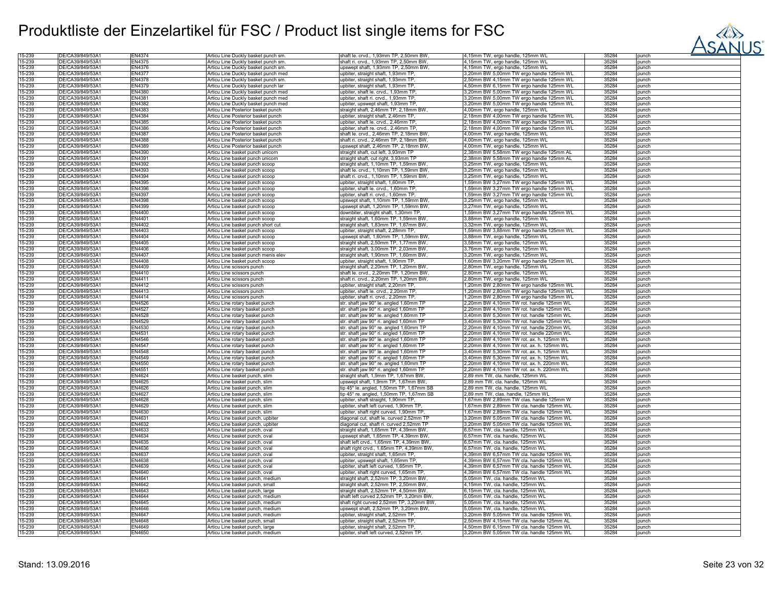# Produktliste der Einzelartikel für FSC / Product list single items for FSC

| | | | | | | | |
|---|---|---|---|---|---|---|---|
| 15-239 | DE/CA39/849/53A1 | EN4374 | Articu Line Duckly basket punch sm. | shaft le. crvd., 1,93mm TP, 2,50mm BW, | 4,15mm TW, ergo handle, 125mm WL | 35284 | punch |
| 15-239 | DE/CA39/849/53A1 | EN4375 | Articu Line Duckly basket punch sm. | shaft ri. crvd., 1,93mm TP, 2,50mm BW, | 4,15mm TW, ergo handle, 125mm WL | 35284 | punch |
| 15-239 | DE/CA39/849/53A1 | EN4376 | Articu Line Duckly basket punch sm. | upswept shaft, 1,93mm TP, 2,50mm BW, | 4,15mm TW, ergo handle, 125mm WL | 35284 | punch |
| 15-239 | DE/CA39/849/53A1 | EN4377 | Articu Line Duckly basket punch med | upbiter, straight shaft, 1,93mm TP, | 3,20mm BW 5,00mm TW ergo handle 125mm WL | 35284 | punch |
| 15-239 | DE/CA39/849/53A1 | EN4378 | Articu Line Duckly basket punch sm. | upbiter, straight shaft, 1,93mm TP, | 2,50mm BW 4,15mm TW ergo handle 125mm WL | 35284 | punch |
| 15-239 | DE/CA39/849/53A1 | EN4379 | Articu Line Duckly basket punch lar | upbiter, straight shaft, 1,93mm TP, | 4,50mm BW 6,15mm TW ergo handle 125mm WL | 35284 | punch |
| 15-239 | DE/CA39/849/53A1 | EN4380 | Articu Line Duckly basket punch med | upbiter, shaft le. crvd., 1,93mm TP, | 3,20mm BW 5,00mm TW ergo handle 125mm WL | 35284 | punch |
| 15-239 | DE/CA39/849/53A1 | EN4381 | Articu Line Duckly basket punch med | upbiter, shaft ri. crvd., 1,93mm TP, | 3,20mm BW 5,00mm TW ergo handle 125mm WL | 35284 | punch |
| 15-239 | DE/CA39/849/53A1 | EN4382 | Articu Line Duckly basket punch med | upbiter, upswept shaft, 1,93mm TP, | 3,20mm BW 5,00mm TW ergo handle 125mm WL | 35284 | punch |
| 15-239 | DE/CA39/849/53A1 | EN4383 | Articu Line Posterior basket punch | straight shaft, 2,46mm TP, 2,18mm BW, | 4,00mm TW, ergo handle, 125mm WL | 35284 | punch |
| 15-239 | DE/CA39/849/53A1 | EN4384 | Articu Line Posterior basket punch | upbiter, straight shaft, 2,46mm TP, | 2,18mm BW 4,00mm TW ergo handle 125mm WL | 35284 | punch |
| 15-239 | DE/CA39/849/53A1 | EN4385 | Articu Line Posterior basket punch | upbiter, shaft le. crvd., 2,46mm TP, | 2,18mm BW 4,00mm TW ergo handle 125mm WL | 35284 | punch |
| 15-239 | DE/CA39/849/53A1 | EN4386 | Articu Line Posterior basket punch | upbiter, shaft re. crvd., 2,46mm TP, | 2,18mm BW 4,00mm TW ergo handle 125mm WL | 35284 | punch |
| 15-239 | DE/CA39/849/53A1 | EN4387 | Articu Line Posterior basket punch | shaft le. crvd., 2,46mm TP, 2,18mm BW, | 4,00mm TW, ergo handle, 125mm WL | 35284 | punch |
| 15-239 | DE/CA39/849/53A1 | EN4388 | Articu Line Posterior basket punch | shaft ri. crvd., 2,46mm TP, 2,18mm BW, | 4,00mm TW, ergo handle, 125mm WL | 35284 | punch |
| 15-239 | DE/CA39/849/53A1 | EN4389 | Articu Line Posterior basket punch | upswept shaft, 2,46mm TP, 2,18mm BW, | 4,00mm TW, ergo handle, 125mm WL | 35284 | punch |
| 15-239 | DE/CA39/849/53A1 | EN4390 | Articu Line basket punch unicorn | straight shaft, cut left, 3,93mm TP | 2,38mm BW 5,58mm TW ergo handle 125mm AL | 35284 | punch |
| 15-239 | DE/CA39/849/53A1 | EN4391 | Articu Line basket punch unicorn | straight shaft, cut right, 3,93mm TP | 2,38mm BW 5,58mm TW ergo handle 125mm AL | 35284 | punch |
| 15-239 | DE/CA39/849/53A1 | EN4392 | Articu Line basket punch scoop | straight shaft, 1,10mm TP, 1,59mm BW, | 3,25mm TW, ergo handle, 125mm WL | 35284 | punch |
| 15-239 | DE/CA39/849/53A1 | EN4393 | Articu Line basket punch scoop | shaft le. crvd., 1,10mm TP, 1,59mm BW, | 3,25mm TW, ergo handle, 125mm WL | 35284 | punch |
| 15-239 | DE/CA39/849/53A1 | EN4394 | Articu Line basket punch scoop | shaft ri. crvd., 1,10mm TP, 1,59mm BW, | 3,25mm TW, ergo handle, 125mm WL | 35284 | punch |
| 15-239 | DE/CA39/849/53A1 | EN4395 | Articu Line basket punch scoop | upbiter, straight shaft, 1,60mm TP, | 1,59mm BW 3,27mm TW ergo handle 125mm WL | 35284 | punch |
| 15-239 | DE/CA39/849/53A1 | EN4396 | Articu Line basket punch scoop | upbiter, shaft le. crvd., 1,60mm TP, | 1,59mm BW 3,27mm TW ergo handle 125mm WL | 35284 | punch |
| 15-239 | DE/CA39/849/53A1 | EN4397 | Articu Line basket punch scoop | upbiter, shaft ri. crvd., 1,60mm TP, | 1,59mm BW 3,27mm TW ergo handle 125mm WL | 35284 | punch |
| 15-239 | DE/CA39/849/53A1 | EN4398 | Articu Line basket punch scoop | upswept shaft, 1,10mm TP, 1,59mm BW, | 3,25mm TW, ergo handle, 125mm WL | 35284 | punch |
| 15-239 | DE/CA39/849/53A1 | EN4399 | Articu Line basket punch scoop | upswept shaft, 1,20mm TP, 1,59mm BW, | 3,27mm TW, ergo handle, 125mm WL | 35284 | punch |
| 15-239 | DE/CA39/849/53A1 | EN4400 | Articu Line basket punch scoop | downbiter, straight shaft, 1,30mm TP, | 1,59mm BW 3,27mm TW ergo handle 125mm WL | 35284 | punch |
| 15-239 | DE/CA39/849/53A1 | EN4401 | Articu Line basket punch scoop | straight shaft, 1,60mm TP, 1,59mm BW, | 3,88mm TW, ergo handle, 125mm WL | 35284 | punch |
| 15-239 | DE/CA39/849/53A1 | EN4402 | Articu Line basket punch short cut | straight shaft, 1,83mm TP, 1,67mm BW, | 3,32mm TW, ergo handle, 125mm WL | 35284 | punch |
| 15-239 | DE/CA39/849/53A1 | EN4403 | Articu Line basket punch scoop | upbiter, straight shaft, 2,28mm TP, | 1,59mm BW 3,88mm TW ergo handle 125mm WL | 35284 | punch |
| 15-239 | DE/CA39/849/53A1 | EN4404 | Articu Line basket punch scoop | upswept shaft, 1,60mm TP, 1,59mm BW, | 3,88mm TW, ergo handle, 125mm WL | 35284 | punch |
| 15-239 | DE/CA39/849/53A1 | EN4405 | Articu Line basket punch scoop | straight shaft, 2,50mm TP, 1,77mm BW, | 3,58mm TW, ergo handle, 125mm WL | 35284 | punch |
| 15-239 | DE/CA39/849/53A1 | EN4406 | Articu Line basket punch scoop | straight shaft, 3,00mm TP, 2,03mm BW, | 3,76mm TW, ergo handle, 125mm WL | 35284 | punch |
| 15-239 | DE/CA39/849/53A1 | EN4407 | Articu Line basket punch menis elev | straight shaft, 1,90mm TP, 1,60mm BW, | 3,20mm TW, ergo handle, 125mm WL | 35284 | punch |
| 15-239 | DE/CA39/849/53A1 | EN4408 | Articu Line basket punch scoop | upbiter, straight shaft, 1,90mm TP, | 1,60mm BW 3,20mm TW ergo handle 125mm WL | 35284 | punch |
| 15-239 | DE/CA39/849/53A1 | EN4409 | Articu Line scissors punch | straight shaft, 2,20mm TP, 1,20mm BW, | 2,80mm TW, ergo handle, 125mm WL | 35284 | punch |
| 15-239 | DE/CA39/849/53A1 | EN4410 | Articu Line scissors punch | shaft le. crvd., 2,20mm TP, 1,20mm BW, | 2,80mm TW, ergo handle, 125mm WL | 35284 | punch |
| 15-239 | DE/CA39/849/53A1 | EN4411 | Articu Line scissors punch | shaft ri. crvd., 2,20mm TP, 1,20mm BW, | 2,80mm TW, ergo handle, 125mm WL | 35284 | punch |
| 15-239 | DE/CA39/849/53A1 | EN4412 | Articu Line scissors punch | upbiter, straight shaft, 2,20mm TP, | 1,20mm BW 2,80mm TW ergo handle 125mm WL | 35284 | punch |
| 15-239 | DE/CA39/849/53A1 | EN4413 | Articu Line scissors punch | upbiter, shaft le. crvd., 2,20mm TP, | 1,20mm BW 2,80mm TW ergo handle 125mm WL | 35284 | punch |
| 15-239 | DE/CA39/849/53A1 | EN4414 | Articu Line scissors punch | upbiter, shaft ri. crvd., 2,20mm TP, | 1,20mm BW 2,80mm TW ergo handle 125mm WL | 35284 | punch |
| 15-239 | DE/CA39/849/53A1 | EN4526 | Articu Line rotary basket punch | str. shaft jaw 90° le. angled 1,60mm TP | 2,20mm BW 4,10mm TW rot. handle 125mm WL | 35284 | punch |
| 15-239 | DE/CA39/849/53A1 | EN4527 | Articu Line rotary basket punch | str. shaft jaw 90° ri. angled 1,60mm TP | 2,20mm BW 4,10mm TW rot. handle 125mm WL | 35284 | punch |
| 15-239 | DE/CA39/849/53A1 | EN4528 | Articu Line rotary basket punch | str. shaft jaw 90° le. angled 1,60mm TP | 3,40mm BW 5,30mm TW rot. handle 125mm WL | 35284 | punch |
| 15-239 | DE/CA39/849/53A1 | EN4529 | Articu Line rotary basket punch | str. shaft jaw 90° ri. angled 1,60mm TP | 3,40mm BW 5,30mm TW rot. handle 125mm WL | 35284 | punch |
| 15-239 | DE/CA39/849/53A1 | EN4530 | Articu Line rotary basket punch | str. shaft jaw 90° re. angled 1,60mm TP | 2,20mm BW 4,10mm TW rot. handle 220mm WL | 35284 | punch |
| 15-239 | DE/CA39/849/53A1 | EN4531 | Articu Line rotary basket punch | str. shaft jaw 90° ri. angled 1,60mm TP | 2,20mm BW 4,10mm TW rot. handle 220mm WL | 35284 | punch |
| 15-239 | DE/CA39/849/53A1 | EN4546 | Articu Line rotary basket punch | str. shaft jaw 90° le. angled 1,60mm TP | 2,20mm BW 4,10mm TW rot. ax. h. 125mm WL | 35284 | punch |
| 15-239 | DE/CA39/849/53A1 | EN4547 | Articu Line rotary basket punch | str. shaft jaw 90° ri. angled 1,60mm TP | 2,20mm BW 4,10mm TW rot. ax. h. 125mm WL | 35284 | punch |
| 15-239 | DE/CA39/849/53A1 | EN4548 | Articu Line rotary basket punch | str. shaft jaw 90° le. angled 1,60mm TP | 3,40mm BW 5,30mm TW rot. ax. h. 125mm WL | 35284 | punch |
| 15-239 | DE/CA39/849/53A1 | EN4549 | Articu Line rotary basket punch | str. shaft jaw 90° ri. angled 1,60mm TP | 3,40mm BW 5,30mm TW rot. ax. h. 125mm WL | 35284 | punch |
| 15-239 | DE/CA39/849/53A1 | EN4550 | Articu Line rotary basket punch | str. shaft jaw 90° re. angled 1,60mm TP | 2,20mm BW 4,10mm TW rot. ax. h. 220mm WL | 35284 | punch |
| 15-239 | DE/CA39/849/53A1 | EN4551 | Articu Line rotary basket punch | str. shaft jaw 90° ri. angled 1,60mm TP | 2,20mm BW 4,10mm TW rot. ax. h. 220mm WL | 35284 | punch |
| 15-239 | DE/CA39/849/53A1 | EN4624 | Articu Line basket punch, slim | straight shaft, 1,9mm TP, 1,67mm BW, | 2,89 mm TW, cla. handle, 125mm WL | 35284 | punch |
| 15-239 | DE/CA39/849/53A1 | EN4625 | Articu Line basket punch, slim | upswept shaft, 1,9mm TP, 1,67mm BW, | 2,89 mm TW, cla. handle, 125mm WL | 35284 | punch |
| 15-239 | DE/CA39/849/53A1 | EN4626 | Articu Line basket punch, slim | tip 45° le. angled, 1,50mm TP, 1,67mm SB | 2,89 mm TW, cla. handle, 125mm WL | 35284 | punch |
| 15-239 | DE/CA39/849/53A1 | EN4627 | Articu Line basket punch, slim | tip 45° re. angled, 1,50mm TP, 1,67mm SB | 2,89 mm TW, clas. handle, 125mm WL | 35284 | punch |
| 15-239 | DE/CA39/849/53A1 | EN4628 | Articu Line basket punch, slim | upbiter, shaft straight, 1,90mm TP, | 1,67mm BW 2,89mm TW clas. handle 125mm W | 35284 | punch |
| 15-239 | DE/CA39/849/53A1 | EN4629 | Articu Line basket punch, slim | upbiter, shaft left curved, 1,90mm TP, | 1,67mm BW 2,89mm TW cla. handle 125mm WL | 35284 | punch |
| 15-239 | DE/CA39/849/53A1 | EN4630 | Articu Line basket punch, slim | upbiter, shaft right curved, 1,90mm TP, | 1,67mm BW 2,89mm TW cla. handle 125mm WL | 35284 | punch |
| 15-239 | DE/CA39/849/53A1 | EN4631 | Articu Line basket punch, upbiter | diagonal cut, shaft le. curved 2,52mm TP | 3,20mm BW 5,05mm TW cla. handle 125mm WL | 35284 | punch |
| 15-239 | DE/CA39/849/53A1 | EN4632 | Articu Line basket punch, upbiter | diagonal cut, shaft ri. curved 2,52mm TP | 3,20mm BW 5,05mm TW cla. handle 125mm WL | 35284 | punch |
| 15-239 | DE/CA39/849/53A1 | EN4633 | Articu Line basket punch, oval | straight shaft, 1,65mm TP, 4,39mm BW, | 6,57mm TW, cla. handle, 125mm WL | 35284 | punch |
| 15-239 | DE/CA39/849/53A1 | EN4634 | Articu Line basket punch, oval | upswept shaft, 1,65mm TP, 4,39mm BW, | 6,57mm TW, cla. handle, 125mm WL | 35284 | punch |
| 15-239 | DE/CA39/849/53A1 | EN4635 | Articu Line basket punch, oval | shaft left crvd., 1,65mm TP, 4,39mm BW, | 6,57mm TW, cla. handle, 125mm WL | 35284 | punch |
| 15-239 | DE/CA39/849/53A1 | EN4636 | Articu Line basket punch, oval | shaft right crvd., 1,65mm TP, 4,39mm BW, | 6,57mm TW, cla. handle, 125mm WL | 35284 | punch |
| 15-239 | DE/CA39/849/53A1 | EN4637 | Articu Line basket punch, oval | upbiter, straight shaft, 1,65mm TP, | 4,39mm BW 6,57mm TW cla. handle 125mm WL | 35284 | punch |
| 15-239 | DE/CA39/849/53A1 | EN4638 | Articu Line basket punch, oval | upbiter, upswept shaft, 1,65mm TP, | 4,39mm BW 6,57mm TW cla. handle 125mm WL | 35284 | punch |
| 15-239 | DE/CA39/849/53A1 | EN4639 | Articu Line basket punch, oval | upbiter, shaft left curved, 1,65mm TP, | 4,39mm BW 6,57mm TW cla. handle 125mm WL | 35284 | punch |
| 15-239 | DE/CA39/849/53A1 | EN4640 | Articu Line basket punch, oval | upbiter, shaft right curved, 1,65mm TP, | 4,39mm BW 6,57mm TW cla. handle 125mm WL | 35284 | punch |
| 15-239 | DE/CA39/849/53A1 | EN4641 | Articu Line basket punch, medium | straight shaft, 2,52mm TP, 3,20mm BW, | 5,05mm TW, cla. handle, 125mm WL | 35284 | punch |
| 15-239 | DE/CA39/849/53A1 | EN4642 | Articu Line basket punch, small | straight shaft, 2,52mm TP, 2,50mm BW, | 4,15mm TW, cla. handle, 125mm WL | 35284 | punch |
| 15-239 | DE/CA39/849/53A1 | EN4643 | Articu Line basket punch, large | straight shaft, 2,52mm TP, 4,50mm BW, | 6,15mm TW, cla. handle, 125mm WL | 35284 | punch |
| 15-239 | DE/CA39/849/53A1 | EN4644 | Articu Line basket punch, medium | shaft left curved 2,52mm TP, 3,20mm BW, | 5,05mm TW, cla. handle, 125mm WL | 35284 | punch |
| 15-239 | DE/CA39/849/53A1 | EN4645 | Articu Line basket punch, medium | shaft right curved 2,52mm TP, 3,20mm BW, | 5,05mm TW, cla. handle, 125mm WL | 35284 | punch |
| 15-239 | DE/CA39/849/53A1 | EN4646 | Articu Line basket punch, medium | upswept shaft, 2,52mm TP, 3,20mm BW, | 5,05mm TW, cla. handle, 125mm WL | 35284 | punch |
| 15-239 | DE/CA39/849/53A1 | EN4647 | Articu Line basket punch, medium | upbiter, straight shaft, 2,52mm TP, | 3,20mm BW 5,05mm TW cla. handle 125mm WL | 35284 | punch |
| 15-239 | DE/CA39/849/53A1 | EN4648 | Articu Line basket punch, small | upbiter, straight shaft, 2,52mm TP, | 2,50mm BW 4,15mm TW cla. handle 125mm AL | 35284 | punch |
| 15-239 | DE/CA39/849/53A1 | EN4649 | Articu Line basket punch, large | upbiter, straight shaft, 2,52mm TP, | 4,50mm BW 6,15mm TW cla. handle 125mm WL | 35284 | punch |
| 15-239 | DE/CA39/849/53A1 | EN4650 | Articu Line basket punch, medium | upbiter, shaft left curved, 2,52mm TP, | 3,20mm BW 5,05mm TW cla. handle 125mm WL | 35284 | punch |

Stand: 13.09.2016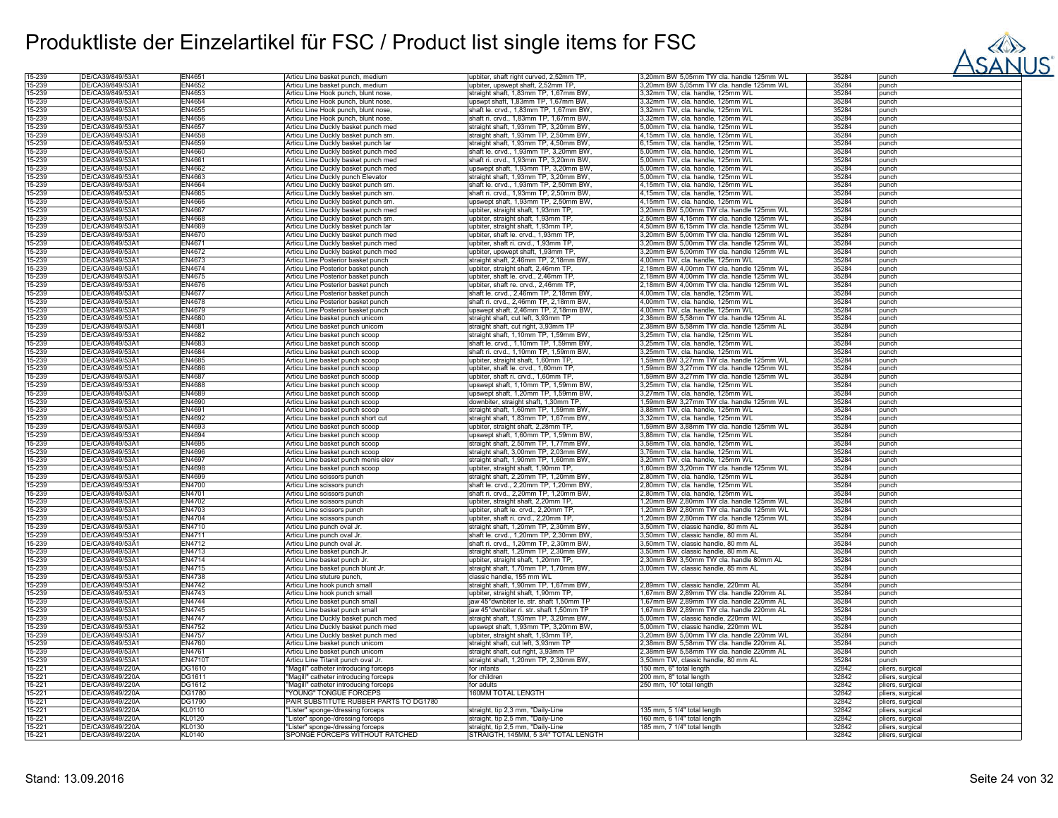# Produktliste der Einzelartikel für FSC / Product list single items for FSC

| | | | | | | | |
|---|---|---|---|---|---|---|---|
| 15-239 | DE/CA39/849/53A1 | EN4651 | Articu Line basket punch, medium | upbiter, shaft right curved, 2,52mm TP, | 3,20mm BW 5,05mm TW cla. handle 125mm WL | 35284 | punch |
| 15-239 | DE/CA39/849/53A1 | EN4652 | Articu Line basket punch, medium | upbiter, upswept shaft, 2,52mm TP, | 3,20mm BW 5,05mm TW cla. handle 125mm WL | 35284 | punch |
| 15-239 | DE/CA39/849/53A1 | EN4653 | Articu Line Hook punch, blunt nose, | straight shaft, 1,83mm TP, 1,67mm BW, | 3,32mm TW, cla. handle, 125mm WL | 35284 | punch |
| 15-239 | DE/CA39/849/53A1 | EN4654 | Articu Line Hook punch, blunt nose, | upswpt shaft, 1,83mm TP, 1,67mm BW, | 3,32mm TW, cla. handle, 125mm WL | 35284 | punch |
| 15-239 | DE/CA39/849/53A1 | EN4655 | Articu Line Hook punch, blunt nose, | shaft le. crvd., 1,83mm TP, 1,67mm BW, | 3,32mm TW, cla. handle, 125mm WL | 35284 | punch |
| 15-239 | DE/CA39/849/53A1 | EN4656 | Articu Line Hook punch, blunt nose, | shaft ri. crvd., 1,83mm TP, 1,67mm BW, | 3,32mm TW, cla. handle, 125mm WL | 35284 | punch |
| 15-239 | DE/CA39/849/53A1 | EN4657 | Articu Line Duckly basket punch med | straight shaft, 1,93mm TP, 3,20mm BW, | 5,00mm TW, cla. handle, 125mm WL | 35284 | punch |
| 15-239 | DE/CA39/849/53A1 | EN4658 | Articu Line Duckly basket punch sm. | straight shaft, 1,93mm TP, 2,50mm BW, | 4,15mm TW, cla. handle, 125mm WL | 35284 | punch |
| 15-239 | DE/CA39/849/53A1 | EN4659 | Articu Line Duckly basket punch lar | straight shaft, 1,93mm TP, 4,50mm BW, | 6,15mm TW, cla. handle, 125mm WL | 35284 | punch |
| 15-239 | DE/CA39/849/53A1 | EN4660 | Articu Line Duckly basket punch med | shaft le. crvd., 1,93mm TP, 3,20mm BW, | 5,00mm TW, cla. handle, 125mm WL | 35284 | punch |
| 15-239 | DE/CA39/849/53A1 | EN4661 | Articu Line Duckly basket punch med | shaft ri. crvd., 1,93mm TP, 3,20mm BW, | 5,00mm TW, cla. handle, 125mm WL | 35284 | punch |
| 15-239 | DE/CA39/849/53A1 | EN4662 | Articu Line Duckly basket punch med | upswept shaft, 1,93mm TP, 3,20mm BW, | 5,00mm TW, cla. handle, 125mm WL | 35284 | punch |
| 15-239 | DE/CA39/849/53A1 | EN4663 | Articu Line Duckly punch Elevator | straight shaft, 1,93mm TP, 3,20mm BW, | 5,00mm TW, cla. handle, 125mm WL | 35284 | punch |
| 15-239 | DE/CA39/849/53A1 | EN4664 | Articu Line Duckly basket punch sm. | shaft le. crvd., 1,93mm TP, 2,50mm BW, | 4,15mm TW, cla. handle, 125mm WL | 35284 | punch |
| 15-239 | DE/CA39/849/53A1 | EN4665 | Articu Line Duckly basket punch sm. | shaft ri. crvd., 1,93mm TP, 2,50mm BW, | 4,15mm TW, cla. handle, 125mm WL | 35284 | punch |
| 15-239 | DE/CA39/849/53A1 | EN4666 | Articu Line Duckly basket punch sm. | upswept shaft, 1,93mm TP, 2,50mm BW, | 4,15mm TW, cla. handle, 125mm WL | 35284 | punch |
| 15-239 | DE/CA39/849/53A1 | EN4667 | Articu Line Duckly basket punch med | upbiter, straight shaft, 1,93mm TP, | 3,20mm BW 5,00mm TW cla. handle 125mm WL | 35284 | punch |
| 15-239 | DE/CA39/849/53A1 | EN4668 | Articu Line Duckly basket punch sm. | upbiter, straight shaft, 1,93mm TP, | 2,50mm BW 4,15mm TW cla. handle 125mm WL | 35284 | punch |
| 15-239 | DE/CA39/849/53A1 | EN4669 | Articu Line Duckly basket punch lar | upbiter, straight shaft, 1,93mm TP, | 4,50mm BW 6,15mm TW cla. handle 125mm WL | 35284 | punch |
| 15-239 | DE/CA39/849/53A1 | EN4670 | Articu Line Duckly basket punch med | upbiter, shaft le. crvd., 1,93mm TP, | 3,20mm BW 5,00mm TW cla. handle 125mm WL | 35284 | punch |
| 15-239 | DE/CA39/849/53A1 | EN4671 | Articu Line Duckly basket punch med | upbiter, shaft ri. crvd., 1,93mm TP, | 3,20mm BW 5,00mm TW cla. handle 125mm WL | 35284 | punch |
| 15-239 | DE/CA39/849/53A1 | EN4672 | Articu Line Duckly basket punch med | upbiter, upswept shaft, 1,93mm TP, | 3,20mm BW 5,00mm TW cla. handle 125mm WL | 35284 | punch |
| 15-239 | DE/CA39/849/53A1 | EN4673 | Articu Line Posterior basket punch | straight shaft, 2,46mm TP, 2,18mm BW, | 4,00mm TW, cla. handle, 125mm WL | 35284 | punch |
| 15-239 | DE/CA39/849/53A1 | EN4674 | Articu Line Posterior basket punch | upbiter, straight shaft, 2,46mm TP, | 2,18mm BW 4,00mm TW cla. handle 125mm WL | 35284 | punch |
| 15-239 | DE/CA39/849/53A1 | EN4675 | Articu Line Posterior basket punch | upbiter, shaft le. crvd., 2,46mm TP, | 2,18mm BW 4,00mm TW cla. handle 125mm WL | 35284 | punch |
| 15-239 | DE/CA39/849/53A1 | EN4676 | Articu Line Posterior basket punch | upbiter, shaft re. crvd., 2,46mm TP, | 2,18mm BW 4,00mm TW cla. handle 125mm WL | 35284 | punch |
| 15-239 | DE/CA39/849/53A1 | EN4677 | Articu Line Posterior basket punch | shaft le. crvd., 2,46mm TP, 2,18mm BW, | 4,00mm TW, cla. handle, 125mm WL | 35284 | punch |
| 15-239 | DE/CA39/849/53A1 | EN4678 | Articu Line Posterior basket punch | shaft ri. crvd., 2,46mm TP, 2,18mm BW, | 4,00mm TW, cla. handle, 125mm WL | 35284 | punch |
| 15-239 | DE/CA39/849/53A1 | EN4679 | Articu Line Posterior basket punch | upswept shaft, 2,46mm TP, 2,18mm BW, | 4,00mm TW, cla. handle, 125mm WL | 35284 | punch |
| 15-239 | DE/CA39/849/53A1 | EN4680 | Articu Line basket punch unicorn | straight shaft, cut left, 3,93mm TP | 2,38mm BW 5,58mm TW cla. handle 125mm AL | 35284 | punch |
| 15-239 | DE/CA39/849/53A1 | EN4681 | Articu Line basket punch unicorn | straight shaft, cut right, 3,93mm TP | 2,38mm BW 5,58mm TW cla. handle 125mm AL | 35284 | punch |
| 15-239 | DE/CA39/849/53A1 | EN4682 | Articu Line basket punch scoop | straight shaft, 1,10mm TP, 1,59mm BW, | 3,25mm TW, cla. handle, 125mm WL | 35284 | punch |
| 15-239 | DE/CA39/849/53A1 | EN4683 | Articu Line basket punch scoop | shaft le. crvd., 1,10mm TP, 1,59mm BW, | 3,25mm TW, cla. handle, 125mm WL | 35284 | punch |
| 15-239 | DE/CA39/849/53A1 | EN4684 | Articu Line basket punch scoop | shaft ri. crvd., 1,10mm TP, 1,59mm BW, | 3,25mm TW, cla. handle, 125mm WL | 35284 | punch |
| 15-239 | DE/CA39/849/53A1 | EN4685 | Articu Line basket punch scoop | upbiter, straight shaft, 1,60mm TP, | 1,59mm BW 3,27mm TW cla. handle 125mm WL | 35284 | punch |
| 15-239 | DE/CA39/849/53A1 | EN4686 | Articu Line basket punch scoop | upbiter, shaft le. crvd., 1,60mm TP, | 1,59mm BW 3,27mm TW cla. handle 125mm WL | 35284 | punch |
| 15-239 | DE/CA39/849/53A1 | EN4687 | Articu Line basket punch scoop | upbiter, shaft ri. crvd., 1,60mm TP, | 1,59mm BW 3,27mm TW cla. handle 125mm WL | 35284 | punch |
| 15-239 | DE/CA39/849/53A1 | EN4688 | Articu Line basket punch scoop | upswept shaft, 1,10mm TP, 1,59mm BW, | 3,25mm TW, cla. handle, 125mm WL | 35284 | punch |
| 15-239 | DE/CA39/849/53A1 | EN4689 | Articu Line basket punch scoop | upswept shaft, 1,20mm TP, 1,59mm BW, | 3,27mm TW, cla. handle, 125mm WL | 35284 | punch |
| 15-239 | DE/CA39/849/53A1 | EN4690 | Articu Line basket punch scoop | downbiter, straight shaft, 1,30mm TP, | 1,59mm BW 3,27mm TW cla. handle 125mm WL | 35284 | punch |
| 15-239 | DE/CA39/849/53A1 | EN4691 | Articu Line basket punch scoop | straight shaft, 1,60mm TP, 1,59mm BW, | 3,88mm TW, cla. handle, 125mm WL | 35284 | punch |
| 15-239 | DE/CA39/849/53A1 | EN4692 | Articu Line basket punch short cut | straight shaft, 1,83mm TP, 1,67mm BW, | 3,32mm TW, cla. handle, 125mm WL | 35284 | punch |
| 15-239 | DE/CA39/849/53A1 | EN4693 | Articu Line basket punch scoop | upbiter, straight shaft, 2,28mm TP, | 1,59mm BW 3,88mm TW cla. handle 125mm WL | 35284 | punch |
| 15-239 | DE/CA39/849/53A1 | EN4694 | Articu Line basket punch scoop | upswept shaft, 1,60mm TP, 1,59mm BW, | 3,88mm TW, cla. handle, 125mm WL | 35284 | punch |
| 15-239 | DE/CA39/849/53A1 | EN4695 | Articu Line basket punch scoop | straight shaft, 2,50mm TP, 1,77mm BW, | 3,58mm TW, cla. handle, 125mm WL | 35284 | punch |
| 15-239 | DE/CA39/849/53A1 | EN4696 | Articu Line basket punch scoop | straight shaft, 3,00mm TP, 2,03mm BW, | 3,76mm TW, cla. handle, 125mm WL | 35284 | punch |
| 15-239 | DE/CA39/849/53A1 | EN4697 | Articu Line basket punch menis elev | straight shaft, 1,90mm TP, 1,60mm BW, | 3,20mm TW, cla. handle, 125mm WL | 35284 | punch |
| 15-239 | DE/CA39/849/53A1 | EN4698 | Articu Line basket punch scoop | upbiter, straight shaft, 1,90mm TP, | 1,60mm BW 3,20mm TW cla. handle 125mm WL | 35284 | punch |
| 15-239 | DE/CA39/849/53A1 | EN4699 | Articu Line scissors punch | straight shaft, 2,20mm TP, 1,20mm BW, | 2,80mm TW, cla. handle, 125mm WL | 35284 | punch |
| 15-239 | DE/CA39/849/53A1 | EN4700 | Articu Line scissors punch | shaft le. crvd., 2,20mm TP, 1,20mm BW, | 2,80mm TW, cla. handle, 125mm WL | 35284 | punch |
| 15-239 | DE/CA39/849/53A1 | EN4701 | Articu Line scissors punch | shaft ri. crvd., 2,20mm TP, 1,20mm BW, | 2,80mm TW, cla. handle, 125mm WL | 35284 | punch |
| 15-239 | DE/CA39/849/53A1 | EN4702 | Articu Line scissors punch | upbiter, straight shaft, 2,20mm TP, | 1,20mm BW 2,80mm TW cla. handle 125mm WL | 35284 | punch |
| 15-239 | DE/CA39/849/53A1 | EN4703 | Articu Line scissors punch | upbiter, shaft le. crvd., 2,20mm TP, | 1,20mm BW 2,80mm TW cla. handle 125mm WL | 35284 | punch |
| 15-239 | DE/CA39/849/53A1 | EN4704 | Articu Line scissors punch | upbiter, shaft ri. crvd., 2,20mm TP, | 1,20mm BW 2,80mm TW cla. handle 125mm WL | 35284 | punch |
| 15-239 | DE/CA39/849/53A1 | EN4710 | Articu Line punch oval Jr. | straight shaft, 1,20mm TP, 2,30mm BW, | 3,50mm TW, classic handle, 80 mm AL | 35284 | punch |
| 15-239 | DE/CA39/849/53A1 | EN4711 | Articu Line punch oval Jr. | shaft le. crvd., 1,20mm TP, 2,30mm BW, | 3,50mm TW, classic handle, 80 mm AL | 35284 | punch |
| 15-239 | DE/CA39/849/53A1 | EN4712 | Articu Line punch oval Jr. | shaft ri. crvd., 1,20mm TP, 2,30mm BW, | 3,50mm TW, classic handle, 80 mm AL | 35284 | punch |
| 15-239 | DE/CA39/849/53A1 | EN4713 | Articu Line basket punch Jr. | straight shaft, 1,20mm TP, 2,30mm BW, | 3,50mm TW, classic handle, 80 mm AL | 35284 | punch |
| 15-239 | DE/CA39/849/53A1 | EN4714 | Articu Line basket punch Jr. | upbiter, straight shaft, 1,20mm TP, | 2,30mm BW 3,50mm TW cla. handle 80mm AL | 35284 | punch |
| 15-239 | DE/CA39/849/53A1 | EN4715 | Articu Line basket punch blunt Jr. | straight shaft, 1,70mm TP, 1,70mm BW, | 3,00mm TW, classic handle, 85 mm AL | 35284 | punch |
| 15-239 | DE/CA39/849/53A1 | EN4738 | Articu Line stuture punch, | classic handle, 155 mm WL | | 35284 | punch |
| 15-239 | DE/CA39/849/53A1 | EN4742 | Articu Line hook punch small | straight shaft, 1,90mm TP, 1,67mm BW, | 2,89mm TW, classic handle, 220mm AL | 35284 | punch |
| 15-239 | DE/CA39/849/53A1 | EN4743 | Articu Line hook punch small | upbiter, straight shaft, 1,90mm TP, | 1,67mm BW 2,89mm TW cla. handle 220mm AL | 35284 | punch |
| 15-239 | DE/CA39/849/53A1 | EN4744 | Articu Line basket punch small | jaw 45°dwnbiter le. str. shaft 1,50mm TP | 1,67mm BW 2,89mm TW cla. handle 220mm AL | 35284 | punch |
| 15-239 | DE/CA39/849/53A1 | EN4745 | Articu Line basket punch small | jaw 45°dwnbiter ri. str. shaft 1,50mm TP | 1,67mm BW 2,89mm TW cla. handle 220mm AL | 35284 | punch |
| 15-239 | DE/CA39/849/53A1 | EN4747 | Articu Line Duckly basket punch med | straight shaft, 1,93mm TP, 3,20mm BW, | 5,00mm TW, classic handle, 220mm WL | 35284 | punch |
| 15-239 | DE/CA39/849/53A1 | EN4752 | Articu Line Duckly basket punch med | upswept shaft, 1,93mm TP, 3,20mm BW, | 5,00mm TW, classic handle, 220mm WL | 35284 | punch |
| 15-239 | DE/CA39/849/53A1 | EN4757 | Articu Line Duckly basket punch med | upbiter, straight shaft, 1,93mm TP, | 3,20mm BW 5,00mm TW cla. handle 220mm WL | 35284 | punch |
| 15-239 | DE/CA39/849/53A1 | EN4760 | Articu Line basket punch unicorn | straight shaft, cut left, 3,93mm TP | 2,38mm BW 5,58mm TW cla. handle 220mm AL | 35284 | punch |
| 15-239 | DE/CA39/849/53A1 | EN4761 | Articu Line basket punch unicorn | straight shaft, cut right, 3,93mm TP | 2,38mm BW 5,58mm TW cla. handle 220mm AL | 35284 | punch |
| 15-239 | DE/CA39/849/53A1 | EN4710T | Articu Line Titanit punch oval Jr. | straight shaft, 1,20mm TP, 2,30mm BW, | 3,50mm TW, classic handle, 80 mm AL | 35284 | punch |
| 15-221 | DE/CA39/849/220A | DG1610 | "Magill" catheter introducing forceps | for infants | 150 mm, 6" total length | 32842 | pliers, surgical |
| 15-221 | DE/CA39/849/220A | DG1611 | "Magill" catheter introducing forceps | for children | 200 mm, 8" total length | 32842 | pliers, surgical |
| 15-221 | DE/CA39/849/220A | DG1612 | "Magill" catheter introducing forceps | for adults | 250 mm, 10" total length | 32842 | pliers, surgical |
| 15-221 | DE/CA39/849/220A | DG1780 | "YOUNG" TONGUE FORCEPS | 160MM TOTAL LENGTH | | 32842 | pliers, surgical |
| 15-221 | DE/CA39/849/220A | DG1790 | PAIR SUBSTITUTE RUBBER PARTS TO DG1780 | | | 32842 | pliers, surgical |
| 15-221 | DE/CA39/849/220A | KL0110 | "Lister" sponge-/dressing forceps | straight, tip 2,3 mm, "Daily-Line | 135 mm, 5 1/4" total length | 32842 | pliers, surgical |
| 15-221 | DE/CA39/849/220A | KL0120 | "Lister" sponge-/dressing forceps | straight, tip 2,5 mm, "Daily-Line | 160 mm, 6 1/4" total length | 32842 | pliers, surgical |
| 15-221 | DE/CA39/849/220A | KL0130 | "Lister" sponge-/dressing forceps | straight, tip 2,5 mm, "Daily-Line | 185 mm, 7 1/4" total length | 32842 | pliers, surgical |
| 15-221 | DE/CA39/849/220A | KL0140 | SPONGE FORCEPS WITHOUT RATCHED | STRAIGTH, 145MM, 5 3/4" TOTAL LENGTH | | 32842 | pliers, surgical |

Stand: 13.09.2016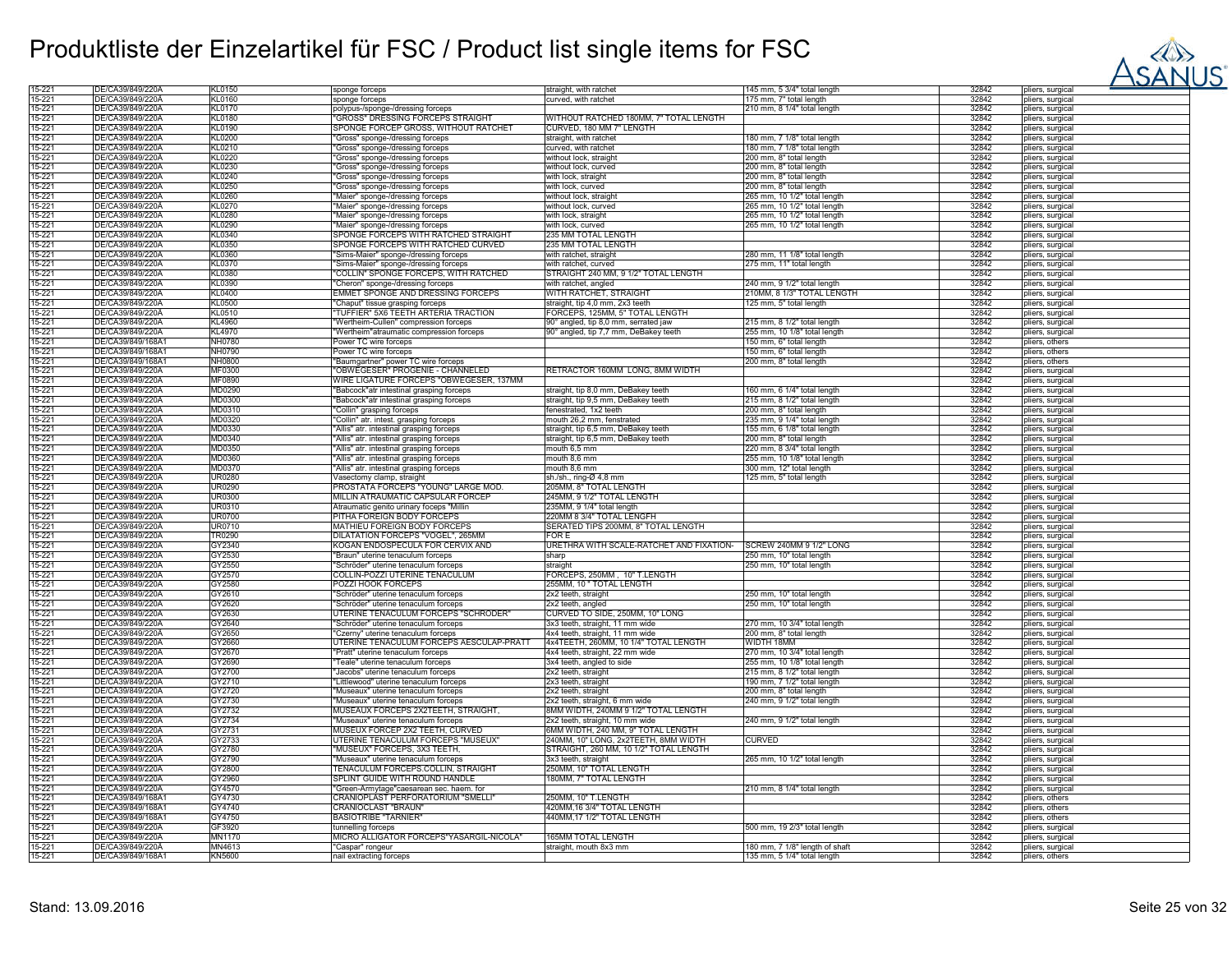# Produktliste der Einzelartikel für FSC / Product list single items for FSC

| | | | | | | | |
|---|---|---|---|---|---|---|---|
| 15-221 | DE/CA39/849/220A | KL0150 | sponge forceps | straight, with ratchet | 145 mm, 5 3/4" total length | 32842 | pliers, surgical |
| 15-221 | DE/CA39/849/220A | KL0160 | sponge forceps | curved, with ratchet | 175 mm, 7" total length | 32842 | pliers, surgical |
| 15-221 | DE/CA39/849/220A | KL0170 | polypus-/sponge-/dressing forceps | | 210 mm, 8 1/4" total length | 32842 | pliers, surgical |
| 15-221 | DE/CA39/849/220A | KL0180 | "GROSS" DRESSING FORCEPS STRAIGHT | WITHOUT RATCHED 180MM, 7" TOTAL LENGTH | | 32842 | pliers, surgical |
| 15-221 | DE/CA39/849/220A | KL0190 | SPONGE FORCEP GROSS, WITHOUT RATCHET | CURVED, 180 MM 7" LENGTH | | 32842 | pliers, surgical |
| 15-221 | DE/CA39/849/220A | KL0200 | "Gross" sponge-/dressing forceps | straight, with ratchet | 180 mm, 7 1/8" total length | 32842 | pliers, surgical |
| 15-221 | DE/CA39/849/220A | KL0210 | "Gross" sponge-/dressing forceps | curved, with ratchet | 180 mm, 7 1/8" total length | 32842 | pliers, surgical |
| 15-221 | DE/CA39/849/220A | KL0220 | "Gross" sponge-/dressing forceps | without lock, straight | 200 mm, 8" total length | 32842 | pliers, surgical |
| 15-221 | DE/CA39/849/220A | KL0230 | "Gross" sponge-/dressing forceps | without lock, curved | 200 mm, 8" total length | 32842 | pliers, surgical |
| 15-221 | DE/CA39/849/220A | KL0240 | "Gross" sponge-/dressing forceps | with lock, straight | 200 mm, 8" total length | 32842 | pliers, surgical |
| 15-221 | DE/CA39/849/220A | KL0250 | "Gross" sponge-/dressing forceps | with lock, curved | 200 mm, 8" total length | 32842 | pliers, surgical |
| 15-221 | DE/CA39/849/220A | KL0260 | "Maier" sponge-/dressing forceps | without lock, straight | 265 mm, 10 1/2" total length | 32842 | pliers, surgical |
| 15-221 | DE/CA39/849/220A | KL0270 | "Maier" sponge-/dressing forceps | without lock, curved | 265 mm, 10 1/2" total length | 32842 | pliers, surgical |
| 15-221 | DE/CA39/849/220A | KL0280 | "Maier" sponge-/dressing forceps | with lock, straight | 265 mm, 10 1/2" total length | 32842 | pliers, surgical |
| 15-221 | DE/CA39/849/220A | KL0290 | "Maier" sponge-/dressing forceps | with lock, curved | 265 mm, 10 1/2" total length | 32842 | pliers, surgical |
| 15-221 | DE/CA39/849/220A | KL0340 | SPONGE FORCEPS WITH RATCHED STRAIGHT | 235 MM TOTAL LENGTH | | 32842 | pliers, surgical |
| 15-221 | DE/CA39/849/220A | KL0350 | SPONGE FORCEPS WITH RATCHED CURVED | 235 MM TOTAL LENGTH | | 32842 | pliers, surgical |
| 15-221 | DE/CA39/849/220A | KL0360 | "Sims-Maier" sponge-/dressing forceps | with ratchet, straight | 280 mm, 11 1/8" total length | 32842 | pliers, surgical |
| 15-221 | DE/CA39/849/220A | KL0370 | "Sims-Maier" sponge-/dressing forceps | with ratchet, curved | 275 mm, 11" total length | 32842 | pliers, surgical |
| 15-221 | DE/CA39/849/220A | KL0380 | "COLLIN" SPONGE FORCEPS, WITH RATCHED | STRAIGHT 240 MM, 9 1/2" TOTAL LENGTH | | 32842 | pliers, surgical |
| 15-221 | DE/CA39/849/220A | KL0390 | "Cheron" sponge-/dressing forceps | with ratchet, angled | 240 mm, 9 1/2" total length | 32842 | pliers, surgical |
| 15-221 | DE/CA39/849/220A | KL0400 | EMMET SPONGE AND DRESSING FORCEPS | WITH RATCHET, STRAIGHT | 210MM, 8 1/3" TOTAL LENGTH | 32842 | pliers, surgical |
| 15-221 | DE/CA39/849/220A | KL0500 | "Chaput" tissue grasping forceps | straight, tip 4,0 mm, 2x3 teeth | 125 mm, 5" total length | 32842 | pliers, surgical |
| 15-221 | DE/CA39/849/220A | KL0510 | "TUFFIER" 5X6 TEETH ARTERIA TRACTION | FORCEPS, 125MM, 5" TOTAL LENGTH | | 32842 | pliers, surgical |
| 15-221 | DE/CA39/849/220A | KL4960 | "Wertheim-Cullen" compression forceps | 90° angled, tip 8,0 mm, serrated jaw | 215 mm, 8 1/2" total length | 32842 | pliers, surgical |
| 15-221 | DE/CA39/849/220A | KL4970 | "Wertheim"atraumatic compression forceps | 90° angled, tip 7,7 mm, DeBakey teeth | 255 mm, 10 1/8" total length | 32842 | pliers, surgical |
| 15-221 | DE/CA39/849/168A1 | NH0780 | Power TC wire forceps | | 150 mm, 6" total length | 32842 | pliers, others |
| 15-221 | DE/CA39/849/168A1 | NH0790 | Power TC wire forceps | | 150 mm, 6" total length | 32842 | pliers, others |
| 15-221 | DE/CA39/849/168A1 | NH0800 | "Baumgartner" power TC wire forceps | | 200 mm, 8" total length | 32842 | pliers, others |
| 15-221 | DE/CA39/849/220A | MF0300 | "OBWEGESER" PROGENIE - CHANNELED | RETRACTOR 160MM LONG, 8MM WIDTH | | 32842 | pliers, surgical |
| 15-221 | DE/CA39/849/220A | MF0890 | WIRE LIGATURE FORCEPS "OBWEGESER, 137MM | | | 32842 | pliers, surgical |
| 15-221 | DE/CA39/849/220A | MD0290 | "Babcock"atr intestinal grasping forceps | straight, tip 8,0 mm, DeBakey teeth | 160 mm, 6 1/4" total length | 32842 | pliers, surgical |
| 15-221 | DE/CA39/849/220A | MD0300 | "Babcock"atr intestinal grasping forceps | straight, tip 9,5 mm, DeBakey teeth | 215 mm, 8 1/2" total length | 32842 | pliers, surgical |
| 15-221 | DE/CA39/849/220A | MD0310 | "Collin" grasping forceps | fenestrated, 1x2 teeth | 200 mm, 8" total length | 32842 | pliers, surgical |
| 15-221 | DE/CA39/849/220A | MD0320 | "Collin" atr. intest. grasping forceps | mouth 26,2 mm, fenstrated | 235 mm, 9 1/4" total length | 32842 | pliers, surgical |
| 15-221 | DE/CA39/849/220A | MD0330 | "Allis" atr. intestinal grasping forceps | straight, tip 6,5 mm, DeBakey teeth | 155 mm, 6 1/8" total length | 32842 | pliers, surgical |
| 15-221 | DE/CA39/849/220A | MD0340 | "Allis" atr. intestinal grasping forceps | straight, tip 6,5 mm, DeBakey teeth | 200 mm, 8" total length | 32842 | pliers, surgical |
| 15-221 | DE/CA39/849/220A | MD0350 | "Allis" atr. intestinal grasping forceps | mouth 6,5 mm | 220 mm, 8 3/4" total length | 32842 | pliers, surgical |
| 15-221 | DE/CA39/849/220A | MD0360 | "Allis" atr. intestinal grasping forceps | mouth 8,6 mm | 255 mm, 10 1/8" total length | 32842 | pliers, surgical |
| 15-221 | DE/CA39/849/220A | MD0370 | "Allis" atr. intestinal grasping forceps | mouth 8,6 mm | 300 mm, 12" total length | 32842 | pliers, surgical |
| 15-221 | DE/CA39/849/220A | UR0280 | Vasectomy clamp, straight | sh./sh., ring-Ø 4,8 mm | 125 mm, 5" total length | 32842 | pliers, surgical |
| 15-221 | DE/CA39/849/220A | UR0290 | PROSTATA FORCEPS "YOUNG" LARGE MOD. | 205MM, 8" TOTAL LENGTH | | 32842 | pliers, surgical |
| 15-221 | DE/CA39/849/220A | UR0300 | MILLIN ATRAUMATIC CAPSULAR FORCEP | 245MM, 9 1/2" TOTAL LENGTH | | 32842 | pliers, surgical |
| 15-221 | DE/CA39/849/220A | UR0310 | Atraumatic genito urinary forceps "Millin | 235MM, 9 1/4" total length | | 32842 | pliers, surgical |
| 15-221 | DE/CA39/849/220A | UR0700 | PITHA FOREIGN BODY FORCEPS | 220MM 8 3/4" TOTAL LENGFH | | 32842 | pliers, surgical |
| 15-221 | DE/CA39/849/220A | UR0710 | MATHIEU FOREIGN BODY FORCEPS | SERATED TIPS 200MM, 8" TOTAL LENGTH | | 32842 | pliers, surgical |
| 15-221 | DE/CA39/849/220A | TR0290 | DILATATION FORCEPS "VOGEL", 265MM | FOR E | | 32842 | pliers, surgical |
| 15-221 | DE/CA39/849/220A | GY2340 | KOGAN ENDOSPECULA FOR CERVIX AND | URETHRA WITH SCALE-RATCHET AND FIXATION- | SCREW 240MM 9 1/2" LONG | 32842 | pliers, surgical |
| 15-221 | DE/CA39/849/220A | GY2530 | "Braun" uterine tenaculum forceps | sharp | 250 mm, 10" total length | 32842 | pliers, surgical |
| 15-221 | DE/CA39/849/220A | GY2550 | "Schröder" uterine tenaculum forceps | straight | 250 mm, 10" total length | 32842 | pliers, surgical |
| 15-221 | DE/CA39/849/220A | GY2570 | COLLIN-POZZI UTERINE TENACULUM | FORCEPS, 250MM , 10" T.LENGTH | | 32842 | pliers, surgical |
| 15-221 | DE/CA39/849/220A | GY2580 | POZZI HOOK FORCEPS | 255MM, 10 " TOTAL LENGTH | | 32842 | pliers, surgical |
| 15-221 | DE/CA39/849/220A | GY2610 | "Schröder" uterine tenaculum forceps | 2x2 teeth, straight | 250 mm, 10" total length | 32842 | pliers, surgical |
| 15-221 | DE/CA39/849/220A | GY2620 | "Schröder" uterine tenaculum forceps | 2x2 teeth, angled | 250 mm, 10" total length | 32842 | pliers, surgical |
| 15-221 | DE/CA39/849/220A | GY2630 | UTERINE TENACULUM FORCEPS "SCHRODER" | CURVED TO SIDE, 250MM, 10" LONG | | 32842 | pliers, surgical |
| 15-221 | DE/CA39/849/220A | GY2640 | "Schröder" uterine tenaculum forceps | 3x3 teeth, straight, 11 mm wide | 270 mm, 10 3/4" total length | 32842 | pliers, surgical |
| 15-221 | DE/CA39/849/220A | GY2650 | "Czerny" uterine tenaculum forceps | 4x4 teeth, straight, 11 mm wide | 200 mm, 8" total length | 32842 | pliers, surgical |
| 15-221 | DE/CA39/849/220A | GY2660 | UTERINE TENACULUM FORCEPS AESCULAP-PRATT | 4x4TEETH, 260MM, 10 1/4" TOTAL LENGTH | WIDTH 18MM | 32842 | pliers, surgical |
| 15-221 | DE/CA39/849/220A | GY2670 | "Pratt" uterine tenaculum forceps | 4x4 teeth, straight, 22 mm wide | 270 mm, 10 3/4" total length | 32842 | pliers, surgical |
| 15-221 | DE/CA39/849/220A | GY2690 | "Teale" uterine tenaculum forceps | 3x4 teeth, angled to side | 255 mm, 10 1/8" total length | 32842 | pliers, surgical |
| 15-221 | DE/CA39/849/220A | GY2700 | "Jacobs" uterine tenaculum forceps | 2x2 teeth, straight | 215 mm, 8 1/2" total length | 32842 | pliers, surgical |
| 15-221 | DE/CA39/849/220A | GY2710 | "Littlewood" uterine tenaculum forceps | 2x3 teeth, straight | 190 mm, 7 1/2" total length | 32842 | pliers, surgical |
| 15-221 | DE/CA39/849/220A | GY2720 | "Museaux" uterine tenaculum forceps | 2x2 teeth, straight | 200 mm, 8" total length | 32842 | pliers, surgical |
| 15-221 | DE/CA39/849/220A | GY2730 | "Museaux" uterine tenaculum forceps | 2x2 teeth, straight, 6 mm wide | 240 mm, 9 1/2" total length | 32842 | pliers, surgical |
| 15-221 | DE/CA39/849/220A | GY2732 | MUSEAUX FORCEPS 2X2TEETH, STRAIGHT, | 8MM WIDTH, 240MM 9 1/2" TOTAL LENGTH | | 32842 | pliers, surgical |
| 15-221 | DE/CA39/849/220A | GY2734 | "Museaux" uterine tenaculum forceps | 2x2 teeth, straight, 10 mm wide | 240 mm, 9 1/2" total length | 32842 | pliers, surgical |
| 15-221 | DE/CA39/849/220A | GY2731 | MUSEUX FORCEP 2X2 TEETH, CURVED | 6MM WIDTH, 240 MM, 9" TOTAL LENGTH | | 32842 | pliers, surgical |
| 15-221 | DE/CA39/849/220A | GY2733 | UTERINE TENACULUM FORCEPS "MUSEUX" | 240MM, 10" LONG, 2x2TEETH, 8MM WIDTH | CURVED | 32842 | pliers, surgical |
| 15-221 | DE/CA39/849/220A | GY2780 | "MUSEUX" FORCEPS, 3X3 TEETH, | STRAIGHT, 260 MM, 10 1/2" TOTAL LENGTH | | 32842 | pliers, surgical |
| 15-221 | DE/CA39/849/220A | GY2790 | "Museaux" uterine tenaculum forceps | 3x3 teeth, straight | 265 mm, 10 1/2" total length | 32842 | pliers, surgical |
| 15-221 | DE/CA39/849/220A | GY2800 | TENACULUM FORCEPS.COLLIN, STRAIGHT | 250MM, 10" TOTAL LENGTH | | 32842 | pliers, surgical |
| 15-221 | DE/CA39/849/220A | GY2960 | SPLINT GUIDE WITH ROUND HANDLE | 180MM, 7" TOTAL LENGTH | | 32842 | pliers, surgical |
| 15-221 | DE/CA39/849/220A | GY4570 | "Green-Armytage"caesarean sec. haem. for | | 210 mm, 8 1/4" total length | 32842 | pliers, surgical |
| 15-221 | DE/CA39/849/168A1 | GY4730 | CRANIOPLAST PERFORATORIUM "SMELLI" | 250MM, 10" T.LENGTH | | 32842 | pliers, others |
| 15-221 | DE/CA39/849/168A1 | GY4740 | CRANIOCLAST "BRAUN" | 420MM,16 3/4" TOTAL LENGTH | | 32842 | pliers, others |
| 15-221 | DE/CA39/849/168A1 | GY4750 | BASIOTRIBE "TARNIER" | 440MM,17 1/2" TOTAL LENGTH | | 32842 | pliers, others |
| 15-221 | DE/CA39/849/220A | GF3920 | tunnelling forceps | | 500 mm, 19 2/3" total length | 32842 | pliers, surgical |
| 15-221 | DE/CA39/849/220A | MN1170 | MICRO ALLIGATOR FORCEPS"YASARGIL-NICOLA" | 165MM TOTAL LENGTH | | 32842 | pliers, surgical |
| 15-221 | DE/CA39/849/220A | MN4613 | "Caspar" rongeur | straight, mouth 8x3 mm | 180 mm, 7 1/8" length of shaft | 32842 | pliers, surgical |
| 15-221 | DE/CA39/849/168A1 | KN5600 | nail extracting forceps | | 135 mm, 5 1/4" total length | 32842 | pliers, others |

Stand: 13.09.2016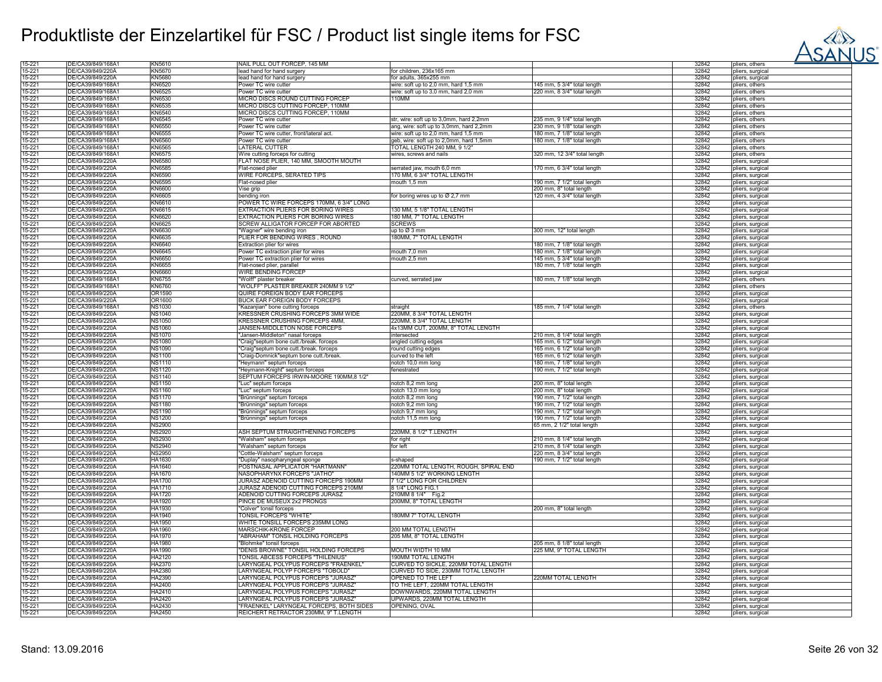# Produktliste der Einzelartikel für FSC / Product list single items for FSC

| | | | | | | | |
|---|---|---|---|---|---|---|---|
| 15-221 | DE/CA39/849/168A1 | KN5610 | NAIL PULL OUT FORCEP, 145 MM | | | 32842 | pliers, others |
| 15-221 | DE/CA39/849/220A | KN5670 | lead hand for hand surgery | for children, 236x165 mm | | 32842 | pliers, surgical |
| 15-221 | DE/CA39/849/220A | KN5680 | lead hand for hand surgery | for adults, 365x255 mm | | 32842 | pliers, surgical |
| 15-221 | DE/CA39/849/168A1 | KN6520 | Power TC wire cutter | wire: soft up to 2,0 mm, hard 1,5 mm | 145 mm, 5 3/4" total length | 32842 | pliers, others |
| 15-221 | DE/CA39/849/168A1 | KN6525 | Power TC wire cutter | wire: soft up to 3,0 mm, hard 2,0 mm | 220 mm, 8 3/4" total length | 32842 | pliers, others |
| 15-221 | DE/CA39/849/168A1 | KN6530 | MICRO DISCS ROUND CUTTING FORCEP | 110MM | | 32842 | pliers, others |
| 15-221 | DE/CA39/849/168A1 | KN6535 | MICRO DISCS CUTTING FORCEP, 110MM | | | 32842 | pliers, others |
| 15-221 | DE/CA39/849/168A1 | KN6540 | MICRO DISCS CUTTING FORCEP, 110MM | | | 32842 | pliers, others |
| 15-221 | DE/CA39/849/168A1 | KN6545 | Power TC wire cutter | str, wire: soft up to 3,0mm, hard 2,2mm | 235 mm, 9 1/4" total length | 32842 | pliers, others |
| 15-221 | DE/CA39/849/168A1 | KN6550 | Power TC wire cutter | ang, wire: soft up to 3,0mm, hard 2,2mm | 230 mm, 9 1/8" total length | 32842 | pliers, others |
| 15-221 | DE/CA39/849/168A1 | KN6555 | Power TC wire cutter, front/lateral act. | wire: soft up to 2,0 mm, hard 1,5 mm | 180 mm, 7 1/8" total length | 32842 | pliers, others |
| 15-221 | DE/CA39/849/168A1 | KN6560 | Power TC wire cutter | geb, wire: soft up to 2,0mm, hard 1,5mm | 180 mm, 7 1/8" total length | 32842 | pliers, others |
| 15-221 | DE/CA39/849/168A1 | KN6565 | LATERAL CUTTER | TOTAL LENGTH 240 MM, 9 1/2" | | 32842 | pliers, others |
| 15-221 | DE/CA39/849/168A1 | KN6575 | Wire cutting forceps for cutting | wires, screws and nails | 320 mm, 12 3/4" total length | 32842 | pliers, others |
| 15-221 | DE/CA39/849/220A | KN6580 | FLAT NOSE PLIER, 140 MM, SMOOTH MOUTH | | | 32842 | pliers, surgical |
| 15-221 | DE/CA39/849/220A | KN6585 | Flat-nosed plier | serrated jaw, mouth 6,0 mm | 170 mm, 6 3/4" total length | 32842 | pliers, surgical |
| 15-221 | DE/CA39/849/220A | KN6590 | WIRE FORCEPS, SERATED TIPS | 170 MM, 6 3/4" TOTAL LENGTH | | 32842 | pliers, surgical |
| 15-221 | DE/CA39/849/220A | KN6595 | Flat-nosed plier | mouth 1,5 mm | 190 mm, 7 1/2" total length | 32842 | pliers, surgical |
| 15-221 | DE/CA39/849/220A | KN6600 | Vise grip | | 200 mm, 8" total length | 32842 | pliers, surgical |
| 15-221 | DE/CA39/849/220A | KN6605 | bending iron | for boring wires up to Ø 2,7 mm | 120 mm, 4 3/4" total length | 32842 | pliers, surgical |
| 15-221 | DE/CA39/849/220A | KN6610 | POWER TC WIRE FORCEPS 170MM, 6 3/4" LONG | | | 32842 | pliers, surgical |
| 15-221 | DE/CA39/849/220A | KN6615 | EXTRACTION PLIERS FOR BORING WIRES | 130 MM, 5 1/8" TOTAL LENGTH | | 32842 | pliers, surgical |
| 15-221 | DE/CA39/849/220A | KN6620 | EXTRACTION PLIERS FOR BORING WIRES | 180 MM, 7" TOTAL LENGTH | | 32842 | pliers, surgical |
| 15-221 | DE/CA39/849/220A | KN6625 | SCREW ALLIGATOR FORCEP FOR ABORTED | SCREWS | | 32842 | pliers, surgical |
| 15-221 | DE/CA39/849/220A | KN6630 | "Wagner" wire bending iron | up to Ø 3 mm | 300 mm, 12" total length | 32842 | pliers, surgical |
| 15-221 | DE/CA39/849/220A | KN6635 | PLIER FOR BENDING WIRES , ROUND | 180MM, 7" TOTAL LENGTH | | 32842 | pliers, surgical |
| 15-221 | DE/CA39/849/220A | KN6640 | Extraction plier for wires | | 180 mm, 7 1/8" total length | 32842 | pliers, surgical |
| 15-221 | DE/CA39/849/220A | KN6645 | Power TC extraction plier for wires | mouth 7,0 mm | 180 mm, 7 1/8" total length | 32842 | pliers, surgical |
| 15-221 | DE/CA39/849/220A | KN6650 | Power TC extraction plier for wires | mouth 2,5 mm | 145 mm, 5 3/4" total length | 32842 | pliers, surgical |
| 15-221 | DE/CA39/849/220A | KN6655 | Flat-nosed plier, parallel | | 180 mm, 7 1/8" total length | 32842 | pliers, surgical |
| 15-221 | DE/CA39/849/220A | KN6660 | WIRE BENDING FORCEP | | | 32842 | pliers, surgical |
| 15-221 | DE/CA39/849/168A1 | KN6755 | "Wolff" plaster breaker | curved, serrated jaw | 180 mm, 7 1/8" total length | 32842 | pliers, others |
| 15-221 | DE/CA39/849/168A1 | KN6760 | "WOLFF" PLASTER BREAKER 240MM 9 1/2" | | | 32842 | pliers, others |
| 15-221 | DE/CA39/849/220A | OR1590 | QUIRE FOREIGN BODY EAR FORCEPS | | | 32842 | pliers, surgical |
| 15-221 | DE/CA39/849/220A | OR1600 | BUCK EAR FOREIGN BODY FORCEPS | | | 32842 | pliers, surgical |
| 15-221 | DE/CA39/849/168A1 | NS1030 | "Kazanjian" bone cutting forceps | straight | 185 mm, 7 1/4" total length | 32842 | pliers, others |
| 15-221 | DE/CA39/849/220A | NS1040 | KRESSNER CRUSHING FORCEPS 3MM WIDE | 220MM, 8 3/4" TOTAL LENGTH | | 32842 | pliers, surgical |
| 15-221 | DE/CA39/849/220A | NS1050 | KRESSNER CRUSHING FORCEPS 4MM, | 220MM, 8 3/4" TOTAL LENGTH | | 32842 | pliers, surgical |
| 15-221 | DE/CA39/849/220A | NS1060 | JANSEN-MIDDLETON NOSE FORCEPS | 4x13MM CUT, 200MM, 8" TOTAL LENGTH | | 32842 | pliers, surgical |
| 15-221 | DE/CA39/849/220A | NS1070 | "Jansen-Middleton" nasal forceps | intersected | 210 mm, 8 1/4" total length | 32842 | pliers, surgical |
| 15-221 | DE/CA39/849/220A | NS1080 | "Craig"septum bone cutt./break. forceps | angled cutting edges | 165 mm, 6 1/2" total length | 32842 | pliers, surgical |
| 15-221 | DE/CA39/849/220A | NS1090 | "Craig"septum bone cutt./break. forceps | round cutting edges | 165 mm, 6 1/2" total length | 32842 | pliers, surgical |
| 15-221 | DE/CA39/849/220A | NS1100 | "Craig-Domnick"septum bone cutt./break. | curved to the left | 165 mm, 6 1/2" total length | 32842 | pliers, surgical |
| 15-221 | DE/CA39/849/220A | NS1110 | "Heymann" septum forceps | notch 10,0 mm long | 180 mm, 7 1/8" total length | 32842 | pliers, surgical |
| 15-221 | DE/CA39/849/220A | NS1120 | "Heymann-Knight" septum forceps | fenestrated | 190 mm, 7 1/2" total length | 32842 | pliers, surgical |
| 15-221 | DE/CA39/849/220A | NS1140 | SEPTUM FORCEPS IRWIN-MOORE 190MM,8 1/2" | | | 32842 | pliers, surgical |
| 15-221 | DE/CA39/849/220A | NS1150 | "Luc" septum forceps | notch 8,2 mm long | 200 mm, 8" total length | 32842 | pliers, surgical |
| 15-221 | DE/CA39/849/220A | NS1160 | "Luc" septum forceps | notch 13,0 mm long | 200 mm, 8" total length | 32842 | pliers, surgical |
| 15-221 | DE/CA39/849/220A | NS1170 | "Brünnings" septum forceps | notch 8,2 mm long | 190 mm, 7 1/2" total length | 32842 | pliers, surgical |
| 15-221 | DE/CA39/849/220A | NS1180 | "Brünnings" septum forceps | notch 9,2 mm long | 190 mm, 7 1/2" total length | 32842 | pliers, surgical |
| 15-221 | DE/CA39/849/220A | NS1190 | "Brünnings" septum forceps | notch 9,7 mm long | 190 mm, 7 1/2" total length | 32842 | pliers, surgical |
| 15-221 | DE/CA39/849/220A | NS1200 | "Brünnings" septum forceps | notch 11,5 mm long | 190 mm, 7 1/2" total length | 32842 | pliers, surgical |
| 15-221 | DE/CA39/849/220A | NS2900 | | | 65 mm, 2 1/2" total length | 32842 | pliers, surgical |
| 15-221 | DE/CA39/849/220A | NS2920 | ASH SEPTUM STRAIGHTHENING FORCEPS | 220MM, 8 1/2" T.LENGTH | | 32842 | pliers, surgical |
| 15-221 | DE/CA39/849/220A | NS2930 | "Walsham" septum forceps | for right | 210 mm, 8 1/4" total length | 32842 | pliers, surgical |
| 15-221 | DE/CA39/849/220A | NS2940 | "Walsham" septum forceps | for left | 210 mm, 8 1/4" total length | 32842 | pliers, surgical |
| 15-221 | DE/CA39/849/220A | NS2950 | "Cottle-Walsham" septum forceps | | 220 mm, 8 3/4" total length | 32842 | pliers, surgical |
| 15-221 | DE/CA39/849/220A | HA1630 | "Duplay" nasopharyngeal sponge | s-shaped | 190 mm, 7 1/2" total length | 32842 | pliers, surgical |
| 15-221 | DE/CA39/849/220A | HA1640 | POSTNASAL APPLICATOR "HARTMANN" | 220MM TOTAL LENGTH, ROUGH, SPIRAL END | | 32842 | pliers, surgical |
| 15-221 | DE/CA39/849/220A | HA1670 | NASOPHARYNX FORCEPS "JATHO" | 140MM 5 1/2" WORKING LENGTH | | 32842 | pliers, surgical |
| 15-221 | DE/CA39/849/220A | HA1700 | JURASZ ADENOID CUTTING FORCEPS 190MM | 7 1/2" LONG FOR CHILDREN | | 32842 | pliers, surgical |
| 15-221 | DE/CA39/849/220A | HA1710 | JURASZ ADENOID CUTTING FORCEPS 210MM | 8 1/4" LONG FIG.1 | | 32842 | pliers, surgical |
| 15-221 | DE/CA39/849/220A | HA1720 | ADENOID CUTTING FORCEPS JURASZ | 210MM 8 1/4" Fig.2 | | 32842 | pliers, surgical |
| 15-221 | DE/CA39/849/220A | HA1920 | PINCE DE MUSEUX 2x2 PRONGS | 200MM, 8" TOTAL LENGTH | | 32842 | pliers, surgical |
| 15-221 | DE/CA39/849/220A | HA1930 | "Colver" tonsil forceps | | 200 mm, 8" total length | 32842 | pliers, surgical |
| 15-221 | DE/CA39/849/220A | HA1940 | TONSIL FORCEPS "WHITE" | 180MM 7" TOTAL LENGTH | | 32842 | pliers, surgical |
| 15-221 | DE/CA39/849/220A | HA1950 | WHITE TONSILL FORCEPS 235MM LONG | | | 32842 | pliers, surgical |
| 15-221 | DE/CA39/849/220A | HA1960 | MARSCHIK-KRONE FORCEP | 200 MM TOTAL LENGTH | | 32842 | pliers, surgical |
| 15-221 | DE/CA39/849/220A | HA1970 | "ABRAHAM" TONSIL HOLDING FORCEPS | 205 MM, 8" TOTAL LENGTH | | 32842 | pliers, surgical |
| 15-221 | DE/CA39/849/220A | HA1980 | "Blohmke" tonsil forceps | | 205 mm, 8 1/8" total length | 32842 | pliers, surgical |
| 15-221 | DE/CA39/849/220A | HA1990 | "DENIS BROWNE" TONSIL HOLDING FORCEPS | MOUTH WIDTH 10 MM | 225 MM, 9" TOTAL LENGTH | 32842 | pliers, surgical |
| 15-221 | DE/CA39/849/220A | HA2120 | TONSIL ABCESS FORCEPS "THILENIUS" | 190MM TOTAL LENGTH | | 32842 | pliers, surgical |
| 15-221 | DE/CA39/849/220A | HA2370 | LARYNGEAL POLYPUS FORCEPS "FRAENKEL" | CURVED TO SICKLE, 220MM TOTAL LENGTH | | 32842 | pliers, surgical |
| 15-221 | DE/CA39/849/220A | HA2380 | LARYNGEAL POLYP FORCEPS "TOBOLD" | CURVED TO SIDE, 230MM TOTAL LENGTH | | 32842 | pliers, surgical |
| 15-221 | DE/CA39/849/220A | HA2390 | LARYNGEAL POLYPUS FORCEPS "JURASZ" | OPENED TO THE LEFT | 220MM TOTAL LENGTH | 32842 | pliers, surgical |
| 15-221 | DE/CA39/849/220A | HA2400 | LARYNGEAL POLYPUS FORCEPS "JURASZ" | TO THE LEFT, 220MM TOTAL LENGTH | | 32842 | pliers, surgical |
| 15-221 | DE/CA39/849/220A | HA2410 | LARYNGEAL POLYPUS FORCEPS "JURASZ" | DOWNWARDS, 220MM TOTAL LENGTH | | 32842 | pliers, surgical |
| 15-221 | DE/CA39/849/220A | HA2420 | LARYNGEAL POLYPUS FORCEPS "JURASZ" | UPWARDS, 220MM TOTAL LENGTH | | 32842 | pliers, surgical |
| 15-221 | DE/CA39/849/220A | HA2430 | "FRAENKEL" LARYNGEAL FORCEPS, BOTH SIDES | OPENING, OVAL | | 32842 | pliers, surgical |
| 15-221 | DE/CA39/849/220A | HA2450 | REICHERT RETRACTOR 230MM, 9" T.LENGTH | | | 32842 | pliers, surgical |

Stand: 13.09.2016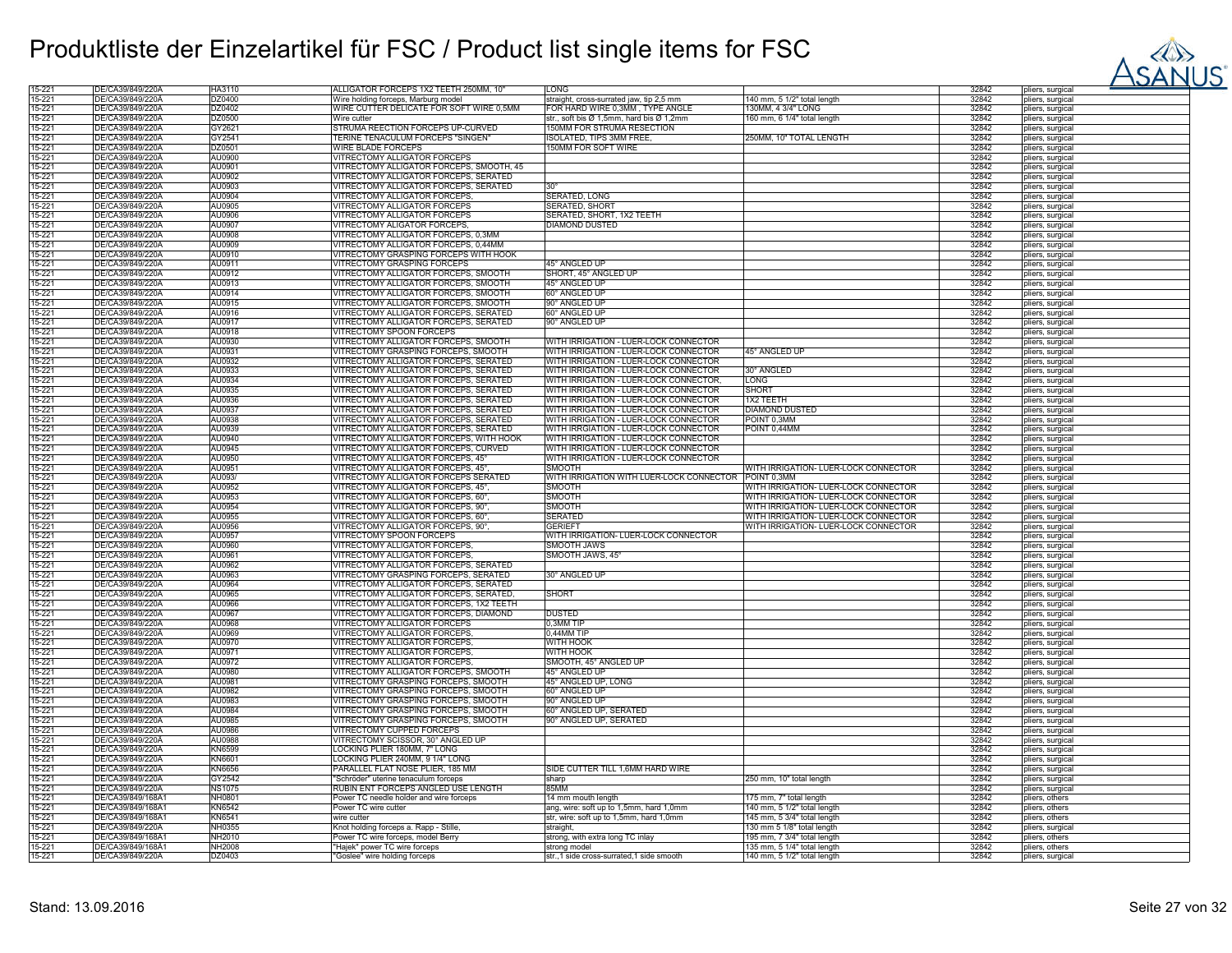# Produktliste der Einzelartikel für FSC / Product list single items for FSC

| | | | | | | | |
|---|---|---|---|---|---|---|---|
| 15-221 | DE/CA39/849/220A | HA3110 | ALLIGATOR FORCEPS 1X2 TEETH 250MM, 10" | LONG | | 32842 | pliers, surgical |
| 15-221 | DE/CA39/849/220A | DZ0400 | Wire holding forceps, Marburg model | straight, cross-surrated jaw, tip 2,5 mm | 140 mm, 5 1/2" total length | 32842 | pliers, surgical |
| 15-221 | DE/CA39/849/220A | DZ0402 | WIRE CUTTER DELICATE FOR SOFT WIRE 0,5MM | FOR HARD WIRE 0,3MM , TYPE ANGLE | 130MM, 4 3/4" LONG | 32842 | pliers, surgical |
| 15-221 | DE/CA39/849/220A | DZ0500 | Wire cutter | str., soft bis Ø 1,5mm, hard bis Ø 1,2mm | 160 mm, 6 1/4" total length | 32842 | pliers, surgical |
| 15-221 | DE/CA39/849/220A | GY2621 | STRUMA REECTION FORCEPS UP-CURVED | 150MM FOR STRUMA RESECTION | | 32842 | pliers, surgical |
| 15-221 | DE/CA39/849/220A | GY2541 | TERINE TENACULUM FORCEPS "SINGEN" | ISOLATED, TIPS 3MM FREE, | 250MM, 10" TOTAL LENGTH | 32842 | pliers, surgical |
| 15-221 | DE/CA39/849/220A | DZ0501 | WIRE BLADE FORCEPS | 150MM FOR SOFT WIRE | | 32842 | pliers, surgical |
| 15-221 | DE/CA39/849/220A | AU0900 | VITRECTOMY ALLIGATOR FORCEPS | | | 32842 | pliers, surgical |
| 15-221 | DE/CA39/849/220A | AU0901 | VITRECTOMY ALLIGATOR FORCEPS, SMOOTH, 45 | | | 32842 | pliers, surgical |
| 15-221 | DE/CA39/849/220A | AU0902 | VITRECTOMY ALLIGATOR FORCEPS, SERATED | | | 32842 | pliers, surgical |
| 15-221 | DE/CA39/849/220A | AU0903 | VITRECTOMY ALLIGATOR FORCEPS, SERATED | 30° | | 32842 | pliers, surgical |
| 15-221 | DE/CA39/849/220A | AU0904 | VITRECTOMY ALLIGATOR FORCEPS, | SERATED, LONG | | 32842 | pliers, surgical |
| 15-221 | DE/CA39/849/220A | AU0905 | VITRECTOMY ALLIGATOR FORCEPS | SERATED, SHORT | | 32842 | pliers, surgical |
| 15-221 | DE/CA39/849/220A | AU0906 | VITRECTOMY ALLIGATOR FORCEPS | SERATED, SHORT, 1X2 TEETH | | 32842 | pliers, surgical |
| 15-221 | DE/CA39/849/220A | AU0907 | VITRECTOMY ALIGATOR FORCEPS, | DIAMOND DUSTED | | 32842 | pliers, surgical |
| 15-221 | DE/CA39/849/220A | AU0908 | VITRECTOMY ALLIGATOR FORCEPS, 0,3MM | | | 32842 | pliers, surgical |
| 15-221 | DE/CA39/849/220A | AU0909 | VITRECTOMY ALLIGATOR FORCEPS, 0,44MM | | | 32842 | pliers, surgical |
| 15-221 | DE/CA39/849/220A | AU0910 | VITRECTOMY GRASPING FORCEPS WITH HOOK | | | 32842 | pliers, surgical |
| 15-221 | DE/CA39/849/220A | AU0911 | VITRECTOMY GRASPING FORCEPS | 45° ANGLED UP | | 32842 | pliers, surgical |
| 15-221 | DE/CA39/849/220A | AU0912 | VITRECTOMY ALLIGATOR FORCEPS, SMOOTH | SHORT, 45° ANGLED UP | | 32842 | pliers, surgical |
| 15-221 | DE/CA39/849/220A | AU0913 | VITRECTOMY ALLIGATOR FORCEPS, SMOOTH | 45° ANGLED UP | | 32842 | pliers, surgical |
| 15-221 | DE/CA39/849/220A | AU0914 | VITRECTOMY ALLIGATOR FORCEPS, SMOOTH | 60° ANGLED UP | | 32842 | pliers, surgical |
| 15-221 | DE/CA39/849/220A | AU0915 | VITRECTOMY ALLIGATOR FORCEPS, SMOOTH | 90° ANGLED UP | | 32842 | pliers, surgical |
| 15-221 | DE/CA39/849/220A | AU0916 | VITRECTOMY ALLIGATOR FORCEPS, SERATED | 60° ANGLED UP | | 32842 | pliers, surgical |
| 15-221 | DE/CA39/849/220A | AU0917 | VITRECTOMY ALLIGATOR FORCEPS, SERATED | 90° ANGLED UP | | 32842 | pliers, surgical |
| 15-221 | DE/CA39/849/220A | AU0918 | VITRECTOMY SPOON FORCEPS | | | 32842 | pliers, surgical |
| 15-221 | DE/CA39/849/220A | AU0930 | VITRECTOMY ALLIGATOR FORCEPS, SMOOTH | WITH IRRIGATION - LUER-LOCK CONNECTOR | | 32842 | pliers, surgical |
| 15-221 | DE/CA39/849/220A | AU0931 | VITRECTOMY GRASPING FORCEPS, SMOOTH | WITH IRRIGATION - LUER-LOCK CONNECTOR | 45° ANGLED UP | 32842 | pliers, surgical |
| 15-221 | DE/CA39/849/220A | AU0932 | VITRECTOMY ALLIGATOR FORCEPS, SERATED | WITH IRRIGATION - LUER-LOCK CONNECTOR | | 32842 | pliers, surgical |
| 15-221 | DE/CA39/849/220A | AU0933 | VITRECTOMY ALLIGATOR FORCEPS, SERATED | WITH IRRIGATION - LUER-LOCK CONNECTOR | 30° ANGLED | 32842 | pliers, surgical |
| 15-221 | DE/CA39/849/220A | AU0934 | VITRECTOMY ALLIGATOR FORCEPS, SERATED | WITH IRRIGATION - LUER-LOCK CONNECTOR, | LONG | 32842 | pliers, surgical |
| 15-221 | DE/CA39/849/220A | AU0935 | VITRECTOMY ALLIGATOR FORCEPS, SERATED | WITH IRRIGATION - LUER-LOCK CONNECTOR | SHORT | 32842 | pliers, surgical |
| 15-221 | DE/CA39/849/220A | AU0936 | VITRECTOMY ALLIGATOR FORCEPS, SERATED | WITH IRRIGATION - LUER-LOCK CONNECTOR | 1X2 TEETH | 32842 | pliers, surgical |
| 15-221 | DE/CA39/849/220A | AU0937 | VITRECTOMY ALLIGATOR FORCEPS, SERATED | WITH IRRIGATION - LUER-LOCK CONNECTOR | DIAMOND DUSTED | 32842 | pliers, surgical |
| 15-221 | DE/CA39/849/220A | AU0938 | VITRECTOMY ALLIGATOR FORCEPS, SERATED | WITH IRRIGATION - LUER-LOCK CONNECTOR | POINT 0,3MM | 32842 | pliers, surgical |
| 15-221 | DE/CA39/849/220A | AU0939 | VITRECTOMY ALLIGATOR FORCEPS, SERATED | WITH IRRGIATION - LUER-LOCK CONNECTOR | POINT 0,44MM | 32842 | pliers, surgical |
| 15-221 | DE/CA39/849/220A | AU0940 | VITRECTOMY ALLIGATOR FORCEPS, WITH HOOK | WITH IRRIGATION - LUER-LOCK CONNECTOR | | 32842 | pliers, surgical |
| 15-221 | DE/CA39/849/220A | AU0945 | VITRECTOMY ALLIGATOR FORCEPS, CURVED | WITH IRRIGATION - LUER-LOCK CONNECTOR | | 32842 | pliers, surgical |
| 15-221 | DE/CA39/849/220A | AU0950 | VITRECTOMY ALLIGATOR FORCEPS, 45° | WITH IRRIGATION - LUER-LOCK CONNECTOR | | 32842 | pliers, surgical |
| 15-221 | DE/CA39/849/220A | AU0951 | VITRECTOMY ALLIGATOR FORCEPS, 45°, | SMOOTH | WITH IRRIGATION- LUER-LOCK CONNECTOR | 32842 | pliers, surgical |
| 15-221 | DE/CA39/849/220A | AU093/ | VITRECTOMY ALLIGATOR FORCEPS SERATED | WITH IRRIGATION WITH LUER-LOCK CONNECTOR | POINT 0,3MM | 32842 | pliers, surgical |
| 15-221 | DE/CA39/849/220A | AU0952 | VITRECTOMY ALLIGATOR FORCEPS, 45°, | SMOOTH | WITH IRRIGATION- LUER-LOCK CONNECTOR | 32842 | pliers, surgical |
| 15-221 | DE/CA39/849/220A | AU0953 | VITRECTOMY ALLIGATOR FORCEPS, 60°, | SMOOTH | WITH IRRIGATION- LUER-LOCK CONNECTOR | 32842 | pliers, surgical |
| 15-221 | DE/CA39/849/220A | AU0954 | VITRECTOMY ALLIGATOR FORCEPS, 90°, | SMOOTH | WITH IRRIGATION- LUER-LOCK CONNECTOR | 32842 | pliers, surgical |
| 15-221 | DE/CA39/849/220A | AU0955 | VITRECTOMY ALLIGATOR FORCEPS, 60°, | SERATED | WITH IRRIGATION- LUER-LOCK CONNECTOR | 32842 | pliers, surgical |
| 15-221 | DE/CA39/849/220A | AU0956 | VITRECTOMY ALLIGATOR FORCEPS, 90°, | GERIEFT | WITH IRRIGATION- LUER-LOCK CONNECTOR | 32842 | pliers, surgical |
| 15-221 | DE/CA39/849/220A | AU0957 | VITRECTOMY SPOON FORCEPS | WITH IRRIGATION- LUER-LOCK CONNECTOR | | 32842 | pliers, surgical |
| 15-221 | DE/CA39/849/220A | AU0960 | VITRECTOMY ALLIGATOR FORCEPS, | SMOOTH JAWS | | 32842 | pliers, surgical |
| 15-221 | DE/CA39/849/220A | AU0961 | VITRECTOMY ALLIGATOR FORCEPS, | SMOOTH JAWS, 45° | | 32842 | pliers, surgical |
| 15-221 | DE/CA39/849/220A | AU0962 | VITRECTOMY ALLIGATOR FORCEPS, SERATED | | | 32842 | pliers, surgical |
| 15-221 | DE/CA39/849/220A | AU0963 | VITRECTOMY GRASPING FORCEPS, SERATED | 30° ANGLED UP | | 32842 | pliers, surgical |
| 15-221 | DE/CA39/849/220A | AU0964 | VITRECTOMY ALLIGATOR FORCEPS, SERATED | | | 32842 | pliers, surgical |
| 15-221 | DE/CA39/849/220A | AU0965 | VITRECTOMY ALLIGATOR FORCEPS, SERATED, | SHORT | | 32842 | pliers, surgical |
| 15-221 | DE/CA39/849/220A | AU0966 | VITRECTOMY ALLIGATOR FORCEPS, 1X2 TEETH | | | 32842 | pliers, surgical |
| 15-221 | DE/CA39/849/220A | AU0967 | VITRECTOMY ALLIGATOR FORCEPS, DIAMOND | DUSTED | | 32842 | pliers, surgical |
| 15-221 | DE/CA39/849/220A | AU0968 | VITRECTOMY ALLIGATOR FORCEPS | 0,3MM TIP | | 32842 | pliers, surgical |
| 15-221 | DE/CA39/849/220A | AU0969 | VITRECTOMY ALLIGATOR FORCEPS, | 0,44MM TIP | | 32842 | pliers, surgical |
| 15-221 | DE/CA39/849/220A | AU0970 | VITRECTOMY ALLIGATOR FORCEPS, | WITH HOOK | | 32842 | pliers, surgical |
| 15-221 | DE/CA39/849/220A | AU0971 | VITRECTOMY ALLIGATOR FORCEPS, | WITH HOOK | | 32842 | pliers, surgical |
| 15-221 | DE/CA39/849/220A | AU0972 | VITRECTOMY ALLIGATOR FORCEPS, | SMOOTH, 45° ANGLED UP | | 32842 | pliers, surgical |
| 15-221 | DE/CA39/849/220A | AU0980 | VITRECTOMY ALLIGATOR FORCEPS, SMOOTH | 45° ANGLED UP | | 32842 | pliers, surgical |
| 15-221 | DE/CA39/849/220A | AU0981 | VITRECTOMY GRASPING FORCEPS, SMOOTH | 45° ANGLED UP, LONG | | 32842 | pliers, surgical |
| 15-221 | DE/CA39/849/220A | AU0982 | VITRECTOMY GRASPING FORCEPS, SMOOTH | 60° ANGLED UP | | 32842 | pliers, surgical |
| 15-221 | DE/CA39/849/220A | AU0983 | VITRECTOMY GRASPING FORCEPS, SMOOTH | 90° ANGLED UP | | 32842 | pliers, surgical |
| 15-221 | DE/CA39/849/220A | AU0984 | VITRECTOMY GRASPING FORCEPS, SMOOTH | 60° ANGLED UP, SERATED | | 32842 | pliers, surgical |
| 15-221 | DE/CA39/849/220A | AU0985 | VITRECTOMY GRASPING FORCEPS, SMOOTH | 90° ANGLED UP, SERATED | | 32842 | pliers, surgical |
| 15-221 | DE/CA39/849/220A | AU0986 | VITRECTOMY CUPPED FORCEPS | | | 32842 | pliers, surgical |
| 15-221 | DE/CA39/849/220A | AU0988 | VITRECTOMY SCISSOR, 30° ANGLED UP | | | 32842 | pliers, surgical |
| 15-221 | DE/CA39/849/220A | KN6599 | LOCKING PLIER 180MM, 7" LONG | | | 32842 | pliers, surgical |
| 15-221 | DE/CA39/849/220A | KN6601 | LOCKING PLIER 240MM, 9 1/4" LONG | | | 32842 | pliers, surgical |
| 15-221 | DE/CA39/849/220A | KN6656 | PARALLEL FLAT NOSE PLIER, 185 MM | SIDE CUTTER TILL 1,6MM HARD WIRE | | 32842 | pliers, surgical |
| 15-221 | DE/CA39/849/220A | GY2542 | "Schröder" uterine tenaculum forceps | sharp | 250 mm, 10" total length | 32842 | pliers, surgical |
| 15-221 | DE/CA39/849/220A | NS1075 | RUBIN ENT FORCEPS ANGLED USE LENGTH | 85MM | | 32842 | pliers, surgical |
| 15-221 | DE/CA39/849/168A1 | NH0801 | Power TC needle holder and wire forceps | 14 mm mouth length | 175 mm, 7" total length | 32842 | pliers, others |
| 15-221 | DE/CA39/849/168A1 | KN6542 | Power TC wire cutter | ang, wire: soft up to 1,5mm, hard 1,0mm | 140 mm, 5 1/2" total length | 32842 | pliers, others |
| 15-221 | DE/CA39/849/168A1 | KN6541 | wire cutter | str, wire: soft up to 1,5mm, hard 1,0mm | 145 mm, 5 3/4" total length | 32842 | pliers, others |
| 15-221 | DE/CA39/849/220A | NH0355 | Knot holding forceps a. Rapp - Stille, | straight, | 130 mm 5 1/8" total length | 32842 | pliers, surgical |
| 15-221 | DE/CA39/849/168A1 | NH2010 | Power TC wire forceps, model Berry | strong, with extra long TC inlay | 195 mm, 7 3/4" total length | 32842 | pliers, others |
| 15-221 | DE/CA39/849/168A1 | NH2008 | "Hajek" power TC wire forceps | strong model | 135 mm, 5 1/4" total length | 32842 | pliers, others |
| 15-221 | DE/CA39/849/220A | DZ0403 | "Goslee" wire holding forceps | str.,1 side cross-surrated,1 side smooth | 140 mm, 5 1/2" total length | 32842 | pliers, surgical |

Stand: 13.09.2016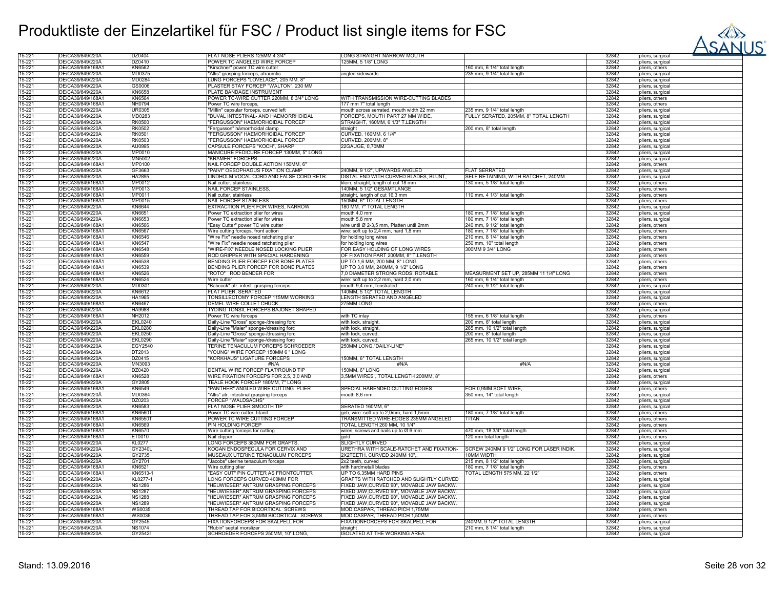# Produktliste der Einzelartikel für FSC / Product list single items for FSC

| | | | | | | | |
|---|---|---|---|---|---|---|---|
| 15-221 | DE/CA39/849/220A | DZ0404 | FLAT NOSE PLIERS 125MM 4 3/4" | LONG STRAIGHT NARROW MOUTH | | 32842 | pliers, surgical |
| 15-221 | DE/CA39/849/220A | DZ0410 | POWER TC ANGELED WIRE FORCEP | 125MM, 5 1/8" LONG | | 32842 | pliers, surgical |
| 15-221 | DE/CA39/849/168A1 | KN6562 | "Kirschner" power TC wire cutter | | 160 mm, 6 1/4" total length | 32842 | pliers, others |
| 15-221 | DE/CA39/849/220A | MD0375 | "Allis" grasping forceps, atraumtic | angled sidewards | 235 mm, 9 1/4" total length | 32842 | pliers, surgical |
| 15-221 | DE/CA39/849/220A | MD0284 | LUNG FORCEPS "LOVELACE", 205 MM, 8" | | | 32842 | pliers, surgical |
| 15-221 | DE/CA39/849/220A | GS0006 | PLASTER STAY FORCEP "WALTON", 230 MM | | | 32842 | pliers, surgical |
| 15-221 | DE/CA39/849/220A | KN6658 | PLATE BANDAGE INSTRUMENT | | | 32842 | pliers, surgical |
| 15-221 | DE/CA39/849/168A1 | KN6564 | POWER TC-WIRE CUTTER 220MM, 8 3/4" LONG | WITH TRANSMISSION WIRE-CUTTING BLADES | | 32842 | pliers, others |
| 15-221 | DE/CA39/849/168A1 | NH0794 | Power TC wire forceps, | 177 mm 7" total length | | 32842 | pliers, others |
| 15-221 | DE/CA39/849/220A | UR0305 | "Millin" capsular forceps, curved left | mouth across serrated, mouth width 22 mm | 235 mm, 9 1/4" total length | 32842 | pliers, surgical |
| 15-221 | DE/CA39/849/220A | MD0283 | "DUVAL INTESTINAL- AND HAEMORRHOIDAL | FORCEPS, MOUTH PART 27 MM WIDE, | FULLY SERATED, 205MM, 8" TOTAL LENGTH | 32842 | pliers, surgical |
| 15-221 | DE/CA39/849/220A | RK0500 | "FERGUSSON" HAEMORHOIDAL FORCEP | STRAIGHT, 160MM, 6 1/3" T.LENGTH | | 32842 | pliers, surgical |
| 15-221 | DE/CA39/849/220A | RK0502 | "Fergusson" hämorrhoidal clamp | straight | 200 mm, 8" total length | 32842 | pliers, surgical |
| 15-221 | DE/CA39/849/220A | RK0501 | "FERGUSSON" HAEMORHOIDAL FORCEP | CURVED, 160MM, 6 1/4" | | 32842 | pliers, surgical |
| 15-221 | DE/CA39/849/220A | RK0503 | "FERGUSSON" HAEMORHOIDAL FORCEP | CURVED, 200MM, 8" | | 32842 | pliers, surgical |
| 15-221 | DE/CA39/849/220A | AU0995 | CAPSULE FORCEPS "KOCH", SHARP | 22GAUGE, 0,70MM | | 32842 | pliers, surgical |
| 15-221 | DE/CA39/849/220A | MP0010 | MANICURE PEDICURE FORCEP 130MM, 5" LONG | | | 32842 | pliers, surgical |
| 15-221 | DE/CA39/849/220A | MN5002 | "KRAMER" FORCEPS | | | 32842 | pliers, surgical |
| 15-221 | DE/CA39/849/168A1 | MP0100 | NAIL FORCEP DOUBLE ACTION 150MM, 6" | | | 32842 | pliers, others |
| 15-221 | DE/CA39/849/220A | GF3663 | "PAIVI" OESOPHAGUS FIXATION CLAMP | 240MM, 9 1/2", UPWARDS ANGLED | FLAT SERRATED | 32842 | pliers, surgical |
| 15-221 | DE/CA39/849/220A | HA2895 | LINDHOLM VOCAL CORD AND FALSE CORD RETR. | DISTAL END WITH CURVED BLADES, BLUNT, | SELF RETAINING, WITH RATCHET, 240MM | 32842 | pliers, surgical |
| 15-221 | DE/CA39/849/168A1 | MP0012 | Nail cutter, stainless | klein, straight, length of cut 18 mm | 130 mm, 5 1/8" total length | 32842 | pliers, others |
| 15-221 | DE/CA39/849/168A1 | MP0013 | NAIL FORCEP STAINLESS, | 140MM, 5 1/2" GESAMTLANGE | | 32842 | pliers, others |
| 15-221 | DE/CA39/849/168A1 | MP0011 | Nail cutter, stainless | straight, length of cut 16,3 mm | 110 mm, 4 1/3" total length | 32842 | pliers, others |
| 15-221 | DE/CA39/849/168A1 | MP0015 | NAIL FORCEP STAINLESS | 150MM, 6" TOTAL LENGTH | | 32842 | pliers, others |
| 15-221 | DE/CA39/849/220A | KN6644 | EXTRACTION PLIER FOR WIRES, NARROW | 180 MM, 7" TOTAL LENGTH | | 32842 | pliers, surgical |
| 15-221 | DE/CA39/849/220A | KN6651 | Power TC extraction plier for wires | mouth 4,0 mm | 180 mm, 7 1/8" total length | 32842 | pliers, surgical |
| 15-221 | DE/CA39/849/220A | KN6653 | Power TC extraction plier for wires | mouth 5,8 mm | 180 mm, 7 1/8" total length | 32842 | pliers, surgical |
| 15-221 | DE/CA39/849/168A1 | KN6566 | "Easy Cutter" power TC wire cutter | wire until Ø 2-3,5 mm, Platten until 2mm | 240 mm, 9 1/2" total length | 32842 | pliers, others |
| 15-221 | DE/CA39/849/168A1 | KN6567 | Wire cutting forceps, front action | wire: soft up to 2,4 mm, hard 1,8 mm | 180 mm, 7 1/8" total length | 32842 | pliers, others |
| 15-221 | DE/CA39/849/168A1 | KN6546 | "Wire Fix" needle nosed ratcheting plier | for holding long wires | 210 mm, 8 1/4" total length | 32842 | pliers, others |
| 15-221 | DE/CA39/849/168A1 | KN6547 | "Wire Fix" needle nosed ratcheting plier | for holding long wires | 250 mm, 10" total length | 32842 | pliers, others |
| 15-221 | DE/CA39/849/168A1 | KN6548 | "WIRE-FIX" NEEDLE NOSED LOCKING PLIER | FOR EASY HOLDING OF LONG WIRES | 300MM 9 3/4" LONG | 32842 | pliers, others |
| 15-221 | DE/CA39/849/168A1 | KN6559 | ROD GRIPPER WITH SPECIAL HARDENING | OF FIXATION PART 200MM, 8" T.LENGTH | | 32842 | pliers, others |
| 15-221 | DE/CA39/849/168A1 | KN6538 | BENDING PLIER FORCEP FOR BONE PLATES | UP TO 1,6 MM, 200 MM, 8" LONG | | 32842 | pliers, others |
| 15-221 | DE/CA39/849/168A1 | KN6539 | BENDING PLIER FORCEP FOR BONE PLATES | UP TO 3,0 MM, 240MM, 9 1/2" LONG | | 32842 | pliers, others |
| 15-221 | DE/CA39/849/168A1 | KN6526 | "ROTO" ROD BENDER FOR | 7,0 DIAMETER STRONG RODS, ROTABLE | MEASURMENT SET UP, 285MM 11 1/4" LONG | 32842 | pliers, others |
| 15-221 | DE/CA39/849/168A1 | KN6524 | Wire cutter | wire: soft up to 2,2 mm, hard 2,0 mm | 160 mm, 6 1/4" total length | 32842 | pliers, others |
| 15-221 | DE/CA39/849/220A | MD0301 | "Babcock" atr. intest. grasping forceps | mouth 9,4 mm, fenstrated | 240 mm, 9 1/2" total length | 32842 | pliers, surgical |
| 15-221 | DE/CA39/849/220A | KN6612 | FLAT PLIER, SERATED | 140MM, 5 1/2" TOTAL LENGTH | | 32842 | pliers, surgical |
| 15-221 | DE/CA39/849/220A | HA1965 | TONSILLECTOMY FORCEP 115MM WORKING | LENGTH SERATED AND ANGELED | | 32842 | pliers, surgical |
| 15-221 | DE/CA39/849/168A1 | KN6467 | DEMEL WIRE COLLET CHUCK | 275MM LONG | | 32842 | pliers, others |
| 15-221 | DE/CA39/849/220A | HA9988 | TYDING TONSIL FORCEPS BAJONET SHAPED | | | 32842 | pliers, surgical |
| 15-221 | DE/CA39/849/168A1 | NH2012 | Power TC wire forceps | with TC inlay | 155 mm, 6 1/8" total length | 32842 | pliers, others |
| 15-221 | DE/CA39/849/220A | EKL0240 | Daily-Line "Gross" sponge-/dressing forc | with lock, straight, | 200 mm, 8" total length | 32842 | pliers, surgical |
| 15-221 | DE/CA39/849/220A | EKL0280 | Daily-Line "Maier" sponge-/dressing forc | with lock, straight, | 265 mm, 10 1/2" total length | 32842 | pliers, surgical |
| 15-221 | DE/CA39/849/220A | EKL0250 | Daily-Line "Gross" sponge-/dressing forc | with lock, curved, | 200 mm, 8" total length | 32842 | pliers, surgical |
| 15-221 | DE/CA39/849/220A | EKL0290 | Daily-Line "Maier" sponge-/dressing forc | with lock, curved, | 265 mm, 10 1/2" total length | 32842 | pliers, surgical |
| 15-221 | DE/CA39/849/220A | EGY2540 | TERINE TENACULUM FORCEPS SCHROEDER | 250MM LONG,"DAILY-LINE" | | 32842 | pliers, surgical |
| 15-221 | DE/CA39/849/220A | DT2013 | "YOUNG" WIRE FORCEP 150MM 6 " LONG | | | 32842 | pliers, surgical |
| 15-221 | DE/CA39/849/220A | DZ0415 | "KORKHAUS" LIGATURE FORCEPS | 150MM, 6" TOTAL LENGTH | | 32842 | pliers, surgical |
| 15-221 | DE/CA39/849/220A | MN3093 | #N/A | #N/A | #N/A | 32842 | pliers, surgical |
| 15-221 | DE/CA39/849/220A | DZ0420 | DENTAL WIRE FORCEP FLAT/ROUND TIP | 150MM, 6" LONG | | 32842 | pliers, surgical |
| 15-221 | DE/CA39/849/168A1 | KN6528 | WIRE FIXATION FORCEPS FOR 2,5, 3,0 AND | 3,5MM WIRES , TOTAL LENGTH 200MM, 8" | | 32842 | pliers, others |
| 15-221 | DE/CA39/849/220A | GY2805 | TEALE HOOK FORCEP 180MM, 7" LONG | | | 32842 | pliers, surgical |
| 15-221 | DE/CA39/849/168A1 | KN6549 | "PANTHER" ANGLED WIRE CUTTING PLIER | SPECIAL HARENDED CUTTING EDGES | FOR 0,9MM SOFT WIRE, | 32842 | pliers, others |
| 15-221 | DE/CA39/849/220A | MD0364 | "Allis" atr. intestinal grasping forceps | mouth 8,6 mm | 350 mm, 14" total length | 32842 | pliers, surgical |
| 15-221 | DE/CA39/849/220A | DZ0203 | FORCEP "WALDSACHS" | | | 32842 | pliers, surgical |
| 15-221 | DE/CA39/849/220A | KN6583 | FLAT NOSE PLIER SMOOTH TIP | SERATED 160MM, 6" | | 32842 | pliers, surgical |
| 15-221 | DE/CA39/849/168A1 | KN6560T | Power TC wire cutter, titanit | geb, wire: soft up to 2,0mm, hard 1,5mm | 180 mm, 7 1/8" total length | 32842 | pliers, others |
| 15-221 | DE/CA39/849/168A1 | KN6550T | POWER TC WIRE CUTTING FORCEP | TRANSMITTED WIRE-EDGES 235MM ANGELED | TITAN | 32842 | pliers, others |
| 15-221 | DE/CA39/849/168A1 | KN6569 | PIN HOLDING FORCEP | TOTAL LENGTH 260 MM, 10 1/4" | | 32842 | pliers, others |
| 15-221 | DE/CA39/849/168A1 | KN6570 | Wire cutting forceps for cutting | wires, screws and nails up to Ø 6 mm | 470 mm, 18 3/4" total length | 32842 | pliers, others |
| 15-221 | DE/CA39/849/168A1 | ET0010 | Nail clipper | gold | 120 mm total length | 32842 | pliers, others |
| 15-221 | DE/CA39/849/220A | KL0277 | LONG FORCEPS 380MM FOR GRAFTS, | SLIGHTLY CURVED | | 32842 | pliers, surgical |
| 15-221 | DE/CA39/849/220A | GY2340L | KOGAN ENDOSPECULA FOR CERVIX AND | URETHRA WITH SCALE-RATCHET AND FIXATION- | SCREW 240MM 9 1/2" LONG FOR LASER INDIK. | 32842 | pliers, surgical |
| 15-221 | DE/CA39/849/220A | GY2735 | MUSEAUX UTERINE TENACULUM FORCEPS | 2X2TEETH, CURVED 240MM 10",. | 10MM WIDTH | 32842 | pliers, surgical |
| 15-221 | DE/CA39/849/220A | GY2701 | "Jacobs" uterine tenaculum forceps | 2x2 teeth, curved | 215 mm, 8 1/2" total length | 32842 | pliers, surgical |
| 15-221 | DE/CA39/849/168A1 | KN6521 | Wire cutting plier | with hardmetall blades | 180 mm, 7 1/8" total length | 32842 | pliers, others |
| 15-221 | DE/CA39/849/168A1 | KN6513-1 | "EASY CUT" PIN CUTTER AS FRONTCUTTER | UP TO 6,35MM HARD PINS | TOTAL LENGTH 575 MM, 22 1/2" | 32842 | pliers, others |
| 15-221 | DE/CA39/849/220A | KL0277-1 | LONG FORCEPS CURVED 400MM FOR | GRAFTS WITH RATCHED AND SLIGHTLY CURVED | | 32842 | pliers, surgical |
| 15-221 | DE/CA39/849/220A | NS1286 | "HEUWIESER" ANTRUM GRASPING FORCEPS | FIXED JAW,CURVED 90°, MOVABLE JAW BACKW. | | 32842 | pliers, surgical |
| 15-221 | DE/CA39/849/220A | NS1287 | "HEUWIESER" ANTRUM GRASPING FORCEPS | FIXED JAW,CURVED 90°, MOVABLE JAW BACKW. | | 32842 | pliers, surgical |
| 15-221 | DE/CA39/849/220A | NS1288 | "HEUWIESER" ANTRUM GRASPING FORCEPS | FIXED JAW,CURVED 90°, MOVABLE JAW BACKW. | | 32842 | pliers, surgical |
| 15-221 | DE/CA39/849/220A | NS1289 | "HEUWIESER" ANTRUM GRASPING FORCEPS | FIXED JAW,CURVED 90°, MOVABLE JAW BACKW. | | 32842 | pliers, surgical |
| 15-221 | DE/CA39/849/168A1 | WS0035 | THREAD TAP FOR BICORTICAL SCREWS | MOD.CASPAR, THREAD PICH 1,75MM | | 32842 | pliers, others |
| 15-221 | DE/CA39/849/168A1 | WS0036 | THREAD TAP FOR 3,5MM BICORTICAL SCREWS | MOD.CASPAR, THREAD PICH 1,50MM | | 32842 | pliers, others |
| 15-221 | DE/CA39/849/220A | GY2545 | FIXATIONFORCEPS FOR SKALPELL FOR | FIXATIONFORCEPS FOR SKALPELL FOR | 240MM, 9 1/2" TOTAL LENGTH | 32842 | pliers, surgical |
| 15-221 | DE/CA39/849/220A | NS1074 | "Rubin" septal morslizer | straight | 210 mm, 8 1/4" total length | 32842 | pliers, surgical |
| 15-221 | DE/CA39/849/220A | GY2542I | SCHROEDER FORCEPS 250MM, 10" LONG, | ISOLATED AT THE WORKING AREA | | 32842 | pliers, surgical |

Stand: 13.09.2016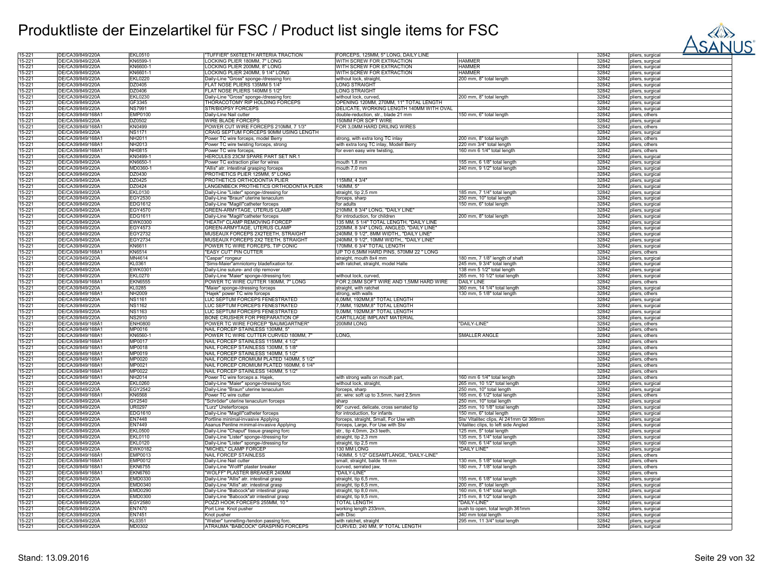# Produktliste der Einzelartikel für FSC / Product list single items for FSC

| | | | | | | | |
|---|---|---|---|---|---|---|---|
| 15-221 | DE/CA39/849/220A | EKL0510 | "TUFFIER" 5X6TEETH ARTERIA TRACTION | FORCEPS, 125MM, 5" LONG, DAILY LINE | | 32842 | pliers, surgical |
| 15-221 | DE/CA39/849/220A | KN6599-1 | LOCKING PLIER 180MM, 7" LONG | WITH SCREW FOR EXTRACTION | HAMMER | 32842 | pliers, surgical |
| 15-221 | DE/CA39/849/220A | KN6600-1 | LOCKING PLIER 200MM, 8" LONG | WITH SCREW FOR EXTRACTION | HAMMER | 32842 | pliers, surgical |
| 15-221 | DE/CA39/849/220A | KN6601-1 | LOCKING PLIER 240MM, 9 1/4" LONG | WITH SCREW FOR EXTRACTION | HAMMER | 32842 | pliers, surgical |
| 15-221 | DE/CA39/849/220A | EKL0220 | Daily-Line "Gross" sponge-/dressing forc | without lock, straight, | 200 mm, 8" total length | 32842 | pliers, surgical |
| 15-221 | DE/CA39/849/220A | DZ0405 | FLAT NOSE PLIERS 135MM 5 1/4" | LONG STRAIGHT | | 32842 | pliers, surgical |
| 15-221 | DE/CA39/849/220A | DZ0406 | FLAT NOSE PLIERS 140MM 5 1/2" | LONG STRAIGHT | | 32842 | pliers, surgical |
| 15-221 | DE/CA39/849/220A | EKL0230 | Daily-Line "Gross" sponge-/dressing forc | without lock, curved, | 200 mm, 8" total length | 32842 | pliers, surgical |
| 15-221 | DE/CA39/849/220A | GF3345 | THORACOTOMY RIP HOLDING FORCEPS | OPENING 120MM, 270MM, 11" TOTAL LENGTH | | 32842 | pliers, surgical |
| 15-221 | DE/CA39/849/220A | NS7991 | STR/BIOPSY FORCEPS | DELICATE, WORKING LENGTH 140MM WITH OVAL | | 32842 | pliers, surgical |
| 15-221 | DE/CA39/849/168A1 | EMP0100 | Daily-Line Nail cutter | double-reduction, str., blade 21 mm | 150 mm, 6" total length | 32842 | pliers, others |
| 15-221 | DE/CA39/849/220A | DZ0502 | WIRE BLADE FORCEPS | 150MM FOR SOFT WIRE | | 32842 | pliers, surgical |
| 15-221 | DE/CA39/849/168A1 | KN0499 | POWER CUT WIRE FORCEPS 210MM, 7 1/3" | FOR 3,0MM HARD DRILING WIRES | | 32842 | pliers, others |
| 15-221 | DE/CA39/849/220A | NS1171 | CRAIG SEPTUM FORCEPS 90MM USING LENGTH | | | 32842 | pliers, surgical |
| 15-221 | DE/CA39/849/168A1 | NH2011 | Power TC wire forceps, model Berry | strong, with extra long TC inlay | 200 mm, 8" total length | 32842 | pliers, others |
| 15-221 | DE/CA39/849/168A1 | NH2013 | Power TC wire twisting forceps, strong | with extra long TC inlay, Modell Berry | 220 mm 3/4" total length | 32842 | pliers, others |
| 15-221 | DE/CA39/849/168A1 | NH0815 | Power TC wire forceps, | for even easy wire twisting, | 160 mm 6 1/4" total length | 32842 | pliers, others |
| 15-221 | DE/CA39/849/220A | KN0499-1 | HERCULES 23CM SPARE PART SET NR.1 | | | 32842 | pliers, surgical |
| 15-221 | DE/CA39/849/220A | KN6650-1 | Power TC extraction plier for wires | mouth 1,8 mm | 155 mm, 6 1/8" total length | 32842 | pliers, surgical |
| 15-221 | DE/CA39/849/220A | MD0360-1 | "Allis" atr. intestinal grasping forceps | mouth 7,0 mm | 240 mm, 9 1/2" total length | 32842 | pliers, surgical |
| 15-221 | DE/CA39/849/220A | DZ0430 | PROTHETICS PLIER 125MM, 5" LONG | | | 32842 | pliers, surgical |
| 15-221 | DE/CA39/849/220A | DZ0425 | PROTHETICS ORTHODONTIA PLIER | 115MM, 4 3/4" | | 32842 | pliers, surgical |
| 15-221 | DE/CA39/849/220A | DZ0424 | LANGENBECK PROTHETICS ORTHODONTIA PLIER | 140MM, 5" | | 32842 | pliers, surgical |
| 15-221 | DE/CA39/849/220A | EKL0130 | Daily-Line "Lister" sponge-/dressing for | straight, tip 2,5 mm | 185 mm, 7 1/4" total length | 32842 | pliers, surgical |
| 15-221 | DE/CA39/849/220A | EGY2530 | Daily-Line "Braun" uterine tenaculum | forceps, sharp | 250 mm, 10" total length | 32842 | pliers, surgical |
| 15-221 | DE/CA39/849/220A | EDG1612 | Daily-Line "Magill"catheter forceps | for adults | 150 mm, 6" total length | 32842 | pliers, surgical |
| 15-221 | DE/CA39/849/220A | EGY4570 | GREEN-ARMYTAGE, UTERUS CLAMP | 210MM, 8 3/4" LONG, "DAILY LINE" | | 32842 | pliers, surgical |
| 15-221 | DE/CA39/849/220A | EDG1611 | Daily-Line "Magill"catheter forceps | for introduction, for children | 200 mm, 8" total length | 32842 | pliers, surgical |
| 15-221 | DE/CA39/849/220A | EWK0300 | "HEATH" CLAMP REMOVING FORCEP | 135 MM, 5 1/4" TOTAL LENGTH, "DAILY LINE | | 32842 | pliers, surgical |
| 15-221 | DE/CA39/849/220A | EGY4573 | GREEN-ARMYTAGE, UTERUS CLAMP | 220MM, 8 3/4" LONG, ANGLED, "DAILY LINE" | | 32842 | pliers, surgical |
| 15-221 | DE/CA39/849/220A | EGY2732 | MUSEAUX FORCEPS 2X2TEETH, STRAIGHT | 240MM, 9 1/2", 8MM WIDTH,, "DAILY LINE" | | 32842 | pliers, surgical |
| 15-221 | DE/CA39/849/220A | EGY2734 | MUSEAUX FORCEPS 2X2 TEETH, STRAIGHT | 240MM, 9 1/2", 10MM WIDTH,, "DAILY LINE" | | 32842 | pliers, surgical |
| 15-221 | DE/CA39/849/220A | KN6611 | POWER TC WIRE FORCEPS, TIP CONIC | 170MM, 6 3/4" TOTAL LENGTH | | 32842 | pliers, surgical |
| 15-221 | DE/CA39/849/168A1 | KN6514 | "EASY CUT" PIN CUTTER | UP TO 6,5MM HARD PINS, 570MM 22 " LONG | | 32842 | pliers, others |
| 15-221 | DE/CA39/849/220A | MN4614 | "Caspar" rongeur | straight, mouth 8x4 mm | 180 mm, 7 1/8" length of shaft | 32842 | pliers, surgical |
| 15-221 | DE/CA39/849/220A | KL0361 | "Sims-Maier"amniotomy bladefixation for. | with ratchet, straight, model Halle | 245 mm, 9 3/4" total length | 32842 | pliers, surgical |
| 15-221 | DE/CA39/849/220A | EWK0301 | Daily-Line suture- and clip remover | | 138 mm 5 1/2" total length | 32842 | pliers, surgical |
| 15-221 | DE/CA39/849/220A | EKL0270 | Daily-Line "Maier" sponge-/dressing forc | without lock, curved, | 265 mm, 10 1/2" total length | 32842 | pliers, surgical |
| 15-221 | DE/CA39/849/168A1 | EKN6555 | POWER TC WIRE CUTTER 180MM, 7" LONG | FOR 2,0MM SOFT WIRE AND 1,5MM HARD WIRE | DAILY LINE | 32842 | pliers, others |
| 15-221 | DE/CA39/849/220A | KL0285 | "Maier" sponge-/dressing forceps | straight, with ratchet | 360 mm, 14 1/4" total length | 32842 | pliers, surgical |
| 15-221 | DE/CA39/849/168A1 | NH2009 | "Hajek" power TC wire forceps | strong, with walls | 130 mm, 5 1/8" total length | 32842 | pliers, others |
| 15-221 | DE/CA39/849/220A | NS1161 | LUC SEPTUM FORCEPS FENESTRATED | 6,0MM, 192MM,8" TOTAL LENGTH | | 32842 | pliers, surgical |
| 15-221 | DE/CA39/849/220A | NS1162 | LUC SEPTUM FORCEPS FENESTRATED | 7,5MM, 192MM,8" TOTAL LENGTH | | 32842 | pliers, surgical |
| 15-221 | DE/CA39/849/220A | NS1163 | LUC SEPTUM FORCEPS FENESTRATED | 9,0MM, 192MM,8" TOTAL LENGTH | | 32842 | pliers, surgical |
| 15-221 | DE/CA39/849/220A | NS2910 | BONE CRUSHER FOR PREPARATION OF | CARTILLAGE IMPLANT MATERIAL | | 32842 | pliers, surgical |
| 15-221 | DE/CA39/849/168A1 | ENH0800 | POWER TC WIRE FORCEP "BAUMGARTNER" | 200MM LONG | "DAILY-LINE" | 32842 | pliers, others |
| 15-221 | DE/CA39/849/168A1 | MP0016 | NAIL FORCEP STAINLESS 130MM, 5" | | | 32842 | pliers, others |
| 15-221 | DE/CA39/849/168A1 | KN6560-1 | POWER TC WIRE CUTTER CURVED 180MM, 7" | LONG, | SMALLER ANGLE | 32842 | pliers, others |
| 15-221 | DE/CA39/849/168A1 | MP0017 | NAIL FORCEP STAINLESS 115MM, 4 1/2" | | | 32842 | pliers, others |
| 15-221 | DE/CA39/849/168A1 | MP0018 | NAIL FORCEP STAINLESS 130MM, 5 1/8" | | | 32842 | pliers, others |
| 15-221 | DE/CA39/849/168A1 | MP0019 | NAIL FORCEP STAINLESS 140MM, 5 1/2" | | | 32842 | pliers, others |
| 15-221 | DE/CA39/849/168A1 | MP0020 | NAIL FORCEP CROMIUM PLATED 140MM, 5 1/2" | | | 32842 | pliers, others |
| 15-221 | DE/CA39/849/168A1 | MP0021 | NAIL FORCEP CROMIUM PLATED 160MM, 6 1/4" | | | 32842 | pliers, others |
| 15-221 | DE/CA39/849/168A1 | MP0022 | NAIL FORCEP STAINLESS 140MM, 5 1/2" | | | 32842 | pliers, others |
| 15-221 | DE/CA39/849/168A1 | NH2014 | Power TC wire forceps a. Hajek, | with strong walls on mouth part, | 160 mm 6 1/4" total length | 32842 | pliers, others |
| 15-221 | DE/CA39/849/220A | EKL0260 | Daily-Line "Maier" sponge-/dressing forc | without lock, straight, | 265 mm, 10 1/2" total length | 32842 | pliers, surgical |
| 15-221 | DE/CA39/849/220A | EGY2542 | Daily-Line "Braun" uterine tenaculum | forceps, sharp | 250 mm, 10" total length | 32842 | pliers, surgical |
| 15-221 | DE/CA39/849/168A1 | KN6568 | Power TC wire cutter | str., wire: soft up to 3,5mm, hard 2,5mm | 165 mm, 6 1/2" total length | 32842 | pliers, others |
| 15-221 | DE/CA39/849/220A | GY2540 | "Schröder" uterine tenaculum forceps | sharp | 250 mm, 10" total length | 32842 | pliers, surgical |
| 15-221 | DE/CA39/849/220A | UR0297 | "Lurz" Ureterforceps | 90° curved, delicate, cross serrated tip | 255 mm, 10 1/8" total length | 32842 | pliers, surgical |
| 15-221 | DE/CA39/849/220A | EDG1610 | Daily-Line "Magill"catheter forceps | for introduction, for infants | 150 mm, 6" total length | 32842 | pliers, surgical |
| 15-221 | DE/CA39/849/220A | EN7448 | Portline minimal-invasive Applying | forceps, straight, Small, For Use with | Sls/ Vitalitec clips, Al 241mm Gl 369mm | 32842 | pliers, surgical |
| 15-221 | DE/CA39/849/220A | EN7449 | Asanus Penline minimal-invasive Applying | forceps, Large, For Use with Sls/ | Vitalitec clips, to left side Angled | 32842 | pliers, surgical |
| 15-221 | DE/CA39/849/220A | EKL0500 | Daily-Line "Chaput" tissue grasping forc | str., tip 4,0mm, 2x3 teeth, | 125 mm, 5" total length | 32842 | pliers, surgical |
| 15-221 | DE/CA39/849/220A | EKL0110 | Daily-Line "Lister" sponge-/dressing for | straight, tip 2,3 mm | 135 mm, 5 1/4" total length | 32842 | pliers, surgical |
| 15-221 | DE/CA39/849/220A | EKL0120 | Daily-Line "Lister" sponge-/dressing for | straight, tip 2,5 mm | 160 mm, 6 1/4" total length | 32842 | pliers, surgical |
| 15-221 | DE/CA39/849/220A | EWK0182 | "MICHEL" CLAMP FORCEP | 130 MM LONG | "DAILY LINE" | 32842 | pliers, surgical |
| 15-221 | DE/CA39/849/168A1 | EMP0013 | NAIL FORCEP STAINLESS | 140MM, 5 1/2" GESAMTLÄNGE, "DAILY-LINE" | | 32842 | pliers, others |
| 15-221 | DE/CA39/849/168A1 | EMP0012 | Daily-Line Nail cutter | small, straight, balde 18 mm | 130 mm, 5 1/8" total length | 32842 | pliers, others |
| 15-221 | DE/CA39/849/168A1 | EKN6755 | Daily-Line "Wolff" plaster breaker | curved, serrated jaw, | 180 mm, 7 1/8" total length | 32842 | pliers, others |
| 15-221 | DE/CA39/849/168A1 | EKN6760 | "WOLFF" PLASTER BREAKER 240MM | "DAILY-LINE" | | 32842 | pliers, others |
| 15-221 | DE/CA39/849/220A | EMD0330 | Daily-Line "Allis" atr. intestinal grasp | straight, tip 6,5 mm, | 155 mm, 6 1/8" total length | 32842 | pliers, surgical |
| 15-221 | DE/CA39/849/220A | EMD0340 | Daily-Line "Allis" atr. intestinal grasp | straight, tip 6,5 mm, | 200 mm, 8" total length | 32842 | pliers, surgical |
| 15-221 | DE/CA39/849/220A | EMD0290 | Daily-Line "Babcock"atr intestinal grasp | straight, tip 8,0 mm, | 160 mm, 6 1/4" total length | 32842 | pliers, surgical |
| 15-221 | DE/CA39/849/220A | EMD0300 | Daily-Line "Babcock"atr intestinal grasp | straight, tip 9,5 mm, | 215 mm, 8 1/2" total length | 32842 | pliers, surgical |
| 15-221 | DE/CA39/849/220A | EGY2580 | POZZI HOOK FORCEPS 255MM, 10 " | TOTAL LENGTH | "DAILY-LINE" | 32842 | pliers, surgical |
| 15-221 | DE/CA39/849/220A | EN7470 | Port Line Knot pusher | working length 233mm, | push to open, total length 361mm | 32842 | pliers, surgical |
| 15-221 | DE/CA39/849/220A | EN7451 | Knot pusher | with Disc | 340 mm total length | 32842 | pliers, surgical |
| 15-221 | DE/CA39/849/220A | KL0351 | "Weber" tunnelling-/tendon passing forc. | with ratchet, straight | 295 mm, 11 3/4" total length | 32842 | pliers, surgical |
| 15-221 | DE/CA39/849/220A | MD0302 | ATRAUMA "BABCOCK" GRASPING FORCEPS | CURVED, 240 MM, 9" TOTAL LENGTH | | 32842 | pliers, surgical |

Stand: 13.09.2016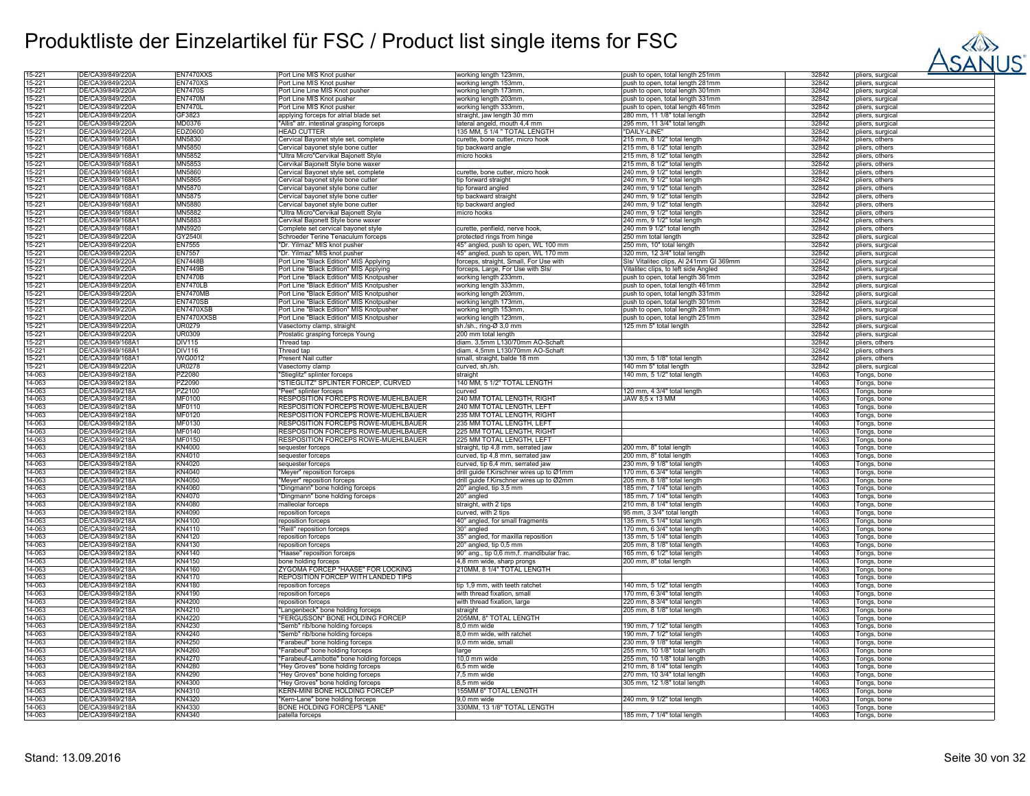# Produktliste der Einzelartikel für FSC / Product list single items for FSC

| | | | | | | | |
|---|---|---|---|---|---|---|---|
| 15-221 | DE/CA39/849/220A | EN7470XXS | Port Line MIS Knot pusher | working length 123mm, | push to open, total length 251mm | 32842 | pliers, surgical |
| 15-221 | DE/CA39/849/220A | EN7470XS | Port Line MIS Knot pusher | working length 153mm, | push to open, total length 281mm | 32842 | pliers, surgical |
| 15-221 | DE/CA39/849/220A | EN7470S | Port Line Line MIS Knot pusher | working length 173mm, | push to open, total length 301mm | 32842 | pliers, surgical |
| 15-221 | DE/CA39/849/220A | EN7470M | Port Line MIS Knot pusher | working length 203mm, | push to open, total length 331mm | 32842 | pliers, surgical |
| 15-221 | DE/CA39/849/220A | EN7470L | Port Line MIS Knot pusher | working length 333mm, | push to open, total length 461mm | 32842 | pliers, surgical |
| 15-221 | DE/CA39/849/220A | GF3823 | applying forceps for atrial blade set | straight, jaw length 30 mm | 280 mm, 11 1/8" total length | 32842 | pliers, surgical |
| 15-221 | DE/CA39/849/220A | MD0376 | "Allis" atr. intestinal grasping forceps | lateral angeld, mouth 4,4 mm | 295 mm, 11 3/4" total length | 32842 | pliers, surgical |
| 15-221 | DE/CA39/849/220A | EDZ0600 | HEAD CUTTER | 135 MM, 5 1/4 " TOTAL LENGTH | "DAILY-LINE" | 32842 | pliers, surgical |
| 15-221 | DE/CA39/849/168A1 | MN5830 | Cervical Bayonet style set, complete | curette, bone cutter, micro hook | 215 mm, 8 1/2" total length | 32842 | pliers, others |
| 15-221 | DE/CA39/849/168A1 | MN5850 | Cervical bayonet style bone cutter | tip backward angle | 215 mm, 8 1/2" total length | 32842 | pliers, others |
| 15-221 | DE/CA39/849/168A1 | MN5852 | "Ultra Micro"Cervikal Bajonett Style | micro hooks | 215 mm, 8 1/2" total length | 32842 | pliers, others |
| 15-221 | DE/CA39/849/168A1 | MN5853 | Cervikal Bajonett Style bone waxer | | 215 mm, 8 1/2" total length | 32842 | pliers, others |
| 15-221 | DE/CA39/849/168A1 | MN5860 | Cervical Bayonet style set, complete | curette, bone cutter, micro hook | 240 mm, 9 1/2" total length | 32842 | pliers, others |
| 15-221 | DE/CA39/849/168A1 | MN5865 | Cervical bayonet style bone cutter | tip forward straight | 240 mm, 9 1/2" total length | 32842 | pliers, others |
| 15-221 | DE/CA39/849/168A1 | MN5870 | Cervical bayonet style bone cutter | tip forward angled | 240 mm, 9 1/2" total length | 32842 | pliers, others |
| 15-221 | DE/CA39/849/168A1 | MN5875 | Cervical bayonet style bone cutter | tip backward straight | 240 mm, 9 1/2" total length | 32842 | pliers, others |
| 15-221 | DE/CA39/849/168A1 | MN5880 | Cervical bayonet style bone cutter | tip backward angled | 240 mm, 9 1/2" total length | 32842 | pliers, others |
| 15-221 | DE/CA39/849/168A1 | MN5882 | "Ultra Micro"Cervikal Bajonett Style | micro hooks | 240 mm, 9 1/2" total length | 32842 | pliers, others |
| 15-221 | DE/CA39/849/168A1 | MN5883 | Cervikal Bajonett Style bone waxer | | 240 mm, 9 1/2" total length | 32842 | pliers, others |
| 15-221 | DE/CA39/849/168A1 | MN5920 | Complete set cervical bayonet style | curette, penfield, nerve hook, | 240 mm 9 1/2" total length | 32842 | pliers, others |
| 15-221 | DE/CA39/849/220A | GY2540I | Schroeder Terine Tenaculum forceps | protected rings from hinge | 250 mm total length | 32842 | pliers, surgical |
| 15-221 | DE/CA39/849/220A | EN7555 | "Dr. Yilmaz" MIS knot pusher | 45° angled, push to open, WL 100 mm | 250 mm, 10" total length | 32842 | pliers, surgical |
| 15-221 | DE/CA39/849/220A | EN7557 | "Dr. Yilmaz" MIS knot pusher | 45° angled, push to open, WL 170 mm | 320 mm, 12 3/4" total length | 32842 | pliers, surgical |
| 15-221 | DE/CA39/849/220A | EN7448B | Port Line "Black Edition" MIS Applying | forceps, straight, Small, For Use with | Sls/ Vitalitec clips, Al 241mm Gl 369mm | 32842 | pliers, surgical |
| 15-221 | DE/CA39/849/220A | EN7449B | Port Line "Black Edition" MIS Applying | forceps, Large, For Use with Sls/ | Vitalitec clips, to left side Angled | 32842 | pliers, surgical |
| 15-221 | DE/CA39/849/220A | EN7470B | Port Line "Black Edition" MIS Knotpusher | working length 233mm, | push to open, total length 361mm | 32842 | pliers, surgical |
| 15-221 | DE/CA39/849/220A | EN7470LB | Port Line "Black Edition" MIS Knotpusher | working length 333mm, | push to open, total length 461mm | 32842 | pliers, surgical |
| 15-221 | DE/CA39/849/220A | EN7470MB | Port Line "Black Edition" MIS Knotpusher | working length 203mm, | push to open, total length 331mm | 32842 | pliers, surgical |
| 15-221 | DE/CA39/849/220A | EN7470SB | Port Line "Black Edition" MIS Knotpusher | working length 173mm, | push to open, total length 301mm | 32842 | pliers, surgical |
| 15-221 | DE/CA39/849/220A | EN7470XSB | Port Line "Black Edition" MIS Knotpusher | working length 153mm, | push to open, total length 281mm | 32842 | pliers, surgical |
| 15-221 | DE/CA39/849/220A | EN7470XXSB | Port Line "Black Edition" MIS Knotpusher | working length 123mm, | push to open, total length 251mm | 32842 | pliers, surgical |
| 15-221 | DE/CA39/849/220A | UR0279 | Vasectomy clamp, straight | sh./sh., ring-Ø 3,0 mm | 125 mm 5" total length | 32842 | pliers, surgical |
| 15-221 | DE/CA39/849/220A | UR0309 | Prostatic grasping forceps Young | 200 mm total length | | 32842 | pliers, surgical |
| 15-221 | DE/CA39/849/168A1 | DIV115 | Thread tap | diam. 3,5mm L130/70mm AO-Schaft | | 32842 | pliers, others |
| 15-221 | DE/CA39/849/168A1 | DIV116 | Thread tap | diam. 4,5mm L130/70mm AO-Schaft | | 32842 | pliers, others |
| 15-221 | DE/CA39/849/168A1 | /WG0012 | Present Nail cutter | small, straight, balde 18 mm | 130 mm, 5 1/8" total length | 32842 | pliers, others |
| 15-221 | DE/CA39/849/220A | UR0278 | Vasectomy clamp | curved, sh./sh. | 140 mm 5" total length | 32842 | pliers, surgical |
| 14-063 | DE/CA39/849/218A | PZ2080 | "Stieglitz" splinter forceps | straight | 140 mm, 5 1/2" total length | 14063 | Tongs, bone |
| 14-063 | DE/CA39/849/218A | PZ2090 | "STIEGLITZ" SPLINTER FORCEP, CURVED | 140 MM, 5 1/2" TOTAL LENGTH | | 14063 | Tongs, bone |
| 14-063 | DE/CA39/849/218A | PZ2100 | "Peet" splinter forceps | curved | 120 mm, 4 3/4" total length | 14063 | Tongs, bone |
| 14-063 | DE/CA39/849/218A | MF0100 | RESPOSITION FORCEPS ROWE-MUEHLBAUER | 240 MM TOTAL LENGTH, RIGHT | JAW 8,5 x 13 MM | 14063 | Tongs, bone |
| 14-063 | DE/CA39/849/218A | MF0110 | RESPOSITION FORCEPS ROWE-MUEHLBAUER | 240 MM TOTAL LENGTH, LEFT | | 14063 | Tongs, bone |
| 14-063 | DE/CA39/849/218A | MF0120 | RESPOSITION FORCEPS ROWE-MUEHLBAUER | 235 MM TOTAL LENGTH, RIGHT | | 14063 | Tongs, bone |
| 14-063 | DE/CA39/849/218A | MF0130 | RESPOSITION FORCEPS ROWE-MUEHLBAUER | 235 MM TOTAL LENGTH, LEFT | | 14063 | Tongs, bone |
| 14-063 | DE/CA39/849/218A | MF0140 | RESPOSITION FORCEPS ROWE-MUEHLBAUER | 225 MM TOTAL LENGTH, RIGHT | | 14063 | Tongs, bone |
| 14-063 | DE/CA39/849/218A | MF0150 | RESPOSITION FORCEPS ROWE-MUEHLBAUER | 225 MM TOTAL LENGTH, LEFT | | 14063 | Tongs, bone |
| 14-063 | DE/CA39/849/218A | KN4000 | sequester forceps | straight, tip 4,8 mm, serrated jaw | 200 mm, 8" total length | 14063 | Tongs, bone |
| 14-063 | DE/CA39/849/218A | KN4010 | sequester forceps | curved, tip 4,8 mm, serrated jaw | 200 mm, 8" total length | 14063 | Tongs, bone |
| 14-063 | DE/CA39/849/218A | KN4020 | sequester forceps | curved, tip 6,4 mm, serrated jaw | 230 mm, 9 1/8" total length | 14063 | Tongs, bone |
| 14-063 | DE/CA39/849/218A | KN4040 | "Meyer" reposition forceps | drill guide f.Kirschner wires up to Ø1mm | 170 mm, 6 3/4" total length | 14063 | Tongs, bone |
| 14-063 | DE/CA39/849/218A | KN4050 | "Meyer" reposition forceps | drill guide f.Kirschner wires up to Ø2mm | 205 mm, 8 1/8" total length | 14063 | Tongs, bone |
| 14-063 | DE/CA39/849/218A | KN4060 | "Dingmann" bone holding forceps | 20° angled, tip 3,5 mm | 185 mm, 7 1/4" total length | 14063 | Tongs, bone |
| 14-063 | DE/CA39/849/218A | KN4070 | "Dingmann" bone holding forceps | 20° angled | 185 mm, 7 1/4" total length | 14063 | Tongs, bone |
| 14-063 | DE/CA39/849/218A | KN4080 | malleolar forceps | straight, with 2 tips | 210 mm, 8 1/4" total length | 14063 | Tongs, bone |
| 14-063 | DE/CA39/849/218A | KN4090 | reposition forceps | curved, with 2 tips | 95 mm, 3 3/4" total length | 14063 | Tongs, bone |
| 14-063 | DE/CA39/849/218A | KN4100 | reposition forceps | 40° angled, for small fragments | 135 mm, 5 1/4" total length | 14063 | Tongs, bone |
| 14-063 | DE/CA39/849/218A | KN4110 | "Reill" reposition forceps | 30° angled | 170 mm, 6 3/4" total length | 14063 | Tongs, bone |
| 14-063 | DE/CA39/849/218A | KN4120 | reposition forceps | 35° angled, for maxilla reposition | 135 mm, 5 1/4" total length | 14063 | Tongs, bone |
| 14-063 | DE/CA39/849/218A | KN4130 | reposition forceps | 20° angled, tip 0,5 mm | 205 mm, 8 1/8" total length | 14063 | Tongs, bone |
| 14-063 | DE/CA39/849/218A | KN4140 | "Haase" reposition forceps | 90° ang., tip 0,6 mm,f. mandibular frac. | 165 mm, 6 1/2" total length | 14063 | Tongs, bone |
| 14-063 | DE/CA39/849/218A | KN4150 | bone holding forceps | 4,8 mm wide, sharp prongs | 200 mm, 8" total length | 14063 | Tongs, bone |
| 14-063 | DE/CA39/849/218A | KN4160 | ZYGOMA FORCEP "HAASE" FOR LOCKING | 210MM, 8 1/4" TOTAL LENGTH | | 14063 | Tongs, bone |
| 14-063 | DE/CA39/849/218A | KN4170 | REPOSITION FORCEP WITH LANDED TIPS | | | 14063 | Tongs, bone |
| 14-063 | DE/CA39/849/218A | KN4180 | reposition forceps | tip 1,9 mm, with teeth ratchet | 140 mm, 5 1/2" total length | 14063 | Tongs, bone |
| 14-063 | DE/CA39/849/218A | KN4190 | reposition forceps | with thread fixation, small | 170 mm, 6 3/4" total length | 14063 | Tongs, bone |
| 14-063 | DE/CA39/849/218A | KN4200 | reposition forceps | with thread fixation, large | 220 mm, 8 3/4" total length | 14063 | Tongs, bone |
| 14-063 | DE/CA39/849/218A | KN4210 | "Langenbeck" bone holding forceps | straight | 205 mm, 8 1/8" total length | 14063 | Tongs, bone |
| 14-063 | DE/CA39/849/218A | KN4220 | "FERGUSSON" BONE HOLDING FORCEP | 205MM, 8" TOTAL LENGTH | | 14063 | Tongs, bone |
| 14-063 | DE/CA39/849/218A | KN4230 | "Semb" rib/bone holding forceps | 8,0 mm wide | 190 mm, 7 1/2" total length | 14063 | Tongs, bone |
| 14-063 | DE/CA39/849/218A | KN4240 | "Semb" rib/bone holding forceps | 8,0 mm wide, with ratchet | 190 mm, 7 1/2" total length | 14063 | Tongs, bone |
| 14-063 | DE/CA39/849/218A | KN4250 | "Farabeuf" bone holding forceps | 9,0 mm wide, small | 230 mm, 9 1/8" total length | 14063 | Tongs, bone |
| 14-063 | DE/CA39/849/218A | KN4260 | "Farabeuf" bone holding forceps | large | 255 mm, 10 1/8" total length | 14063 | Tongs, bone |
| 14-063 | DE/CA39/849/218A | KN4270 | "Farabeuf-Lambotte" bone holding forceps | 10,0 mm wide | 255 mm, 10 1/8" total length | 14063 | Tongs, bone |
| 14-063 | DE/CA39/849/218A | KN4280 | "Hey Groves" bone holding forceps | 6,5 mm wide | 210 mm, 8 1/4" total length | 14063 | Tongs, bone |
| 14-063 | DE/CA39/849/218A | KN4290 | "Hey Groves" bone holding forceps | 7,5 mm wide | 270 mm, 10 3/4" total length | 14063 | Tongs, bone |
| 14-063 | DE/CA39/849/218A | KN4300 | "Hey Groves" bone holding forceps | 8,5 mm wide | 305 mm, 12 1/8" total length | 14063 | Tongs, bone |
| 14-063 | DE/CA39/849/218A | KN4310 | KERN-MINI BONE HOLDING FORCEP | 155MM 6" TOTAL LENGTH | | 14063 | Tongs, bone |
| 14-063 | DE/CA39/849/218A | KN4320 | "Kern-Lane" bone holding forceps | 9,0 mm wide | 240 mm, 9 1/2" total length | 14063 | Tongs, bone |
| 14-063 | DE/CA39/849/218A | KN4330 | BONE HOLDING FORCEPS "LANE" | 330MM, 13 1/8" TOTAL LENGTH | | 14063 | Tongs, bone |
| 14-063 | DE/CA39/849/218A | KN4340 | patella forceps | | 185 mm, 7 1/4" total length | 14063 | Tongs, bone |

Stand: 13.09.2016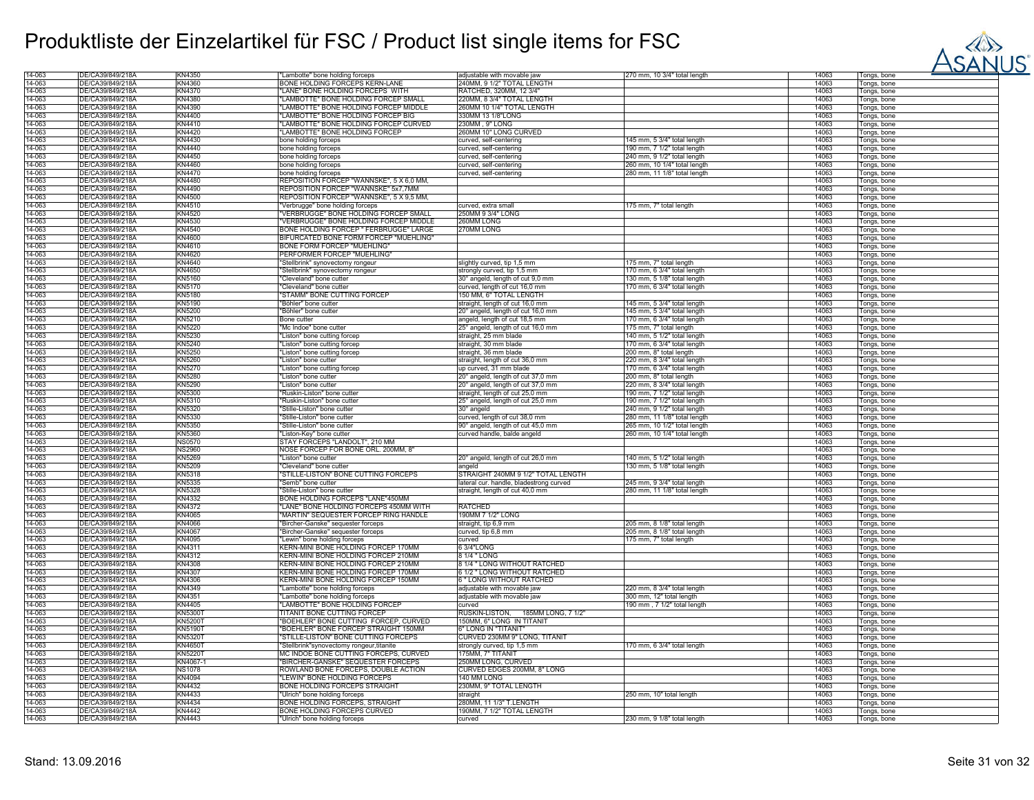# Produktliste der Einzelartikel für FSC / Product list single items for FSC

| | | | | | | | |
|---|---|---|---|---|---|---|---|
| 14-063 | DE/CA39/849/218A | KN4350 | "Lambotte" bone holding forceps | adjustable with movable jaw | 270 mm, 10 3/4" total length | 14063 | Tongs, bone |
| 14-063 | DE/CA39/849/218A | KN4360 | BONE HOLDING FORCEPS KERN-LANE | 240MM, 9 1/2" TOTAL LENGTH | | 14063 | Tongs, bone |
| 14-063 | DE/CA39/849/218A | KN4370 | "LANE" BONE HOLDING FORCEPS WITH | RATCHED, 320MM, 12 3/4" | | 14063 | Tongs, bone |
| 14-063 | DE/CA39/849/218A | KN4380 | "LAMBOTTE" BONE HOLDING FORCEP SMALL | 220MM, 8 3/4" TOTAL LENGTH | | 14063 | Tongs, bone |
| 14-063 | DE/CA39/849/218A | KN4390 | "LAMBOTTE" BONE HOLDING FORCEP MIDDLE | 260MM 10 1/4" TOTAL LENGTH | | 14063 | Tongs, bone |
| 14-063 | DE/CA39/849/218A | KN4400 | "LAMBOTTE" BONE HOLDING FORCEP BIG | 330MM 13 1/8"LONG | | 14063 | Tongs, bone |
| 14-063 | DE/CA39/849/218A | KN4410 | "LAMBOTTE" BONE HOLDING FORCEP CURVED | 230MM , 9" LONG | | 14063 | Tongs, bone |
| 14-063 | DE/CA39/849/218A | KN4420 | "LAMBOTTE" BONE HOLDING FORCEP | 260MM 10" LONG CURVED | | 14063 | Tongs, bone |
| 14-063 | DE/CA39/849/218A | KN4430 | bone holding forceps | curved, self-centering | 145 mm, 5 3/4" total length | 14063 | Tongs, bone |
| 14-063 | DE/CA39/849/218A | KN4440 | bone holding forceps | curved, self-centering | 190 mm, 7 1/2" total length | 14063 | Tongs, bone |
| 14-063 | DE/CA39/849/218A | KN4450 | bone holding forceps | curved, self-centering | 240 mm, 9 1/2" total length | 14063 | Tongs, bone |
| 14-063 | DE/CA39/849/218A | KN4460 | bone holding forceps | curved, self-centering | 260 mm, 10 1/4" total length | 14063 | Tongs, bone |
| 14-063 | DE/CA39/849/218A | KN4470 | bone holding forceps | curved, self-centering | 280 mm, 11 1/8" total length | 14063 | Tongs, bone |
| 14-063 | DE/CA39/849/218A | KN4480 | REPOSITION FORCEP "WANNSKE", 5 X 6,0 MM, | | | 14063 | Tongs, bone |
| 14-063 | DE/CA39/849/218A | KN4490 | REPOSITION FORCEP "WANNSKE" 5x7,7MM | | | 14063 | Tongs, bone |
| 14-063 | DE/CA39/849/218A | KN4500 | REPOSITION FORCEP "WANNSKE", 5 X 9,5 MM, | | | 14063 | Tongs, bone |
| 14-063 | DE/CA39/849/218A | KN4510 | "Verbrugge" bone holding forceps | curved, extra small | 175 mm, 7" total length | 14063 | Tongs, bone |
| 14-063 | DE/CA39/849/218A | KN4520 | "VERBRUGGE" BONE HOLDING FORCEP SMALL | 250MM 9 3/4" LONG | | 14063 | Tongs, bone |
| 14-063 | DE/CA39/849/218A | KN4530 | "VERBRUGGE" BONE HOLDING FORCEP MIDDLE | 260MM LONG | | 14063 | Tongs, bone |
| 14-063 | DE/CA39/849/218A | KN4540 | BONE HOLDING FORCEP " FERBRUGGE" LARGE | 270MM LONG | | 14063 | Tongs, bone |
| 14-063 | DE/CA39/849/218A | KN4600 | BIFURCATED BONE FORM FORCEP "MUEHLING" | | | 14063 | Tongs, bone |
| 14-063 | DE/CA39/849/218A | KN4610 | BONE FORM FORCEP "MUEHLING" | | | 14063 | Tongs, bone |
| 14-063 | DE/CA39/849/218A | KN4620 | PERFORMER FORCEP "MUEHLING" | | | 14063 | Tongs, bone |
| 14-063 | DE/CA39/849/218A | KN4640 | "Stellbrink" synovectomy rongeur | slightly curved, tip 1,5 mm | 175 mm, 7" total length | 14063 | Tongs, bone |
| 14-063 | DE/CA39/849/218A | KN4650 | "Stellbrink" synovectomy rongeur | strongly curved, tip 1,5 mm | 170 mm, 6 3/4" total length | 14063 | Tongs, bone |
| 14-063 | DE/CA39/849/218A | KN5160 | "Cleveland" bone cutter | 30° angeld, length of cut 9,0 mm | 130 mm, 5 1/8" total length | 14063 | Tongs, bone |
| 14-063 | DE/CA39/849/218A | KN5170 | "Cleveland" bone cutter | curved, length of cut 16,0 mm | 170 mm, 6 3/4" total length | 14063 | Tongs, bone |
| 14-063 | DE/CA39/849/218A | KN5180 | "STAMM" BONE CUTTING FORCEP | 150 MM, 6" TOTAL LENGTH | | 14063 | Tongs, bone |
| 14-063 | DE/CA39/849/218A | KN5190 | "Böhler" bone cutter | straight, length of cut 16,0 mm | 145 mm, 5 3/4" total length | 14063 | Tongs, bone |
| 14-063 | DE/CA39/849/218A | KN5200 | "Böhler" bone cutter | 20° angeld, length of cut 16,0 mm | 145 mm, 5 3/4" total length | 14063 | Tongs, bone |
| 14-063 | DE/CA39/849/218A | KN5210 | Bone cutter | angeld, length of cut 18,5 mm | 170 mm, 6 3/4" total length | 14063 | Tongs, bone |
| 14-063 | DE/CA39/849/218A | KN5220 | "Mc Indoe" bone cutter | 25° angeld, length of cut 16,0 mm | 175 mm, 7" total length | 14063 | Tongs, bone |
| 14-063 | DE/CA39/849/218A | KN5230 | "Liston" bone cutting forcep | straight, 25 mm blade | 140 mm, 5 1/2" total length | 14063 | Tongs, bone |
| 14-063 | DE/CA39/849/218A | KN5240 | "Liston" bone cutting forcep | straight, 30 mm blade | 170 mm, 6 3/4" total length | 14063 | Tongs, bone |
| 14-063 | DE/CA39/849/218A | KN5250 | "Liston" bone cutting forcep | straight, 36 mm blade | 200 mm, 8" total length | 14063 | Tongs, bone |
| 14-063 | DE/CA39/849/218A | KN5260 | "Liston" bone cutter | straight, length of cut 36,0 mm | 220 mm, 8 3/4" total length | 14063 | Tongs, bone |
| 14-063 | DE/CA39/849/218A | KN5270 | "Liston" bone cutting forcep | up curved, 31 mm blade | 170 mm, 6 3/4" total length | 14063 | Tongs, bone |
| 14-063 | DE/CA39/849/218A | KN5280 | "Liston" bone cutter | 20° angeld, length of cut 37,0 mm | 200 mm, 8" total length | 14063 | Tongs, bone |
| 14-063 | DE/CA39/849/218A | KN5290 | "Liston" bone cutter | 20° angeld, length of cut 37,0 mm | 220 mm, 8 3/4" total length | 14063 | Tongs, bone |
| 14-063 | DE/CA39/849/218A | KN5300 | "Ruskin-Liston" bone cutter | straight, length of cut 25,0 mm | 190 mm, 7 1/2" total length | 14063 | Tongs, bone |
| 14-063 | DE/CA39/849/218A | KN5310 | "Ruskin-Liston" bone cutter | 25° angeld, length of cut 25,0 mm | 190 mm, 7 1/2" total length | 14063 | Tongs, bone |
| 14-063 | DE/CA39/849/218A | KN5320 | "Stille-Liston" bone cutter | 30° angeld | 240 mm, 9 1/2" total length | 14063 | Tongs, bone |
| 14-063 | DE/CA39/849/218A | KN5330 | "Stille-Liston" bone cutter | curved, length of cut 38,0 mm | 280 mm, 11 1/8" total length | 14063 | Tongs, bone |
| 14-063 | DE/CA39/849/218A | KN5350 | "Stille-Liston" bone cutter | 90° angeld, length of cut 45,0 mm | 265 mm, 10 1/2" total length | 14063 | Tongs, bone |
| 14-063 | DE/CA39/849/218A | KN5360 | "Liston-Key" bone cutter | curved handle, balde angeld | 260 mm, 10 1/4" total length | 14063 | Tongs, bone |
| 14-063 | DE/CA39/849/218A | NS0570 | STAY FORCEPS "LANDOLT", 210 MM | | | 14063 | Tongs, bone |
| 14-063 | DE/CA39/849/218A | NS2960 | NOSE FORCEP FOR BONE ORL. 200MM, 8" | | | 14063 | Tongs, bone |
| 14-063 | DE/CA39/849/218A | KN5269 | "Liston" bone cutter | 20° angeld, length of cut 26,0 mm | 140 mm, 5 1/2" total length | 14063 | Tongs, bone |
| 14-063 | DE/CA39/849/218A | KN5209 | "Cleveland" bone cutter | angeld | 130 mm, 5 1/8" total length | 14063 | Tongs, bone |
| 14-063 | DE/CA39/849/218A | KN5318 | "STILLE-LISTON" BONE CUTTING FORCEPS | STRAIGHT 240MM 9 1/2" TOTAL LENGTH | | 14063 | Tongs, bone |
| 14-063 | DE/CA39/849/218A | KN5335 | "Semb" bone cutter | lateral cur. handle, bladestrong curved | 245 mm, 9 3/4" total length | 14063 | Tongs, bone |
| 14-063 | DE/CA39/849/218A | KN5328 | "Stille-Liston" bone cutter | straight, length of cut 40,0 mm | 280 mm, 11 1/8" total length | 14063 | Tongs, bone |
| 14-063 | DE/CA39/849/218A | KN4332 | BONE HOLDING FORCEPS "LANE"450MM | | | 14063 | Tongs, bone |
| 14-063 | DE/CA39/849/218A | KN4372 | "LANE" BONE HOLDING FORCEPS 450MM WITH | RATCHED | | 14063 | Tongs, bone |
| 14-063 | DE/CA39/849/218A | KN4065 | "MARTIN" SEQUESTER FORCEP RING HANDLE | 190MM 7 1/2" LONG | | 14063 | Tongs, bone |
| 14-063 | DE/CA39/849/218A | KN4066 | "Bircher-Ganske" sequester forceps | straight, tip 6,9 mm | 205 mm, 8 1/8" total length | 14063 | Tongs, bone |
| 14-063 | DE/CA39/849/218A | KN4067 | "Bircher-Ganske" sequester forceps | curved, tip 6,8 mm | 205 mm, 8 1/8" total length | 14063 | Tongs, bone |
| 14-063 | DE/CA39/849/218A | KN4095 | "Lewin" bone holding forceps | curved | 175 mm, 7" total length | 14063 | Tongs, bone |
| 14-063 | DE/CA39/849/218A | KN4311 | KERN-MINI BONE HOLDING FORCEP 170MM | 6 3/4"LONG | | 14063 | Tongs, bone |
| 14-063 | DE/CA39/849/218A | KN4312 | KERN-MINI BONE HOLDING FORCEP 210MM | 8 1/4 " LONG | | 14063 | Tongs, bone |
| 14-063 | DE/CA39/849/218A | KN4308 | KERN-MINI BONE HOLDING FORCEP 210MM | 8 1/4 " LONG WITHOUT RATCHED | | 14063 | Tongs, bone |
| 14-063 | DE/CA39/849/218A | KN4307 | KERN-MINI BONE HOLDING FORCEP 170MM | 6 1/2 " LONG WITHOUT RATCHED | | 14063 | Tongs, bone |
| 14-063 | DE/CA39/849/218A | KN4306 | KERN-MINI BONE HOLDING FORCEP 150MM | 6 " LONG WITHOUT RATCHED | | 14063 | Tongs, bone |
| 14-063 | DE/CA39/849/218A | KN4349 | "Lambotte" bone holding forceps | adjustable with movable jaw | 220 mm, 8 3/4" total length | 14063 | Tongs, bone |
| 14-063 | DE/CA39/849/218A | KN4351 | "Lambotte" bone holding forceps | adjustable with movable jaw | 300 mm, 12" total length | 14063 | Tongs, bone |
| 14-063 | DE/CA39/849/218A | KN4405 | "LAMBOTTE" BONE HOLDING FORCEP | curved | 190 mm , 7 1/2" total length | 14063 | Tongs, bone |
| 14-063 | DE/CA39/849/218A | KN5300T | TITANIT BONE CUTTING FORCEP | RUSKIN-LISTON, 185MM LONG, 7 1/2" | | 14063 | Tongs, bone |
| 14-063 | DE/CA39/849/218A | KN5200T | "BOEHLER" BONE CUTTING FORCEP, CURVED | 150MM, 6" LONG IN TITANIT | | 14063 | Tongs, bone |
| 14-063 | DE/CA39/849/218A | KN5190T | "BOEHLER" BONE FORCEP STRAIGHT 150MM | 6" LONG IN "TITANIT" | | 14063 | Tongs, bone |
| 14-063 | DE/CA39/849/218A | KN5320T | "STILLE-LISTON" BONE CUTTING FORCEPS | CURVED 230MM 9" LONG, TITANIT | | 14063 | Tongs, bone |
| 14-063 | DE/CA39/849/218A | KN4650T | "Stellbrink"synovectomy rongeur,titanite | strongly curved, tip 1,5 mm | 170 mm, 6 3/4" total length | 14063 | Tongs, bone |
| 14-063 | DE/CA39/849/218A | KN5220T | MC INDOE BONE CUTTING FORCEPS, CURVED | 175MM, 7" TITANIT | | 14063 | Tongs, bone |
| 14-063 | DE/CA39/849/218A | KN4067-1 | "BIRCHER-GANSKE" SEQUESTER FORCEPS | 250MM LONG, CURVED | | 14063 | Tongs, bone |
| 14-063 | DE/CA39/849/218A | NS1078 | ROWLAND BONE FORCEPS, DOUBLE ACTION | CURVED EDGES 200MM, 8" LONG | | 14063 | Tongs, bone |
| 14-063 | DE/CA39/849/218A | KN4094 | "LEWIN" BONE HOLDING FORCEPS | 140 MM LONG | | 14063 | Tongs, bone |
| 14-063 | DE/CA39/849/218A | KN4432 | BONE HOLDING FORCEPS STRAIGHT | 230MM, 9" TOTAL LENGTH | | 14063 | Tongs, bone |
| 14-063 | DE/CA39/849/218A | KN4433 | "Ulrich" bone holding forceps | straight | 250 mm, 10" total length | 14063 | Tongs, bone |
| 14-063 | DE/CA39/849/218A | KN4434 | BONE HOLDING FORCEPS, STRAIGHT | 280MM, 11 1/3" T.LENGTH | | 14063 | Tongs, bone |
| 14-063 | DE/CA39/849/218A | KN4442 | BONE HOLDING FORCEPS CURVED | 190MM, 7 1/2" TOTAL LENGTH | | 14063 | Tongs, bone |
| 14-063 | DE/CA39/849/218A | KN4443 | "Ulrich" bone holding forceps | curved | 230 mm, 9 1/8" total length | 14063 | Tongs, bone |

Stand: 13.09.2016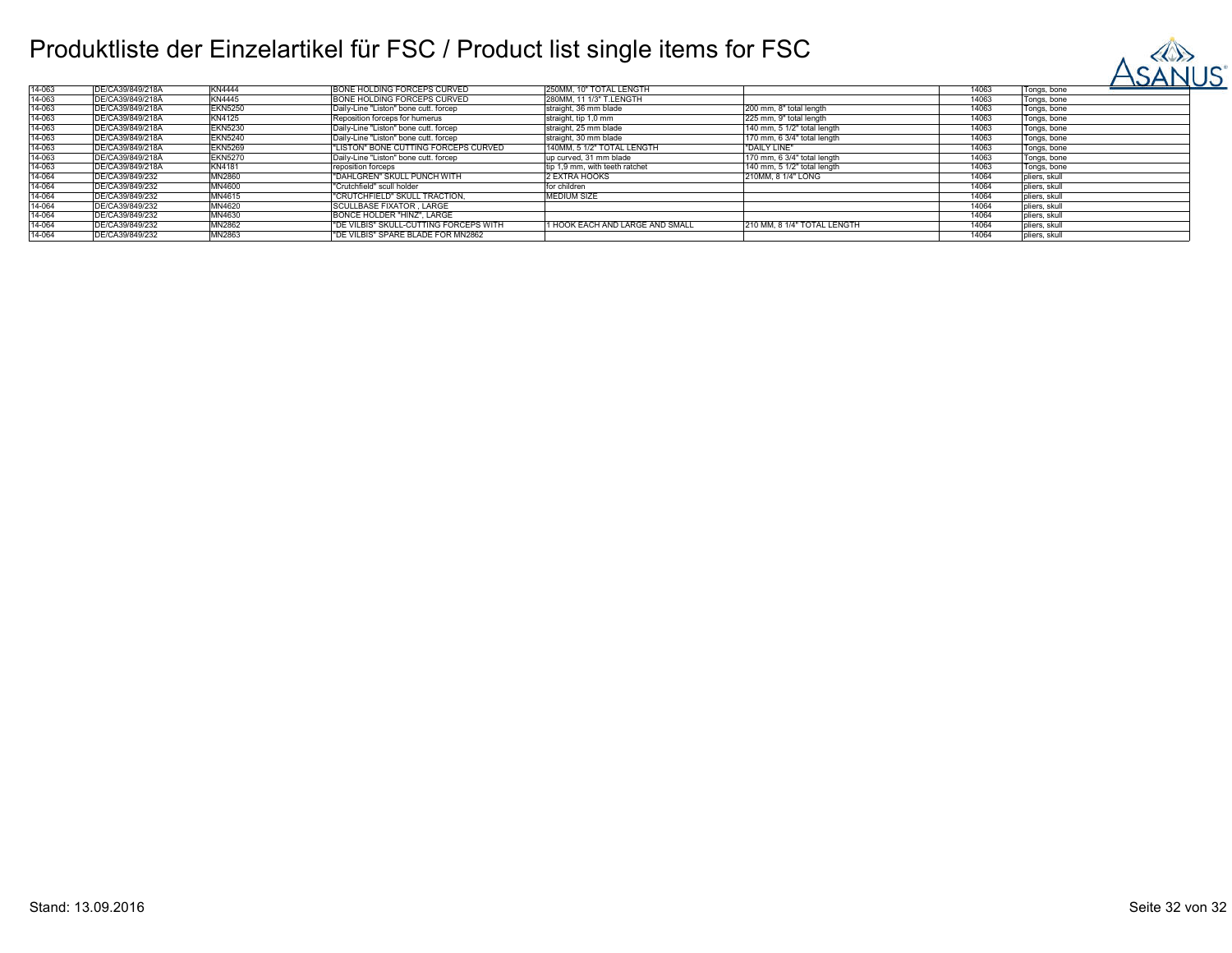# Produktliste der Einzelartikel für FSC / Product list single items for FSC

| | | | | | | | |
|---|---|---|---|---|---|---|---|
| 14-063 | DE/CA39/849/218A | KN4444 | BONE HOLDING FORCEPS CURVED | 250MM, 10" TOTAL LENGTH | | 14063 | Tongs, bone |
| 14-063 | DE/CA39/849/218A | KN4445 | BONE HOLDING FORCEPS CURVED | 280MM, 11 1/3" T.LENGTH | | 14063 | Tongs, bone |
| 14-063 | DE/CA39/849/218A | EKN5250 | Daily-Line "Liston" bone cutt. forcep | straight, 36 mm blade | 200 mm, 8" total length | 14063 | Tongs, bone |
| 14-063 | DE/CA39/849/218A | KN4125 | Reposition forceps for humerus | straight, tip 1,0 mm | 225 mm, 9" total length | 14063 | Tongs, bone |
| 14-063 | DE/CA39/849/218A | EKN5230 | Daily-Line "Liston" bone cutt. forcep | straight, 25 mm blade | 140 mm, 5 1/2" total length | 14063 | Tongs, bone |
| 14-063 | DE/CA39/849/218A | EKN5240 | Daily-Line "Liston" bone cutt. forcep | straight, 30 mm blade | 170 mm, 6 3/4" total length | 14063 | Tongs, bone |
| 14-063 | DE/CA39/849/218A | EKN5269 | "LISTON" BONE CUTTING FORCEPS CURVED | 140MM, 5 1/2" TOTAL LENGTH | "DAILY LINE" | 14063 | Tongs, bone |
| 14-063 | DE/CA39/849/218A | EKN5270 | Daily-Line "Liston" bone cutt. forcep | up curved, 31 mm blade | 170 mm, 6 3/4" total length | 14063 | Tongs, bone |
| 14-063 | DE/CA39/849/218A | KN4181 | reposition forceps | tip 1,9 mm, with teeth ratchet | 140 mm, 5 1/2" total length | 14063 | Tongs, bone |
| 14-064 | DE/CA39/849/232 | MN2860 | "DAHLGREN" SKULL PUNCH WITH | 2 EXTRA HOOKS | 210MM, 8 1/4" LONG | 14064 | pliers, skull |
| 14-064 | DE/CA39/849/232 | MN4600 | "Crutchfield" scull holder | for children | | 14064 | pliers, skull |
| 14-064 | DE/CA39/849/232 | MN4615 | "CRUTCHFIELD" SKULL TRACTION, | MEDIUM SIZE | | 14064 | pliers, skull |
| 14-064 | DE/CA39/849/232 | MN4620 | SCULLBASE FIXATOR , LARGE | | | 14064 | pliers, skull |
| 14-064 | DE/CA39/849/232 | MN4630 | BONCE HOLDER "HINZ", LARGE | | | 14064 | pliers, skull |
| 14-064 | DE/CA39/849/232 | MN2862 | "DE VILBIS" SKULL-CUTTING FORCEPS WITH | 1 HOOK EACH AND LARGE AND SMALL | 210 MM, 8 1/4" TOTAL LENGTH | 14064 | pliers, skull |
| 14-064 | DE/CA39/849/232 | MN2863 | "DE VILBIS" SPARE BLADE FOR MN2862 | | | 14064 | pliers, skull |

Stand: 13.09.2016